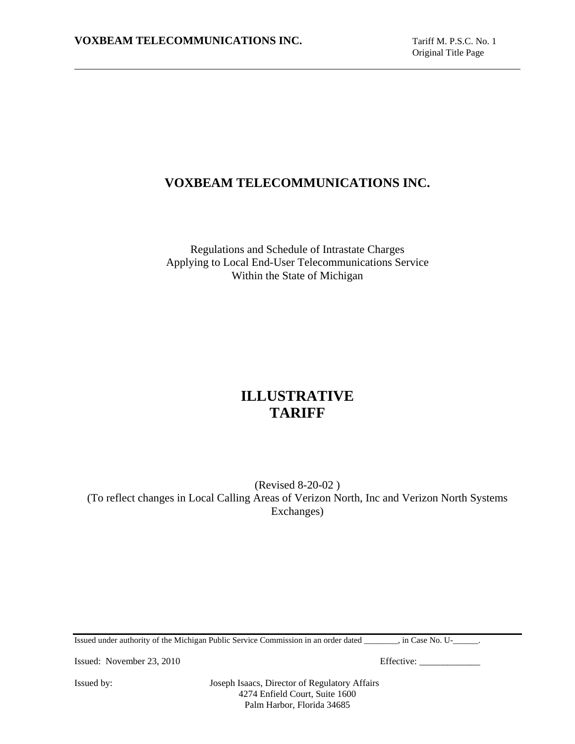# VOXBEAM TELECOMMUNICATIONS INC.

Regulations and Schedule of Intrastate Charges
Applying to Local End-User Telecommunications Service
Within the State of Michigan

# ILLUSTRATIVE TARIFF

(Revised 8-20-02 )
(To reflect changes in Local Calling Areas of Verizon North, Inc and Verizon North Systems Exchanges)

Issued under authority of the Michigan Public Service Commission in an order dated ________, in Case No. U-______.

Issued: November 23, 2010 Effective: _____________

Issued by: Joseph Isaacs, Director of Regulatory Affairs
4274 Enfield Court, Suite 1600
Palm Harbor, Florida 34685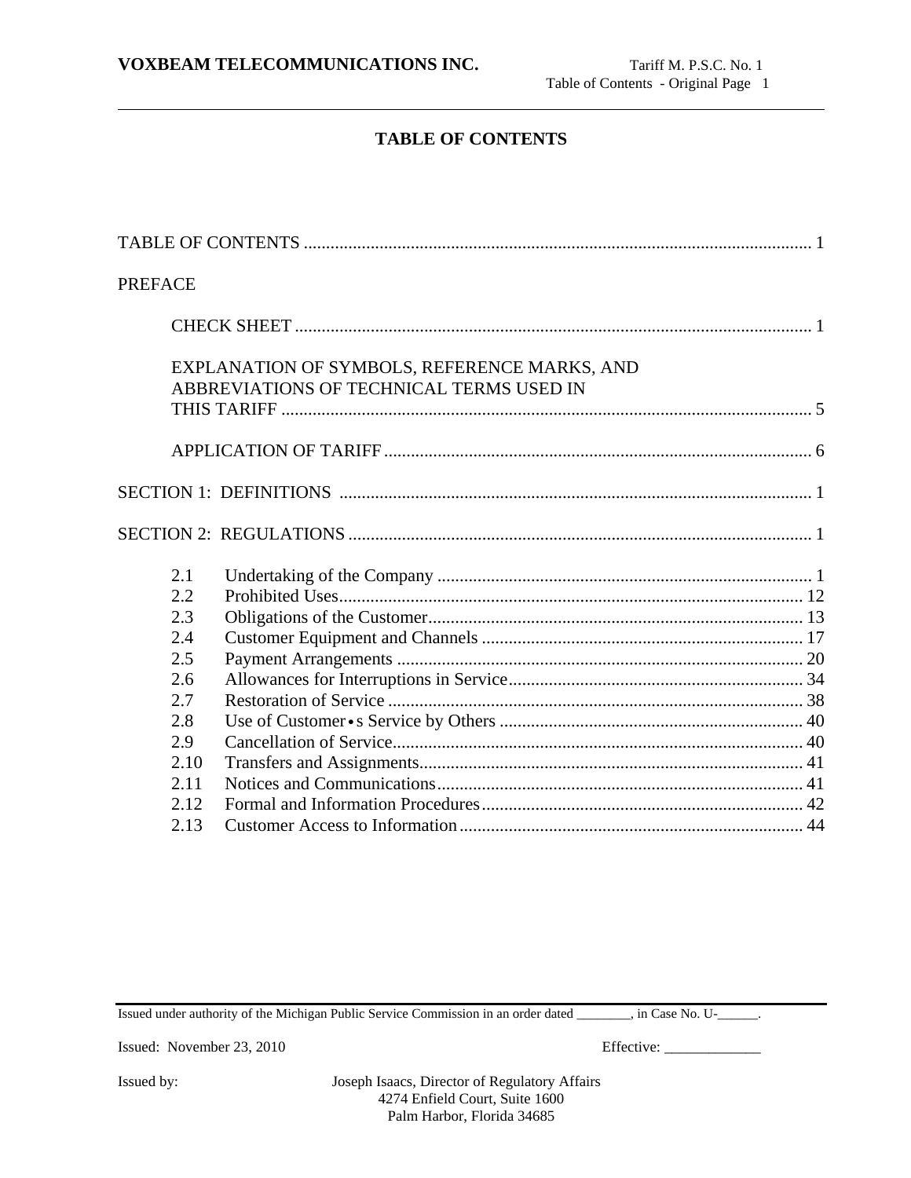# TABLE OF CONTENTS

TABLE OF CONTENTS .................................................................................................................. 1

PREFACE

CHECK SHEET .................................................................................................................... 1

EXPLANATION OF SYMBOLS, REFERENCE MARKS, AND ABBREVIATIONS OF TECHNICAL TERMS USED IN THIS TARIFF ...................................................................................................................... 5

APPLICATION OF TARIFF ............................................................................................... 6

SECTION 1: DEFINITIONS ......................................................................................................... 1

SECTION 2: REGULATIONS ........................................................................................................ 1

| | | |
|---|---|---|
| 2.1 | Undertaking of the Company | 1 |
| 2.2 | Prohibited Uses | 12 |
| 2.3 | Obligations of the Customer | 13 |
| 2.4 | Customer Equipment and Channels | 17 |
| 2.5 | Payment Arrangements | 20 |
| 2.6 | Allowances for Interruptions in Service | 34 |
| 2.7 | Restoration of Service | 38 |
| 2.8 | Use of Customer•s Service by Others | 40 |
| 2.9 | Cancellation of Service | 40 |
| 2.10 | Transfers and Assignments | 41 |
| 2.11 | Notices and Communications | 41 |
| 2.12 | Formal and Information Procedures | 42 |
| 2.13 | Customer Access to Information | 44 |

Issued under authority of the Michigan Public Service Commission in an order dated ________, in Case No. U-______.

Issued: November 23, 2010 Effective: _____________

Issued by: Joseph Isaacs, Director of Regulatory Affairs
4274 Enfield Court, Suite 1600
Palm Harbor, Florida 34685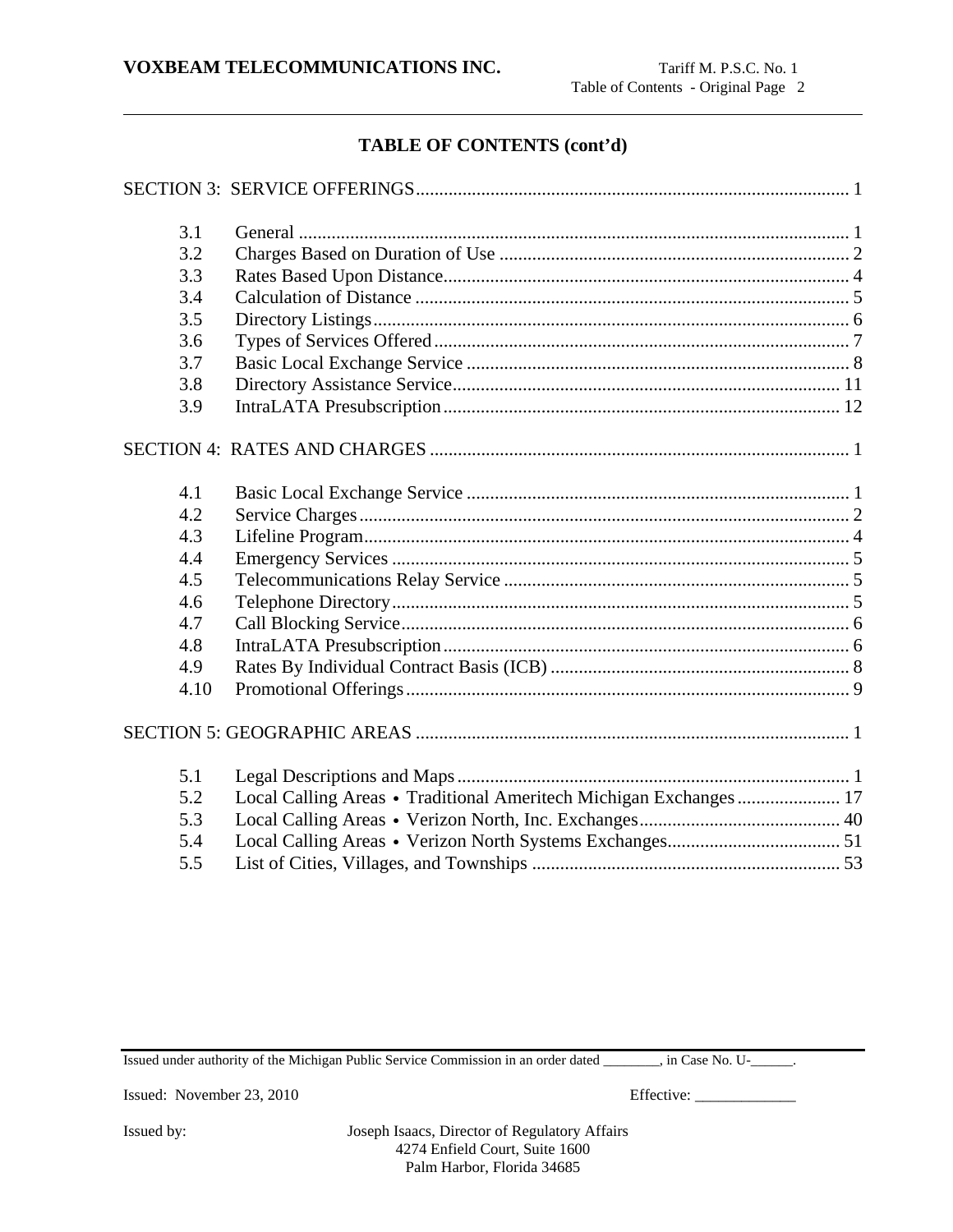## TABLE OF CONTENTS (cont'd)

| | | |
|---|---|---|
| SECTION 3: SERVICE OFFERINGS | | 1 |
| 3.1 | General | 1 |
| 3.2 | Charges Based on Duration of Use | 2 |
| 3.3 | Rates Based Upon Distance | 4 |
| 3.4 | Calculation of Distance | 5 |
| 3.5 | Directory Listings | 6 |
| 3.6 | Types of Services Offered | 7 |
| 3.7 | Basic Local Exchange Service | 8 |
| 3.8 | Directory Assistance Service | 11 |
| 3.9 | IntraLATA Presubscription | 12 |
| SECTION 4: RATES AND CHARGES | | 1 |
| 4.1 | Basic Local Exchange Service | 1 |
| 4.2 | Service Charges | 2 |
| 4.3 | Lifeline Program | 4 |
| 4.4 | Emergency Services | 5 |
| 4.5 | Telecommunications Relay Service | 5 |
| 4.6 | Telephone Directory | 5 |
| 4.7 | Call Blocking Service | 6 |
| 4.8 | IntraLATA Presubscription | 6 |
| 4.9 | Rates By Individual Contract Basis (ICB) | 8 |
| 4.10 | Promotional Offerings | 9 |
| SECTION 5: GEOGRAPHIC AREAS | | 1 |
| 5.1 | Legal Descriptions and Maps | 1 |
| 5.2 | Local Calling Areas • Traditional Ameritech Michigan Exchanges | 17 |
| 5.3 | Local Calling Areas • Verizon North, Inc. Exchanges | 40 |
| 5.4 | Local Calling Areas • Verizon North Systems Exchanges | 51 |
| 5.5 | List of Cities, Villages, and Townships | 53 |

Issued under authority of the Michigan Public Service Commission in an order dated ________, in Case No. U-______.

Issued: November 23, 2010

Effective: _____________

Issued by: Joseph Isaacs, Director of Regulatory Affairs
4274 Enfield Court, Suite 1600
Palm Harbor, Florida 34685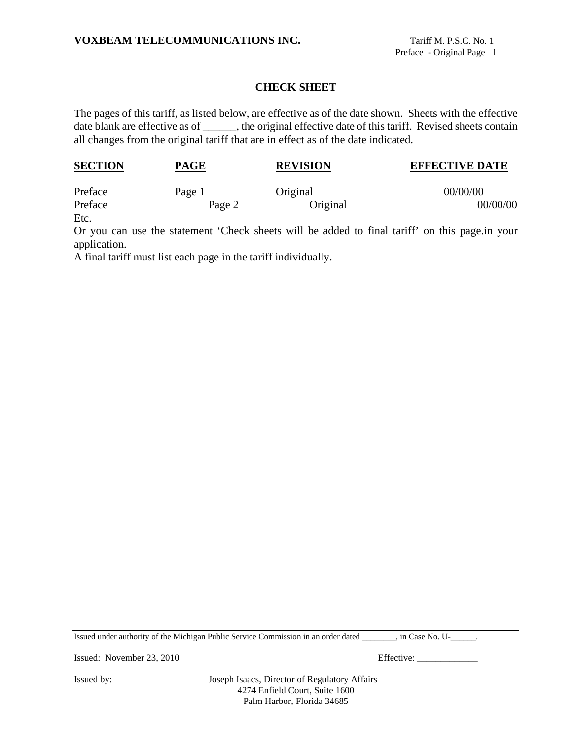## CHECK SHEET

The pages of this tariff, as listed below, are effective as of the date shown. Sheets with the effective date blank are effective as of ______, the original effective date of this tariff. Revised sheets contain all changes from the original tariff that are in effect as of the date indicated.

| **SECTION** | **PAGE** | **REVISION** | **EFFECTIVE DATE** |
|---|---|---|---|
| Preface | Page 1 | Original | 00/00/00 |
| Preface | Page 2 | Original | 00/00/00 |
| Etc. | | | |

Or you can use the statement 'Check sheets will be added to final tariff' on this page.in your application.

A final tariff must list each page in the tariff individually.

Issued under authority of the Michigan Public Service Commission in an order dated ________, in Case No. U-______.

Issued: November 23, 2010

Effective: _____________

Issued by: Joseph Isaacs, Director of Regulatory Affairs
4274 Enfield Court, Suite 1600
Palm Harbor, Florida 34685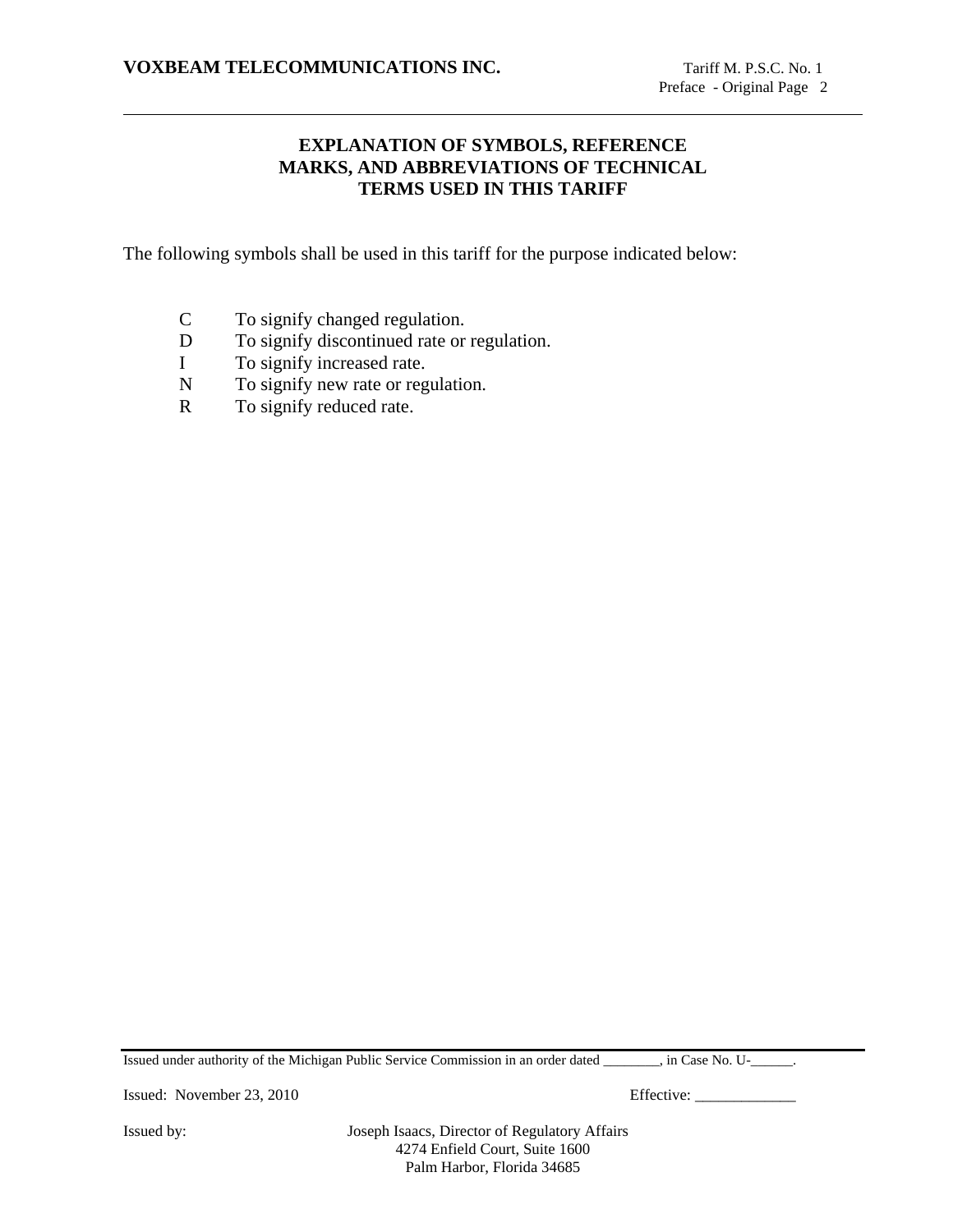## EXPLANATION OF SYMBOLS, REFERENCE MARKS, AND ABBREVIATIONS OF TECHNICAL TERMS USED IN THIS TARIFF

The following symbols shall be used in this tariff for the purpose indicated below:

- C To signify changed regulation.
- D To signify discontinued rate or regulation.
- I To signify increased rate.
- N To signify new rate or regulation.
- R To signify reduced rate.

Issued under authority of the Michigan Public Service Commission in an order dated ________, in Case No. U-______.

Issued: November 23, 2010 Effective: _____________

Issued by: Joseph Isaacs, Director of Regulatory Affairs
4274 Enfield Court, Suite 1600
Palm Harbor, Florida 34685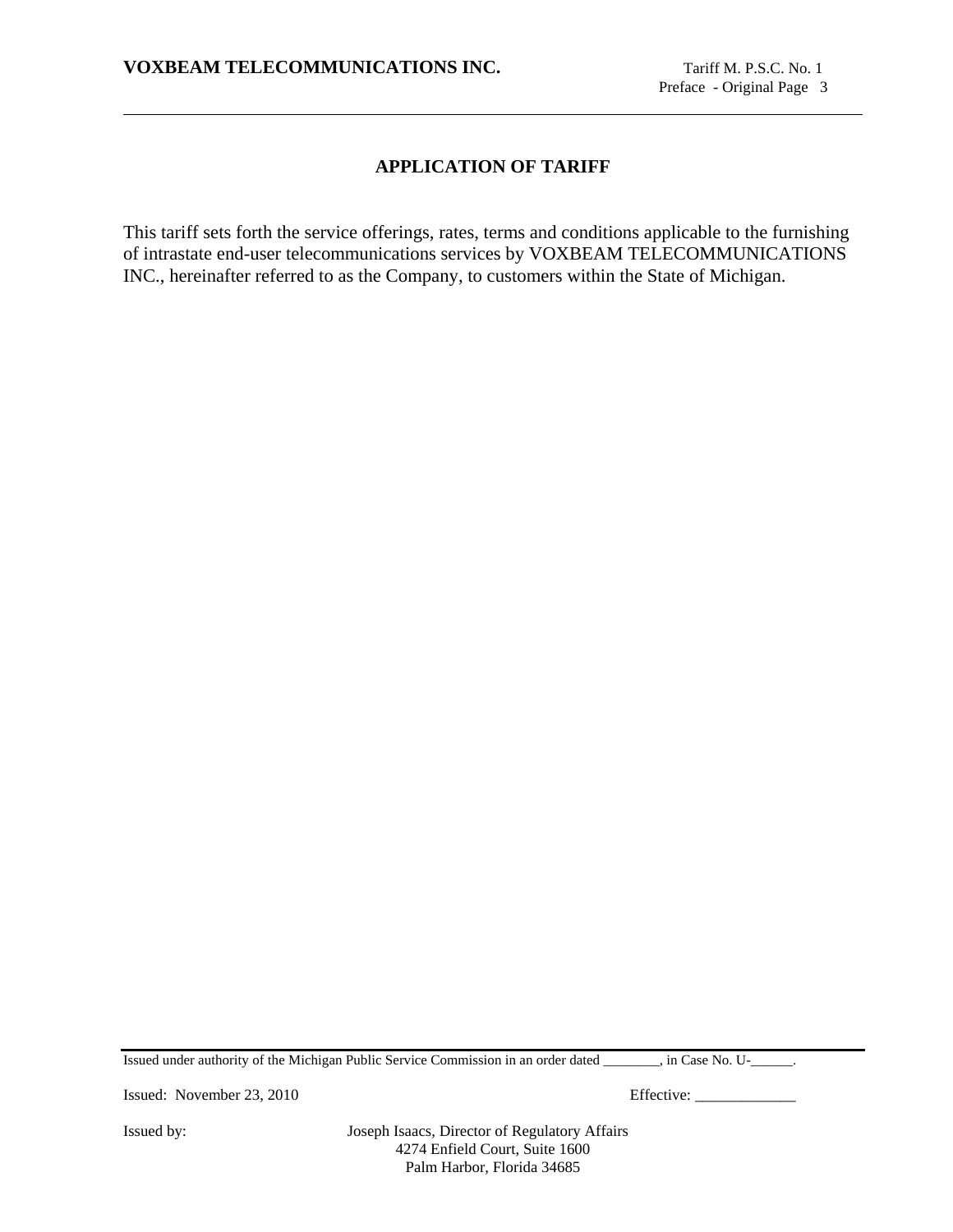## APPLICATION OF TARIFF

This tariff sets forth the service offerings, rates, terms and conditions applicable to the furnishing of intrastate end-user telecommunications services by VOXBEAM TELECOMMUNICATIONS INC., hereinafter referred to as the Company, to customers within the State of Michigan.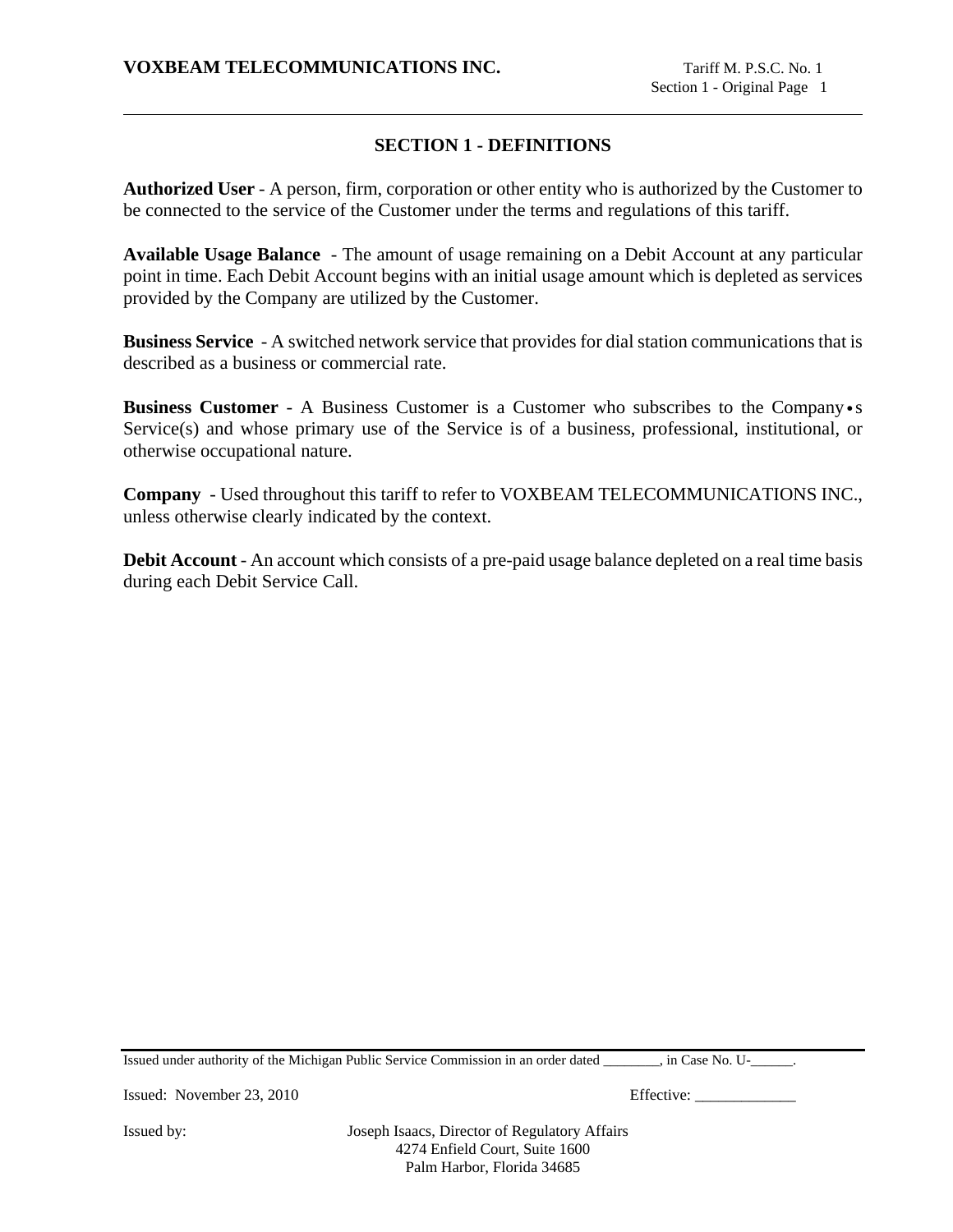# SECTION 1 - DEFINITIONS

**Authorized User** - A person, firm, corporation or other entity who is authorized by the Customer to be connected to the service of the Customer under the terms and regulations of this tariff.

**Available Usage Balance** - The amount of usage remaining on a Debit Account at any particular point in time. Each Debit Account begins with an initial usage amount which is depleted as services provided by the Company are utilized by the Customer.

**Business Service** - A switched network service that provides for dial station communications that is described as a business or commercial rate.

**Business Customer** - A Business Customer is a Customer who subscribes to the Company•s Service(s) and whose primary use of the Service is of a business, professional, institutional, or otherwise occupational nature.

**Company** - Used throughout this tariff to refer to VOXBEAM TELECOMMUNICATIONS INC., unless otherwise clearly indicated by the context.

**Debit Account** - An account which consists of a pre-paid usage balance depleted on a real time basis during each Debit Service Call.

Issued under authority of the Michigan Public Service Commission in an order dated ________, in Case No. U-______.

Issued: November 23, 2010 Effective: _____________

Issued by: Joseph Isaacs, Director of Regulatory Affairs
4274 Enfield Court, Suite 1600
Palm Harbor, Florida 34685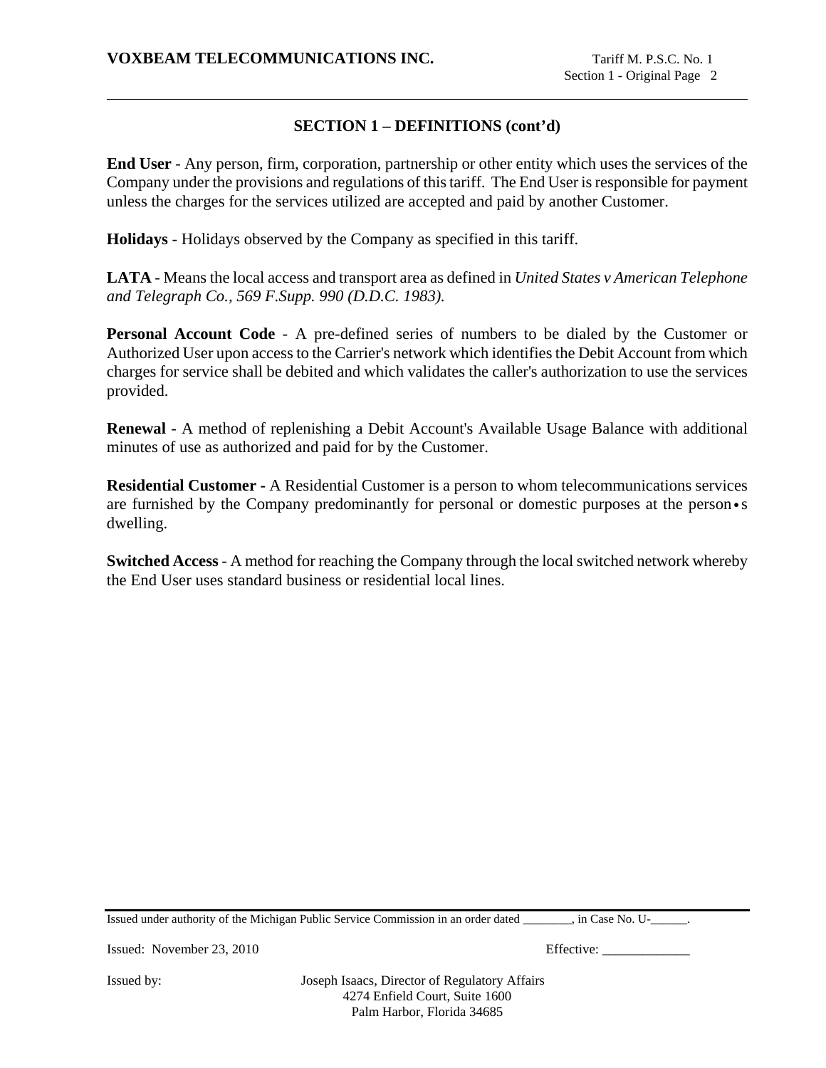## SECTION 1 – DEFINITIONS (cont'd)

**End User** - Any person, firm, corporation, partnership or other entity which uses the services of the Company under the provisions and regulations of this tariff. The End User is responsible for payment unless the charges for the services utilized are accepted and paid by another Customer.

**Holidays** - Holidays observed by the Company as specified in this tariff.

**LATA** - Means the local access and transport area as defined in *United States v American Telephone and Telegraph Co., 569 F.Supp. 990 (D.D.C. 1983).*

**Personal Account Code** - A pre-defined series of numbers to be dialed by the Customer or Authorized User upon access to the Carrier's network which identifies the Debit Account from which charges for service shall be debited and which validates the caller's authorization to use the services provided.

**Renewal** - A method of replenishing a Debit Account's Available Usage Balance with additional minutes of use as authorized and paid for by the Customer.

**Residential Customer -** A Residential Customer is a person to whom telecommunications services are furnished by the Company predominantly for personal or domestic purposes at the person•s dwelling.

**Switched Access** - A method for reaching the Company through the local switched network whereby the End User uses standard business or residential local lines.

Issued under authority of the Michigan Public Service Commission in an order dated ________, in Case No. U-______.

Issued: November 23, 2010 Effective: _____________

Issued by: Joseph Isaacs, Director of Regulatory Affairs
4274 Enfield Court, Suite 1600
Palm Harbor, Florida 34685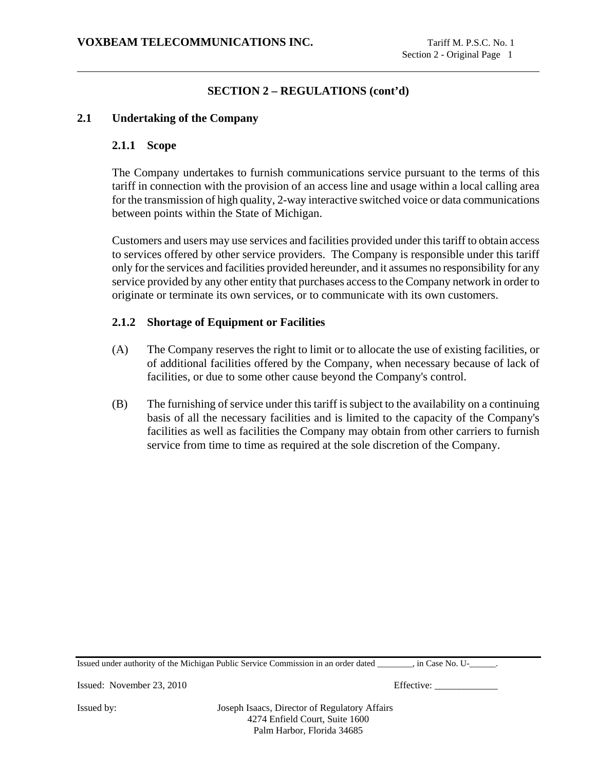## SECTION 2 – REGULATIONS (cont'd)

### 2.1 Undertaking of the Company

#### 2.1.1 Scope

The Company undertakes to furnish communications service pursuant to the terms of this tariff in connection with the provision of an access line and usage within a local calling area for the transmission of high quality, 2-way interactive switched voice or data communications between points within the State of Michigan.

Customers and users may use services and facilities provided under this tariff to obtain access to services offered by other service providers. The Company is responsible under this tariff only for the services and facilities provided hereunder, and it assumes no responsibility for any service provided by any other entity that purchases access to the Company network in order to originate or terminate its own services, or to communicate with its own customers.

#### 2.1.2 Shortage of Equipment or Facilities

(A) The Company reserves the right to limit or to allocate the use of existing facilities, or of additional facilities offered by the Company, when necessary because of lack of facilities, or due to some other cause beyond the Company's control.

(B) The furnishing of service under this tariff is subject to the availability on a continuing basis of all the necessary facilities and is limited to the capacity of the Company's facilities as well as facilities the Company may obtain from other carriers to furnish service from time to time as required at the sole discretion of the Company.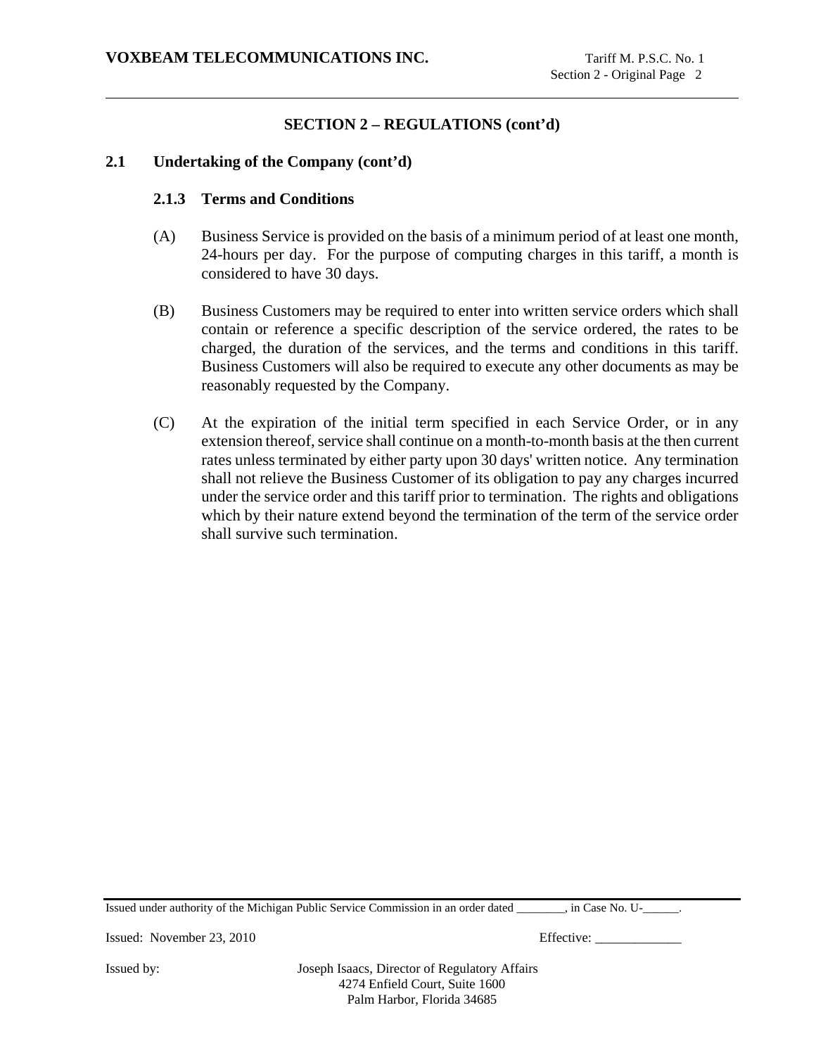## SECTION 2 – REGULATIONS (cont'd)

### 2.1 Undertaking of the Company (cont'd)

#### 2.1.3 Terms and Conditions

(A) Business Service is provided on the basis of a minimum period of at least one month, 24-hours per day. For the purpose of computing charges in this tariff, a month is considered to have 30 days.

(B) Business Customers may be required to enter into written service orders which shall contain or reference a specific description of the service ordered, the rates to be charged, the duration of the services, and the terms and conditions in this tariff. Business Customers will also be required to execute any other documents as may be reasonably requested by the Company.

(C) At the expiration of the initial term specified in each Service Order, or in any extension thereof, service shall continue on a month-to-month basis at the then current rates unless terminated by either party upon 30 days' written notice. Any termination shall not relieve the Business Customer of its obligation to pay any charges incurred under the service order and this tariff prior to termination. The rights and obligations which by their nature extend beyond the termination of the term of the service order shall survive such termination.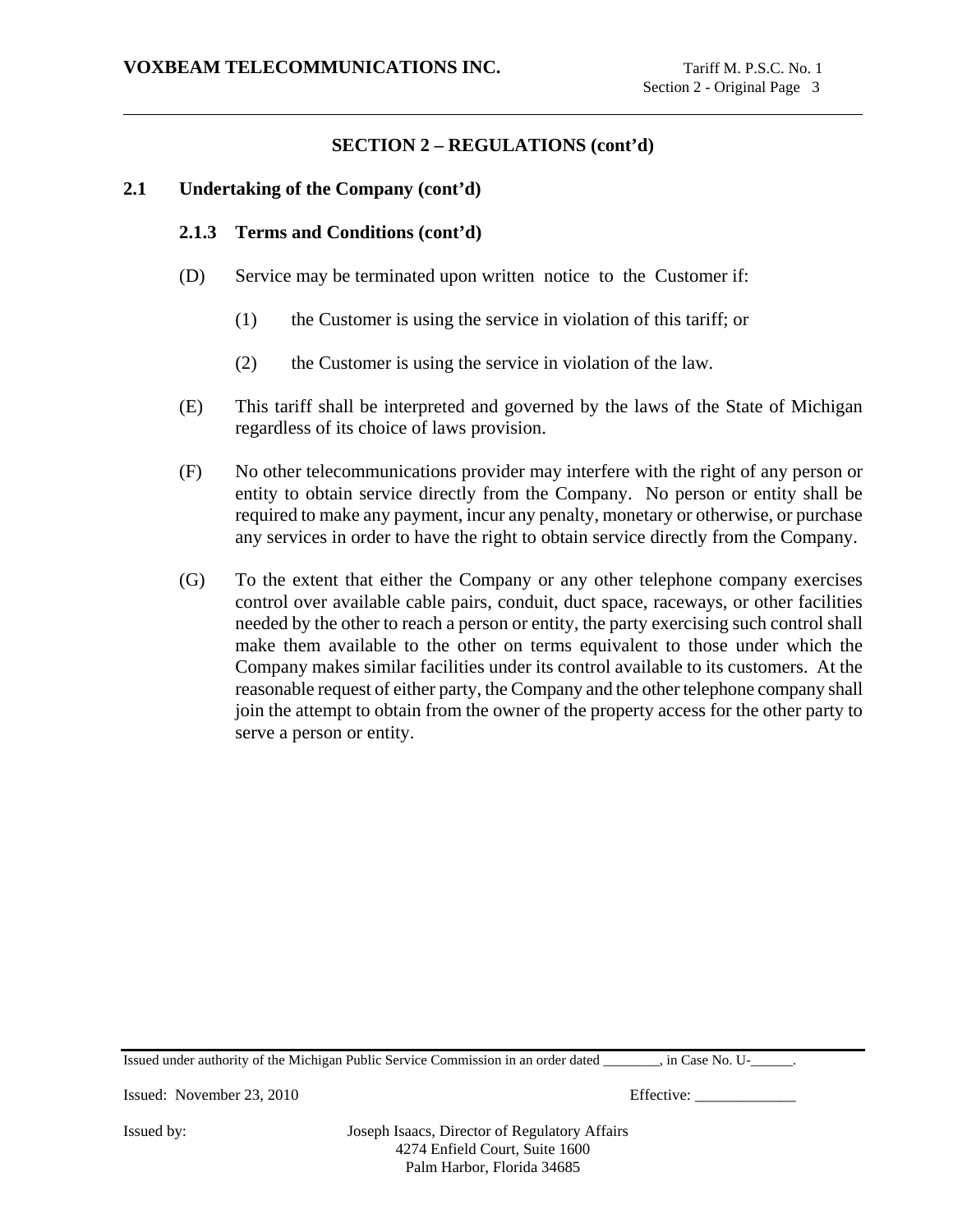## SECTION 2 – REGULATIONS (cont'd)

### 2.1 Undertaking of the Company (cont'd)

#### 2.1.3 Terms and Conditions (cont'd)

(D) Service may be terminated upon written notice to the Customer if:

(1) the Customer is using the service in violation of this tariff; or

(2) the Customer is using the service in violation of the law.

(E) This tariff shall be interpreted and governed by the laws of the State of Michigan regardless of its choice of laws provision.

(F) No other telecommunications provider may interfere with the right of any person or entity to obtain service directly from the Company. No person or entity shall be required to make any payment, incur any penalty, monetary or otherwise, or purchase any services in order to have the right to obtain service directly from the Company.

(G) To the extent that either the Company or any other telephone company exercises control over available cable pairs, conduit, duct space, raceways, or other facilities needed by the other to reach a person or entity, the party exercising such control shall make them available to the other on terms equivalent to those under which the Company makes similar facilities under its control available to its customers. At the reasonable request of either party, the Company and the other telephone company shall join the attempt to obtain from the owner of the property access for the other party to serve a person or entity.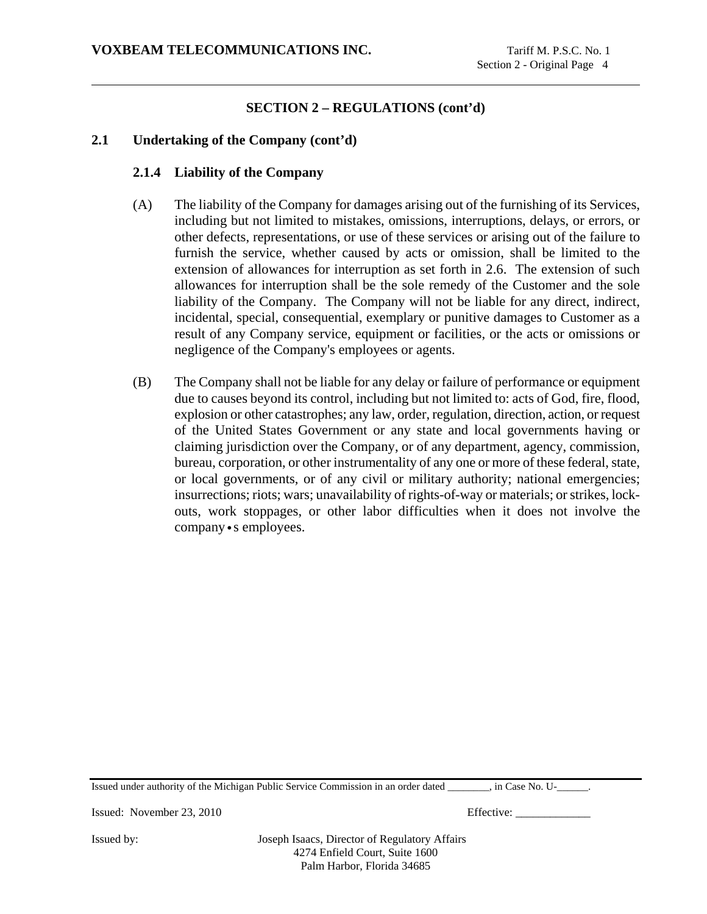## SECTION 2 – REGULATIONS (cont'd)

### 2.1 Undertaking of the Company (cont'd)

#### 2.1.4 Liability of the Company

(A) The liability of the Company for damages arising out of the furnishing of its Services, including but not limited to mistakes, omissions, interruptions, delays, or errors, or other defects, representations, or use of these services or arising out of the failure to furnish the service, whether caused by acts or omission, shall be limited to the extension of allowances for interruption as set forth in 2.6. The extension of such allowances for interruption shall be the sole remedy of the Customer and the sole liability of the Company. The Company will not be liable for any direct, indirect, incidental, special, consequential, exemplary or punitive damages to Customer as a result of any Company service, equipment or facilities, or the acts or omissions or negligence of the Company's employees or agents.

(B) The Company shall not be liable for any delay or failure of performance or equipment due to causes beyond its control, including but not limited to: acts of God, fire, flood, explosion or other catastrophes; any law, order, regulation, direction, action, or request of the United States Government or any state and local governments having or claiming jurisdiction over the Company, or of any department, agency, commission, bureau, corporation, or other instrumentality of any one or more of these federal, state, or local governments, or of any civil or military authority; national emergencies; insurrections; riots; wars; unavailability of rights-of-way or materials; or strikes, lock-outs, work stoppages, or other labor difficulties when it does not involve the company•s employees.

Issued under authority of the Michigan Public Service Commission in an order dated ________, in Case No. U-______.

Issued: November 23, 2010 Effective: _____________

Issued by: Joseph Isaacs, Director of Regulatory Affairs
4274 Enfield Court, Suite 1600
Palm Harbor, Florida 34685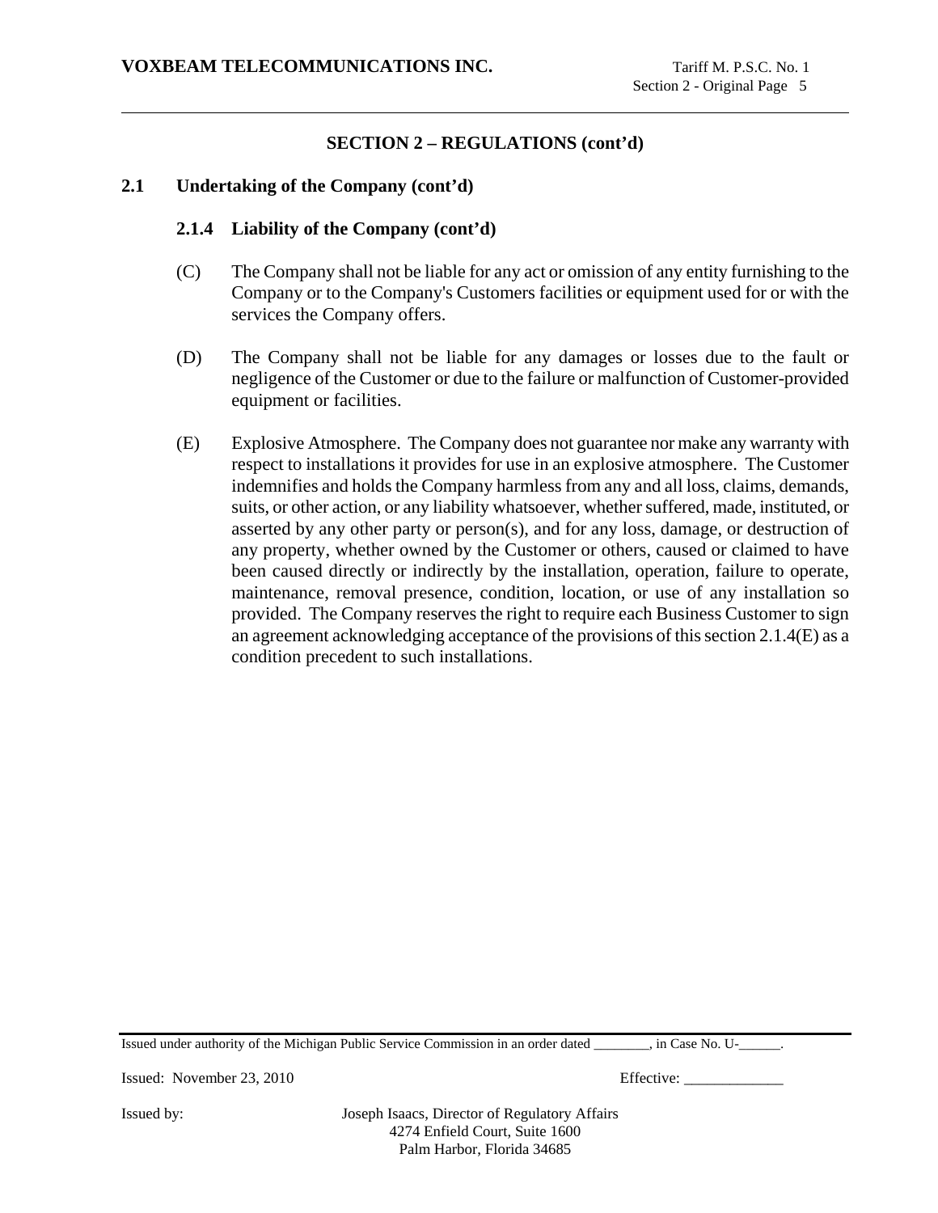## SECTION 2 – REGULATIONS (cont'd)

### 2.1 Undertaking of the Company (cont'd)

#### 2.1.4 Liability of the Company (cont'd)

(C) The Company shall not be liable for any act or omission of any entity furnishing to the Company or to the Company's Customers facilities or equipment used for or with the services the Company offers.

(D) The Company shall not be liable for any damages or losses due to the fault or negligence of the Customer or due to the failure or malfunction of Customer-provided equipment or facilities.

(E) Explosive Atmosphere. The Company does not guarantee nor make any warranty with respect to installations it provides for use in an explosive atmosphere. The Customer indemnifies and holds the Company harmless from any and all loss, claims, demands, suits, or other action, or any liability whatsoever, whether suffered, made, instituted, or asserted by any other party or person(s), and for any loss, damage, or destruction of any property, whether owned by the Customer or others, caused or claimed to have been caused directly or indirectly by the installation, operation, failure to operate, maintenance, removal presence, condition, location, or use of any installation so provided. The Company reserves the right to require each Business Customer to sign an agreement acknowledging acceptance of the provisions of this section 2.1.4(E) as a condition precedent to such installations.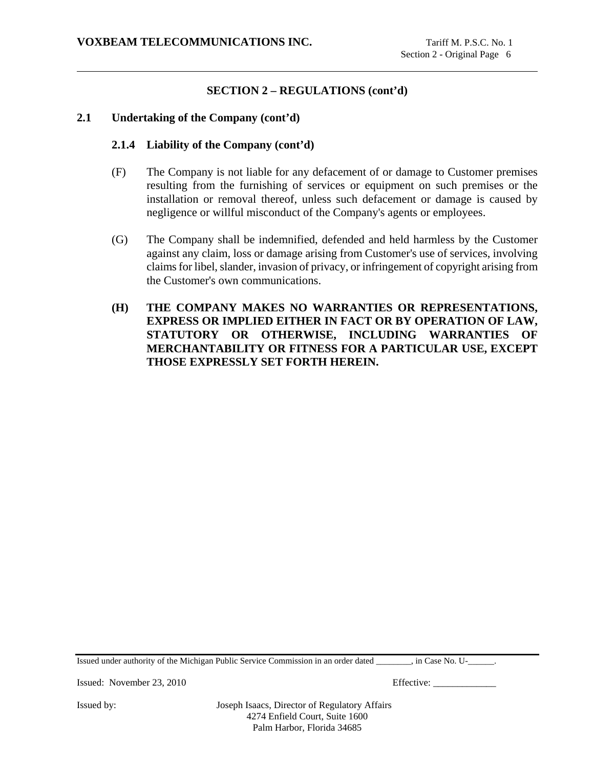## SECTION 2 – REGULATIONS (cont'd)

### 2.1 Undertaking of the Company (cont'd)

#### 2.1.4 Liability of the Company (cont'd)

(F) The Company is not liable for any defacement of or damage to Customer premises resulting from the furnishing of services or equipment on such premises or the installation or removal thereof, unless such defacement or damage is caused by negligence or willful misconduct of the Company's agents or employees.

(G) The Company shall be indemnified, defended and held harmless by the Customer against any claim, loss or damage arising from Customer's use of services, involving claims for libel, slander, invasion of privacy, or infringement of copyright arising from the Customer's own communications.

**(H) THE COMPANY MAKES NO WARRANTIES OR REPRESENTATIONS, EXPRESS OR IMPLIED EITHER IN FACT OR BY OPERATION OF LAW, STATUTORY OR OTHERWISE, INCLUDING WARRANTIES OF MERCHANTABILITY OR FITNESS FOR A PARTICULAR USE, EXCEPT THOSE EXPRESSLY SET FORTH HEREIN.**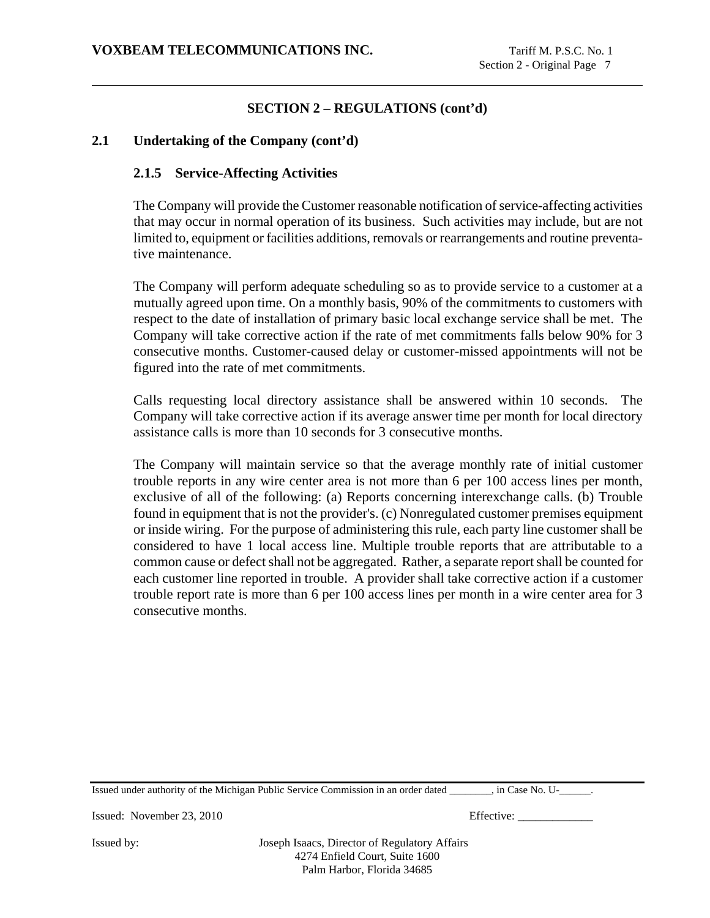## SECTION 2 – REGULATIONS (cont'd)

### 2.1 Undertaking of the Company (cont'd)

#### 2.1.5 Service-Affecting Activities

The Company will provide the Customer reasonable notification of service-affecting activities that may occur in normal operation of its business. Such activities may include, but are not limited to, equipment or facilities additions, removals or rearrangements and routine preventative maintenance.

The Company will perform adequate scheduling so as to provide service to a customer at a mutually agreed upon time. On a monthly basis, 90% of the commitments to customers with respect to the date of installation of primary basic local exchange service shall be met. The Company will take corrective action if the rate of met commitments falls below 90% for 3 consecutive months. Customer-caused delay or customer-missed appointments will not be figured into the rate of met commitments.

Calls requesting local directory assistance shall be answered within 10 seconds. The Company will take corrective action if its average answer time per month for local directory assistance calls is more than 10 seconds for 3 consecutive months.

The Company will maintain service so that the average monthly rate of initial customer trouble reports in any wire center area is not more than 6 per 100 access lines per month, exclusive of all of the following: (a) Reports concerning interexchange calls. (b) Trouble found in equipment that is not the provider's. (c) Nonregulated customer premises equipment or inside wiring. For the purpose of administering this rule, each party line customer shall be considered to have 1 local access line. Multiple trouble reports that are attributable to a common cause or defect shall not be aggregated. Rather, a separate report shall be counted for each customer line reported in trouble. A provider shall take corrective action if a customer trouble report rate is more than 6 per 100 access lines per month in a wire center area for 3 consecutive months.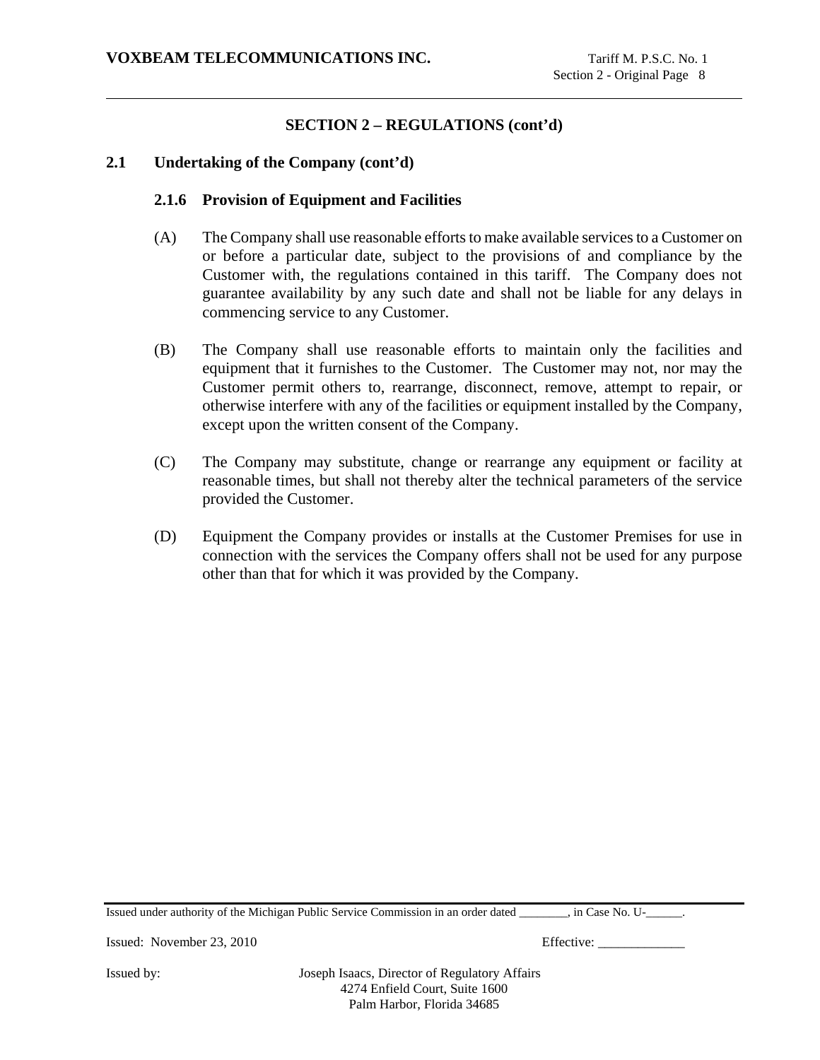## SECTION 2 – REGULATIONS (cont'd)

### 2.1 Undertaking of the Company (cont'd)

#### 2.1.6 Provision of Equipment and Facilities

(A) The Company shall use reasonable efforts to make available services to a Customer on or before a particular date, subject to the provisions of and compliance by the Customer with, the regulations contained in this tariff. The Company does not guarantee availability by any such date and shall not be liable for any delays in commencing service to any Customer.

(B) The Company shall use reasonable efforts to maintain only the facilities and equipment that it furnishes to the Customer. The Customer may not, nor may the Customer permit others to, rearrange, disconnect, remove, attempt to repair, or otherwise interfere with any of the facilities or equipment installed by the Company, except upon the written consent of the Company.

(C) The Company may substitute, change or rearrange any equipment or facility at reasonable times, but shall not thereby alter the technical parameters of the service provided the Customer.

(D) Equipment the Company provides or installs at the Customer Premises for use in connection with the services the Company offers shall not be used for any purpose other than that for which it was provided by the Company.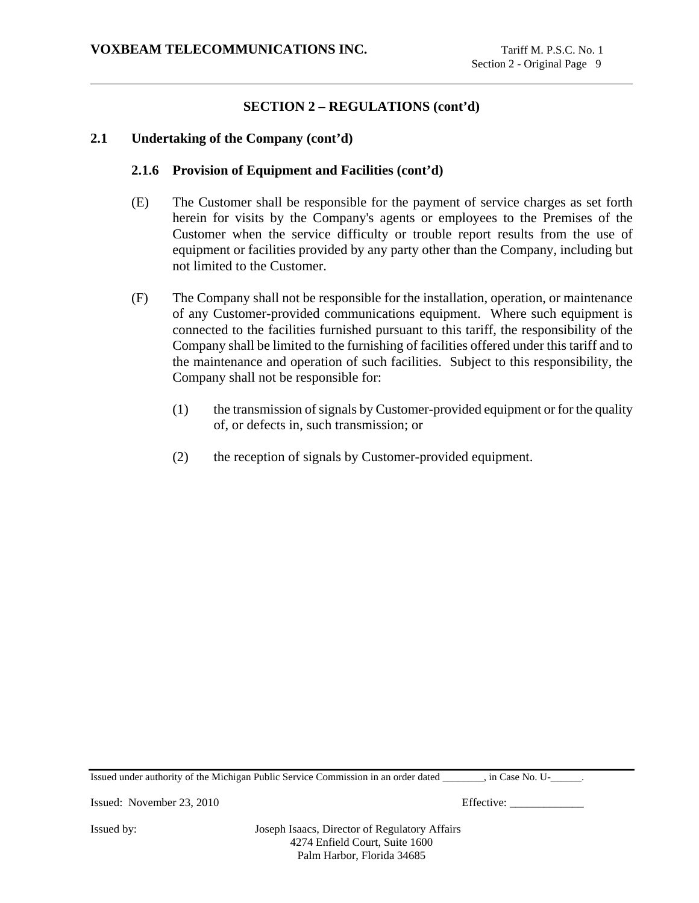## SECTION 2 – REGULATIONS (cont'd)

### 2.1 Undertaking of the Company (cont'd)

#### 2.1.6 Provision of Equipment and Facilities (cont'd)

(E) The Customer shall be responsible for the payment of service charges as set forth herein for visits by the Company's agents or employees to the Premises of the Customer when the service difficulty or trouble report results from the use of equipment or facilities provided by any party other than the Company, including but not limited to the Customer.

(F) The Company shall not be responsible for the installation, operation, or maintenance of any Customer-provided communications equipment. Where such equipment is connected to the facilities furnished pursuant to this tariff, the responsibility of the Company shall be limited to the furnishing of facilities offered under this tariff and to the maintenance and operation of such facilities. Subject to this responsibility, the Company shall not be responsible for:

(1) the transmission of signals by Customer-provided equipment or for the quality of, or defects in, such transmission; or

(2) the reception of signals by Customer-provided equipment.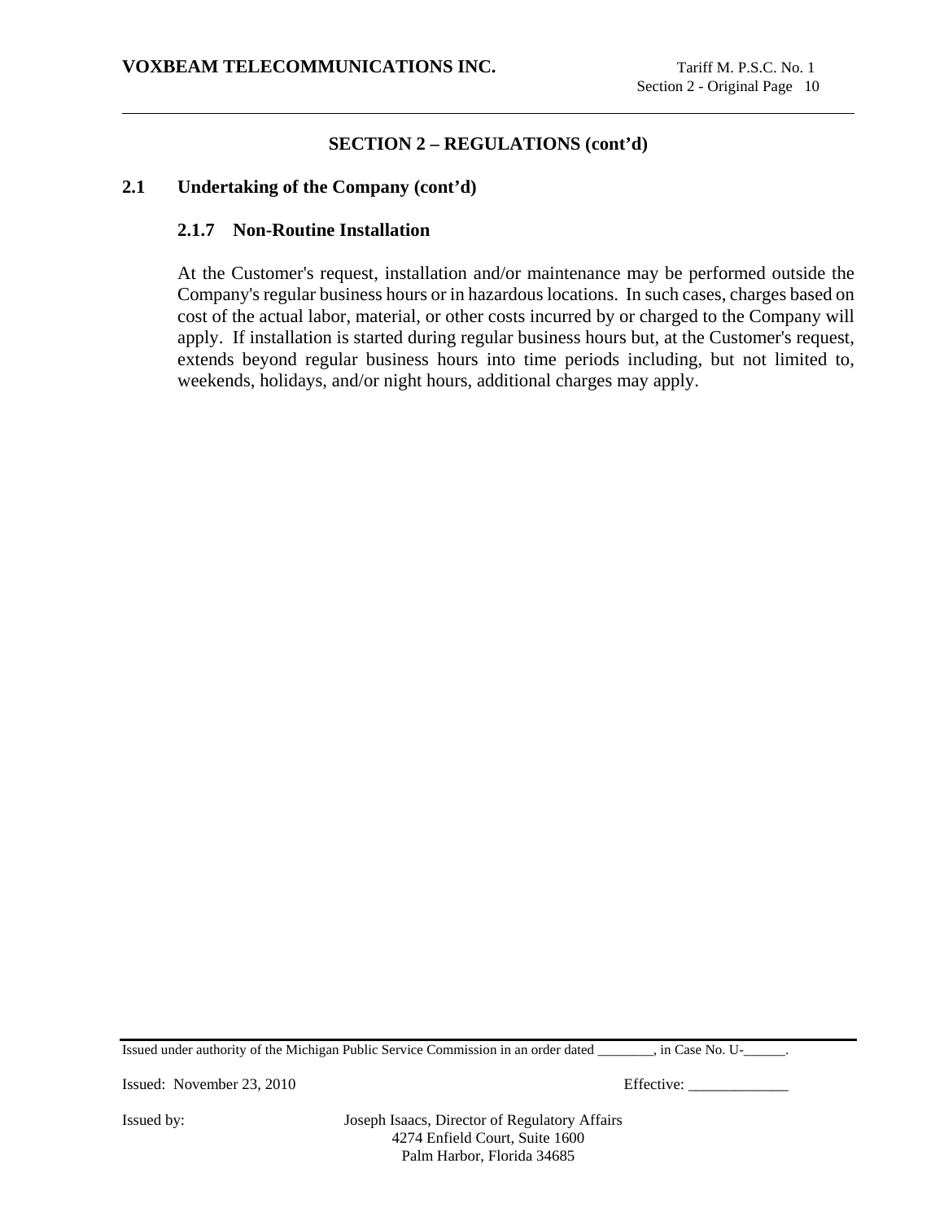## SECTION 2 – REGULATIONS (cont'd)

### 2.1 Undertaking of the Company (cont'd)

#### 2.1.7 Non-Routine Installation

At the Customer's request, installation and/or maintenance may be performed outside the Company's regular business hours or in hazardous locations. In such cases, charges based on cost of the actual labor, material, or other costs incurred by or charged to the Company will apply. If installation is started during regular business hours but, at the Customer's request, extends beyond regular business hours into time periods including, but not limited to, weekends, holidays, and/or night hours, additional charges may apply.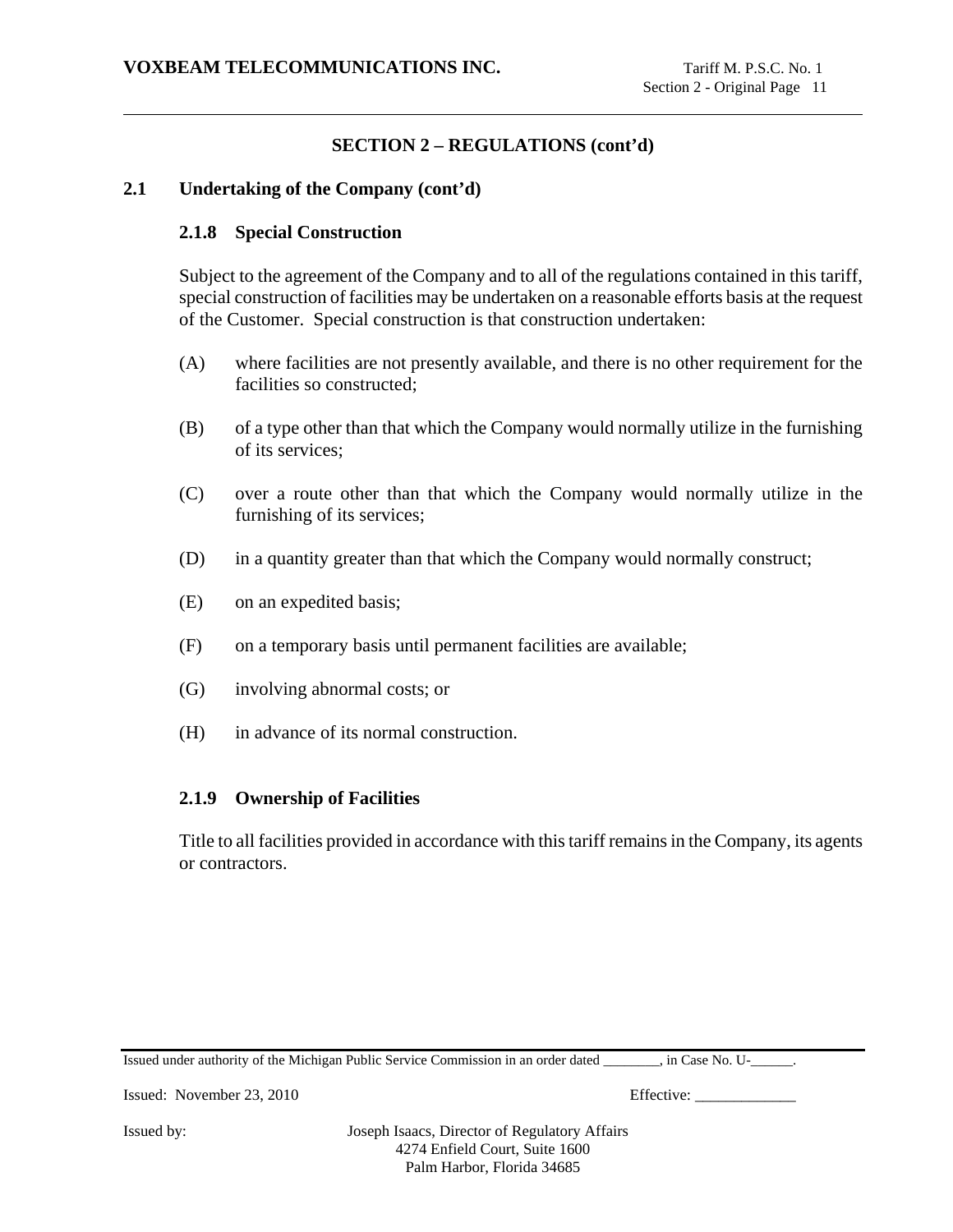## SECTION 2 – REGULATIONS (cont'd)

### 2.1 Undertaking of the Company (cont'd)

#### 2.1.8 Special Construction

Subject to the agreement of the Company and to all of the regulations contained in this tariff, special construction of facilities may be undertaken on a reasonable efforts basis at the request of the Customer. Special construction is that construction undertaken:

(A) where facilities are not presently available, and there is no other requirement for the facilities so constructed;

(B) of a type other than that which the Company would normally utilize in the furnishing of its services;

(C) over a route other than that which the Company would normally utilize in the furnishing of its services;

(D) in a quantity greater than that which the Company would normally construct;

(E) on an expedited basis;

(F) on a temporary basis until permanent facilities are available;

(G) involving abnormal costs; or

(H) in advance of its normal construction.

#### 2.1.9 Ownership of Facilities

Title to all facilities provided in accordance with this tariff remains in the Company, its agents or contractors.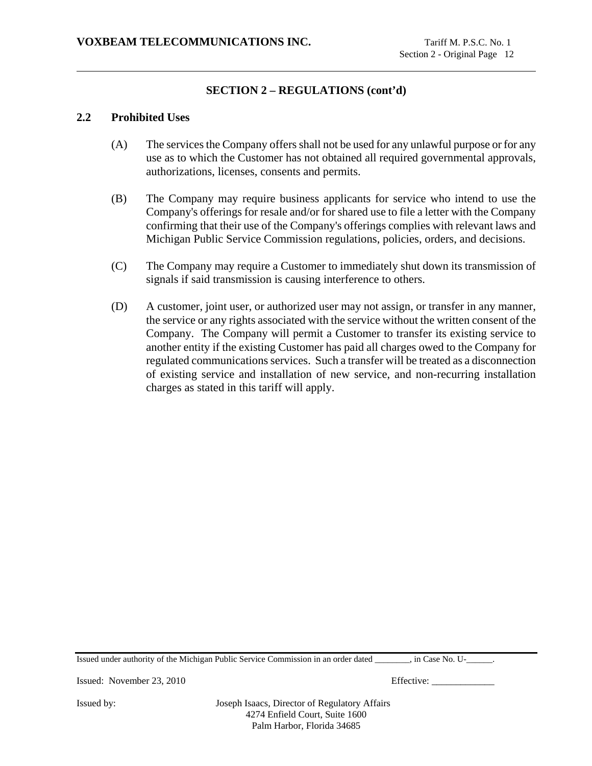## SECTION 2 – REGULATIONS (cont'd)

### 2.2 Prohibited Uses

(A) The services the Company offers shall not be used for any unlawful purpose or for any use as to which the Customer has not obtained all required governmental approvals, authorizations, licenses, consents and permits.

(B) The Company may require business applicants for service who intend to use the Company's offerings for resale and/or for shared use to file a letter with the Company confirming that their use of the Company's offerings complies with relevant laws and Michigan Public Service Commission regulations, policies, orders, and decisions.

(C) The Company may require a Customer to immediately shut down its transmission of signals if said transmission is causing interference to others.

(D) A customer, joint user, or authorized user may not assign, or transfer in any manner, the service or any rights associated with the service without the written consent of the Company. The Company will permit a Customer to transfer its existing service to another entity if the existing Customer has paid all charges owed to the Company for regulated communications services. Such a transfer will be treated as a disconnection of existing service and installation of new service, and non-recurring installation charges as stated in this tariff will apply.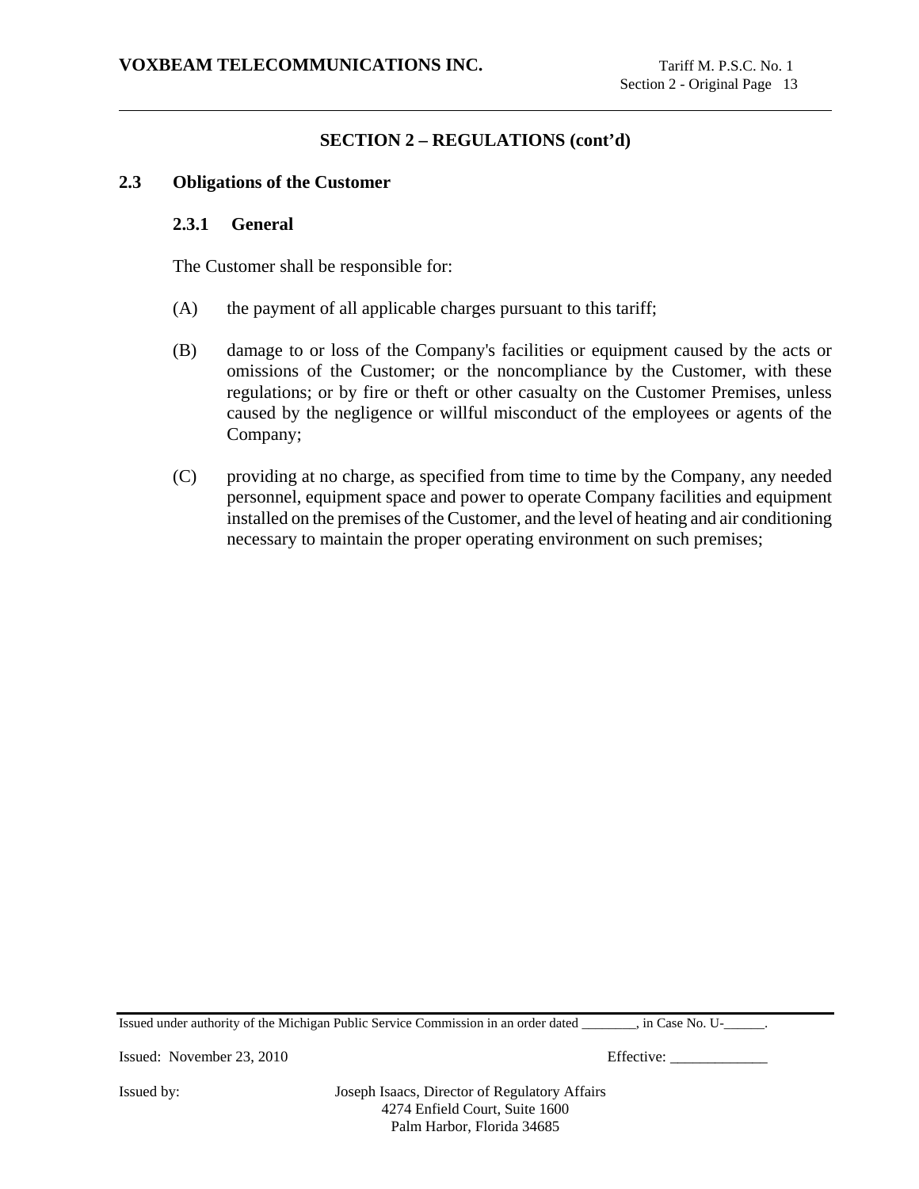## SECTION 2 – REGULATIONS (cont'd)

### 2.3 Obligations of the Customer

#### 2.3.1 General

The Customer shall be responsible for:

(A) the payment of all applicable charges pursuant to this tariff;

(B) damage to or loss of the Company's facilities or equipment caused by the acts or omissions of the Customer; or the noncompliance by the Customer, with these regulations; or by fire or theft or other casualty on the Customer Premises, unless caused by the negligence or willful misconduct of the employees or agents of the Company;

(C) providing at no charge, as specified from time to time by the Company, any needed personnel, equipment space and power to operate Company facilities and equipment installed on the premises of the Customer, and the level of heating and air conditioning necessary to maintain the proper operating environment on such premises;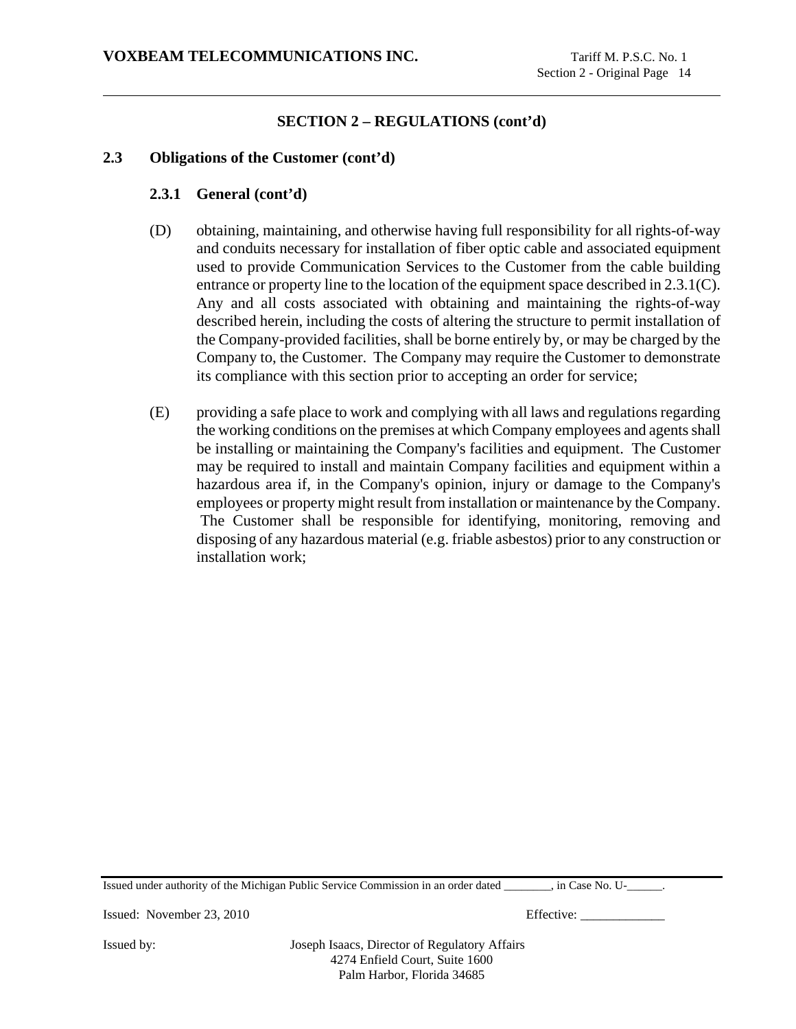## SECTION 2 – REGULATIONS (cont'd)

### 2.3 Obligations of the Customer (cont'd)

#### 2.3.1 General (cont'd)

(D) obtaining, maintaining, and otherwise having full responsibility for all rights-of-way and conduits necessary for installation of fiber optic cable and associated equipment used to provide Communication Services to the Customer from the cable building entrance or property line to the location of the equipment space described in 2.3.1(C). Any and all costs associated with obtaining and maintaining the rights-of-way described herein, including the costs of altering the structure to permit installation of the Company-provided facilities, shall be borne entirely by, or may be charged by the Company to, the Customer. The Company may require the Customer to demonstrate its compliance with this section prior to accepting an order for service;

(E) providing a safe place to work and complying with all laws and regulations regarding the working conditions on the premises at which Company employees and agents shall be installing or maintaining the Company's facilities and equipment. The Customer may be required to install and maintain Company facilities and equipment within a hazardous area if, in the Company's opinion, injury or damage to the Company's employees or property might result from installation or maintenance by the Company. The Customer shall be responsible for identifying, monitoring, removing and disposing of any hazardous material (e.g. friable asbestos) prior to any construction or installation work;

Issued under authority of the Michigan Public Service Commission in an order dated ________, in Case No. U-______.

Issued: November 23, 2010 Effective: _____________

Issued by: Joseph Isaacs, Director of Regulatory Affairs
4274 Enfield Court, Suite 1600
Palm Harbor, Florida 34685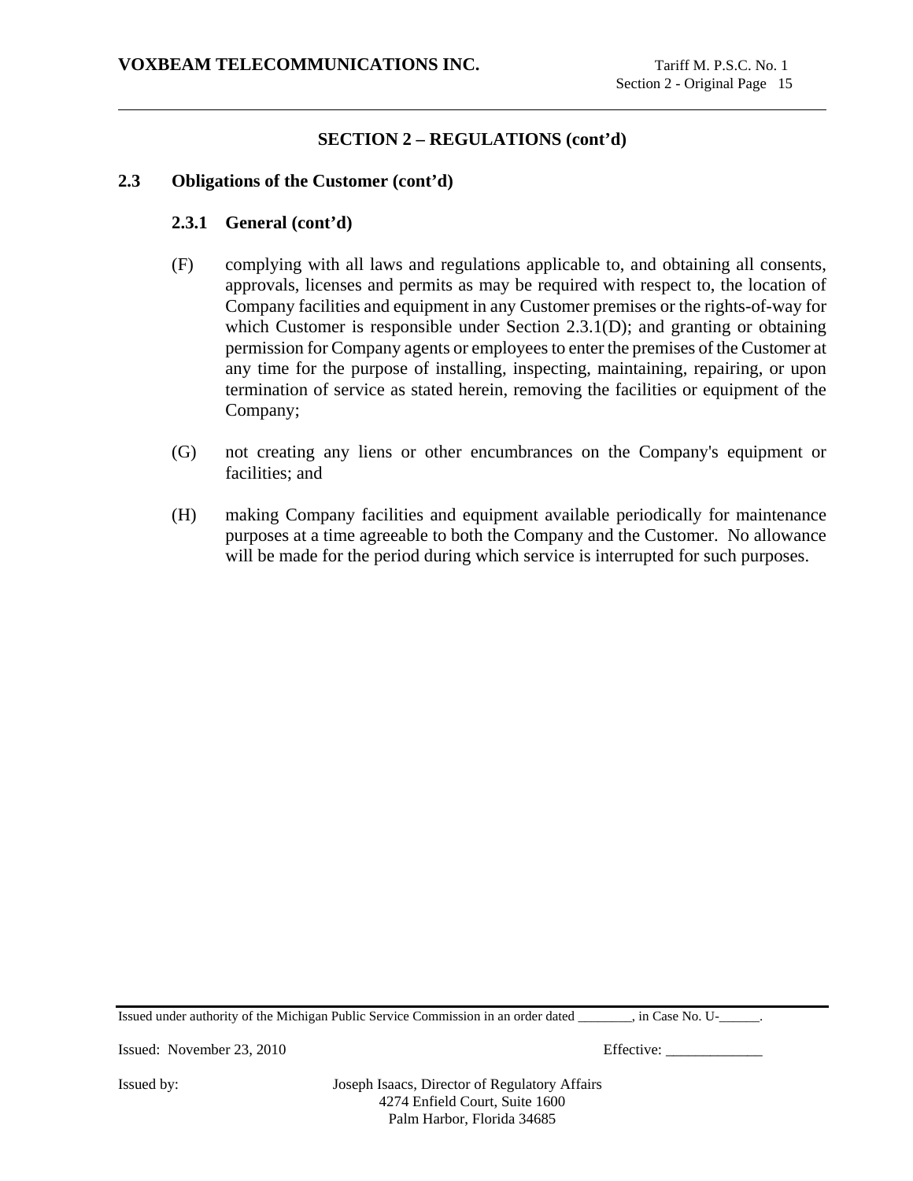## SECTION 2 – REGULATIONS (cont'd)

### 2.3 Obligations of the Customer (cont'd)

#### 2.3.1 General (cont'd)

(F) complying with all laws and regulations applicable to, and obtaining all consents, approvals, licenses and permits as may be required with respect to, the location of Company facilities and equipment in any Customer premises or the rights-of-way for which Customer is responsible under Section 2.3.1(D); and granting or obtaining permission for Company agents or employees to enter the premises of the Customer at any time for the purpose of installing, inspecting, maintaining, repairing, or upon termination of service as stated herein, removing the facilities or equipment of the Company;

(G) not creating any liens or other encumbrances on the Company's equipment or facilities; and

(H) making Company facilities and equipment available periodically for maintenance purposes at a time agreeable to both the Company and the Customer. No allowance will be made for the period during which service is interrupted for such purposes.

Issued under authority of the Michigan Public Service Commission in an order dated ________, in Case No. U-______.

Issued: November 23, 2010 Effective: _____________

Issued by: Joseph Isaacs, Director of Regulatory Affairs
4274 Enfield Court, Suite 1600
Palm Harbor, Florida 34685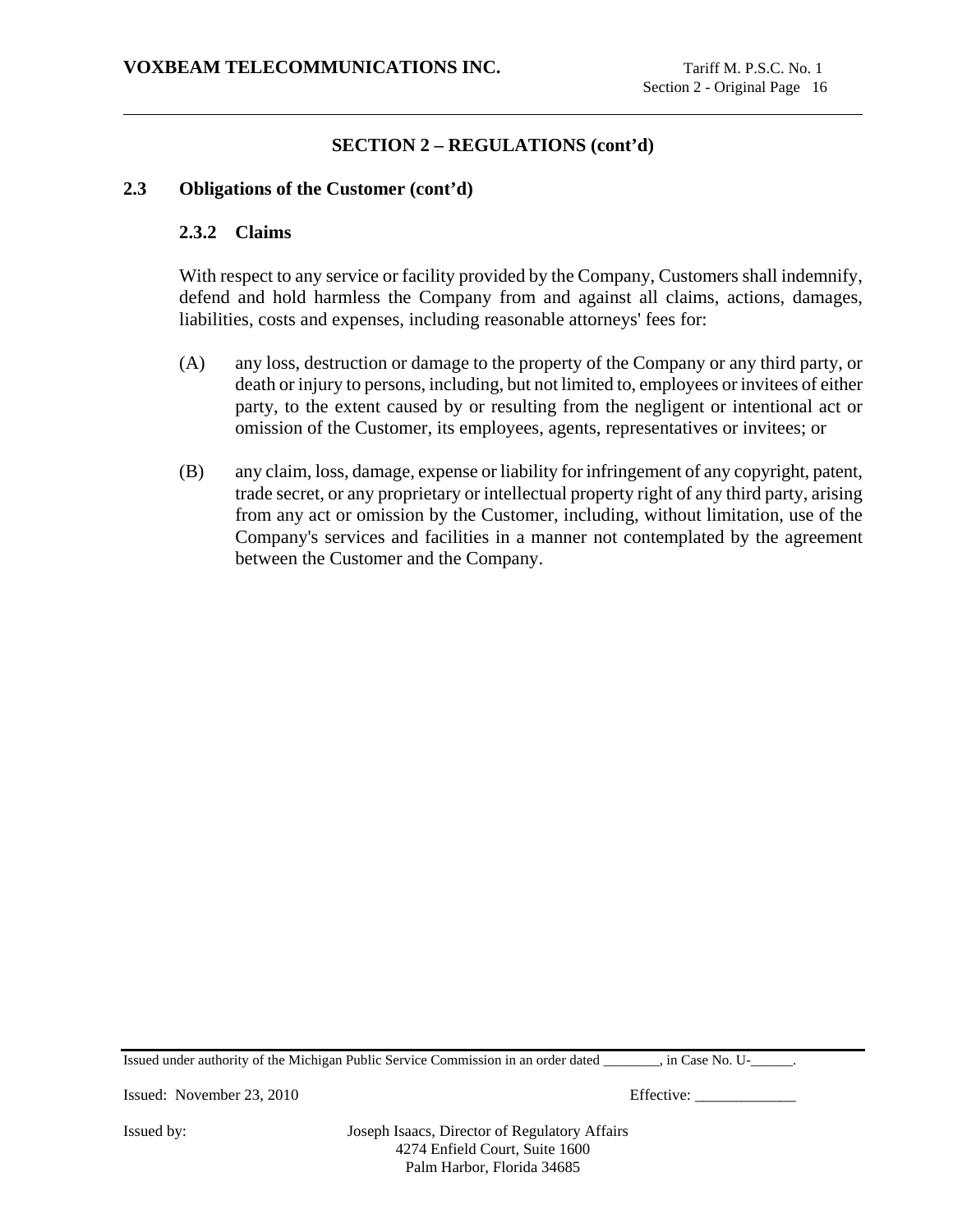## SECTION 2 – REGULATIONS (cont'd)

### 2.3 Obligations of the Customer (cont'd)

#### 2.3.2 Claims

With respect to any service or facility provided by the Company, Customers shall indemnify, defend and hold harmless the Company from and against all claims, actions, damages, liabilities, costs and expenses, including reasonable attorneys' fees for:

(A) any loss, destruction or damage to the property of the Company or any third party, or death or injury to persons, including, but not limited to, employees or invitees of either party, to the extent caused by or resulting from the negligent or intentional act or omission of the Customer, its employees, agents, representatives or invitees; or

(B) any claim, loss, damage, expense or liability for infringement of any copyright, patent, trade secret, or any proprietary or intellectual property right of any third party, arising from any act or omission by the Customer, including, without limitation, use of the Company's services and facilities in a manner not contemplated by the agreement between the Customer and the Company.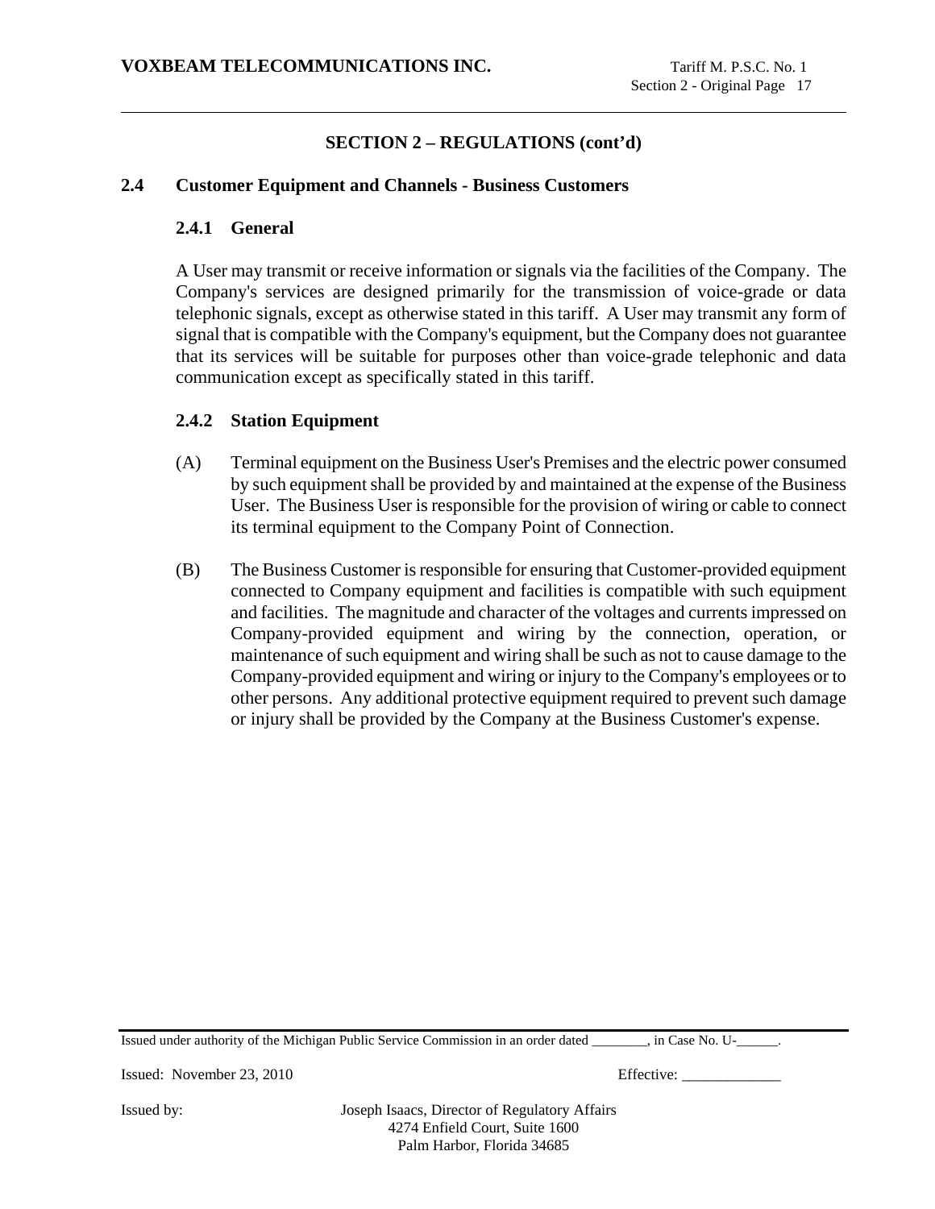## SECTION 2 – REGULATIONS (cont'd)

### 2.4 Customer Equipment and Channels - Business Customers

#### 2.4.1 General

A User may transmit or receive information or signals via the facilities of the Company. The Company's services are designed primarily for the transmission of voice-grade or data telephonic signals, except as otherwise stated in this tariff. A User may transmit any form of signal that is compatible with the Company's equipment, but the Company does not guarantee that its services will be suitable for purposes other than voice-grade telephonic and data communication except as specifically stated in this tariff.

#### 2.4.2 Station Equipment

(A) Terminal equipment on the Business User's Premises and the electric power consumed by such equipment shall be provided by and maintained at the expense of the Business User. The Business User is responsible for the provision of wiring or cable to connect its terminal equipment to the Company Point of Connection.

(B) The Business Customer is responsible for ensuring that Customer-provided equipment connected to Company equipment and facilities is compatible with such equipment and facilities. The magnitude and character of the voltages and currents impressed on Company-provided equipment and wiring by the connection, operation, or maintenance of such equipment and wiring shall be such as not to cause damage to the Company-provided equipment and wiring or injury to the Company's employees or to other persons. Any additional protective equipment required to prevent such damage or injury shall be provided by the Company at the Business Customer's expense.

Issued under authority of the Michigan Public Service Commission in an order dated ________, in Case No. U-______.

Issued: November 23, 2010 Effective: _____________

Issued by: Joseph Isaacs, Director of Regulatory Affairs
4274 Enfield Court, Suite 1600
Palm Harbor, Florida 34685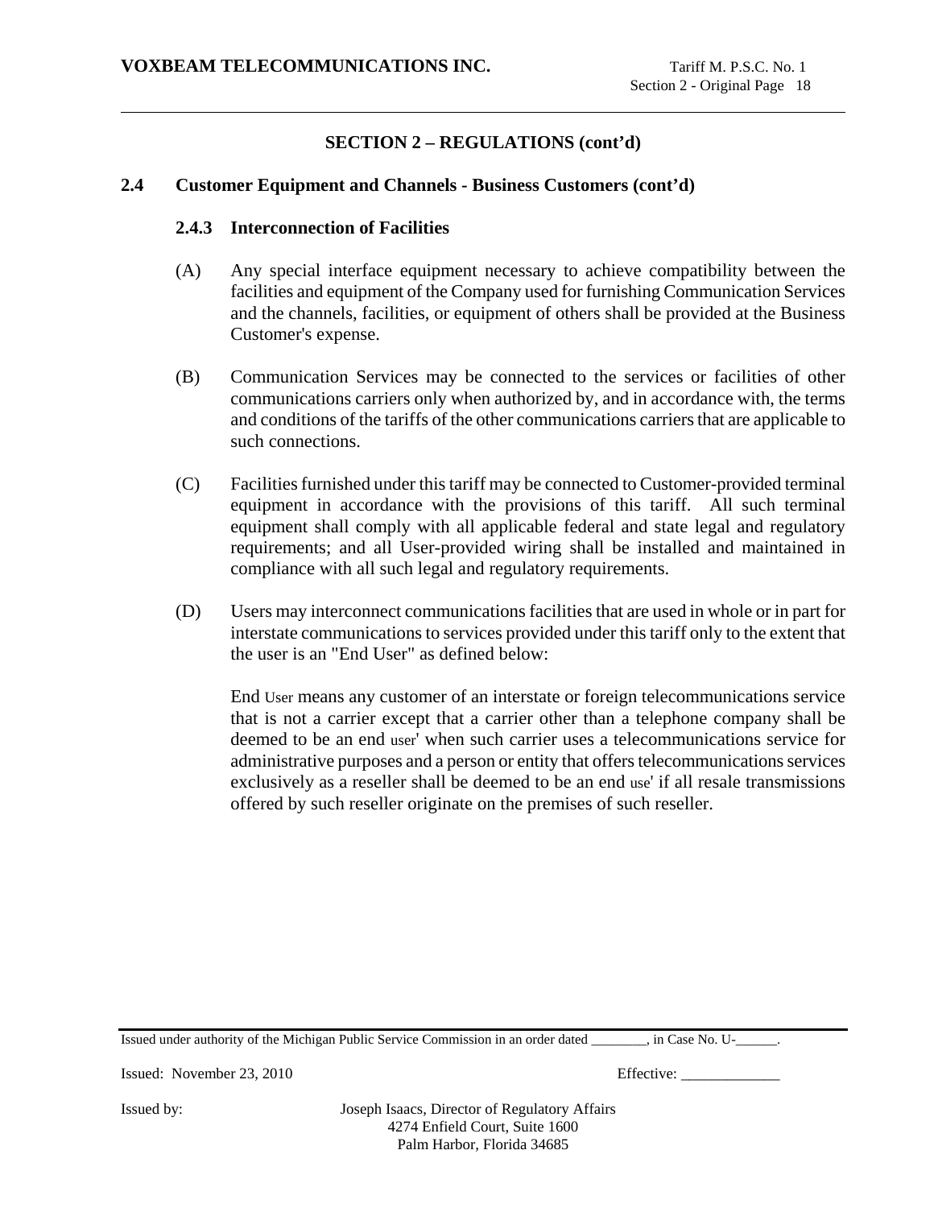## SECTION 2 – REGULATIONS (cont'd)

### 2.4 Customer Equipment and Channels - Business Customers (cont'd)

#### 2.4.3 Interconnection of Facilities

(A) Any special interface equipment necessary to achieve compatibility between the facilities and equipment of the Company used for furnishing Communication Services and the channels, facilities, or equipment of others shall be provided at the Business Customer's expense.

(B) Communication Services may be connected to the services or facilities of other communications carriers only when authorized by, and in accordance with, the terms and conditions of the tariffs of the other communications carriers that are applicable to such connections.

(C) Facilities furnished under this tariff may be connected to Customer-provided terminal equipment in accordance with the provisions of this tariff. All such terminal equipment shall comply with all applicable federal and state legal and regulatory requirements; and all User-provided wiring shall be installed and maintained in compliance with all such legal and regulatory requirements.

(D) Users may interconnect communications facilities that are used in whole or in part for interstate communications to services provided under this tariff only to the extent that the user is an "End User" as defined below:

End User means any customer of an interstate or foreign telecommunications service that is not a carrier except that a carrier other than a telephone company shall be deemed to be an end user' when such carrier uses a telecommunications service for administrative purposes and a person or entity that offers telecommunications services exclusively as a reseller shall be deemed to be an end use' if all resale transmissions offered by such reseller originate on the premises of such reseller.

Issued under authority of the Michigan Public Service Commission in an order dated ________, in Case No. U-______.

Issued: November 23, 2010 Effective: _____________

Issued by: Joseph Isaacs, Director of Regulatory Affairs
4274 Enfield Court, Suite 1600
Palm Harbor, Florida 34685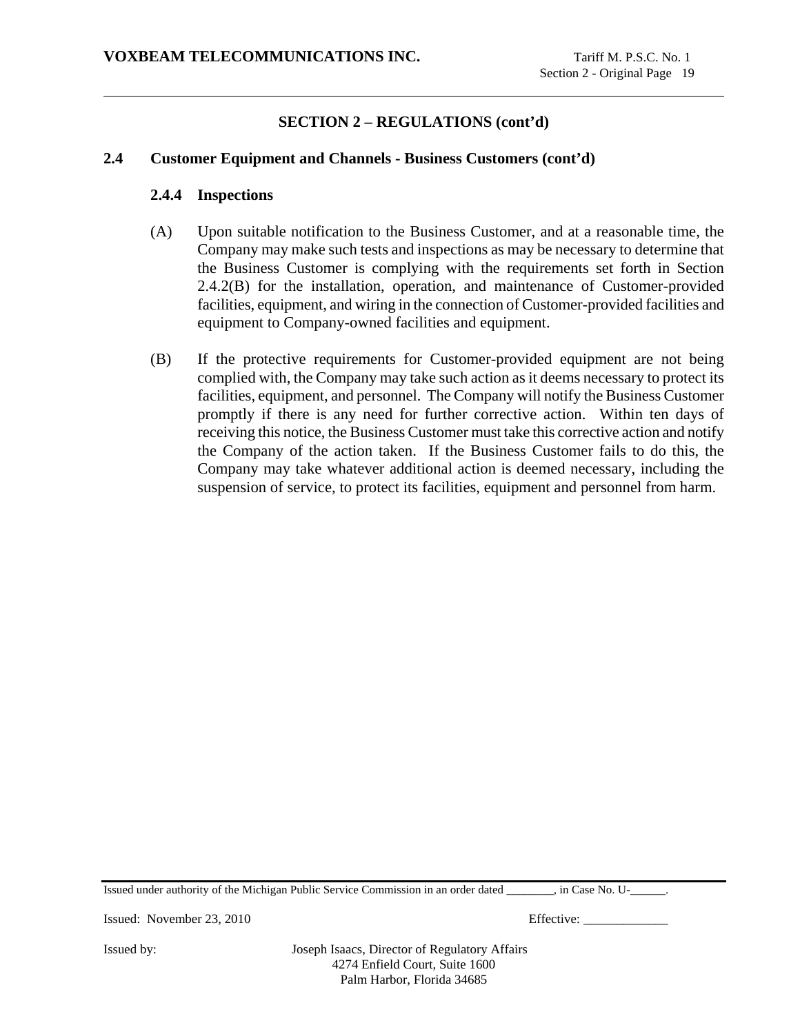## SECTION 2 – REGULATIONS (cont'd)

### 2.4 Customer Equipment and Channels - Business Customers (cont'd)

#### 2.4.4 Inspections

(A) Upon suitable notification to the Business Customer, and at a reasonable time, the Company may make such tests and inspections as may be necessary to determine that the Business Customer is complying with the requirements set forth in Section 2.4.2(B) for the installation, operation, and maintenance of Customer-provided facilities, equipment, and wiring in the connection of Customer-provided facilities and equipment to Company-owned facilities and equipment.

(B) If the protective requirements for Customer-provided equipment are not being complied with, the Company may take such action as it deems necessary to protect its facilities, equipment, and personnel. The Company will notify the Business Customer promptly if there is any need for further corrective action. Within ten days of receiving this notice, the Business Customer must take this corrective action and notify the Company of the action taken. If the Business Customer fails to do this, the Company may take whatever additional action is deemed necessary, including the suspension of service, to protect its facilities, equipment and personnel from harm.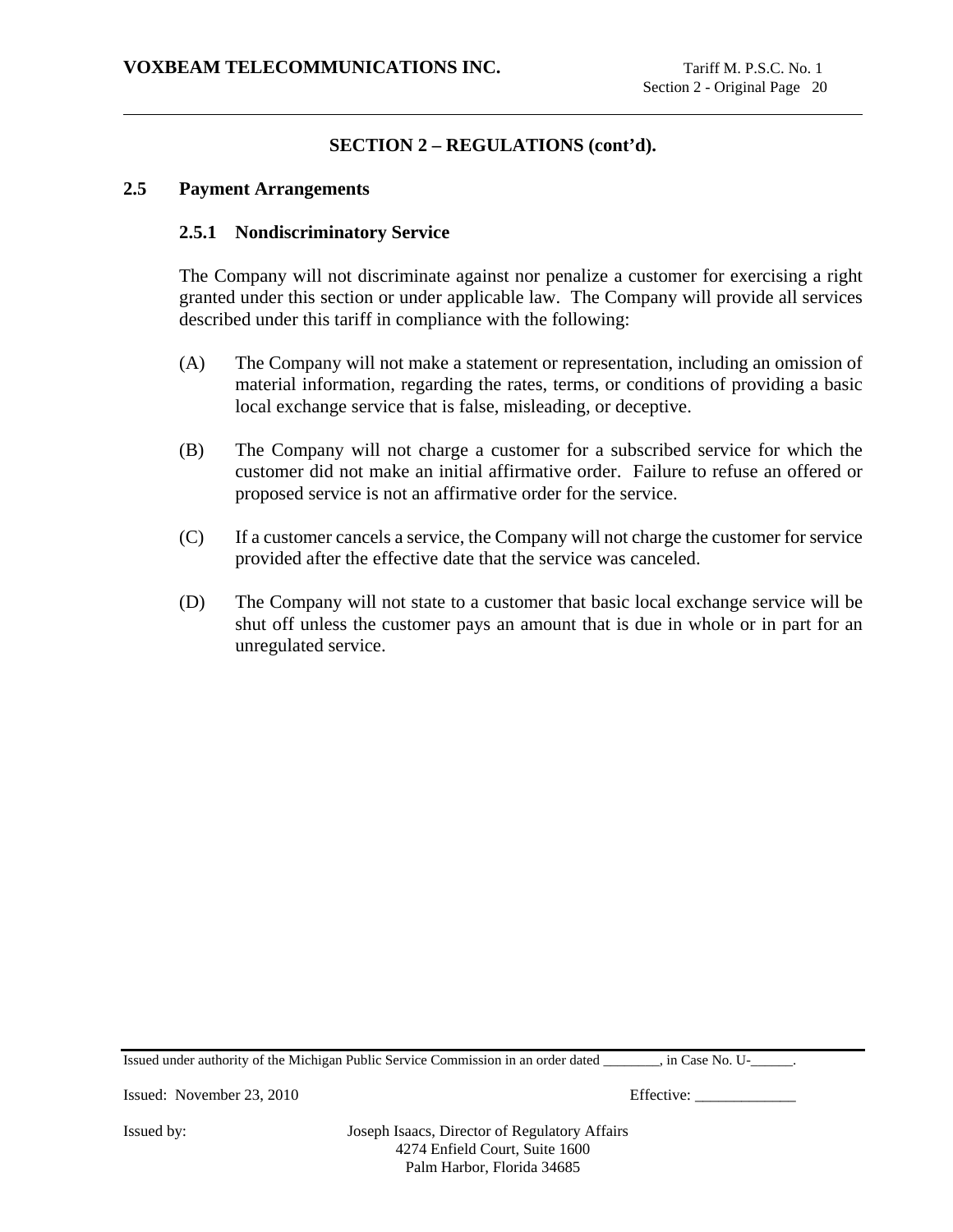## SECTION 2 – REGULATIONS (cont'd).

### 2.5 Payment Arrangements

#### 2.5.1 Nondiscriminatory Service

The Company will not discriminate against nor penalize a customer for exercising a right granted under this section or under applicable law. The Company will provide all services described under this tariff in compliance with the following:

(A) The Company will not make a statement or representation, including an omission of material information, regarding the rates, terms, or conditions of providing a basic local exchange service that is false, misleading, or deceptive.

(B) The Company will not charge a customer for a subscribed service for which the customer did not make an initial affirmative order. Failure to refuse an offered or proposed service is not an affirmative order for the service.

(C) If a customer cancels a service, the Company will not charge the customer for service provided after the effective date that the service was canceled.

(D) The Company will not state to a customer that basic local exchange service will be shut off unless the customer pays an amount that is due in whole or in part for an unregulated service.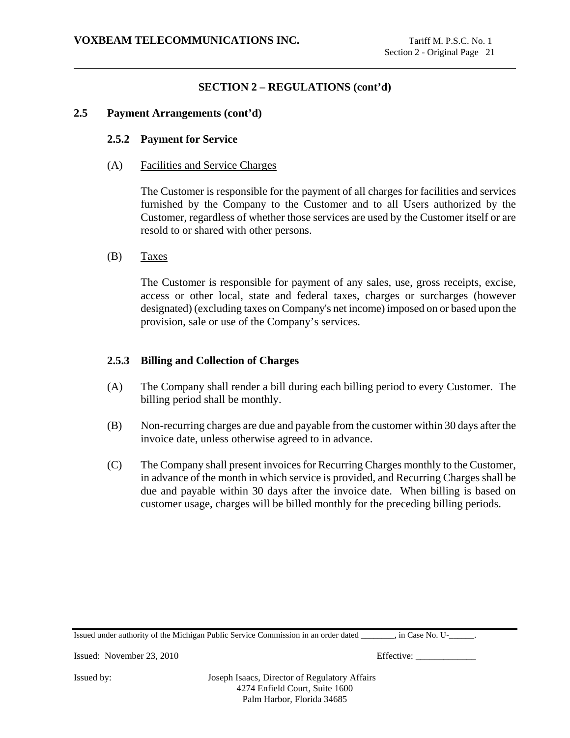## SECTION 2 – REGULATIONS (cont'd)

### 2.5 Payment Arrangements (cont'd)

#### 2.5.2 Payment for Service

(A) Facilities and Service Charges

The Customer is responsible for the payment of all charges for facilities and services furnished by the Company to the Customer and to all Users authorized by the Customer, regardless of whether those services are used by the Customer itself or are resold to or shared with other persons.

(B) Taxes

The Customer is responsible for payment of any sales, use, gross receipts, excise, access or other local, state and federal taxes, charges or surcharges (however designated) (excluding taxes on Company's net income) imposed on or based upon the provision, sale or use of the Company's services.

#### 2.5.3 Billing and Collection of Charges

(A) The Company shall render a bill during each billing period to every Customer. The billing period shall be monthly.

(B) Non-recurring charges are due and payable from the customer within 30 days after the invoice date, unless otherwise agreed to in advance.

(C) The Company shall present invoices for Recurring Charges monthly to the Customer, in advance of the month in which service is provided, and Recurring Charges shall be due and payable within 30 days after the invoice date. When billing is based on customer usage, charges will be billed monthly for the preceding billing periods.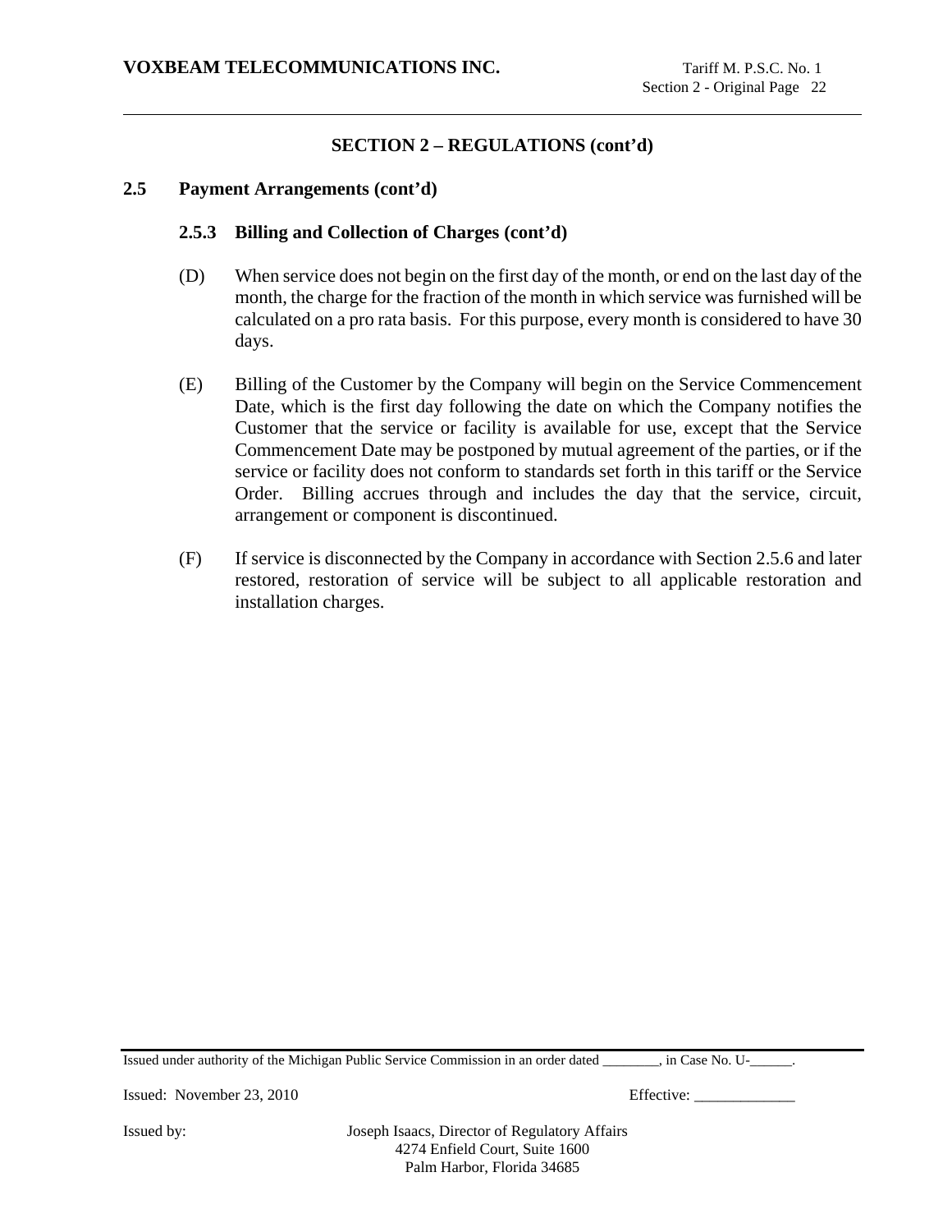## SECTION 2 – REGULATIONS (cont'd)

### 2.5 Payment Arrangements (cont'd)

#### 2.5.3 Billing and Collection of Charges (cont'd)

(D) When service does not begin on the first day of the month, or end on the last day of the month, the charge for the fraction of the month in which service was furnished will be calculated on a pro rata basis. For this purpose, every month is considered to have 30 days.

(E) Billing of the Customer by the Company will begin on the Service Commencement Date, which is the first day following the date on which the Company notifies the Customer that the service or facility is available for use, except that the Service Commencement Date may be postponed by mutual agreement of the parties, or if the service or facility does not conform to standards set forth in this tariff or the Service Order. Billing accrues through and includes the day that the service, circuit, arrangement or component is discontinued.

(F) If service is disconnected by the Company in accordance with Section 2.5.6 and later restored, restoration of service will be subject to all applicable restoration and installation charges.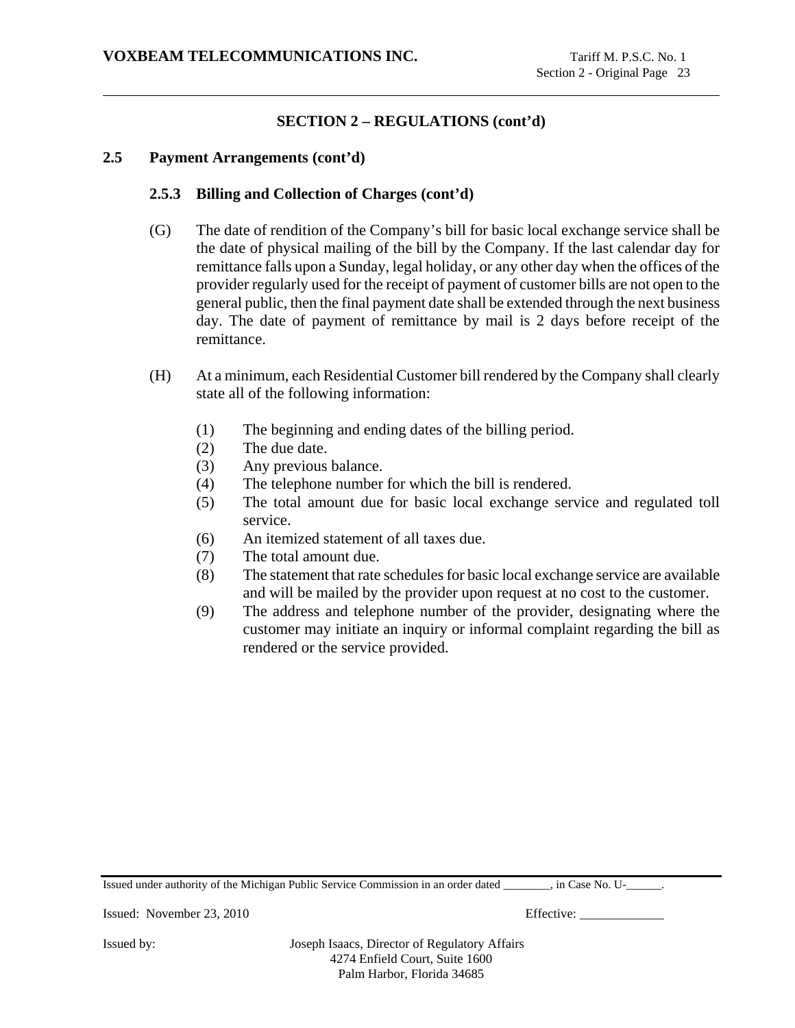## SECTION 2 – REGULATIONS (cont'd)

### 2.5 Payment Arrangements (cont'd)

#### 2.5.3 Billing and Collection of Charges (cont'd)

(G) The date of rendition of the Company's bill for basic local exchange service shall be the date of physical mailing of the bill by the Company. If the last calendar day for remittance falls upon a Sunday, legal holiday, or any other day when the offices of the provider regularly used for the receipt of payment of customer bills are not open to the general public, then the final payment date shall be extended through the next business day. The date of payment of remittance by mail is 2 days before receipt of the remittance.

(H) At a minimum, each Residential Customer bill rendered by the Company shall clearly state all of the following information:

(1) The beginning and ending dates of the billing period.
(2) The due date.
(3) Any previous balance.
(4) The telephone number for which the bill is rendered.
(5) The total amount due for basic local exchange service and regulated toll service.
(6) An itemized statement of all taxes due.
(7) The total amount due.
(8) The statement that rate schedules for basic local exchange service are available and will be mailed by the provider upon request at no cost to the customer.
(9) The address and telephone number of the provider, designating where the customer may initiate an inquiry or informal complaint regarding the bill as rendered or the service provided.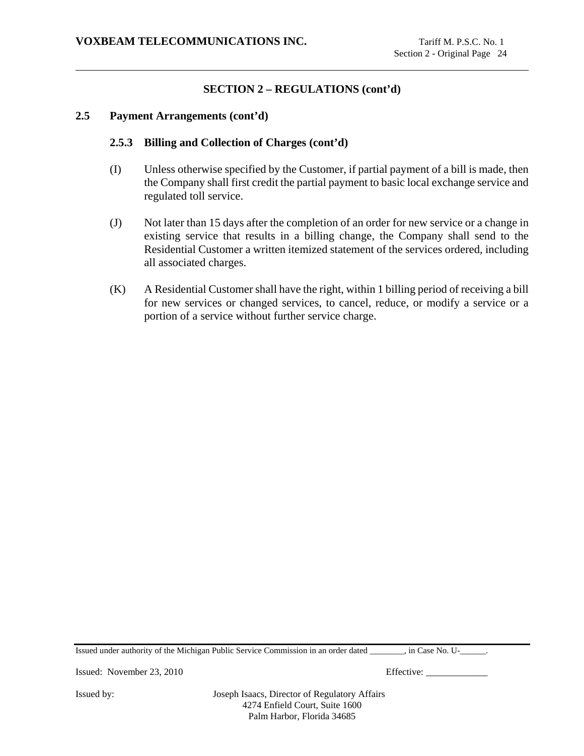## SECTION 2 – REGULATIONS (cont'd)

### 2.5 Payment Arrangements (cont'd)

#### 2.5.3 Billing and Collection of Charges (cont'd)

(I) Unless otherwise specified by the Customer, if partial payment of a bill is made, then the Company shall first credit the partial payment to basic local exchange service and regulated toll service.

(J) Not later than 15 days after the completion of an order for new service or a change in existing service that results in a billing change, the Company shall send to the Residential Customer a written itemized statement of the services ordered, including all associated charges.

(K) A Residential Customer shall have the right, within 1 billing period of receiving a bill for new services or changed services, to cancel, reduce, or modify a service or a portion of a service without further service charge.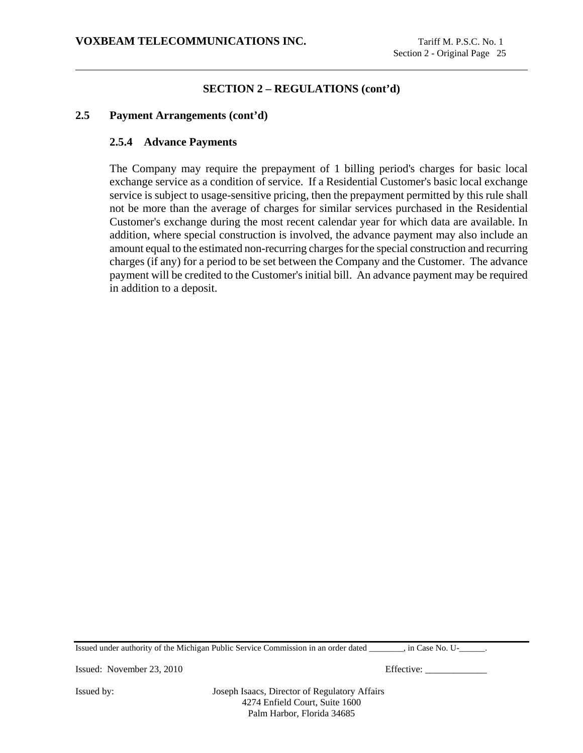## SECTION 2 – REGULATIONS (cont'd)

### 2.5 Payment Arrangements (cont'd)

#### 2.5.4 Advance Payments

The Company may require the prepayment of 1 billing period's charges for basic local exchange service as a condition of service. If a Residential Customer's basic local exchange service is subject to usage-sensitive pricing, then the prepayment permitted by this rule shall not be more than the average of charges for similar services purchased in the Residential Customer's exchange during the most recent calendar year for which data are available. In addition, where special construction is involved, the advance payment may also include an amount equal to the estimated non-recurring charges for the special construction and recurring charges (if any) for a period to be set between the Company and the Customer. The advance payment will be credited to the Customer's initial bill. An advance payment may be required in addition to a deposit.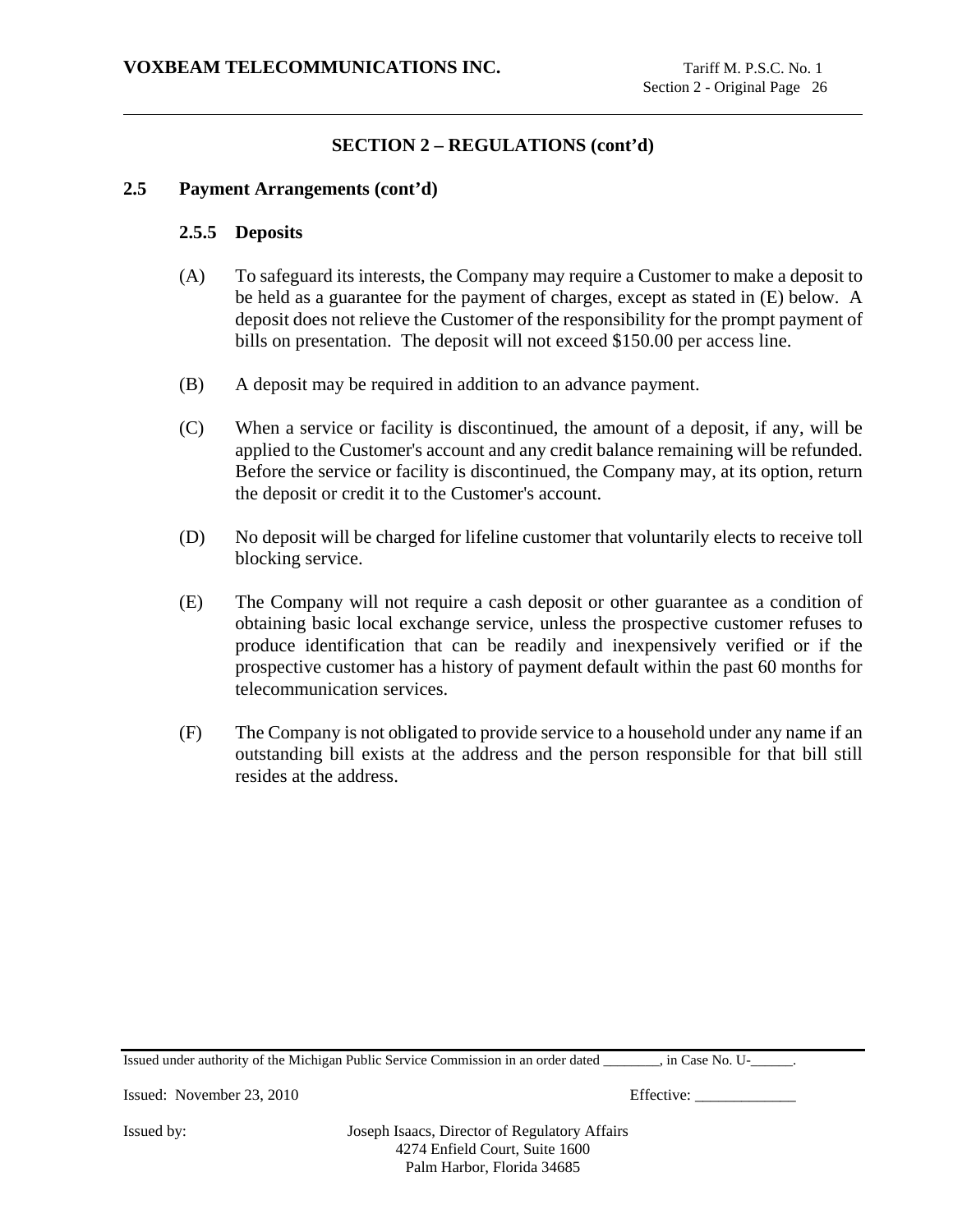## SECTION 2 – REGULATIONS (cont'd)

### 2.5 Payment Arrangements (cont'd)

#### 2.5.5 Deposits

(A) To safeguard its interests, the Company may require a Customer to make a deposit to be held as a guarantee for the payment of charges, except as stated in (E) below. A deposit does not relieve the Customer of the responsibility for the prompt payment of bills on presentation. The deposit will not exceed $150.00 per access line.

(B) A deposit may be required in addition to an advance payment.

(C) When a service or facility is discontinued, the amount of a deposit, if any, will be applied to the Customer's account and any credit balance remaining will be refunded. Before the service or facility is discontinued, the Company may, at its option, return the deposit or credit it to the Customer's account.

(D) No deposit will be charged for lifeline customer that voluntarily elects to receive toll blocking service.

(E) The Company will not require a cash deposit or other guarantee as a condition of obtaining basic local exchange service, unless the prospective customer refuses to produce identification that can be readily and inexpensively verified or if the prospective customer has a history of payment default within the past 60 months for telecommunication services.

(F) The Company is not obligated to provide service to a household under any name if an outstanding bill exists at the address and the person responsible for that bill still resides at the address.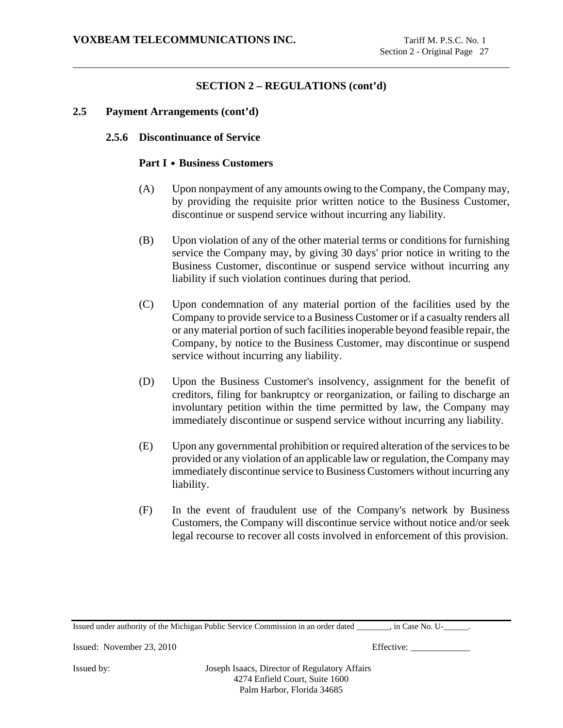## SECTION 2 – REGULATIONS (cont'd)

### 2.5 Payment Arrangements (cont'd)

#### 2.5.6 Discontinuance of Service

**Part I • Business Customers**

(A) Upon nonpayment of any amounts owing to the Company, the Company may, by providing the requisite prior written notice to the Business Customer, discontinue or suspend service without incurring any liability.

(B) Upon violation of any of the other material terms or conditions for furnishing service the Company may, by giving 30 days' prior notice in writing to the Business Customer, discontinue or suspend service without incurring any liability if such violation continues during that period.

(C) Upon condemnation of any material portion of the facilities used by the Company to provide service to a Business Customer or if a casualty renders all or any material portion of such facilities inoperable beyond feasible repair, the Company, by notice to the Business Customer, may discontinue or suspend service without incurring any liability.

(D) Upon the Business Customer's insolvency, assignment for the benefit of creditors, filing for bankruptcy or reorganization, or failing to discharge an involuntary petition within the time permitted by law, the Company may immediately discontinue or suspend service without incurring any liability.

(E) Upon any governmental prohibition or required alteration of the services to be provided or any violation of an applicable law or regulation, the Company may immediately discontinue service to Business Customers without incurring any liability.

(F) In the event of fraudulent use of the Company's network by Business Customers, the Company will discontinue service without notice and/or seek legal recourse to recover all costs involved in enforcement of this provision.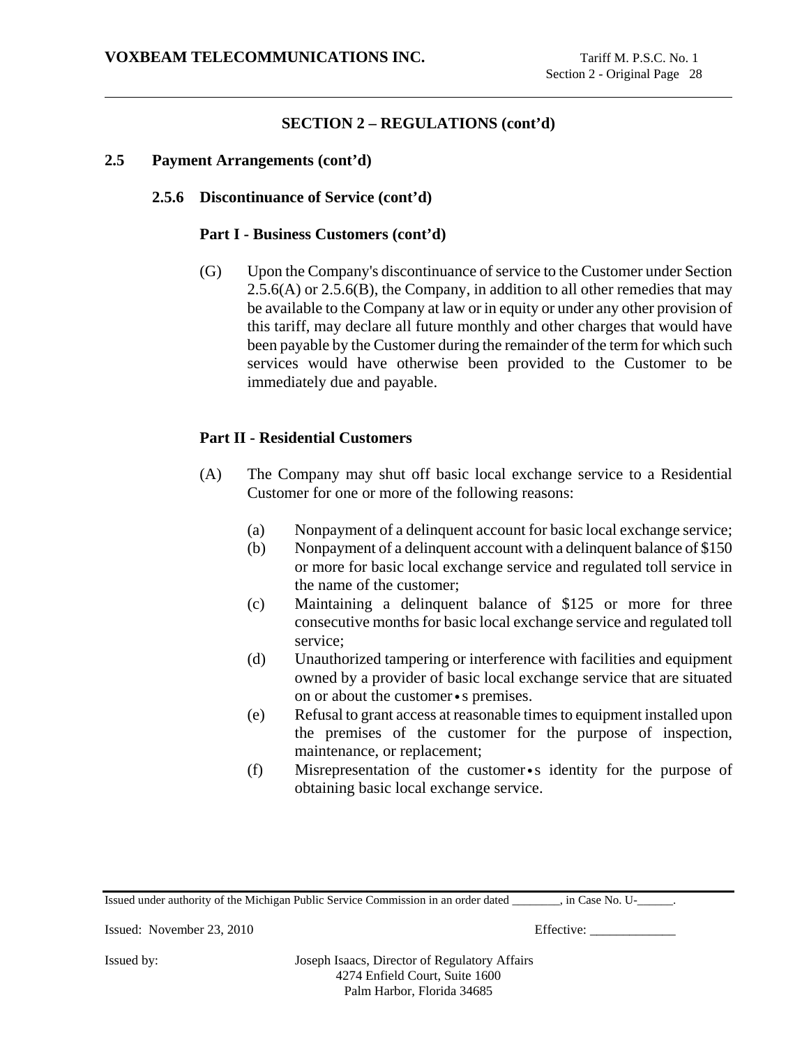## SECTION 2 – REGULATIONS (cont'd)

### 2.5 Payment Arrangements (cont'd)

#### 2.5.6 Discontinuance of Service (cont'd)

**Part I - Business Customers (cont'd)**

(G) Upon the Company's discontinuance of service to the Customer under Section 2.5.6(A) or 2.5.6(B), the Company, in addition to all other remedies that may be available to the Company at law or in equity or under any other provision of this tariff, may declare all future monthly and other charges that would have been payable by the Customer during the remainder of the term for which such services would have otherwise been provided to the Customer to be immediately due and payable.

**Part II - Residential Customers**

(A) The Company may shut off basic local exchange service to a Residential Customer for one or more of the following reasons:

- (a) Nonpayment of a delinquent account for basic local exchange service;
- (b) Nonpayment of a delinquent account with a delinquent balance of $150 or more for basic local exchange service and regulated toll service in the name of the customer;
- (c) Maintaining a delinquent balance of $125 or more for three consecutive months for basic local exchange service and regulated toll service;
- (d) Unauthorized tampering or interference with facilities and equipment owned by a provider of basic local exchange service that are situated on or about the customer•s premises.
- (e) Refusal to grant access at reasonable times to equipment installed upon the premises of the customer for the purpose of inspection, maintenance, or replacement;
- (f) Misrepresentation of the customer•s identity for the purpose of obtaining basic local exchange service.

Issued under authority of the Michigan Public Service Commission in an order dated ________, in Case No. U-______.

Issued: November 23, 2010 Effective: _____________

Issued by: Joseph Isaacs, Director of Regulatory Affairs
4274 Enfield Court, Suite 1600
Palm Harbor, Florida 34685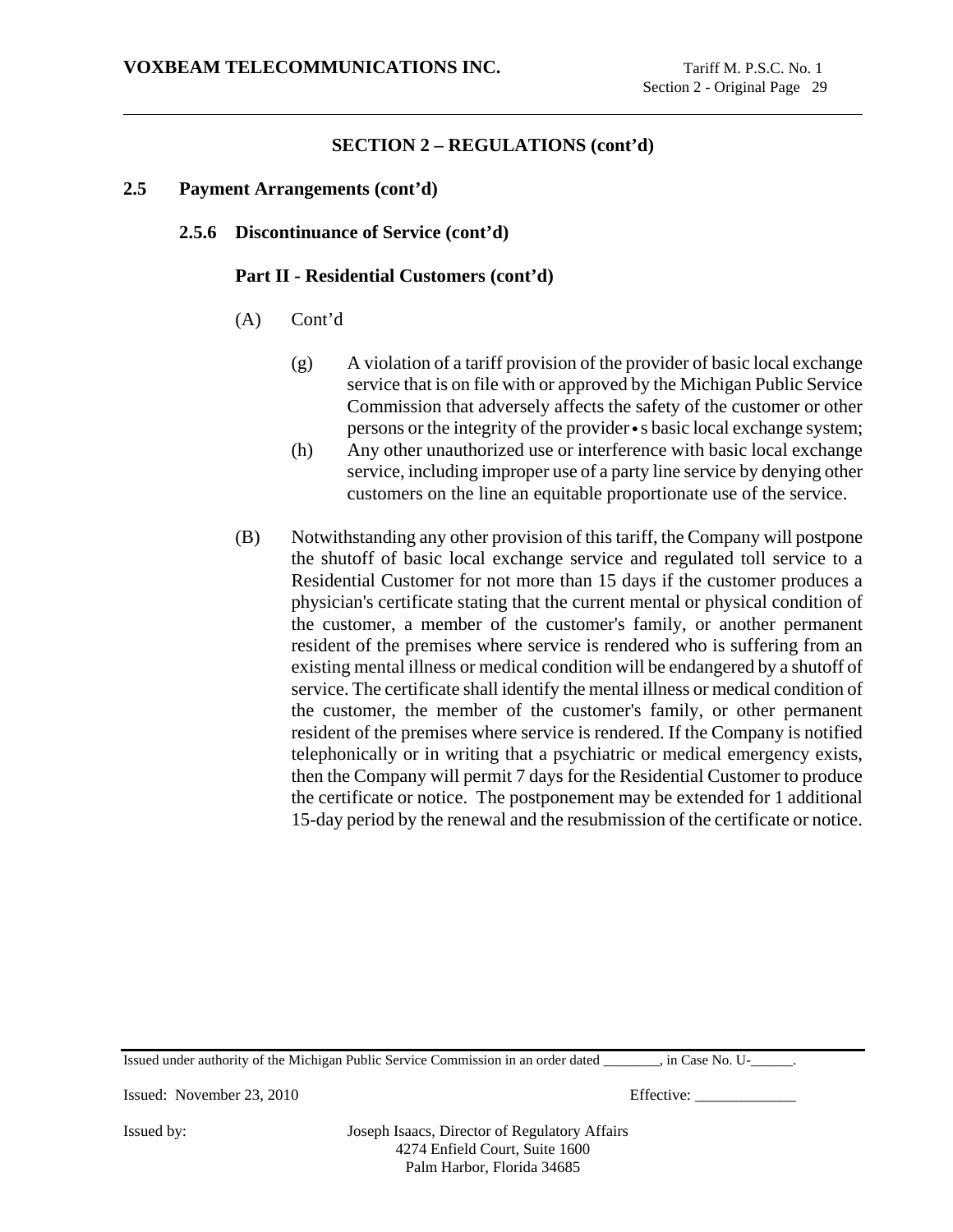## SECTION 2 – REGULATIONS (cont'd)

### 2.5 Payment Arrangements (cont'd)

#### 2.5.6 Discontinuance of Service (cont'd)

**Part II - Residential Customers (cont'd)**

(A) Cont'd

(g) A violation of a tariff provision of the provider of basic local exchange service that is on file with or approved by the Michigan Public Service Commission that adversely affects the safety of the customer or other persons or the integrity of the provider•s basic local exchange system;

(h) Any other unauthorized use or interference with basic local exchange service, including improper use of a party line service by denying other customers on the line an equitable proportionate use of the service.

(B) Notwithstanding any other provision of this tariff, the Company will postpone the shutoff of basic local exchange service and regulated toll service to a Residential Customer for not more than 15 days if the customer produces a physician's certificate stating that the current mental or physical condition of the customer, a member of the customer's family, or another permanent resident of the premises where service is rendered who is suffering from an existing mental illness or medical condition will be endangered by a shutoff of service. The certificate shall identify the mental illness or medical condition of the customer, the member of the customer's family, or other permanent resident of the premises where service is rendered. If the Company is notified telephonically or in writing that a psychiatric or medical emergency exists, then the Company will permit 7 days for the Residential Customer to produce the certificate or notice. The postponement may be extended for 1 additional 15-day period by the renewal and the resubmission of the certificate or notice.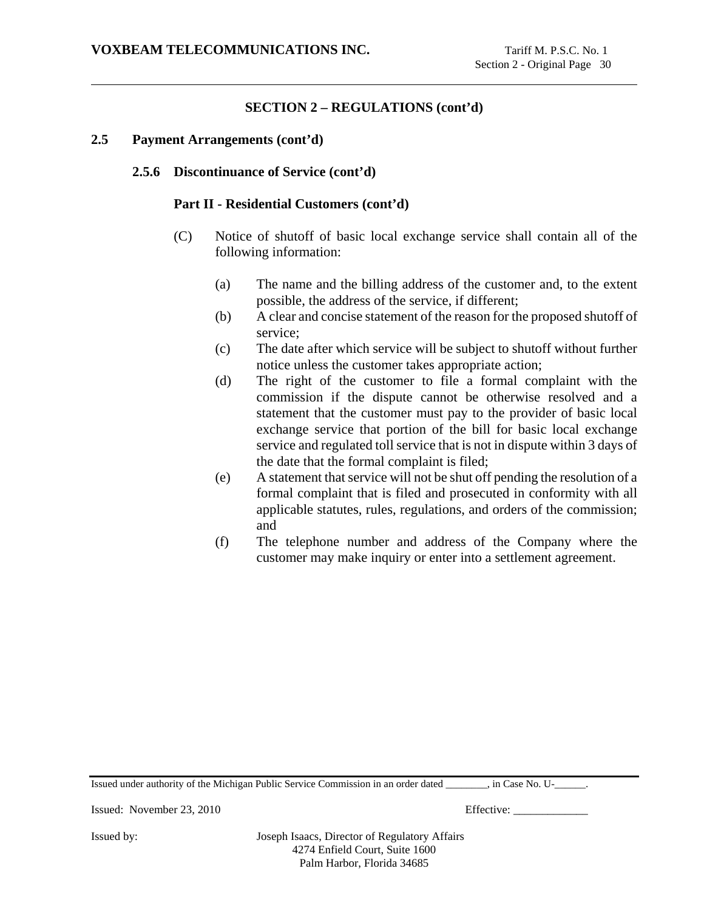## SECTION 2 – REGULATIONS (cont'd)

**2.5 Payment Arrangements (cont'd)**

**2.5.6 Discontinuance of Service (cont'd)**

**Part II - Residential Customers (cont'd)**

(C) Notice of shutoff of basic local exchange service shall contain all of the following information:

(a) The name and the billing address of the customer and, to the extent possible, the address of the service, if different;

(b) A clear and concise statement of the reason for the proposed shutoff of service;

(c) The date after which service will be subject to shutoff without further notice unless the customer takes appropriate action;

(d) The right of the customer to file a formal complaint with the commission if the dispute cannot be otherwise resolved and a statement that the customer must pay to the provider of basic local exchange service that portion of the bill for basic local exchange service and regulated toll service that is not in dispute within 3 days of the date that the formal complaint is filed;

(e) A statement that service will not be shut off pending the resolution of a formal complaint that is filed and prosecuted in conformity with all applicable statutes, rules, regulations, and orders of the commission; and

(f) The telephone number and address of the Company where the customer may make inquiry or enter into a settlement agreement.

Issued under authority of the Michigan Public Service Commission in an order dated ________, in Case No. U-______.

Issued: November 23, 2010 Effective: _____________

Issued by: Joseph Isaacs, Director of Regulatory Affairs
4274 Enfield Court, Suite 1600
Palm Harbor, Florida 34685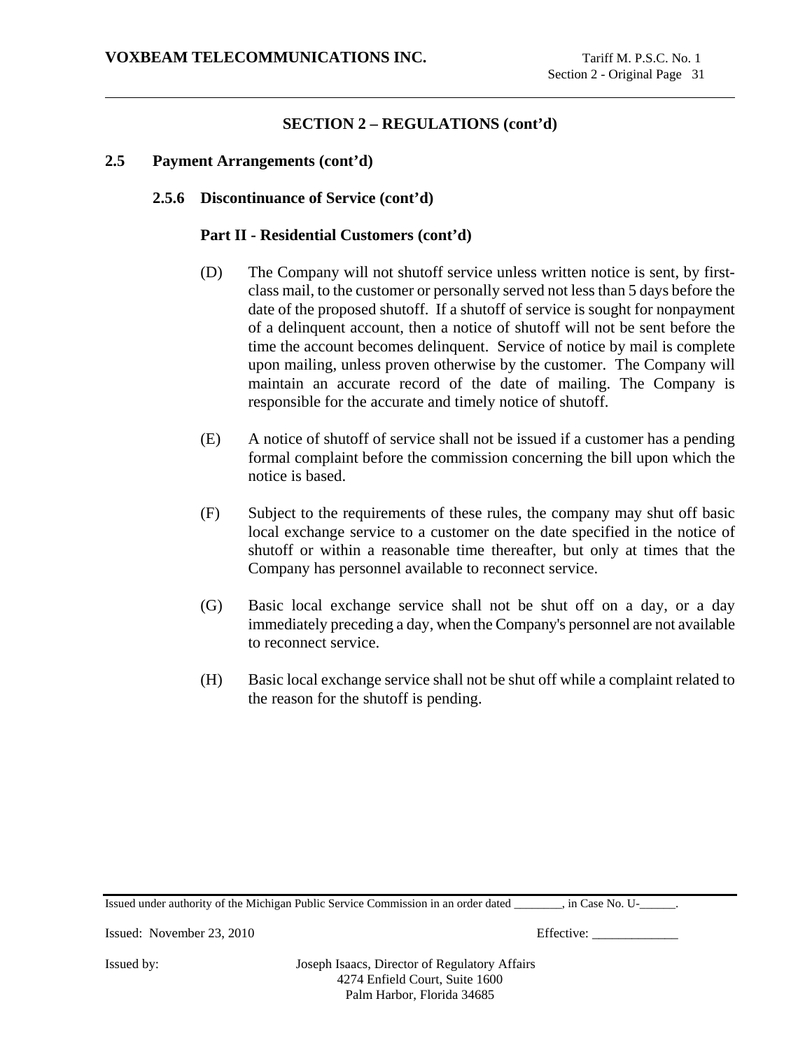## SECTION 2 – REGULATIONS (cont'd)

### 2.5 Payment Arrangements (cont'd)

#### 2.5.6 Discontinuance of Service (cont'd)

**Part II - Residential Customers (cont'd)**

(D) The Company will not shutoff service unless written notice is sent, by first-class mail, to the customer or personally served not less than 5 days before the date of the proposed shutoff. If a shutoff of service is sought for nonpayment of a delinquent account, then a notice of shutoff will not be sent before the time the account becomes delinquent. Service of notice by mail is complete upon mailing, unless proven otherwise by the customer. The Company will maintain an accurate record of the date of mailing. The Company is responsible for the accurate and timely notice of shutoff.

(E) A notice of shutoff of service shall not be issued if a customer has a pending formal complaint before the commission concerning the bill upon which the notice is based.

(F) Subject to the requirements of these rules, the company may shut off basic local exchange service to a customer on the date specified in the notice of shutoff or within a reasonable time thereafter, but only at times that the Company has personnel available to reconnect service.

(G) Basic local exchange service shall not be shut off on a day, or a day immediately preceding a day, when the Company's personnel are not available to reconnect service.

(H) Basic local exchange service shall not be shut off while a complaint related to the reason for the shutoff is pending.

Issued under authority of the Michigan Public Service Commission in an order dated ________, in Case No. U-______.

Issued: November 23, 2010 Effective: _____________

Issued by: Joseph Isaacs, Director of Regulatory Affairs
4274 Enfield Court, Suite 1600
Palm Harbor, Florida 34685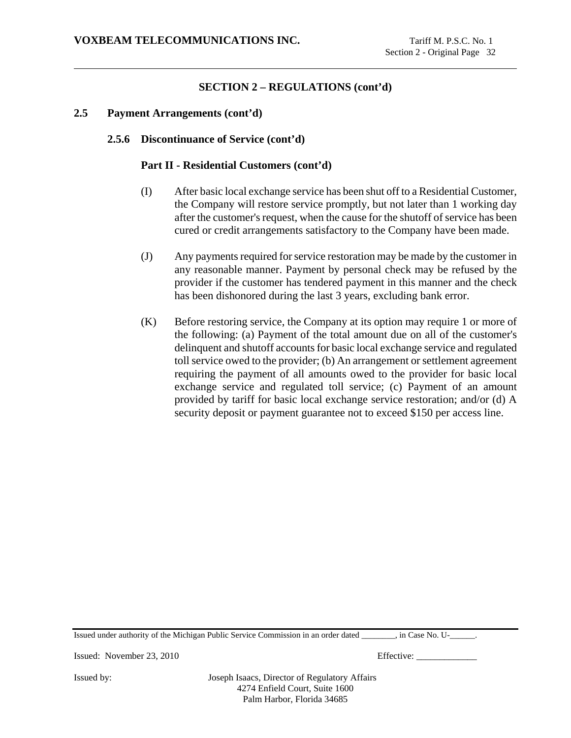## SECTION 2 – REGULATIONS (cont'd)

### 2.5 Payment Arrangements (cont'd)

#### 2.5.6 Discontinuance of Service (cont'd)

**Part II - Residential Customers (cont'd)**

(I) After basic local exchange service has been shut off to a Residential Customer, the Company will restore service promptly, but not later than 1 working day after the customer's request, when the cause for the shutoff of service has been cured or credit arrangements satisfactory to the Company have been made.

(J) Any payments required for service restoration may be made by the customer in any reasonable manner. Payment by personal check may be refused by the provider if the customer has tendered payment in this manner and the check has been dishonored during the last 3 years, excluding bank error.

(K) Before restoring service, the Company at its option may require 1 or more of the following: (a) Payment of the total amount due on all of the customer's delinquent and shutoff accounts for basic local exchange service and regulated toll service owed to the provider; (b) An arrangement or settlement agreement requiring the payment of all amounts owed to the provider for basic local exchange service and regulated toll service; (c) Payment of an amount provided by tariff for basic local exchange service restoration; and/or (d) A security deposit or payment guarantee not to exceed $150 per access line.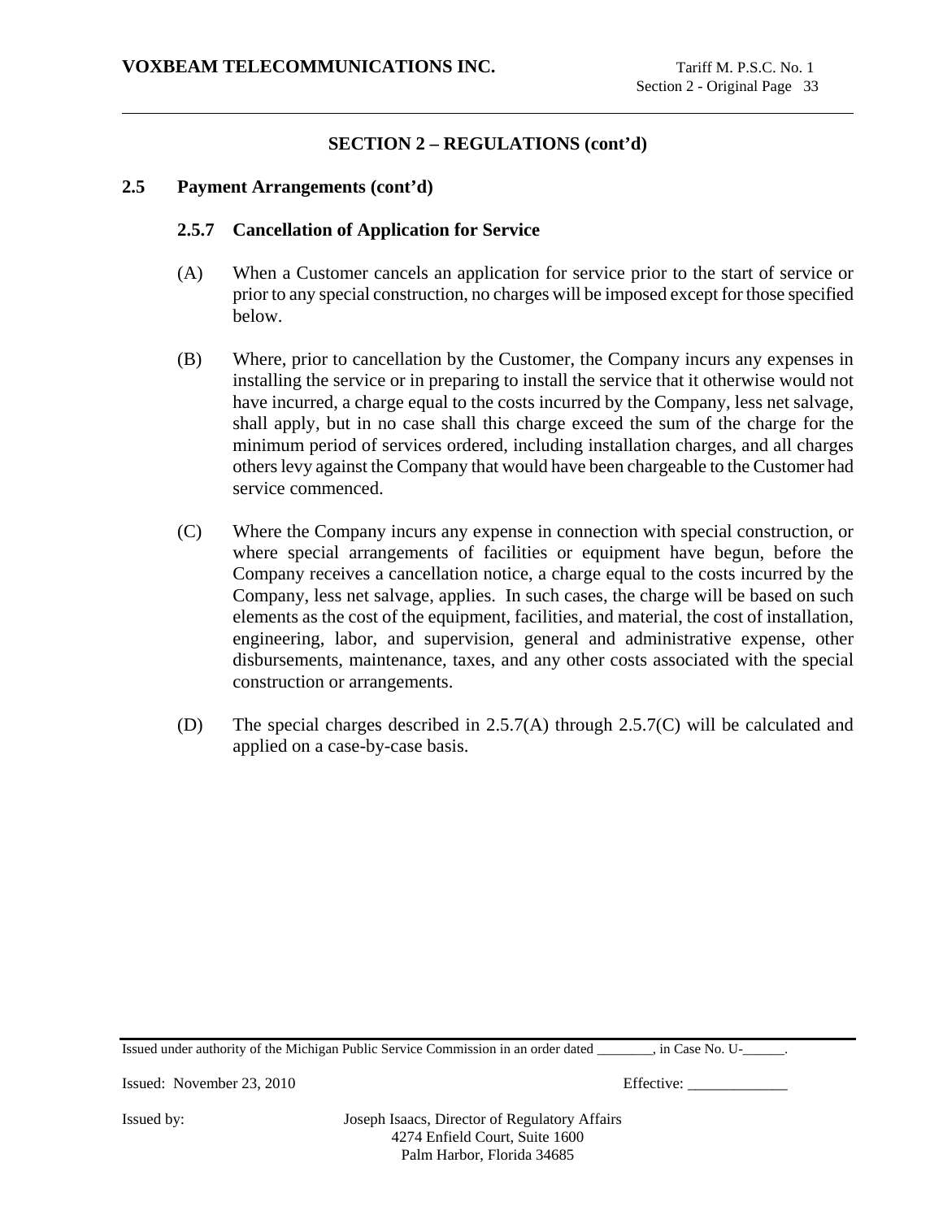## SECTION 2 – REGULATIONS (cont'd)

### 2.5 Payment Arrangements (cont'd)

#### 2.5.7 Cancellation of Application for Service

(A) When a Customer cancels an application for service prior to the start of service or prior to any special construction, no charges will be imposed except for those specified below.

(B) Where, prior to cancellation by the Customer, the Company incurs any expenses in installing the service or in preparing to install the service that it otherwise would not have incurred, a charge equal to the costs incurred by the Company, less net salvage, shall apply, but in no case shall this charge exceed the sum of the charge for the minimum period of services ordered, including installation charges, and all charges others levy against the Company that would have been chargeable to the Customer had service commenced.

(C) Where the Company incurs any expense in connection with special construction, or where special arrangements of facilities or equipment have begun, before the Company receives a cancellation notice, a charge equal to the costs incurred by the Company, less net salvage, applies. In such cases, the charge will be based on such elements as the cost of the equipment, facilities, and material, the cost of installation, engineering, labor, and supervision, general and administrative expense, other disbursements, maintenance, taxes, and any other costs associated with the special construction or arrangements.

(D) The special charges described in 2.5.7(A) through 2.5.7(C) will be calculated and applied on a case-by-case basis.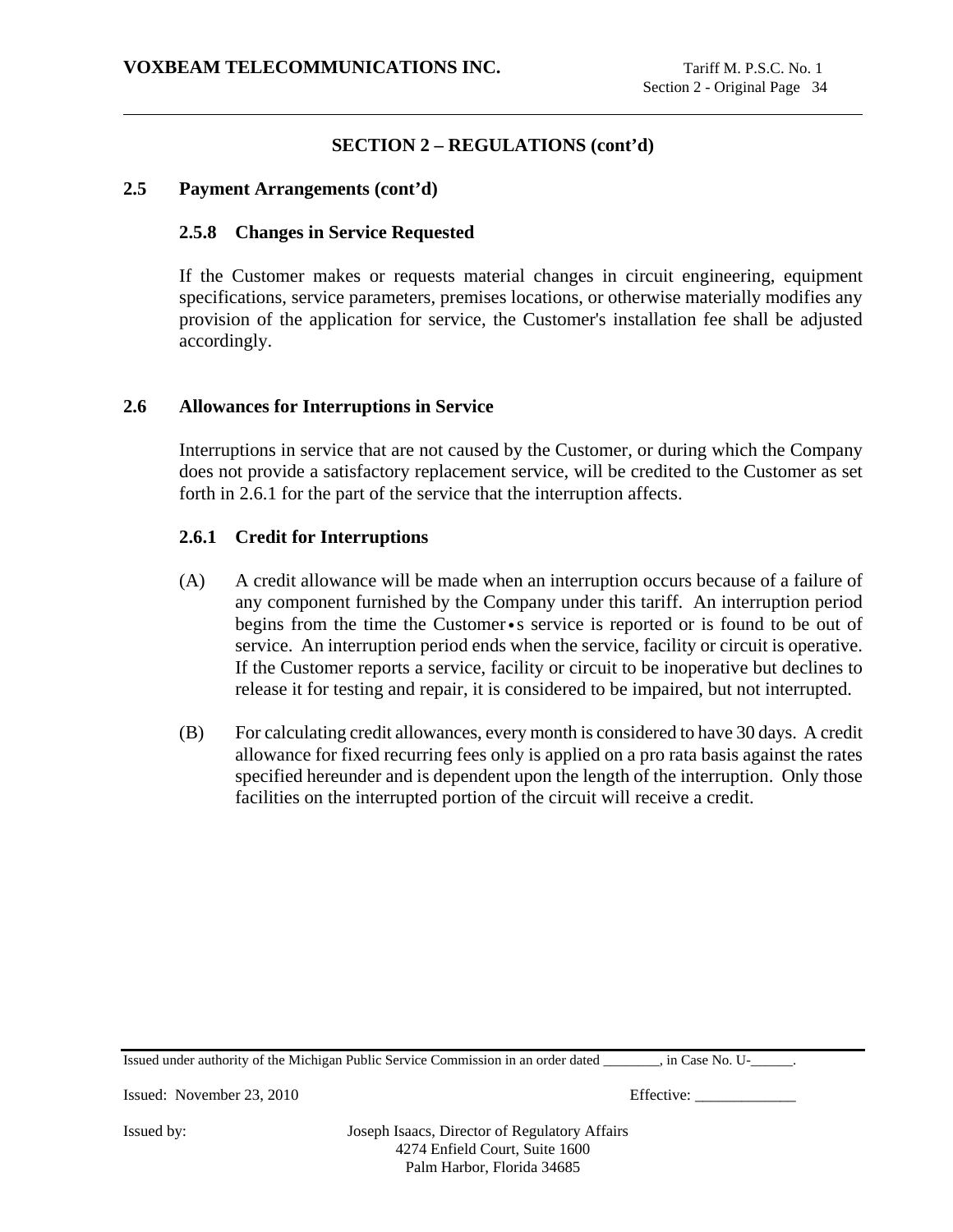## SECTION 2 – REGULATIONS (cont'd)

### 2.5 Payment Arrangements (cont'd)

#### 2.5.8 Changes in Service Requested

If the Customer makes or requests material changes in circuit engineering, equipment specifications, service parameters, premises locations, or otherwise materially modifies any provision of the application for service, the Customer's installation fee shall be adjusted accordingly.

### 2.6 Allowances for Interruptions in Service

Interruptions in service that are not caused by the Customer, or during which the Company does not provide a satisfactory replacement service, will be credited to the Customer as set forth in 2.6.1 for the part of the service that the interruption affects.

#### 2.6.1 Credit for Interruptions

(A) A credit allowance will be made when an interruption occurs because of a failure of any component furnished by the Company under this tariff. An interruption period begins from the time the Customer•s service is reported or is found to be out of service. An interruption period ends when the service, facility or circuit is operative. If the Customer reports a service, facility or circuit to be inoperative but declines to release it for testing and repair, it is considered to be impaired, but not interrupted.

(B) For calculating credit allowances, every month is considered to have 30 days. A credit allowance for fixed recurring fees only is applied on a pro rata basis against the rates specified hereunder and is dependent upon the length of the interruption. Only those facilities on the interrupted portion of the circuit will receive a credit.

Issued under authority of the Michigan Public Service Commission in an order dated ________, in Case No. U-______.

Issued: November 23, 2010 Effective: _____________

Issued by: Joseph Isaacs, Director of Regulatory Affairs
4274 Enfield Court, Suite 1600
Palm Harbor, Florida 34685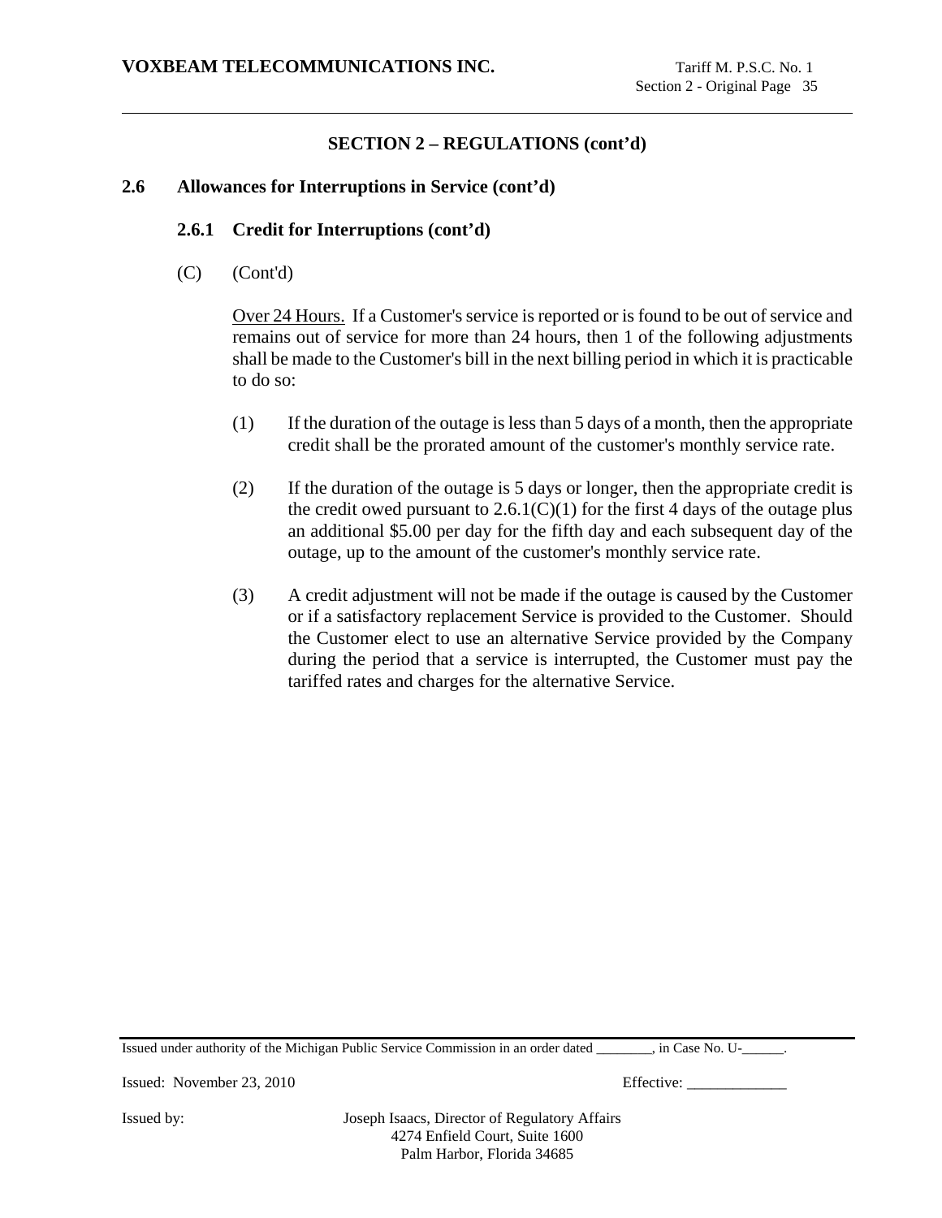## SECTION 2 – REGULATIONS (cont'd)

### 2.6 Allowances for Interruptions in Service (cont'd)

#### 2.6.1 Credit for Interruptions (cont'd)

(C) (Cont'd)

Over 24 Hours. If a Customer's service is reported or is found to be out of service and remains out of service for more than 24 hours, then 1 of the following adjustments shall be made to the Customer's bill in the next billing period in which it is practicable to do so:

(1) If the duration of the outage is less than 5 days of a month, then the appropriate credit shall be the prorated amount of the customer's monthly service rate.

(2) If the duration of the outage is 5 days or longer, then the appropriate credit is the credit owed pursuant to 2.6.1(C)(1) for the first 4 days of the outage plus an additional $5.00 per day for the fifth day and each subsequent day of the outage, up to the amount of the customer's monthly service rate.

(3) A credit adjustment will not be made if the outage is caused by the Customer or if a satisfactory replacement Service is provided to the Customer. Should the Customer elect to use an alternative Service provided by the Company during the period that a service is interrupted, the Customer must pay the tariffed rates and charges for the alternative Service.

Issued under authority of the Michigan Public Service Commission in an order dated ________, in Case No. U-______.

Issued: November 23, 2010 Effective: _____________

Issued by: Joseph Isaacs, Director of Regulatory Affairs
4274 Enfield Court, Suite 1600
Palm Harbor, Florida 34685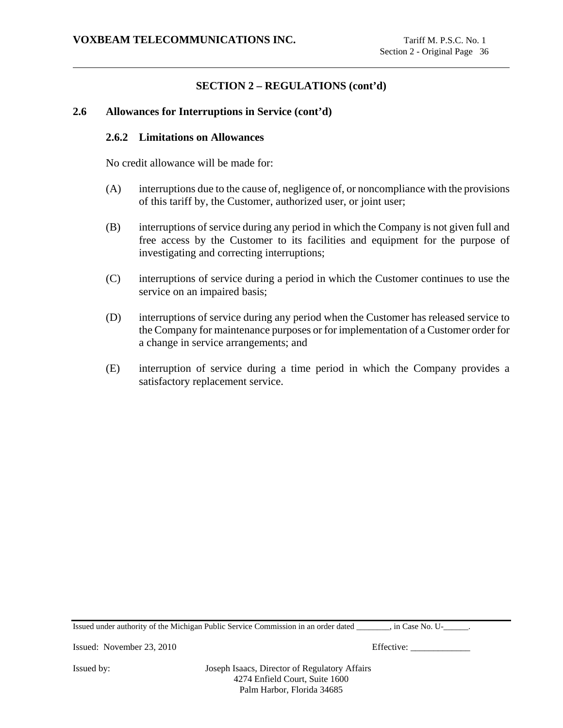## SECTION 2 – REGULATIONS (cont'd)

### 2.6 Allowances for Interruptions in Service (cont'd)

#### 2.6.2 Limitations on Allowances

No credit allowance will be made for:

(A) interruptions due to the cause of, negligence of, or noncompliance with the provisions of this tariff by, the Customer, authorized user, or joint user;

(B) interruptions of service during any period in which the Company is not given full and free access by the Customer to its facilities and equipment for the purpose of investigating and correcting interruptions;

(C) interruptions of service during a period in which the Customer continues to use the service on an impaired basis;

(D) interruptions of service during any period when the Customer has released service to the Company for maintenance purposes or for implementation of a Customer order for a change in service arrangements; and

(E) interruption of service during a time period in which the Company provides a satisfactory replacement service.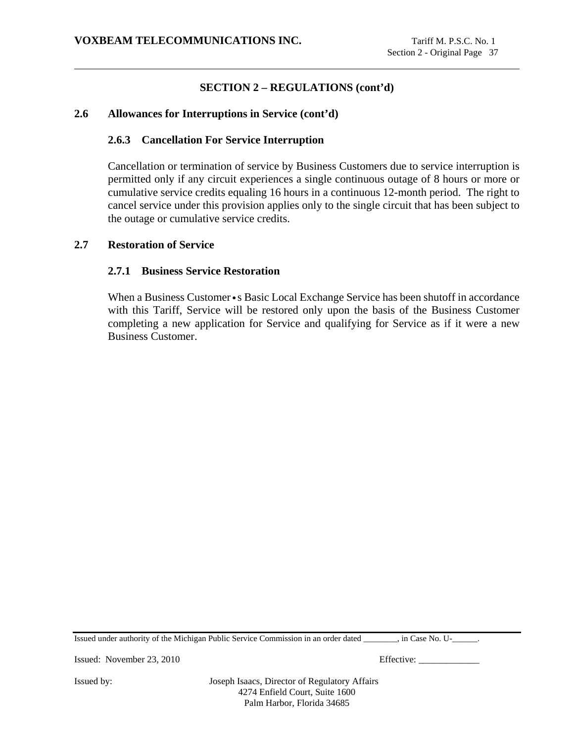## SECTION 2 – REGULATIONS (cont'd)

### 2.6 Allowances for Interruptions in Service (cont'd)

#### 2.6.3 Cancellation For Service Interruption

Cancellation or termination of service by Business Customers due to service interruption is permitted only if any circuit experiences a single continuous outage of 8 hours or more or cumulative service credits equaling 16 hours in a continuous 12-month period. The right to cancel service under this provision applies only to the single circuit that has been subject to the outage or cumulative service credits.

### 2.7 Restoration of Service

#### 2.7.1 Business Service Restoration

When a Business Customer•s Basic Local Exchange Service has been shutoff in accordance with this Tariff, Service will be restored only upon the basis of the Business Customer completing a new application for Service and qualifying for Service as if it were a new Business Customer.

Issued under authority of the Michigan Public Service Commission in an order dated ________, in Case No. U-______.

Issued: November 23, 2010 Effective: _____________

Issued by: Joseph Isaacs, Director of Regulatory Affairs
4274 Enfield Court, Suite 1600
Palm Harbor, Florida 34685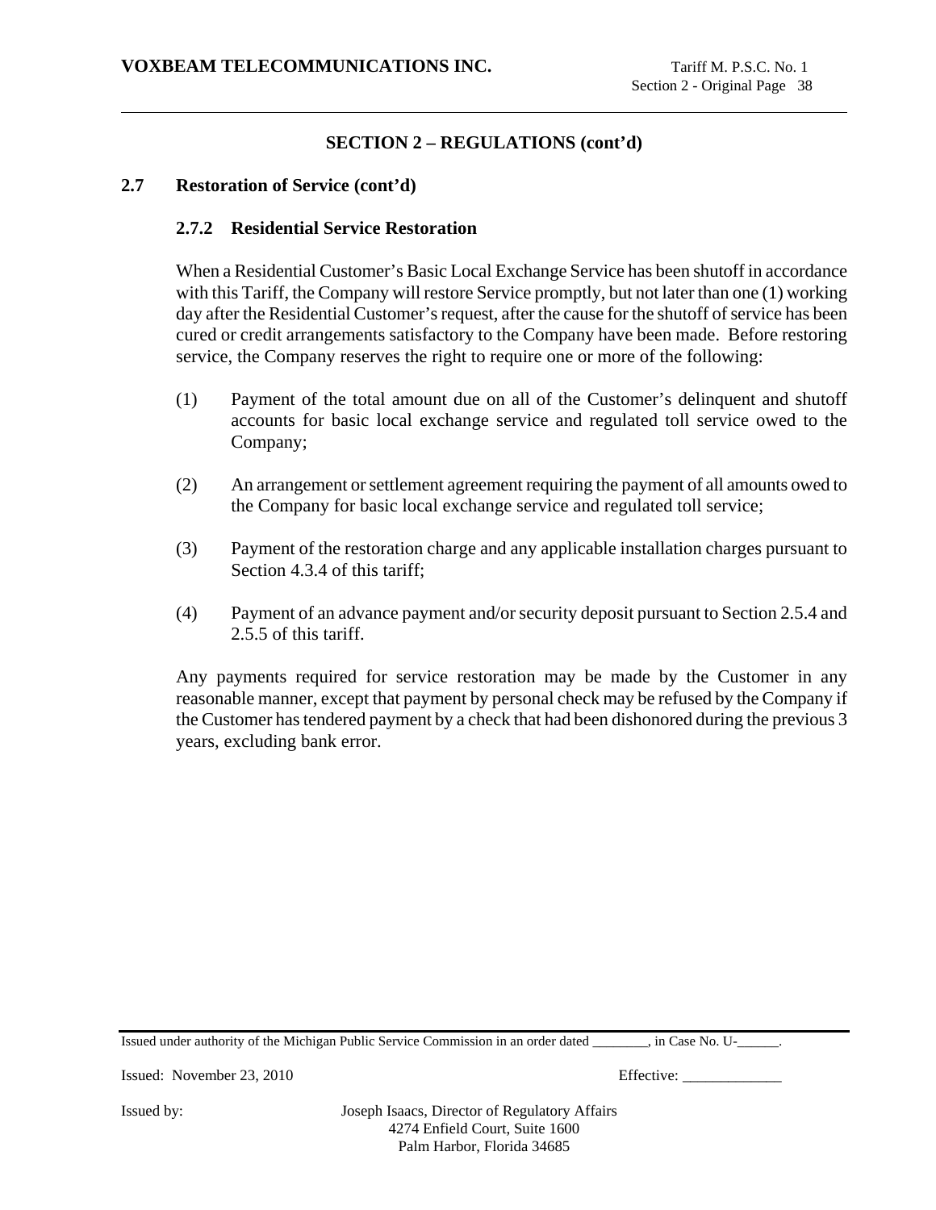## SECTION 2 – REGULATIONS (cont'd)

### 2.7 Restoration of Service (cont'd)

#### 2.7.2 Residential Service Restoration

When a Residential Customer's Basic Local Exchange Service has been shutoff in accordance with this Tariff, the Company will restore Service promptly, but not later than one (1) working day after the Residential Customer's request, after the cause for the shutoff of service has been cured or credit arrangements satisfactory to the Company have been made. Before restoring service, the Company reserves the right to require one or more of the following:

(1) Payment of the total amount due on all of the Customer's delinquent and shutoff accounts for basic local exchange service and regulated toll service owed to the Company;

(2) An arrangement or settlement agreement requiring the payment of all amounts owed to the Company for basic local exchange service and regulated toll service;

(3) Payment of the restoration charge and any applicable installation charges pursuant to Section 4.3.4 of this tariff;

(4) Payment of an advance payment and/or security deposit pursuant to Section 2.5.4 and 2.5.5 of this tariff.

Any payments required for service restoration may be made by the Customer in any reasonable manner, except that payment by personal check may be refused by the Company if the Customer has tendered payment by a check that had been dishonored during the previous 3 years, excluding bank error.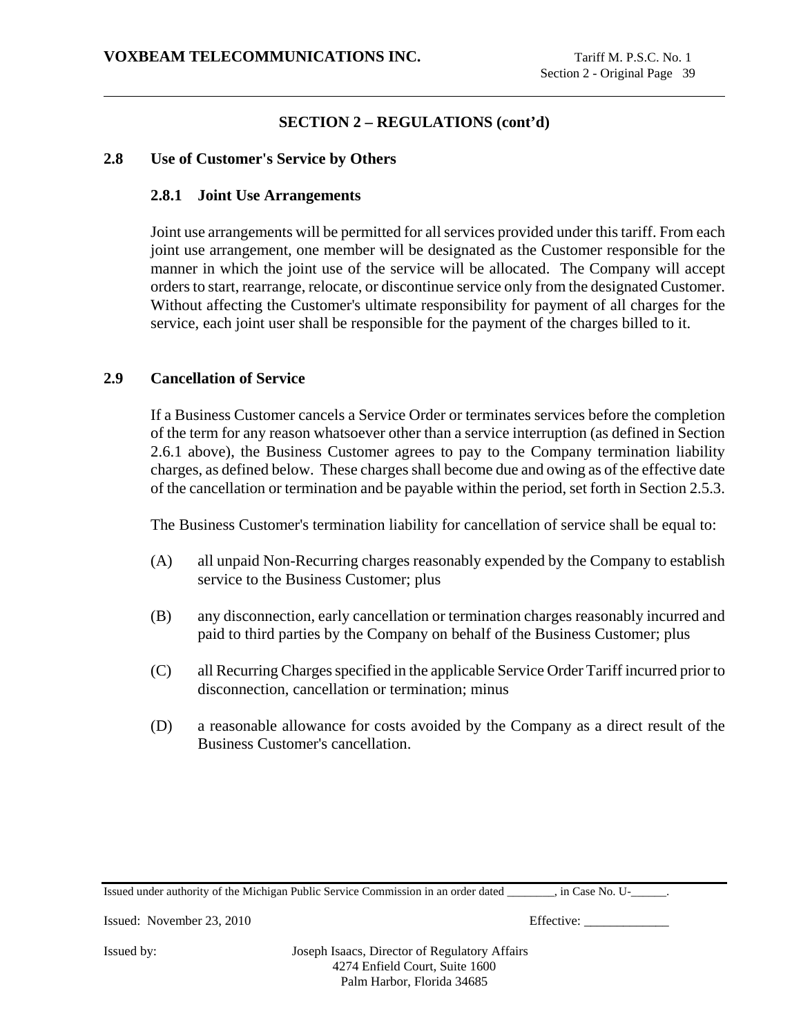## SECTION 2 – REGULATIONS (cont'd)

### 2.8 Use of Customer's Service by Others

#### 2.8.1 Joint Use Arrangements

Joint use arrangements will be permitted for all services provided under this tariff. From each joint use arrangement, one member will be designated as the Customer responsible for the manner in which the joint use of the service will be allocated. The Company will accept orders to start, rearrange, relocate, or discontinue service only from the designated Customer. Without affecting the Customer's ultimate responsibility for payment of all charges for the service, each joint user shall be responsible for the payment of the charges billed to it.

### 2.9 Cancellation of Service

If a Business Customer cancels a Service Order or terminates services before the completion of the term for any reason whatsoever other than a service interruption (as defined in Section 2.6.1 above), the Business Customer agrees to pay to the Company termination liability charges, as defined below. These charges shall become due and owing as of the effective date of the cancellation or termination and be payable within the period, set forth in Section 2.5.3.

The Business Customer's termination liability for cancellation of service shall be equal to:

(A) all unpaid Non-Recurring charges reasonably expended by the Company to establish service to the Business Customer; plus

(B) any disconnection, early cancellation or termination charges reasonably incurred and paid to third parties by the Company on behalf of the Business Customer; plus

(C) all Recurring Charges specified in the applicable Service Order Tariff incurred prior to disconnection, cancellation or termination; minus

(D) a reasonable allowance for costs avoided by the Company as a direct result of the Business Customer's cancellation.

Issued under authority of the Michigan Public Service Commission in an order dated ________, in Case No. U-______.

Issued: November 23, 2010 Effective: _____________

Issued by: Joseph Isaacs, Director of Regulatory Affairs
4274 Enfield Court, Suite 1600
Palm Harbor, Florida 34685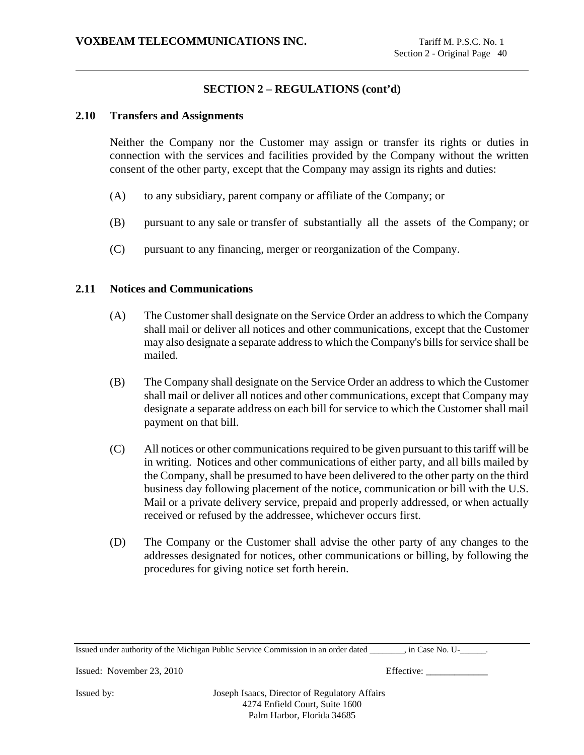## SECTION 2 – REGULATIONS (cont'd)

### 2.10 Transfers and Assignments

Neither the Company nor the Customer may assign or transfer its rights or duties in connection with the services and facilities provided by the Company without the written consent of the other party, except that the Company may assign its rights and duties:

(A) to any subsidiary, parent company or affiliate of the Company; or

(B) pursuant to any sale or transfer of substantially all the assets of the Company; or

(C) pursuant to any financing, merger or reorganization of the Company.

### 2.11 Notices and Communications

(A) The Customer shall designate on the Service Order an address to which the Company shall mail or deliver all notices and other communications, except that the Customer may also designate a separate address to which the Company's bills for service shall be mailed.

(B) The Company shall designate on the Service Order an address to which the Customer shall mail or deliver all notices and other communications, except that Company may designate a separate address on each bill for service to which the Customer shall mail payment on that bill.

(C) All notices or other communications required to be given pursuant to this tariff will be in writing. Notices and other communications of either party, and all bills mailed by the Company, shall be presumed to have been delivered to the other party on the third business day following placement of the notice, communication or bill with the U.S. Mail or a private delivery service, prepaid and properly addressed, or when actually received or refused by the addressee, whichever occurs first.

(D) The Company or the Customer shall advise the other party of any changes to the addresses designated for notices, other communications or billing, by following the procedures for giving notice set forth herein.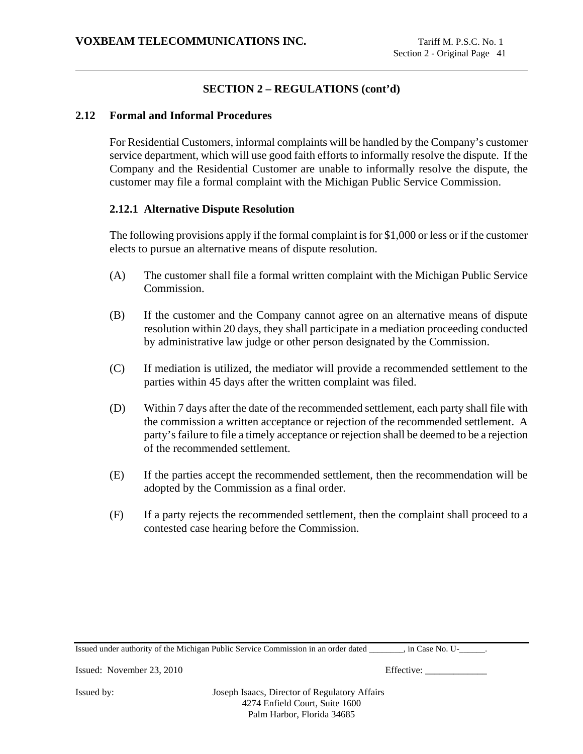## SECTION 2 – REGULATIONS (cont'd)

### 2.12 Formal and Informal Procedures

For Residential Customers, informal complaints will be handled by the Company's customer service department, which will use good faith efforts to informally resolve the dispute. If the Company and the Residential Customer are unable to informally resolve the dispute, the customer may file a formal complaint with the Michigan Public Service Commission.

#### 2.12.1 Alternative Dispute Resolution

The following provisions apply if the formal complaint is for $1,000 or less or if the customer elects to pursue an alternative means of dispute resolution.

(A) The customer shall file a formal written complaint with the Michigan Public Service Commission.

(B) If the customer and the Company cannot agree on an alternative means of dispute resolution within 20 days, they shall participate in a mediation proceeding conducted by administrative law judge or other person designated by the Commission.

(C) If mediation is utilized, the mediator will provide a recommended settlement to the parties within 45 days after the written complaint was filed.

(D) Within 7 days after the date of the recommended settlement, each party shall file with the commission a written acceptance or rejection of the recommended settlement. A party's failure to file a timely acceptance or rejection shall be deemed to be a rejection of the recommended settlement.

(E) If the parties accept the recommended settlement, then the recommendation will be adopted by the Commission as a final order.

(F) If a party rejects the recommended settlement, then the complaint shall proceed to a contested case hearing before the Commission.

Issued under authority of the Michigan Public Service Commission in an order dated ________, in Case No. U-______.

Issued: November 23, 2010 Effective: _____________

Issued by: Joseph Isaacs, Director of Regulatory Affairs
4274 Enfield Court, Suite 1600
Palm Harbor, Florida 34685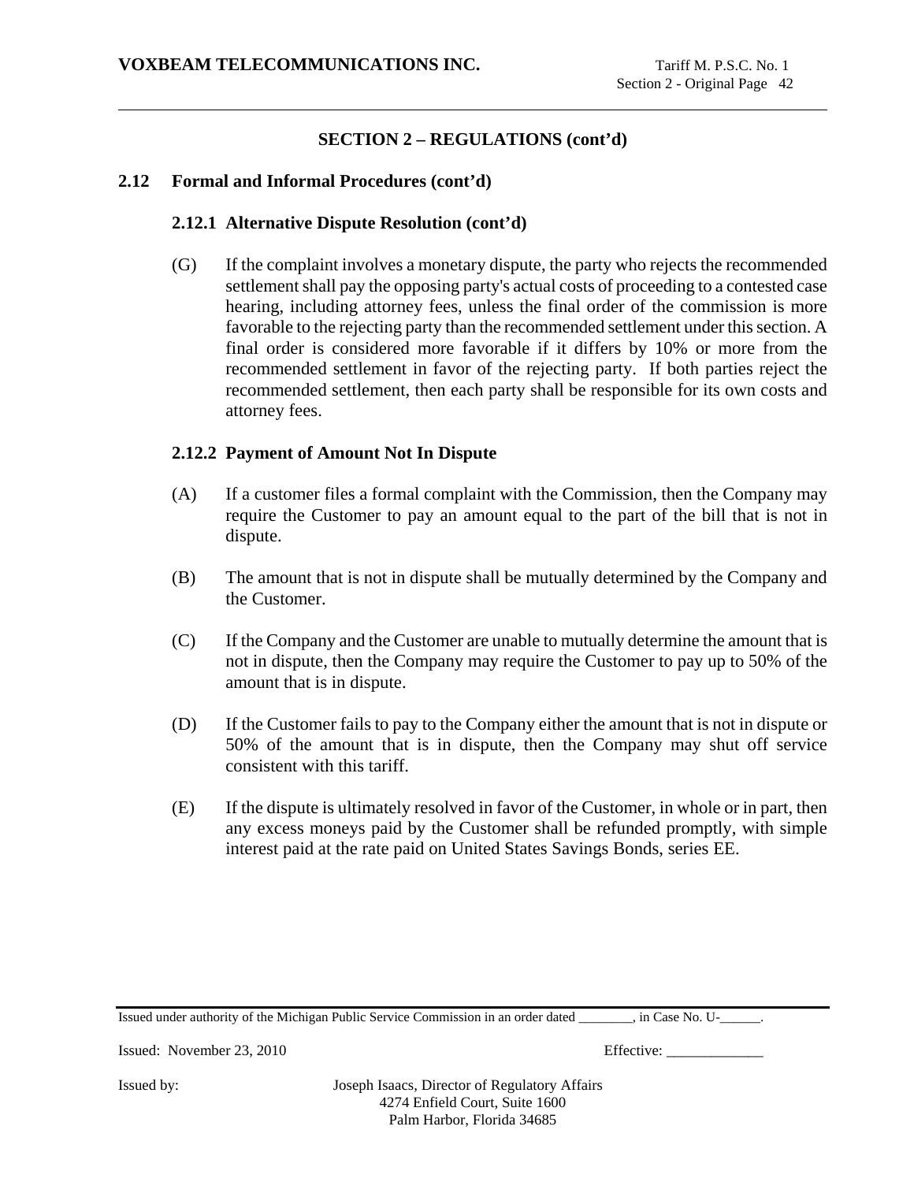## SECTION 2 – REGULATIONS (cont'd)

### 2.12 Formal and Informal Procedures (cont'd)

#### 2.12.1 Alternative Dispute Resolution (cont'd)

(G) If the complaint involves a monetary dispute, the party who rejects the recommended settlement shall pay the opposing party's actual costs of proceeding to a contested case hearing, including attorney fees, unless the final order of the commission is more favorable to the rejecting party than the recommended settlement under this section. A final order is considered more favorable if it differs by 10% or more from the recommended settlement in favor of the rejecting party. If both parties reject the recommended settlement, then each party shall be responsible for its own costs and attorney fees.

#### 2.12.2 Payment of Amount Not In Dispute

(A) If a customer files a formal complaint with the Commission, then the Company may require the Customer to pay an amount equal to the part of the bill that is not in dispute.

(B) The amount that is not in dispute shall be mutually determined by the Company and the Customer.

(C) If the Company and the Customer are unable to mutually determine the amount that is not in dispute, then the Company may require the Customer to pay up to 50% of the amount that is in dispute.

(D) If the Customer fails to pay to the Company either the amount that is not in dispute or 50% of the amount that is in dispute, then the Company may shut off service consistent with this tariff.

(E) If the dispute is ultimately resolved in favor of the Customer, in whole or in part, then any excess moneys paid by the Customer shall be refunded promptly, with simple interest paid at the rate paid on United States Savings Bonds, series EE.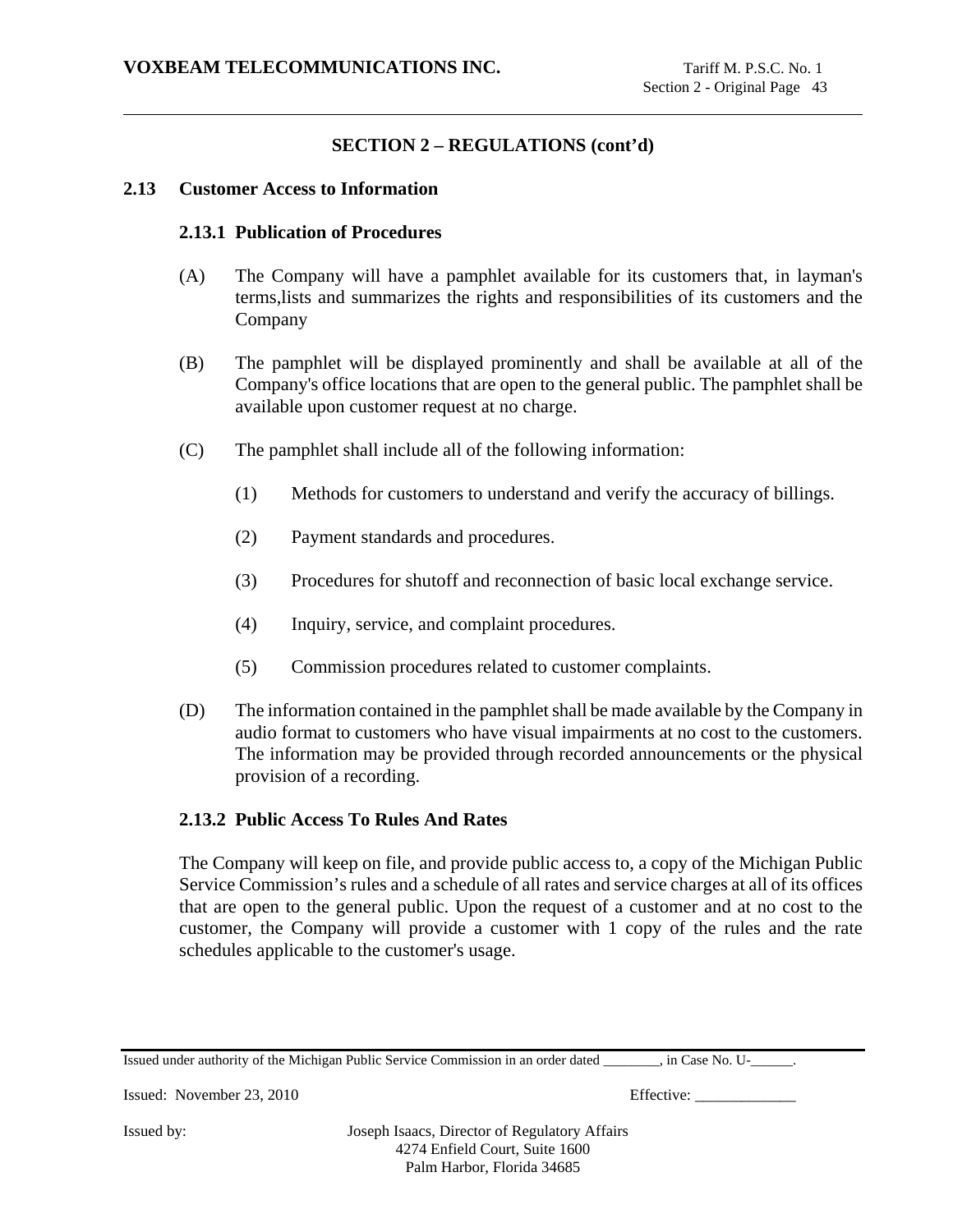## SECTION 2 – REGULATIONS (cont'd)

### 2.13 Customer Access to Information

#### 2.13.1 Publication of Procedures

(A) The Company will have a pamphlet available for its customers that, in layman's terms,lists and summarizes the rights and responsibilities of its customers and the Company

(B) The pamphlet will be displayed prominently and shall be available at all of the Company's office locations that are open to the general public. The pamphlet shall be available upon customer request at no charge.

(C) The pamphlet shall include all of the following information:

(1) Methods for customers to understand and verify the accuracy of billings.

(2) Payment standards and procedures.

(3) Procedures for shutoff and reconnection of basic local exchange service.

(4) Inquiry, service, and complaint procedures.

(5) Commission procedures related to customer complaints.

(D) The information contained in the pamphlet shall be made available by the Company in audio format to customers who have visual impairments at no cost to the customers. The information may be provided through recorded announcements or the physical provision of a recording.

#### 2.13.2 Public Access To Rules And Rates

The Company will keep on file, and provide public access to, a copy of the Michigan Public Service Commission's rules and a schedule of all rates and service charges at all of its offices that are open to the general public. Upon the request of a customer and at no cost to the customer, the Company will provide a customer with 1 copy of the rules and the rate schedules applicable to the customer's usage.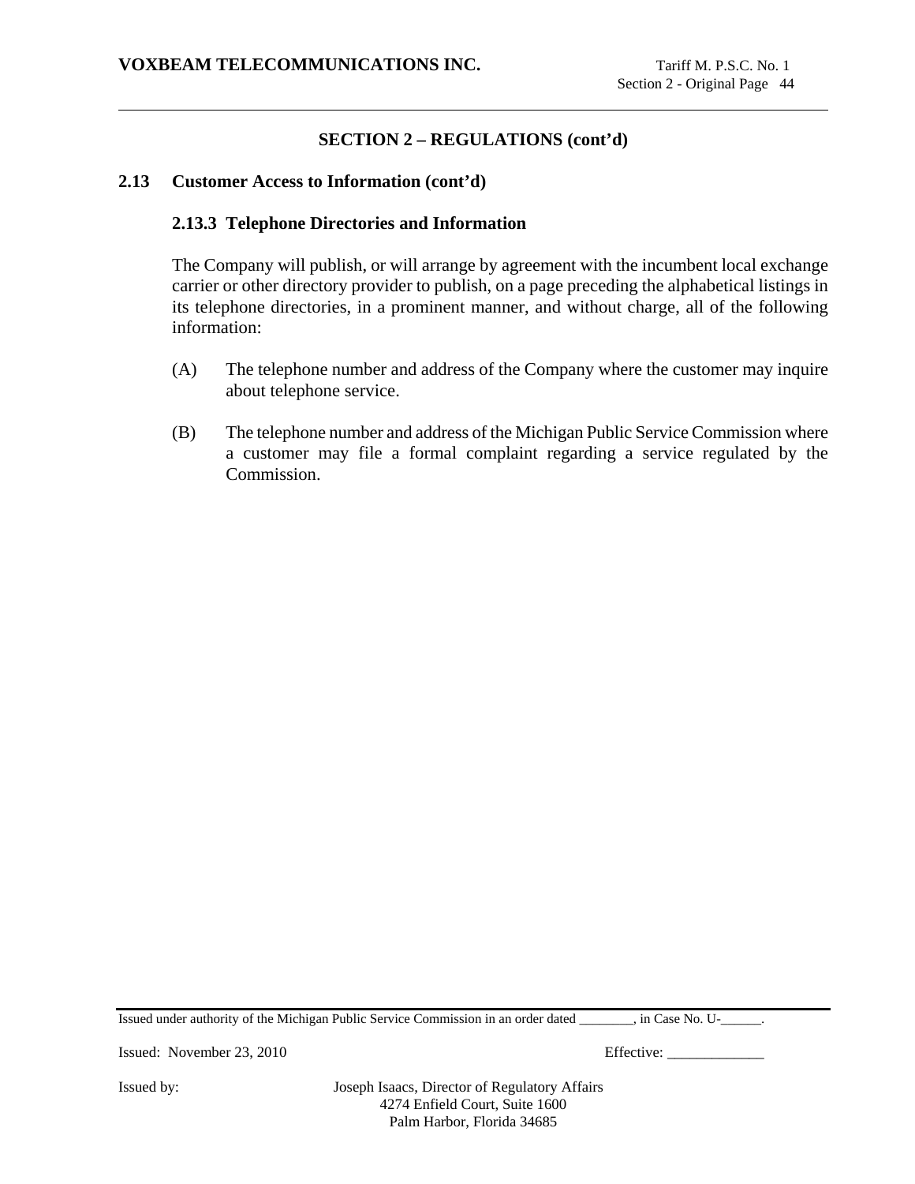## SECTION 2 – REGULATIONS (cont'd)

### 2.13 Customer Access to Information (cont'd)

#### 2.13.3 Telephone Directories and Information

The Company will publish, or will arrange by agreement with the incumbent local exchange carrier or other directory provider to publish, on a page preceding the alphabetical listings in its telephone directories, in a prominent manner, and without charge, all of the following information:

(A) The telephone number and address of the Company where the customer may inquire about telephone service.

(B) The telephone number and address of the Michigan Public Service Commission where a customer may file a formal complaint regarding a service regulated by the Commission.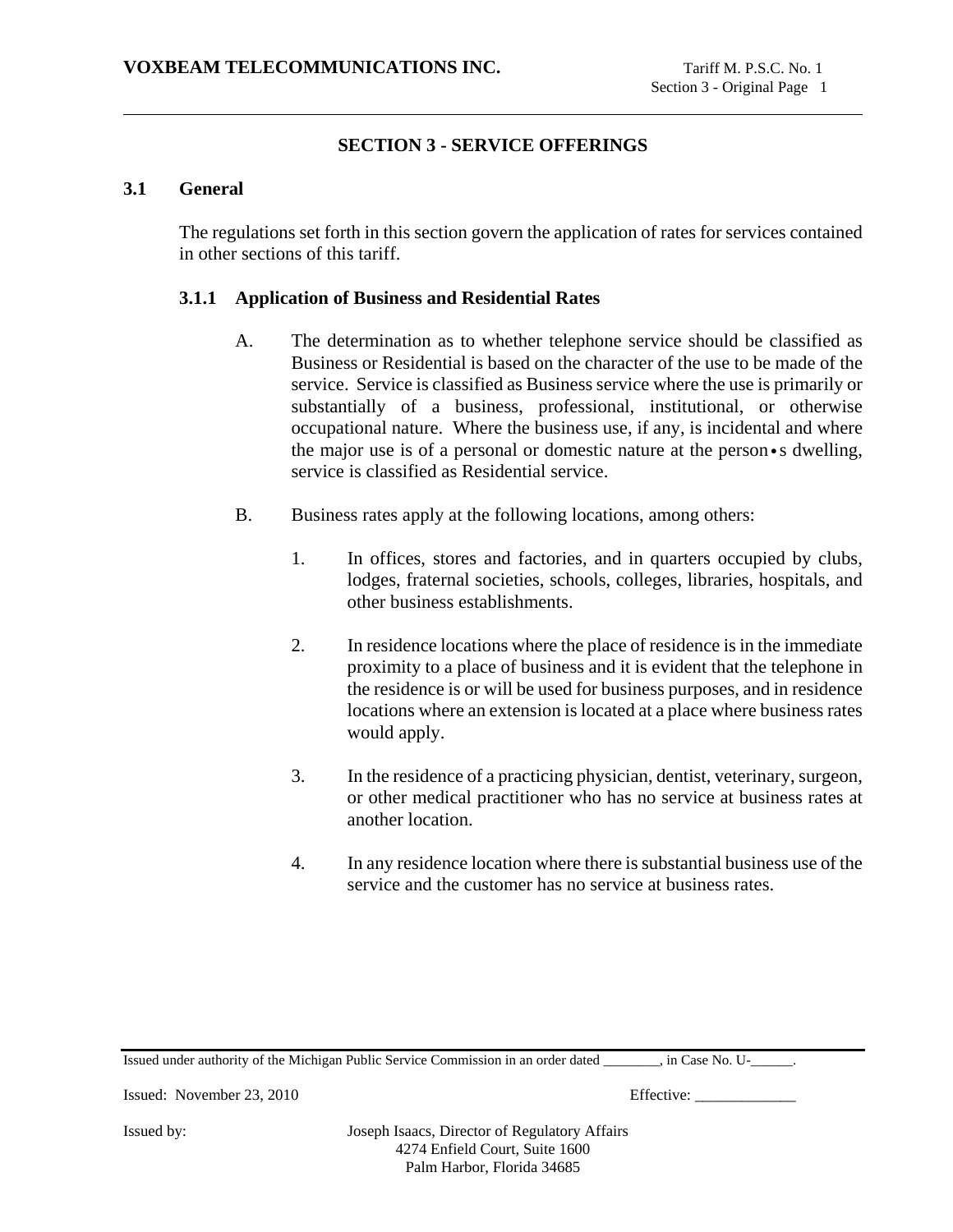## SECTION 3 - SERVICE OFFERINGS

### 3.1 General

The regulations set forth in this section govern the application of rates for services contained in other sections of this tariff.

#### 3.1.1 Application of Business and Residential Rates

A. The determination as to whether telephone service should be classified as Business or Residential is based on the character of the use to be made of the service. Service is classified as Business service where the use is primarily or substantially of a business, professional, institutional, or otherwise occupational nature. Where the business use, if any, is incidental and where the major use is of a personal or domestic nature at the person•s dwelling, service is classified as Residential service.

B. Business rates apply at the following locations, among others:

1. In offices, stores and factories, and in quarters occupied by clubs, lodges, fraternal societies, schools, colleges, libraries, hospitals, and other business establishments.

2. In residence locations where the place of residence is in the immediate proximity to a place of business and it is evident that the telephone in the residence is or will be used for business purposes, and in residence locations where an extension is located at a place where business rates would apply.

3. In the residence of a practicing physician, dentist, veterinary, surgeon, or other medical practitioner who has no service at business rates at another location.

4. In any residence location where there is substantial business use of the service and the customer has no service at business rates.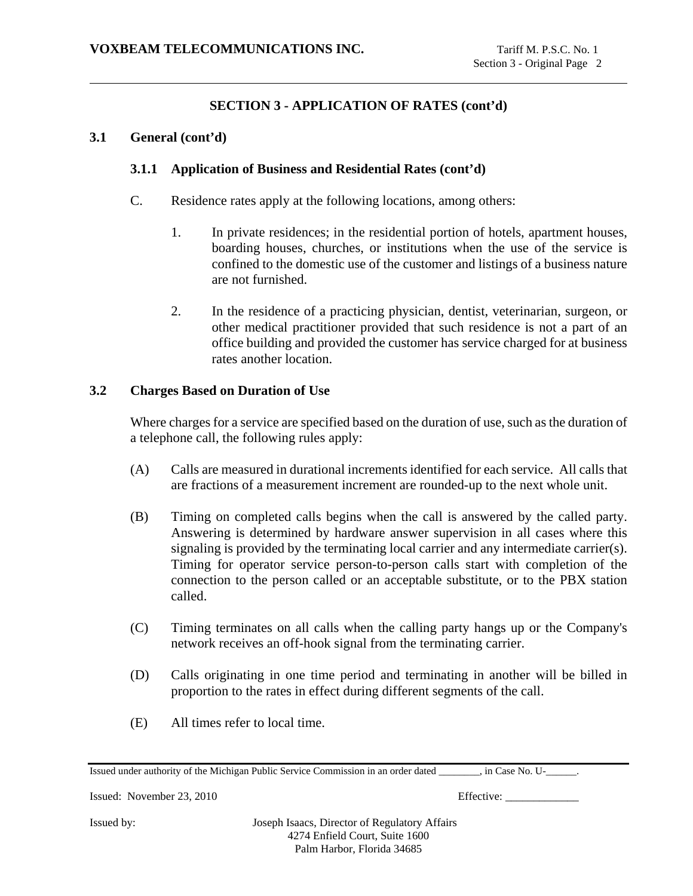## SECTION 3 - APPLICATION OF RATES (cont'd)

### 3.1 General (cont'd)

#### 3.1.1 Application of Business and Residential Rates (cont'd)

C. Residence rates apply at the following locations, among others:

1. In private residences; in the residential portion of hotels, apartment houses, boarding houses, churches, or institutions when the use of the service is confined to the domestic use of the customer and listings of a business nature are not furnished.

2. In the residence of a practicing physician, dentist, veterinarian, surgeon, or other medical practitioner provided that such residence is not a part of an office building and provided the customer has service charged for at business rates another location.

### 3.2 Charges Based on Duration of Use

Where charges for a service are specified based on the duration of use, such as the duration of a telephone call, the following rules apply:

(A) Calls are measured in durational increments identified for each service. All calls that are fractions of a measurement increment are rounded-up to the next whole unit.

(B) Timing on completed calls begins when the call is answered by the called party. Answering is determined by hardware answer supervision in all cases where this signaling is provided by the terminating local carrier and any intermediate carrier(s). Timing for operator service person-to-person calls start with completion of the connection to the person called or an acceptable substitute, or to the PBX station called.

(C) Timing terminates on all calls when the calling party hangs up or the Company's network receives an off-hook signal from the terminating carrier.

(D) Calls originating in one time period and terminating in another will be billed in proportion to the rates in effect during different segments of the call.

(E) All times refer to local time.

Issued under authority of the Michigan Public Service Commission in an order dated ________, in Case No. U-______.

Issued: November 23, 2010

Effective: _____________

Issued by: Joseph Isaacs, Director of Regulatory Affairs
4274 Enfield Court, Suite 1600
Palm Harbor, Florida 34685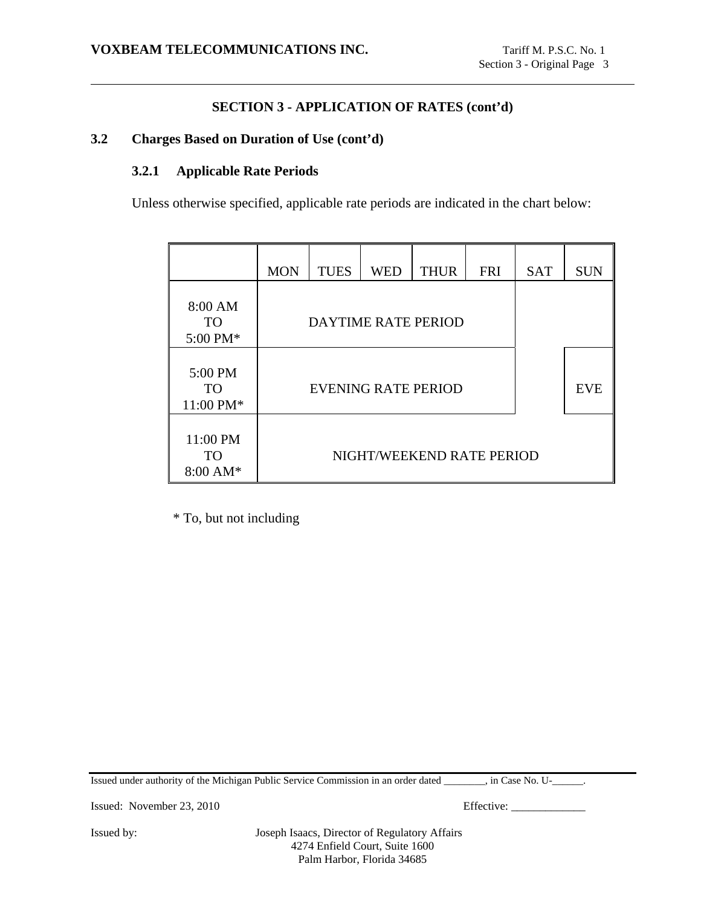## SECTION 3 - APPLICATION OF RATES (cont'd)

### 3.2 Charges Based on Duration of Use (cont'd)

#### 3.2.1 Applicable Rate Periods

Unless otherwise specified, applicable rate periods are indicated in the chart below:

| | MON | TUES | WED | THUR | FRI | SAT | SUN |
|---|---|---|---|---|---|---|---|
| 8:00 AM TO 5:00 PM* | DAYTIME RATE PERIOD | | | | | | |
| 5:00 PM TO 11:00 PM* | EVENING RATE PERIOD | | | | | | EVE |
| 11:00 PM TO 8:00 AM* | NIGHT/WEEKEND RATE PERIOD | | | | | | |

\* To, but not including

Issued under authority of the Michigan Public Service Commission in an order dated ________, in Case No. U-______.

Issued: November 23, 2010

Effective: _____________

Issued by: Joseph Isaacs, Director of Regulatory Affairs
4274 Enfield Court, Suite 1600
Palm Harbor, Florida 34685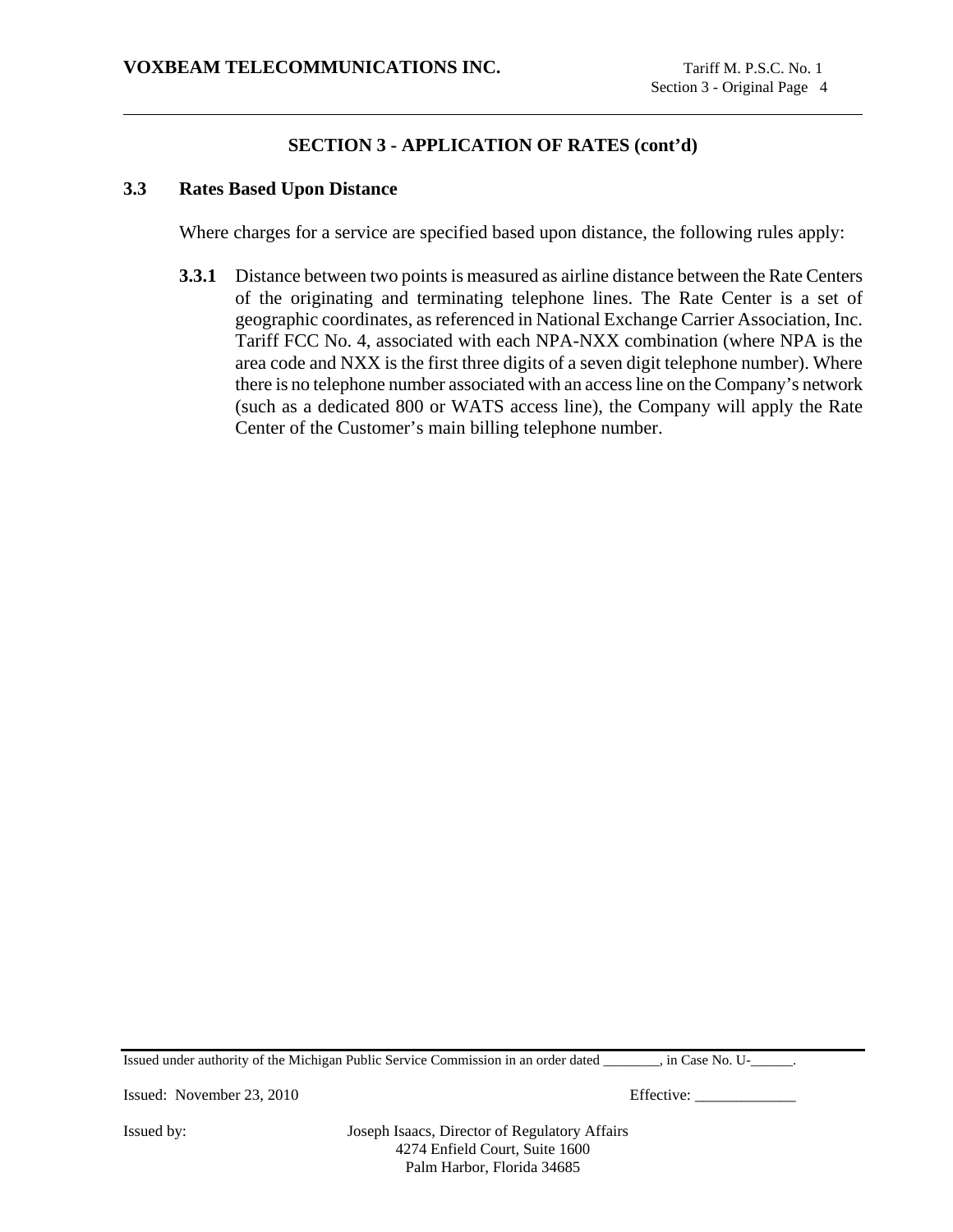## SECTION 3 - APPLICATION OF RATES (cont'd)

### 3.3 Rates Based Upon Distance

Where charges for a service are specified based upon distance, the following rules apply:

**3.3.1** Distance between two points is measured as airline distance between the Rate Centers of the originating and terminating telephone lines. The Rate Center is a set of geographic coordinates, as referenced in National Exchange Carrier Association, Inc. Tariff FCC No. 4, associated with each NPA-NXX combination (where NPA is the area code and NXX is the first three digits of a seven digit telephone number). Where there is no telephone number associated with an access line on the Company's network (such as a dedicated 800 or WATS access line), the Company will apply the Rate Center of the Customer's main billing telephone number.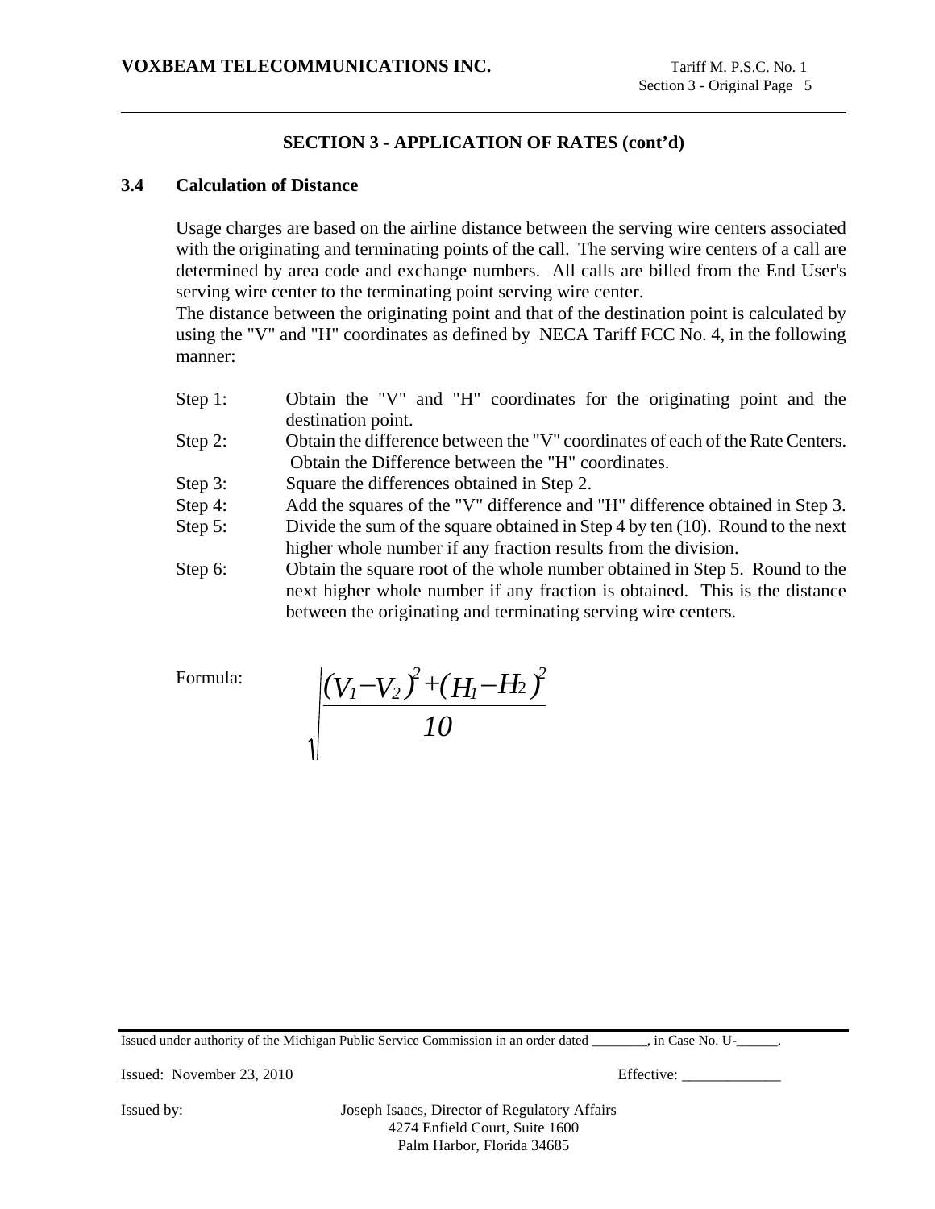## SECTION 3 - APPLICATION OF RATES (cont'd)

### 3.4 Calculation of Distance

Usage charges are based on the airline distance between the serving wire centers associated with the originating and terminating points of the call. The serving wire centers of a call are determined by area code and exchange numbers. All calls are billed from the End User's serving wire center to the terminating point serving wire center.

The distance between the originating point and that of the destination point is calculated by using the "V" and "H" coordinates as defined by NECA Tariff FCC No. 4, in the following manner:

- Step 1: Obtain the "V" and "H" coordinates for the originating point and the destination point.
- Step 2: Obtain the difference between the "V" coordinates of each of the Rate Centers. Obtain the Difference between the "H" coordinates.
- Step 3: Square the differences obtained in Step 2.
- Step 4: Add the squares of the "V" difference and "H" difference obtained in Step 3.
- Step 5: Divide the sum of the square obtained in Step 4 by ten (10). Round to the next higher whole number if any fraction results from the division.
- Step 6: Obtain the square root of the whole number obtained in Step 5. Round to the next higher whole number if any fraction is obtained. This is the distance between the originating and terminating serving wire centers.

Formula:

$$\sqrt{\frac{(V_1 - V_2)^2 + (H_1 - H_2)^2}{10}}$$

Issued under authority of the Michigan Public Service Commission in an order dated ________, in Case No. U-______.

Issued: November 23, 2010 Effective: _____________

Issued by: Joseph Isaacs, Director of Regulatory Affairs
4274 Enfield Court, Suite 1600
Palm Harbor, Florida 34685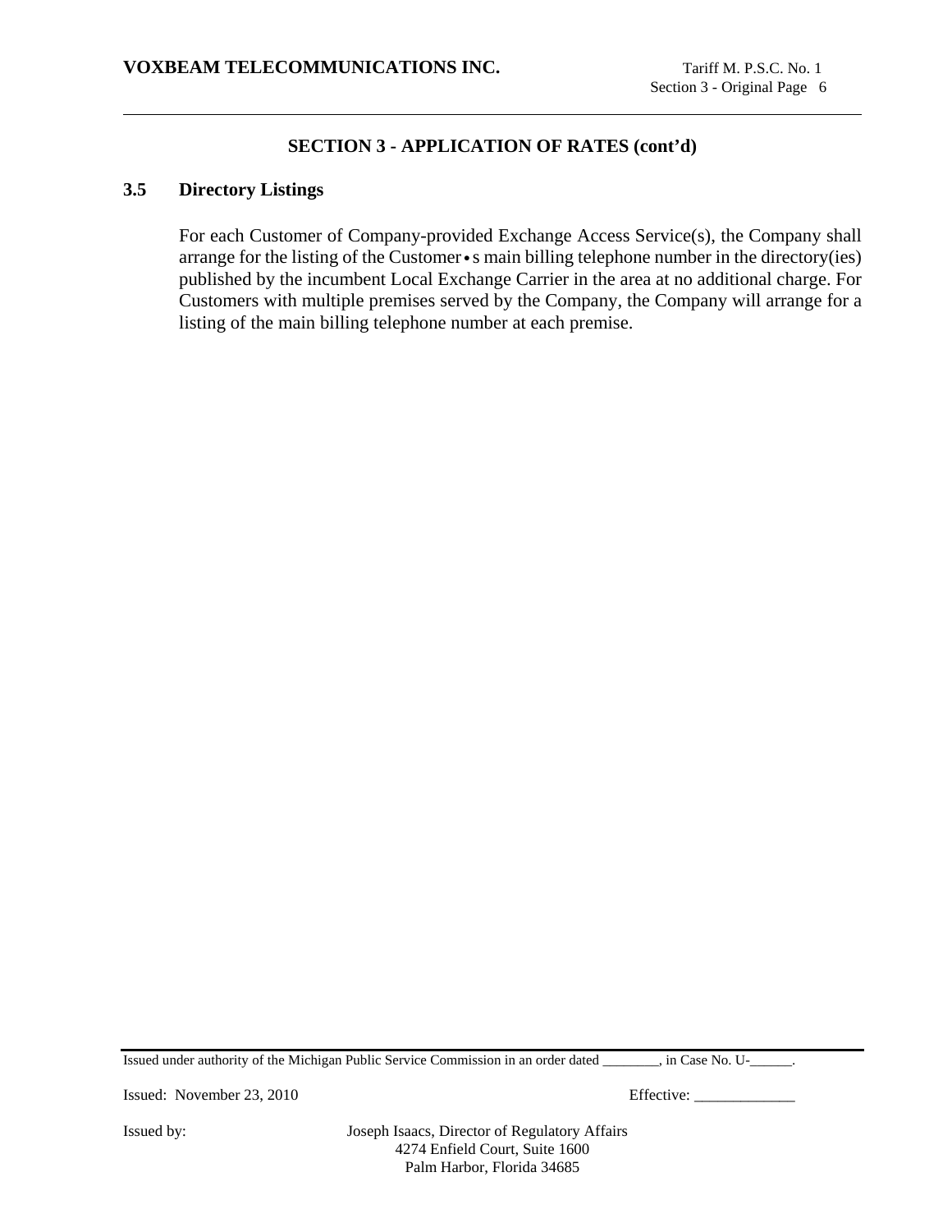## SECTION 3 - APPLICATION OF RATES (cont'd)

### 3.5 Directory Listings

For each Customer of Company-provided Exchange Access Service(s), the Company shall arrange for the listing of the Customer•s main billing telephone number in the directory(ies) published by the incumbent Local Exchange Carrier in the area at no additional charge. For Customers with multiple premises served by the Company, the Company will arrange for a listing of the main billing telephone number at each premise.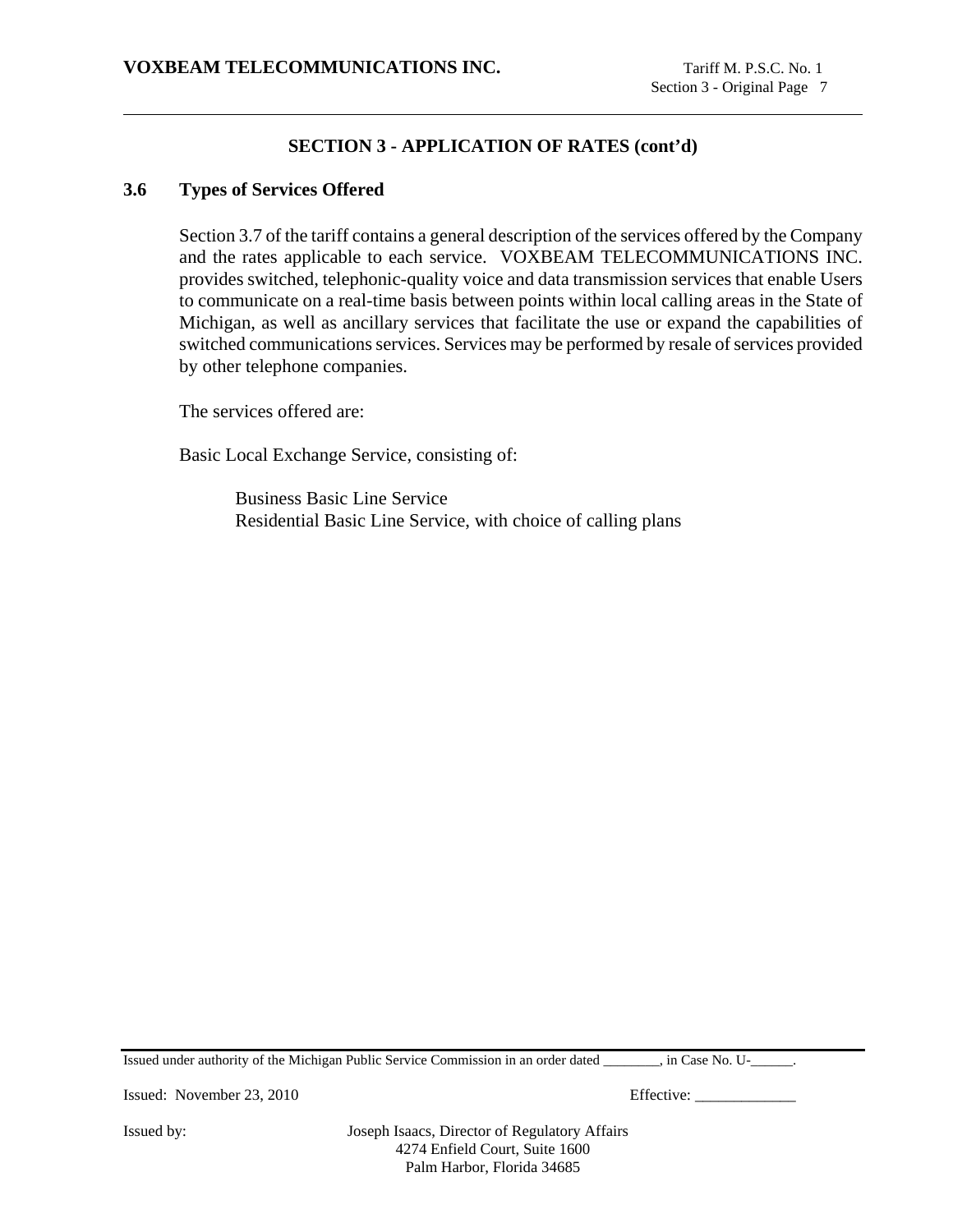## SECTION 3 - APPLICATION OF RATES (cont'd)

### 3.6 Types of Services Offered

Section 3.7 of the tariff contains a general description of the services offered by the Company and the rates applicable to each service. VOXBEAM TELECOMMUNICATIONS INC. provides switched, telephonic-quality voice and data transmission services that enable Users to communicate on a real-time basis between points within local calling areas in the State of Michigan, as well as ancillary services that facilitate the use or expand the capabilities of switched communications services. Services may be performed by resale of services provided by other telephone companies.

The services offered are:

Basic Local Exchange Service, consisting of:

- Business Basic Line Service
- Residential Basic Line Service, with choice of calling plans

Issued under authority of the Michigan Public Service Commission in an order dated ________, in Case No. U-______.

Issued: November 23, 2010 Effective: _____________

Issued by: Joseph Isaacs, Director of Regulatory Affairs
4274 Enfield Court, Suite 1600
Palm Harbor, Florida 34685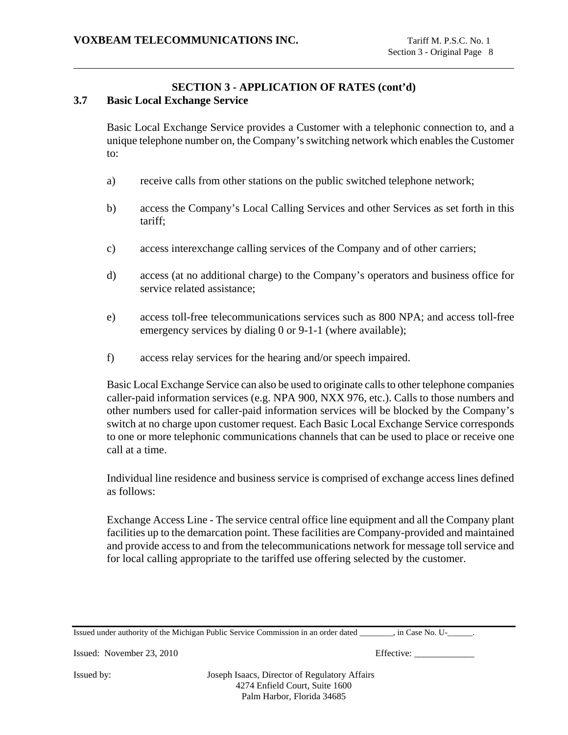## SECTION 3 - APPLICATION OF RATES (cont'd)

### 3.7 Basic Local Exchange Service

Basic Local Exchange Service provides a Customer with a telephonic connection to, and a unique telephone number on, the Company's switching network which enables the Customer to:

a) receive calls from other stations on the public switched telephone network;

b) access the Company's Local Calling Services and other Services as set forth in this tariff;

c) access interexchange calling services of the Company and of other carriers;

d) access (at no additional charge) to the Company's operators and business office for service related assistance;

e) access toll-free telecommunications services such as 800 NPA; and access toll-free emergency services by dialing 0 or 9-1-1 (where available);

f) access relay services for the hearing and/or speech impaired.

Basic Local Exchange Service can also be used to originate calls to other telephone companies caller-paid information services (e.g. NPA 900, NXX 976, etc.). Calls to those numbers and other numbers used for caller-paid information services will be blocked by the Company's switch at no charge upon customer request. Each Basic Local Exchange Service corresponds to one or more telephonic communications channels that can be used to place or receive one call at a time.

Individual line residence and business service is comprised of exchange access lines defined as follows:

Exchange Access Line - The service central office line equipment and all the Company plant facilities up to the demarcation point. These facilities are Company-provided and maintained and provide access to and from the telecommunications network for message toll service and for local calling appropriate to the tariffed use offering selected by the customer.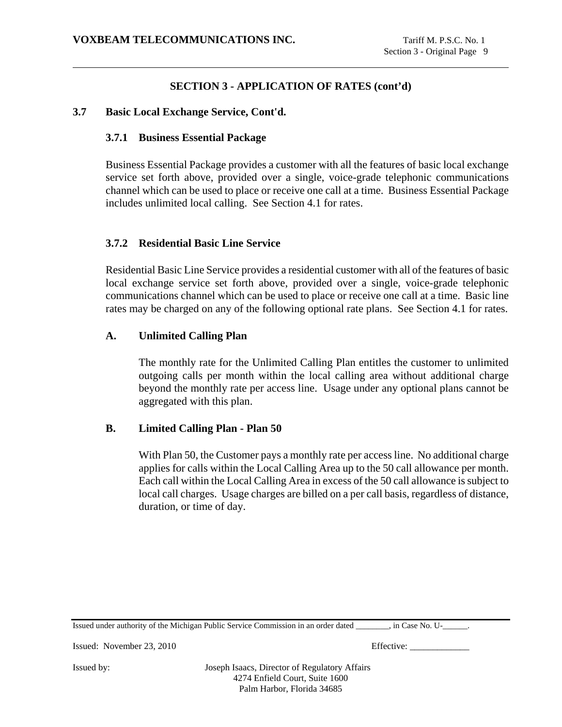## SECTION 3 - APPLICATION OF RATES (cont'd)

### 3.7 Basic Local Exchange Service, Cont'd.

#### 3.7.1 Business Essential Package

Business Essential Package provides a customer with all the features of basic local exchange service set forth above, provided over a single, voice-grade telephonic communications channel which can be used to place or receive one call at a time. Business Essential Package includes unlimited local calling. See Section 4.1 for rates.

#### 3.7.2 Residential Basic Line Service

Residential Basic Line Service provides a residential customer with all of the features of basic local exchange service set forth above, provided over a single, voice-grade telephonic communications channel which can be used to place or receive one call at a time. Basic line rates may be charged on any of the following optional rate plans. See Section 4.1 for rates.

**A. Unlimited Calling Plan**

The monthly rate for the Unlimited Calling Plan entitles the customer to unlimited outgoing calls per month within the local calling area without additional charge beyond the monthly rate per access line. Usage under any optional plans cannot be aggregated with this plan.

**B. Limited Calling Plan - Plan 50**

With Plan 50, the Customer pays a monthly rate per access line. No additional charge applies for calls within the Local Calling Area up to the 50 call allowance per month. Each call within the Local Calling Area in excess of the 50 call allowance is subject to local call charges. Usage charges are billed on a per call basis, regardless of distance, duration, or time of day.

Issued under authority of the Michigan Public Service Commission in an order dated ________, in Case No. U-______.

Issued: November 23, 2010 Effective: _____________

Issued by: Joseph Isaacs, Director of Regulatory Affairs
4274 Enfield Court, Suite 1600
Palm Harbor, Florida 34685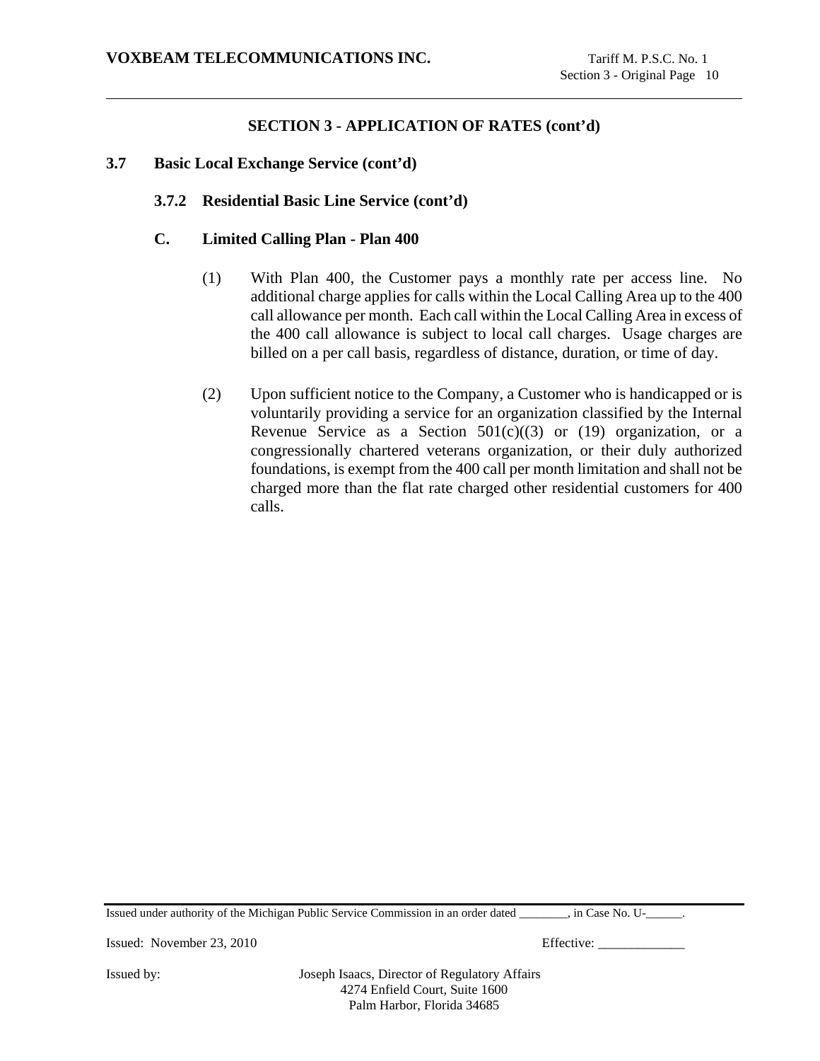## SECTION 3 - APPLICATION OF RATES (cont'd)

### 3.7 Basic Local Exchange Service (cont'd)

#### 3.7.2 Residential Basic Line Service (cont'd)

**C. Limited Calling Plan - Plan 400**

(1) With Plan 400, the Customer pays a monthly rate per access line. No additional charge applies for calls within the Local Calling Area up to the 400 call allowance per month. Each call within the Local Calling Area in excess of the 400 call allowance is subject to local call charges. Usage charges are billed on a per call basis, regardless of distance, duration, or time of day.

(2) Upon sufficient notice to the Company, a Customer who is handicapped or is voluntarily providing a service for an organization classified by the Internal Revenue Service as a Section 501(c)((3) or (19) organization, or a congressionally chartered veterans organization, or their duly authorized foundations, is exempt from the 400 call per month limitation and shall not be charged more than the flat rate charged other residential customers for 400 calls.

Issued under authority of the Michigan Public Service Commission in an order dated ________, in Case No. U-______.

Issued: November 23, 2010 Effective: _____________

Issued by: Joseph Isaacs, Director of Regulatory Affairs
4274 Enfield Court, Suite 1600
Palm Harbor, Florida 34685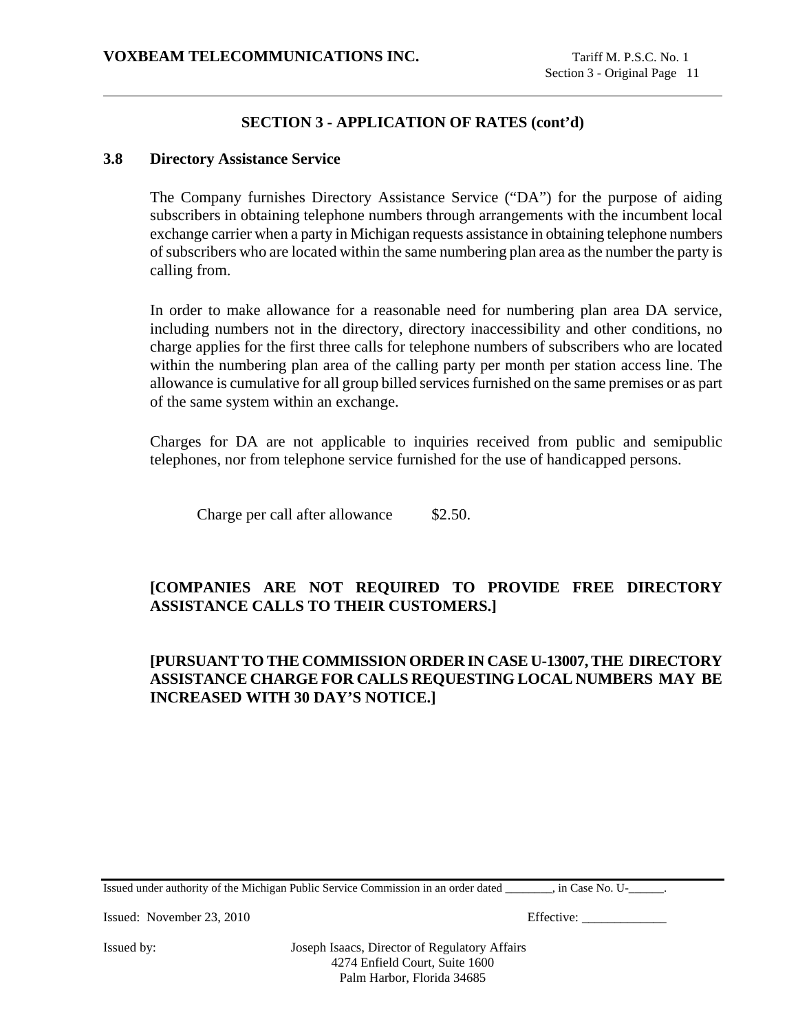## SECTION 3 - APPLICATION OF RATES (cont'd)

### 3.8 Directory Assistance Service

The Company furnishes Directory Assistance Service ("DA") for the purpose of aiding subscribers in obtaining telephone numbers through arrangements with the incumbent local exchange carrier when a party in Michigan requests assistance in obtaining telephone numbers of subscribers who are located within the same numbering plan area as the number the party is calling from.

In order to make allowance for a reasonable need for numbering plan area DA service, including numbers not in the directory, directory inaccessibility and other conditions, no charge applies for the first three calls for telephone numbers of subscribers who are located within the numbering plan area of the calling party per month per station access line. The allowance is cumulative for all group billed services furnished on the same premises or as part of the same system within an exchange.

Charges for DA are not applicable to inquiries received from public and semipublic telephones, nor from telephone service furnished for the use of handicapped persons.

Charge per call after allowance $2.50.

**[COMPANIES ARE NOT REQUIRED TO PROVIDE FREE DIRECTORY ASSISTANCE CALLS TO THEIR CUSTOMERS.]**

**[PURSUANT TO THE COMMISSION ORDER IN CASE U-13007, THE DIRECTORY ASSISTANCE CHARGE FOR CALLS REQUESTING LOCAL NUMBERS MAY BE INCREASED WITH 30 DAY'S NOTICE.]**

Issued under authority of the Michigan Public Service Commission in an order dated ________, in Case No. U-______.

Issued: November 23, 2010 Effective: _____________

Issued by: Joseph Isaacs, Director of Regulatory Affairs
4274 Enfield Court, Suite 1600
Palm Harbor, Florida 34685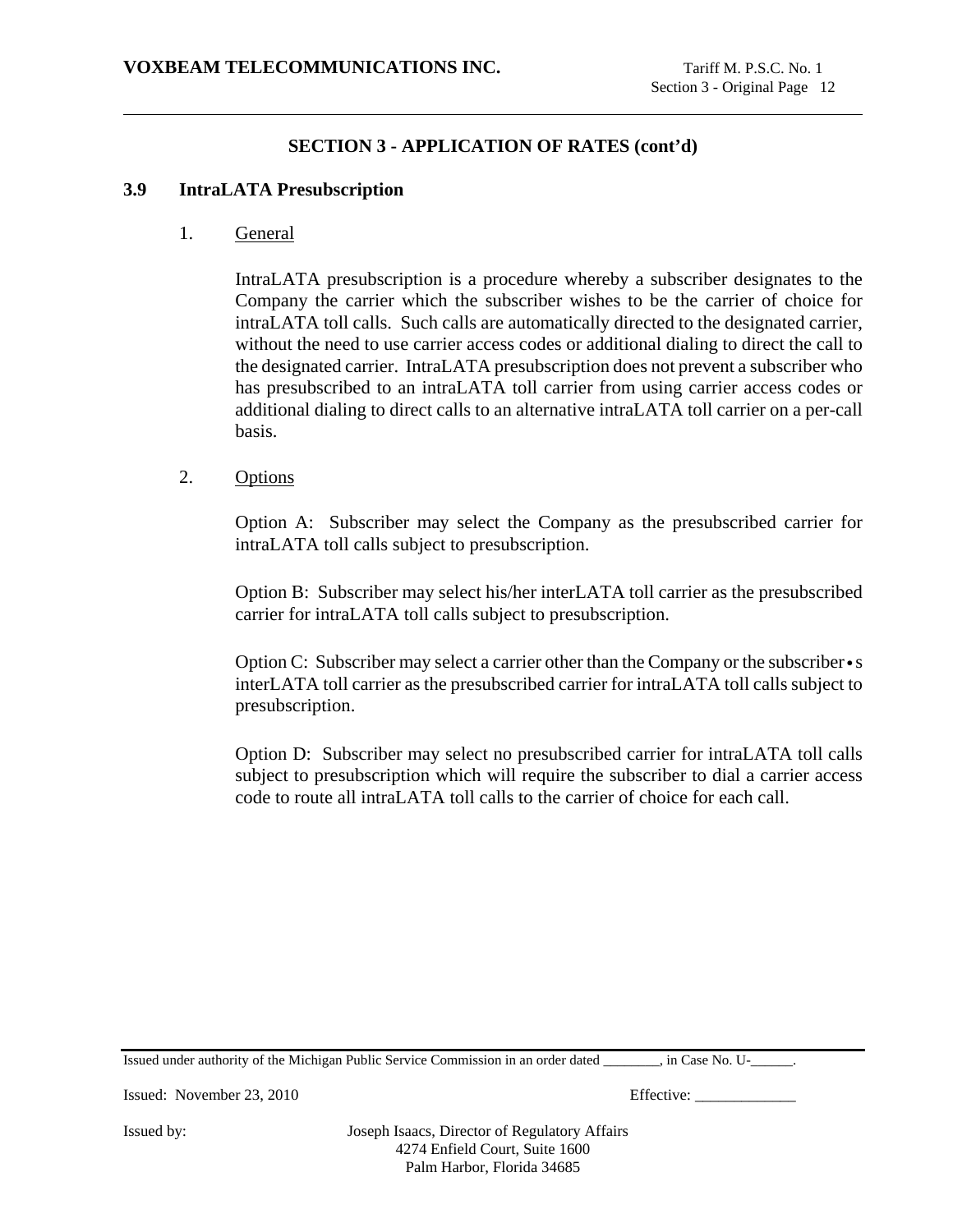## SECTION 3 - APPLICATION OF RATES (cont'd)

### 3.9 IntraLATA Presubscription

1. General

   IntraLATA presubscription is a procedure whereby a subscriber designates to the Company the carrier which the subscriber wishes to be the carrier of choice for intraLATA toll calls. Such calls are automatically directed to the designated carrier, without the need to use carrier access codes or additional dialing to direct the call to the designated carrier. IntraLATA presubscription does not prevent a subscriber who has presubscribed to an intraLATA toll carrier from using carrier access codes or additional dialing to direct calls to an alternative intraLATA toll carrier on a per-call basis.

2. Options

   Option A: Subscriber may select the Company as the presubscribed carrier for intraLATA toll calls subject to presubscription.

   Option B: Subscriber may select his/her interLATA toll carrier as the presubscribed carrier for intraLATA toll calls subject to presubscription.

   Option C: Subscriber may select a carrier other than the Company or the subscriber•s interLATA toll carrier as the presubscribed carrier for intraLATA toll calls subject to presubscription.

   Option D: Subscriber may select no presubscribed carrier for intraLATA toll calls subject to presubscription which will require the subscriber to dial a carrier access code to route all intraLATA toll calls to the carrier of choice for each call.

Issued under authority of the Michigan Public Service Commission in an order dated ________, in Case No. U-______.

Issued: November 23, 2010 Effective: _____________

Issued by: Joseph Isaacs, Director of Regulatory Affairs
4274 Enfield Court, Suite 1600
Palm Harbor, Florida 34685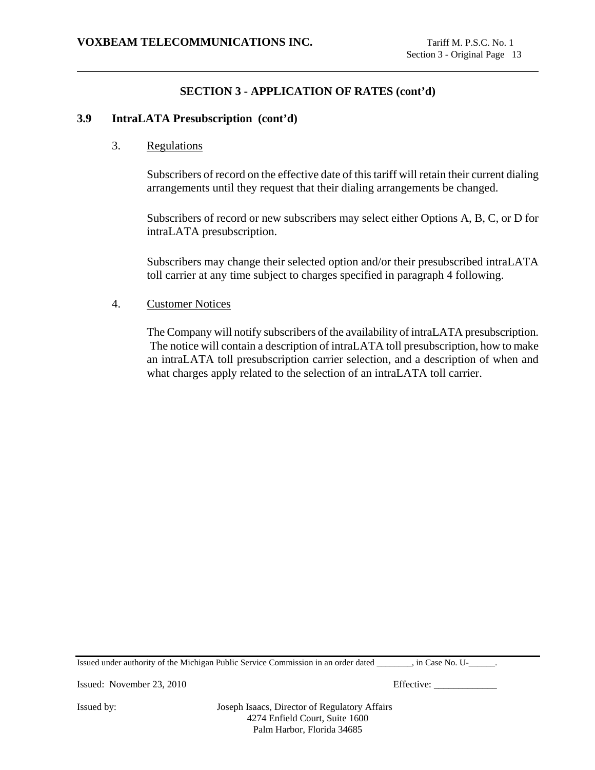## SECTION 3 - APPLICATION OF RATES (cont'd)

### 3.9 IntraLATA Presubscription (cont'd)

3. Regulations

Subscribers of record on the effective date of this tariff will retain their current dialing arrangements until they request that their dialing arrangements be changed.

Subscribers of record or new subscribers may select either Options A, B, C, or D for intraLATA presubscription.

Subscribers may change their selected option and/or their presubscribed intraLATA toll carrier at any time subject to charges specified in paragraph 4 following.

4. Customer Notices

The Company will notify subscribers of the availability of intraLATA presubscription. The notice will contain a description of intraLATA toll presubscription, how to make an intraLATA toll presubscription carrier selection, and a description of when and what charges apply related to the selection of an intraLATA toll carrier.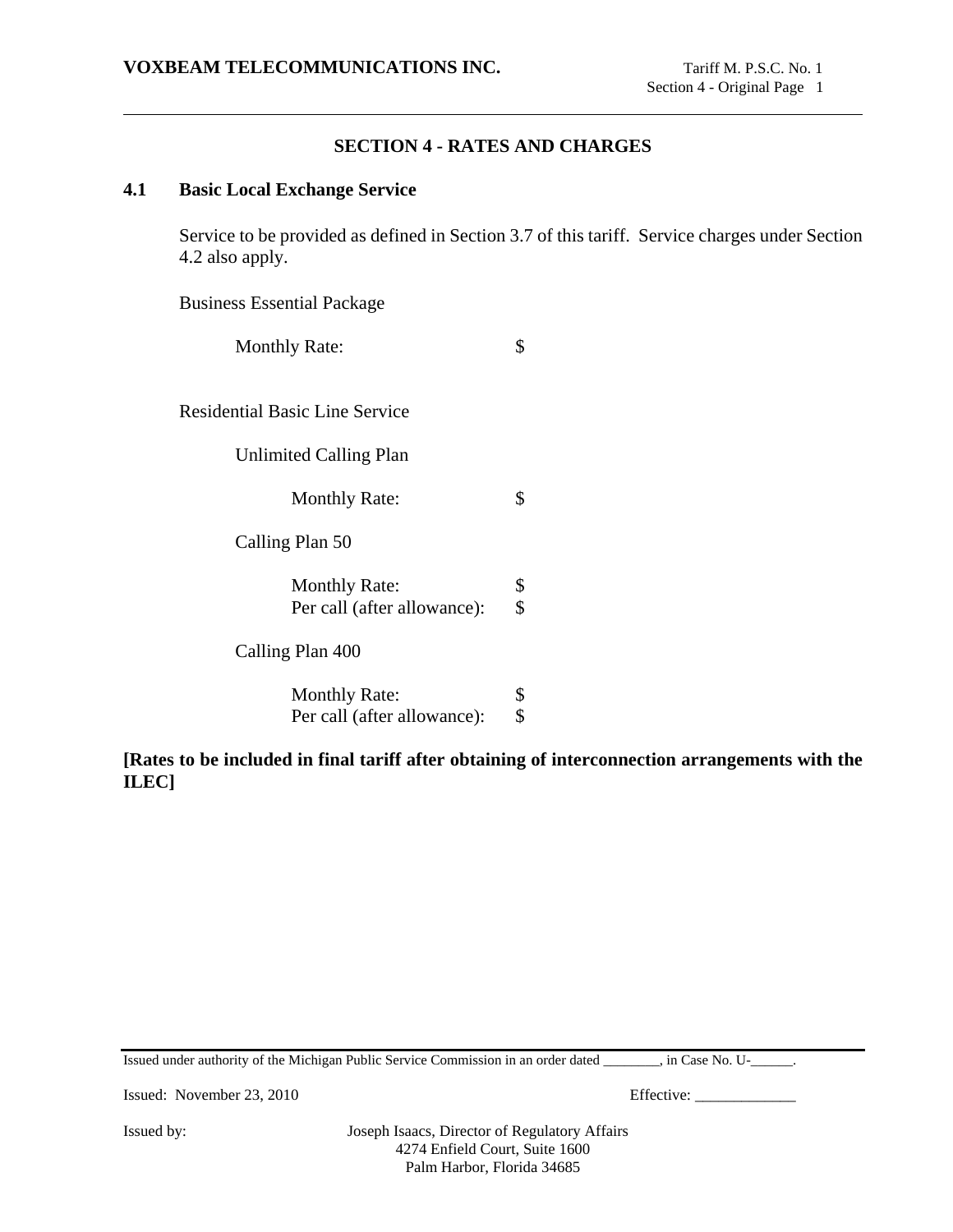## SECTION 4 - RATES AND CHARGES

### 4.1 Basic Local Exchange Service

Service to be provided as defined in Section 3.7 of this tariff. Service charges under Section 4.2 also apply.

Business Essential Package

| | |
|---|---|
| Monthly Rate: | $ |

Residential Basic Line Service

Unlimited Calling Plan

| | |
|---|---|
| Monthly Rate: | $ |

Calling Plan 50

| | |
|---|---|
| Monthly Rate: | $ |
| Per call (after allowance): | $ |

Calling Plan 400

| | |
|---|---|
| Monthly Rate: | $ |
| Per call (after allowance): | $ |

**[Rates to be included in final tariff after obtaining of interconnection arrangements with the ILEC]**

Issued under authority of the Michigan Public Service Commission in an order dated ________, in Case No. U-______.

Issued: November 23, 2010

Effective: _____________

Issued by: Joseph Isaacs, Director of Regulatory Affairs
4274 Enfield Court, Suite 1600
Palm Harbor, Florida 34685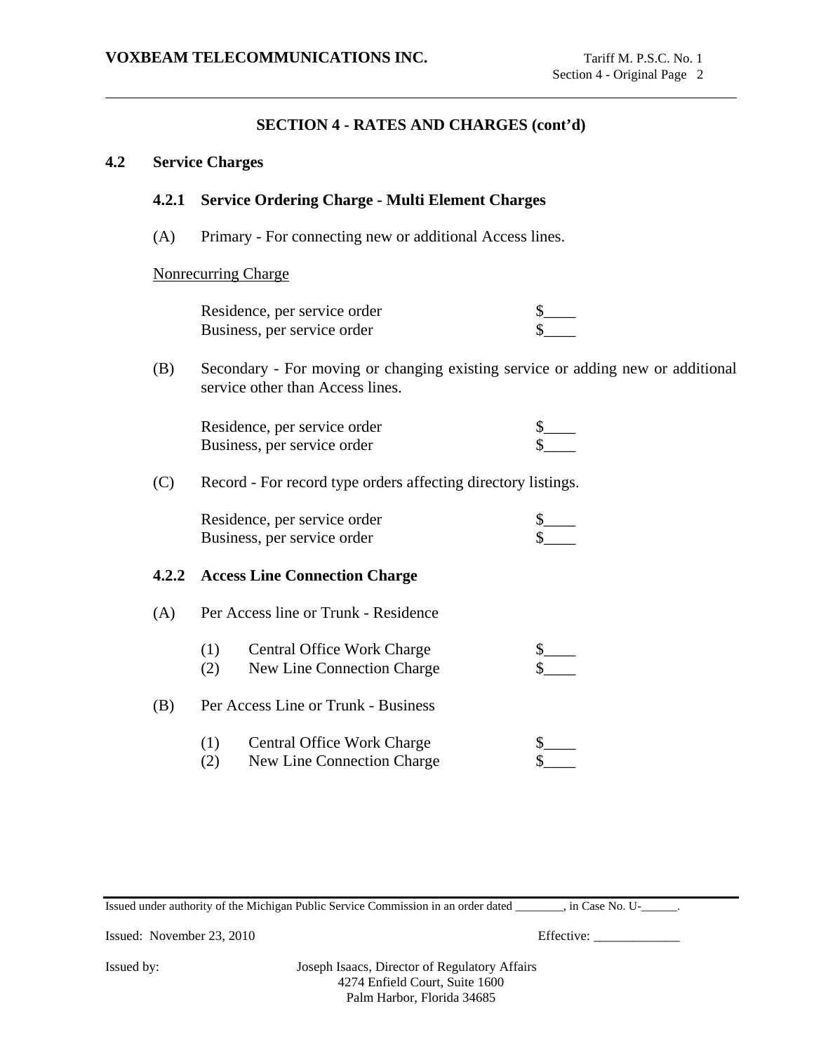## SECTION 4 - RATES AND CHARGES (cont'd)

### 4.2 Service Charges

#### 4.2.1 Service Ordering Charge - Multi Element Charges

(A) Primary - For connecting new or additional Access lines.

Nonrecurring Charge

| | |
|---|---|
| Residence, per service order | $____ |
| Business, per service order | $____ |

(B) Secondary - For moving or changing existing service or adding new or additional service other than Access lines.

| | |
|---|---|
| Residence, per service order | $____ |
| Business, per service order | $____ |

(C) Record - For record type orders affecting directory listings.

| | |
|---|---|
| Residence, per service order | $____ |
| Business, per service order | $____ |

#### 4.2.2 Access Line Connection Charge

(A) Per Access line or Trunk - Residence

| | |
|---|---|
| (1) Central Office Work Charge | $____ |
| (2) New Line Connection Charge | $____ |

(B) Per Access Line or Trunk - Business

| | |
|---|---|
| (1) Central Office Work Charge | $____ |
| (2) New Line Connection Charge | $____ |

Issued under authority of the Michigan Public Service Commission in an order dated ________, in Case No. U-______.

Issued: November 23, 2010 Effective: _____________

Issued by: Joseph Isaacs, Director of Regulatory Affairs
4274 Enfield Court, Suite 1600
Palm Harbor, Florida 34685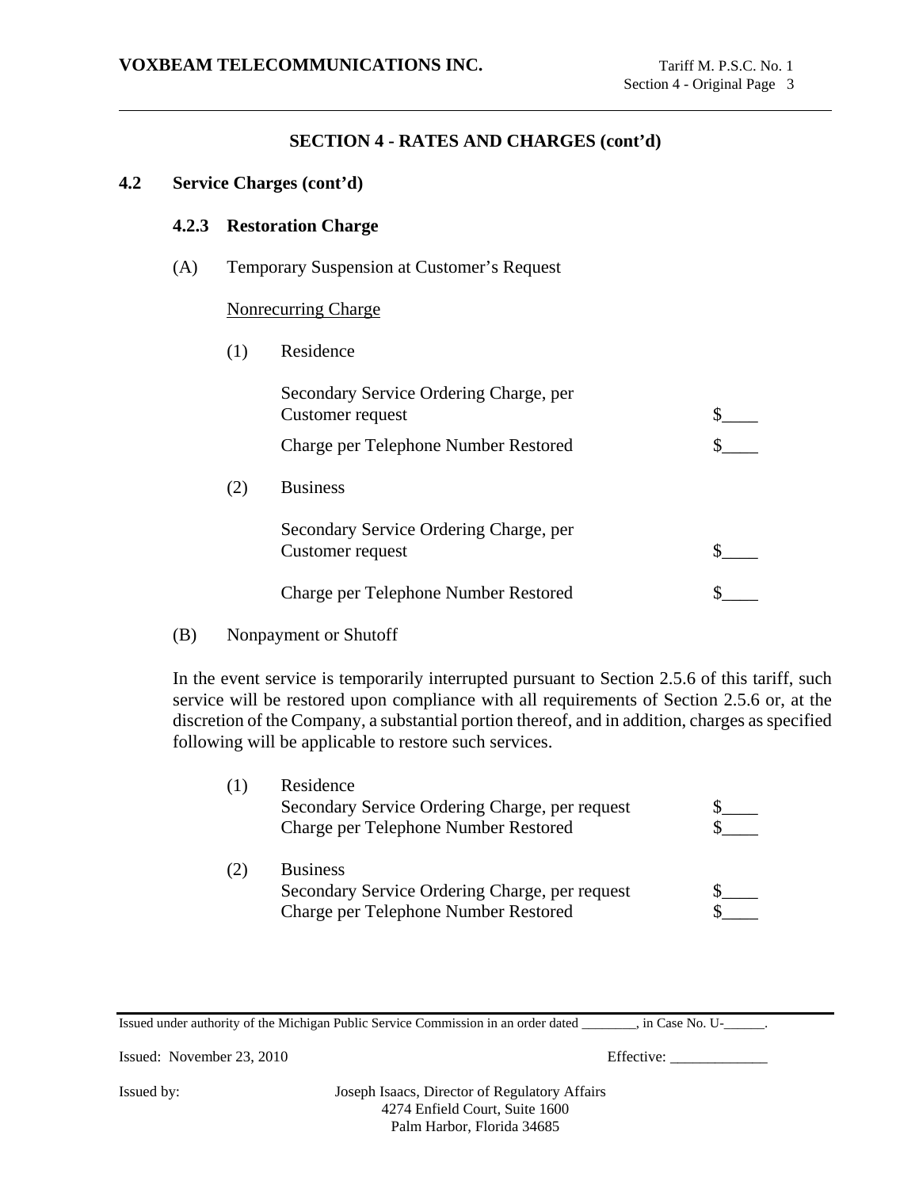## SECTION 4 - RATES AND CHARGES (cont'd)

### 4.2 Service Charges (cont'd)

#### 4.2.3 Restoration Charge

(A) Temporary Suspension at Customer's Request

Nonrecurring Charge

(1) Residence

| | |
|---|---|
| Secondary Service Ordering Charge, per Customer request | $____ |
| Charge per Telephone Number Restored | $____ |

(2) Business

| | |
|---|---|
| Secondary Service Ordering Charge, per Customer request | $____ |
| Charge per Telephone Number Restored | $____ |

(B) Nonpayment or Shutoff

In the event service is temporarily interrupted pursuant to Section 2.5.6 of this tariff, such service will be restored upon compliance with all requirements of Section 2.5.6 or, at the discretion of the Company, a substantial portion thereof, and in addition, charges as specified following will be applicable to restore such services.

(1) Residence

| | |
|---|---|
| Secondary Service Ordering Charge, per request | $____ |
| Charge per Telephone Number Restored | $____ |

(2) Business

| | |
|---|---|
| Secondary Service Ordering Charge, per request | $____ |
| Charge per Telephone Number Restored | $____ |

Issued under authority of the Michigan Public Service Commission in an order dated ________, in Case No. U-______.

Issued: November 23, 2010 Effective: _____________

Issued by: Joseph Isaacs, Director of Regulatory Affairs
4274 Enfield Court, Suite 1600
Palm Harbor, Florida 34685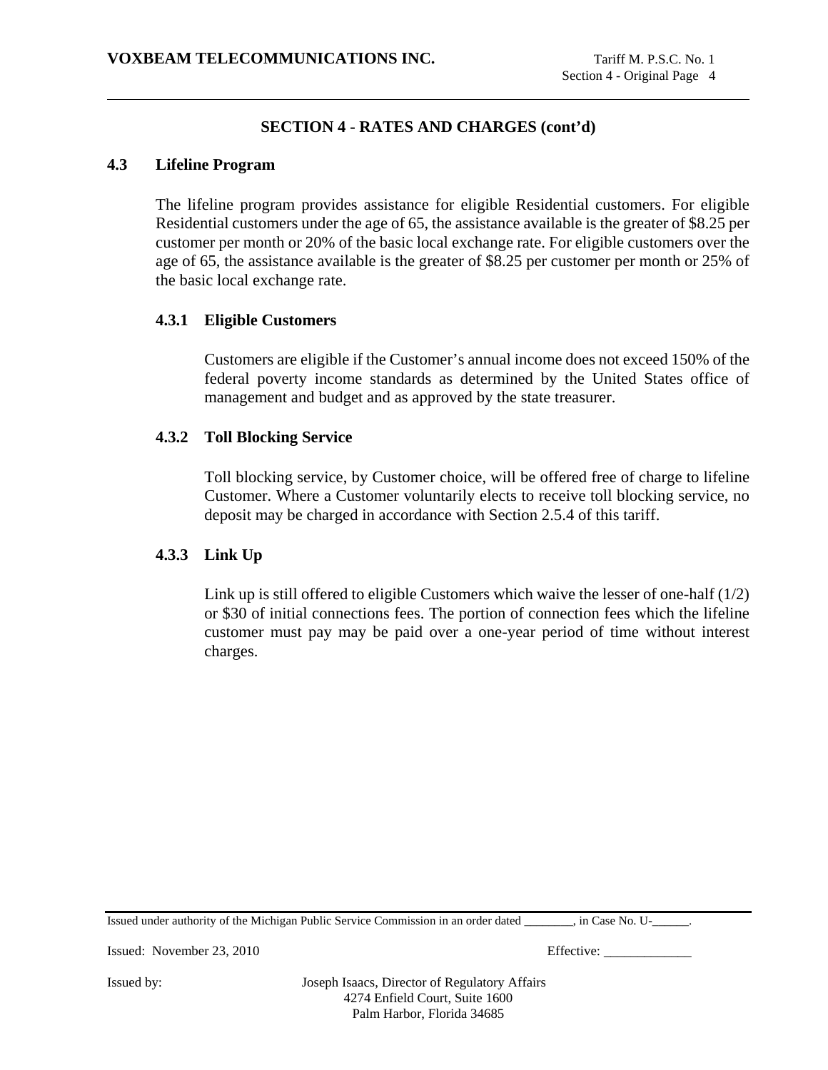## SECTION 4 - RATES AND CHARGES (cont'd)

### 4.3 Lifeline Program

The lifeline program provides assistance for eligible Residential customers. For eligible Residential customers under the age of 65, the assistance available is the greater of $8.25 per customer per month or 20% of the basic local exchange rate. For eligible customers over the age of 65, the assistance available is the greater of $8.25 per customer per month or 25% of the basic local exchange rate.

#### 4.3.1 Eligible Customers

Customers are eligible if the Customer's annual income does not exceed 150% of the federal poverty income standards as determined by the United States office of management and budget and as approved by the state treasurer.

#### 4.3.2 Toll Blocking Service

Toll blocking service, by Customer choice, will be offered free of charge to lifeline Customer. Where a Customer voluntarily elects to receive toll blocking service, no deposit may be charged in accordance with Section 2.5.4 of this tariff.

#### 4.3.3 Link Up

Link up is still offered to eligible Customers which waive the lesser of one-half (1/2) or $30 of initial connections fees. The portion of connection fees which the lifeline customer must pay may be paid over a one-year period of time without interest charges.

Issued under authority of the Michigan Public Service Commission in an order dated ________, in Case No. U-______.

Issued: November 23, 2010 Effective: _____________

Issued by: Joseph Isaacs, Director of Regulatory Affairs
4274 Enfield Court, Suite 1600
Palm Harbor, Florida 34685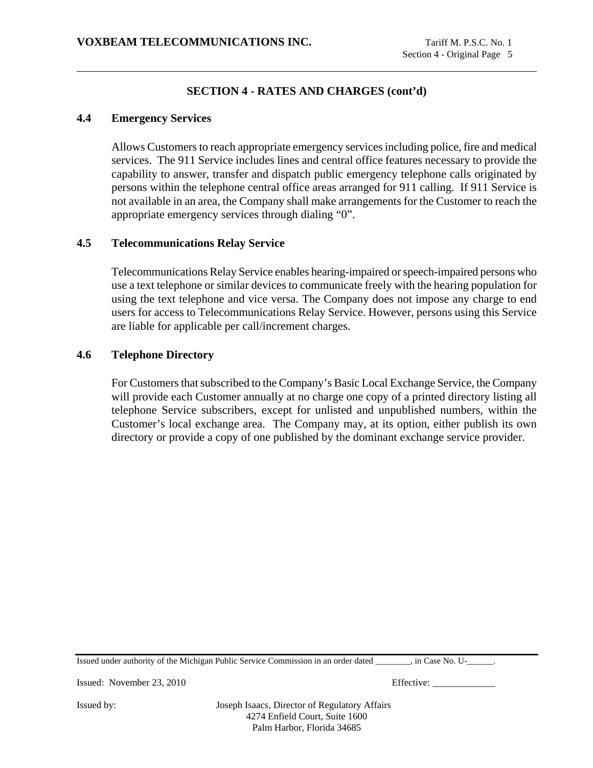## SECTION 4 - RATES AND CHARGES (cont'd)

### 4.4 Emergency Services

Allows Customers to reach appropriate emergency services including police, fire and medical services. The 911 Service includes lines and central office features necessary to provide the capability to answer, transfer and dispatch public emergency telephone calls originated by persons within the telephone central office areas arranged for 911 calling. If 911 Service is not available in an area, the Company shall make arrangements for the Customer to reach the appropriate emergency services through dialing "0".

### 4.5 Telecommunications Relay Service

Telecommunications Relay Service enables hearing-impaired or speech-impaired persons who use a text telephone or similar devices to communicate freely with the hearing population for using the text telephone and vice versa. The Company does not impose any charge to end users for access to Telecommunications Relay Service. However, persons using this Service are liable for applicable per call/increment charges.

### 4.6 Telephone Directory

For Customers that subscribed to the Company's Basic Local Exchange Service, the Company will provide each Customer annually at no charge one copy of a printed directory listing all telephone Service subscribers, except for unlisted and unpublished numbers, within the Customer's local exchange area. The Company may, at its option, either publish its own directory or provide a copy of one published by the dominant exchange service provider.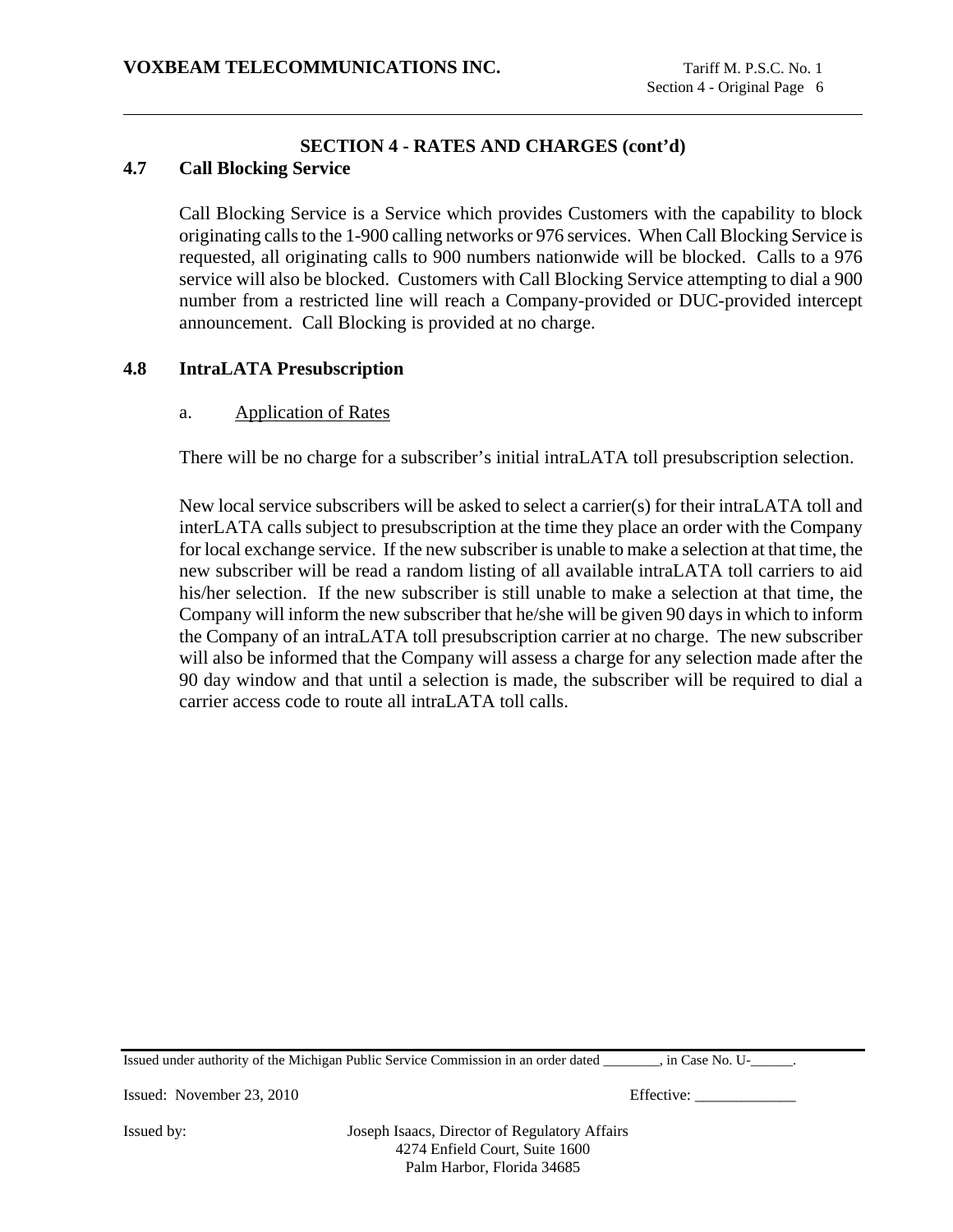## SECTION 4 - RATES AND CHARGES (cont'd)

### 4.7 Call Blocking Service

Call Blocking Service is a Service which provides Customers with the capability to block originating calls to the 1-900 calling networks or 976 services. When Call Blocking Service is requested, all originating calls to 900 numbers nationwide will be blocked. Calls to a 976 service will also be blocked. Customers with Call Blocking Service attempting to dial a 900 number from a restricted line will reach a Company-provided or DUC-provided intercept announcement. Call Blocking is provided at no charge.

### 4.8 IntraLATA Presubscription

a. <u>Application of Rates</u>

There will be no charge for a subscriber's initial intraLATA toll presubscription selection.

New local service subscribers will be asked to select a carrier(s) for their intraLATA toll and interLATA calls subject to presubscription at the time they place an order with the Company for local exchange service. If the new subscriber is unable to make a selection at that time, the new subscriber will be read a random listing of all available intraLATA toll carriers to aid his/her selection. If the new subscriber is still unable to make a selection at that time, the Company will inform the new subscriber that he/she will be given 90 days in which to inform the Company of an intraLATA toll presubscription carrier at no charge. The new subscriber will also be informed that the Company will assess a charge for any selection made after the 90 day window and that until a selection is made, the subscriber will be required to dial a carrier access code to route all intraLATA toll calls.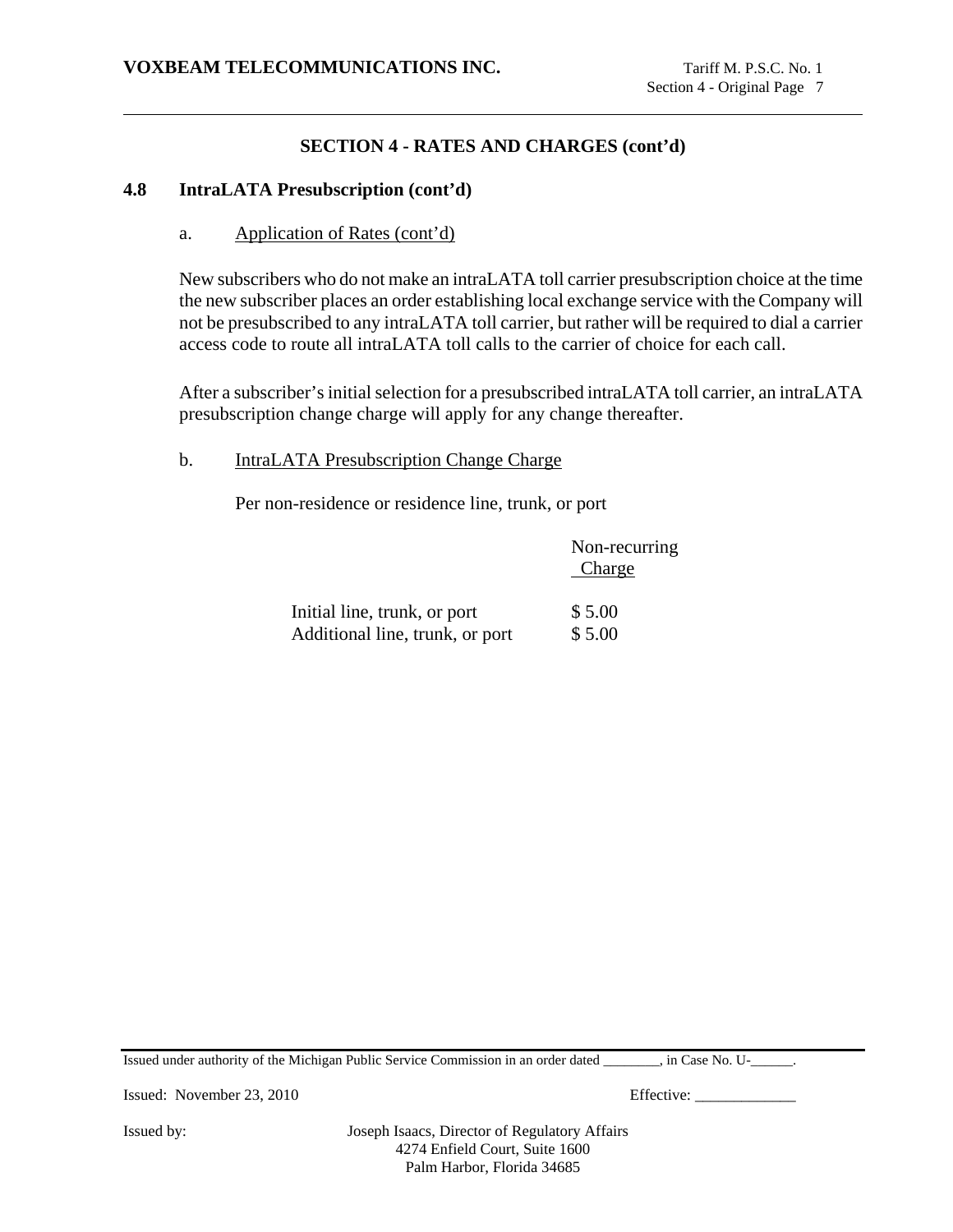## SECTION 4 - RATES AND CHARGES (cont'd)

### 4.8 IntraLATA Presubscription (cont'd)

a. Application of Rates (cont'd)

New subscribers who do not make an intraLATA toll carrier presubscription choice at the time the new subscriber places an order establishing local exchange service with the Company will not be presubscribed to any intraLATA toll carrier, but rather will be required to dial a carrier access code to route all intraLATA toll calls to the carrier of choice for each call.

After a subscriber's initial selection for a presubscribed intraLATA toll carrier, an intraLATA presubscription change charge will apply for any change thereafter.

b. IntraLATA Presubscription Change Charge

Per non-residence or residence line, trunk, or port

| | Non-recurring Charge |
|---|---|
| Initial line, trunk, or port | $ 5.00 |
| Additional line, trunk, or port | $ 5.00 |

Issued under authority of the Michigan Public Service Commission in an order dated ________, in Case No. U-______.

Issued: November 23, 2010 Effective: _____________

Issued by: Joseph Isaacs, Director of Regulatory Affairs
4274 Enfield Court, Suite 1600
Palm Harbor, Florida 34685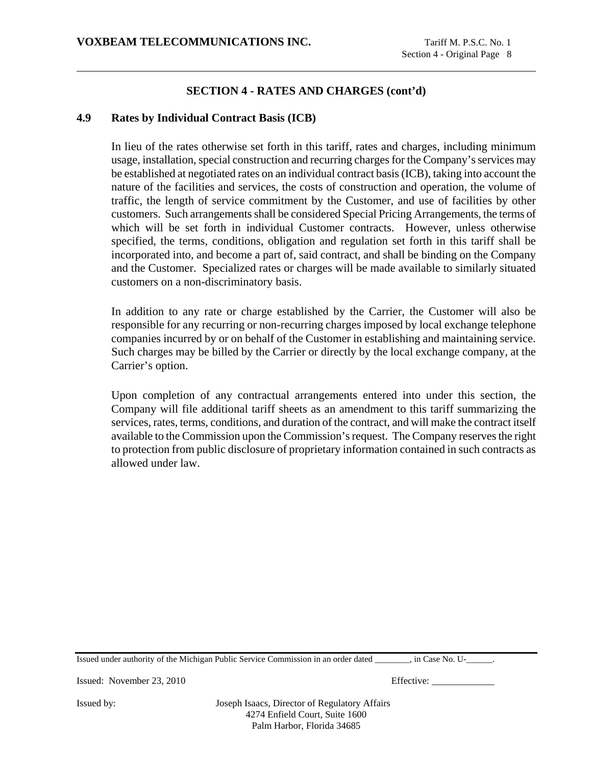## SECTION 4 - RATES AND CHARGES (cont'd)

### 4.9 Rates by Individual Contract Basis (ICB)

In lieu of the rates otherwise set forth in this tariff, rates and charges, including minimum usage, installation, special construction and recurring charges for the Company's services may be established at negotiated rates on an individual contract basis (ICB), taking into account the nature of the facilities and services, the costs of construction and operation, the volume of traffic, the length of service commitment by the Customer, and use of facilities by other customers. Such arrangements shall be considered Special Pricing Arrangements, the terms of which will be set forth in individual Customer contracts. However, unless otherwise specified, the terms, conditions, obligation and regulation set forth in this tariff shall be incorporated into, and become a part of, said contract, and shall be binding on the Company and the Customer. Specialized rates or charges will be made available to similarly situated customers on a non-discriminatory basis.

In addition to any rate or charge established by the Carrier, the Customer will also be responsible for any recurring or non-recurring charges imposed by local exchange telephone companies incurred by or on behalf of the Customer in establishing and maintaining service. Such charges may be billed by the Carrier or directly by the local exchange company, at the Carrier's option.

Upon completion of any contractual arrangements entered into under this section, the Company will file additional tariff sheets as an amendment to this tariff summarizing the services, rates, terms, conditions, and duration of the contract, and will make the contract itself available to the Commission upon the Commission's request. The Company reserves the right to protection from public disclosure of proprietary information contained in such contracts as allowed under law.

Issued under authority of the Michigan Public Service Commission in an order dated ________, in Case No. U-______.

Issued: November 23, 2010 Effective: _____________

Issued by: Joseph Isaacs, Director of Regulatory Affairs
4274 Enfield Court, Suite 1600
Palm Harbor, Florida 34685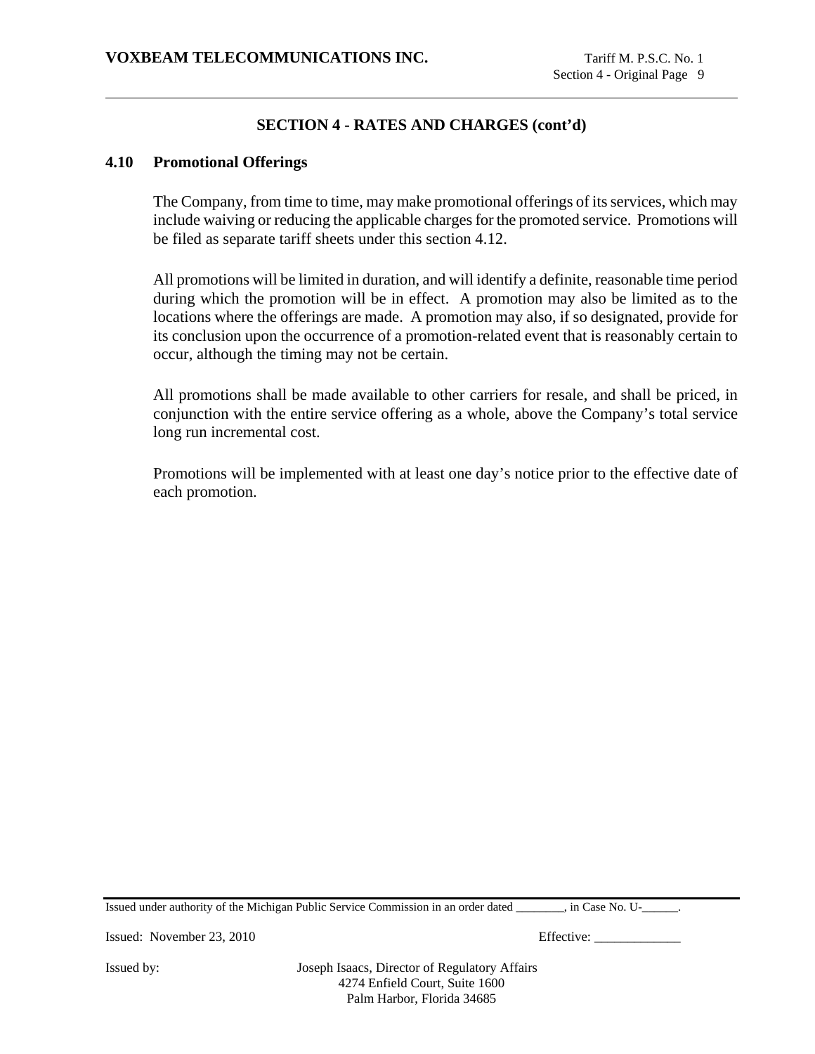## SECTION 4 - RATES AND CHARGES (cont'd)

### 4.10 Promotional Offerings

The Company, from time to time, may make promotional offerings of its services, which may include waiving or reducing the applicable charges for the promoted service. Promotions will be filed as separate tariff sheets under this section 4.12.

All promotions will be limited in duration, and will identify a definite, reasonable time period during which the promotion will be in effect. A promotion may also be limited as to the locations where the offerings are made. A promotion may also, if so designated, provide for its conclusion upon the occurrence of a promotion-related event that is reasonably certain to occur, although the timing may not be certain.

All promotions shall be made available to other carriers for resale, and shall be priced, in conjunction with the entire service offering as a whole, above the Company's total service long run incremental cost.

Promotions will be implemented with at least one day's notice prior to the effective date of each promotion.

Issued under authority of the Michigan Public Service Commission in an order dated ________, in Case No. U-______.

Issued: November 23, 2010 Effective: _____________

Issued by: Joseph Isaacs, Director of Regulatory Affairs
4274 Enfield Court, Suite 1600
Palm Harbor, Florida 34685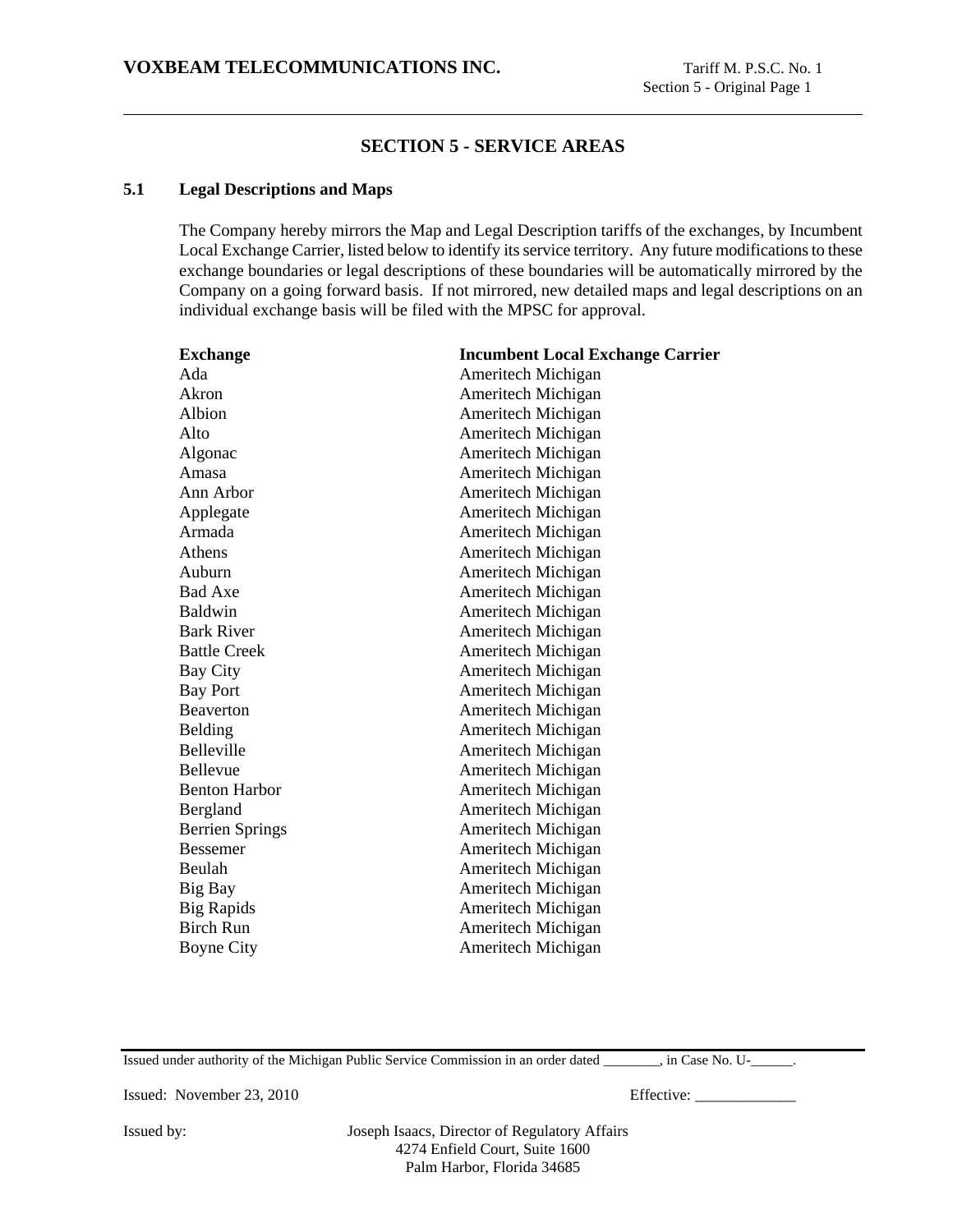## SECTION 5 - SERVICE AREAS

### 5.1 Legal Descriptions and Maps

The Company hereby mirrors the Map and Legal Description tariffs of the exchanges, by Incumbent Local Exchange Carrier, listed below to identify its service territory. Any future modifications to these exchange boundaries or legal descriptions of these boundaries will be automatically mirrored by the Company on a going forward basis. If not mirrored, new detailed maps and legal descriptions on an individual exchange basis will be filed with the MPSC for approval.

| Exchange | Incumbent Local Exchange Carrier |
|---|---|
| Ada | Ameritech Michigan |
| Akron | Ameritech Michigan |
| Albion | Ameritech Michigan |
| Alto | Ameritech Michigan |
| Algonac | Ameritech Michigan |
| Amasa | Ameritech Michigan |
| Ann Arbor | Ameritech Michigan |
| Applegate | Ameritech Michigan |
| Armada | Ameritech Michigan |
| Athens | Ameritech Michigan |
| Auburn | Ameritech Michigan |
| Bad Axe | Ameritech Michigan |
| Baldwin | Ameritech Michigan |
| Bark River | Ameritech Michigan |
| Battle Creek | Ameritech Michigan |
| Bay City | Ameritech Michigan |
| Bay Port | Ameritech Michigan |
| Beaverton | Ameritech Michigan |
| Belding | Ameritech Michigan |
| Belleville | Ameritech Michigan |
| Bellevue | Ameritech Michigan |
| Benton Harbor | Ameritech Michigan |
| Bergland | Ameritech Michigan |
| Berrien Springs | Ameritech Michigan |
| Bessemer | Ameritech Michigan |
| Beulah | Ameritech Michigan |
| Big Bay | Ameritech Michigan |
| Big Rapids | Ameritech Michigan |
| Birch Run | Ameritech Michigan |
| Boyne City | Ameritech Michigan |

Issued under authority of the Michigan Public Service Commission in an order dated ________, in Case No. U-______.

Issued: November 23, 2010 Effective: _____________

Issued by: Joseph Isaacs, Director of Regulatory Affairs
4274 Enfield Court, Suite 1600
Palm Harbor, Florida 34685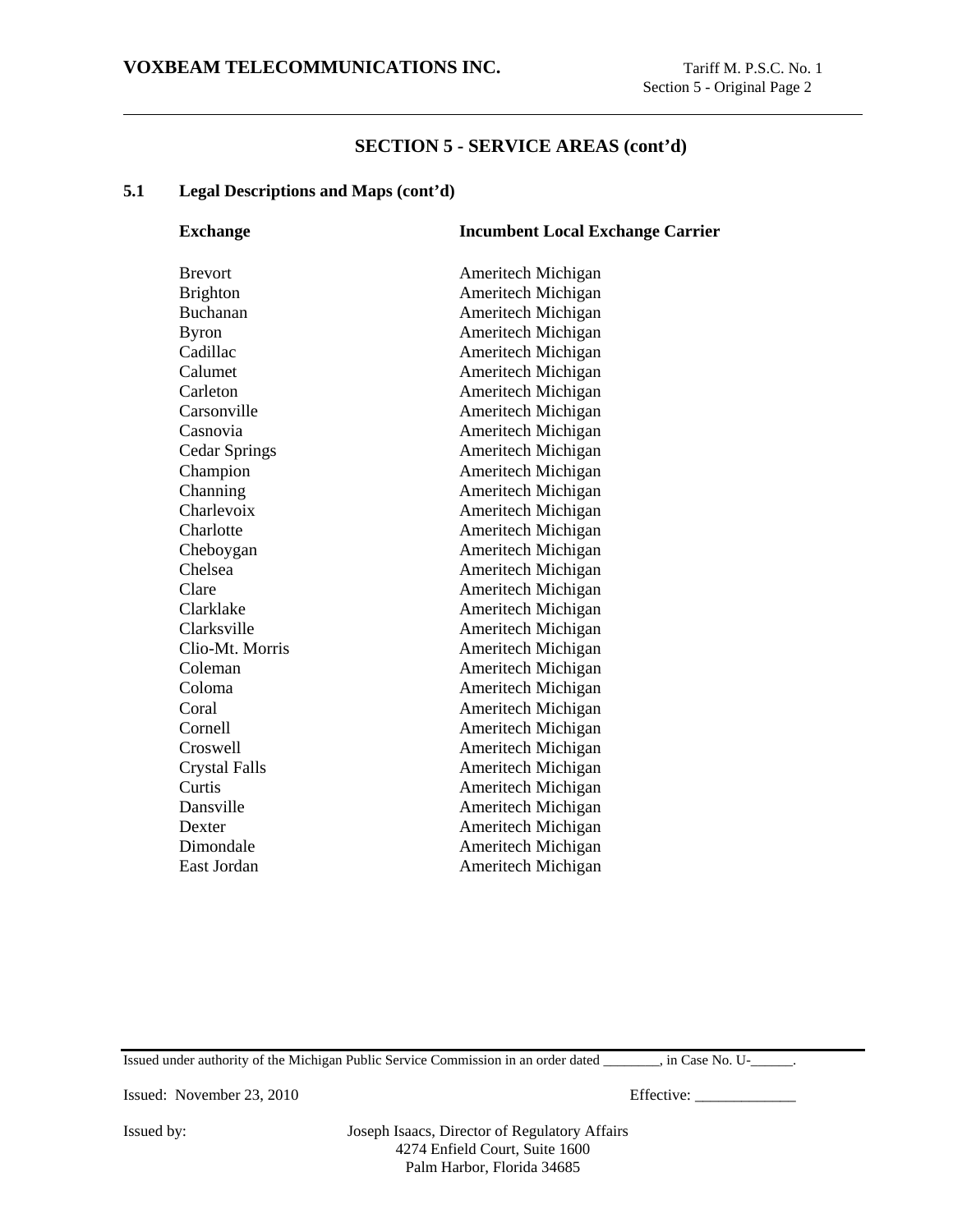## SECTION 5 - SERVICE AREAS (cont'd)

### 5.1 Legal Descriptions and Maps (cont'd)

| Exchange | Incumbent Local Exchange Carrier |
|---|---|
| Brevort | Ameritech Michigan |
| Brighton | Ameritech Michigan |
| Buchanan | Ameritech Michigan |
| Byron | Ameritech Michigan |
| Cadillac | Ameritech Michigan |
| Calumet | Ameritech Michigan |
| Carleton | Ameritech Michigan |
| Carsonville | Ameritech Michigan |
| Casnovia | Ameritech Michigan |
| Cedar Springs | Ameritech Michigan |
| Champion | Ameritech Michigan |
| Channing | Ameritech Michigan |
| Charlevoix | Ameritech Michigan |
| Charlotte | Ameritech Michigan |
| Cheboygan | Ameritech Michigan |
| Chelsea | Ameritech Michigan |
| Clare | Ameritech Michigan |
| Clarklake | Ameritech Michigan |
| Clarksville | Ameritech Michigan |
| Clio-Mt. Morris | Ameritech Michigan |
| Coleman | Ameritech Michigan |
| Coloma | Ameritech Michigan |
| Coral | Ameritech Michigan |
| Cornell | Ameritech Michigan |
| Croswell | Ameritech Michigan |
| Crystal Falls | Ameritech Michigan |
| Curtis | Ameritech Michigan |
| Dansville | Ameritech Michigan |
| Dexter | Ameritech Michigan |
| Dimondale | Ameritech Michigan |
| East Jordan | Ameritech Michigan |

Issued under authority of the Michigan Public Service Commission in an order dated ________, in Case No. U-______.

Issued: November 23, 2010 Effective: _____________

Issued by: Joseph Isaacs, Director of Regulatory Affairs
4274 Enfield Court, Suite 1600
Palm Harbor, Florida 34685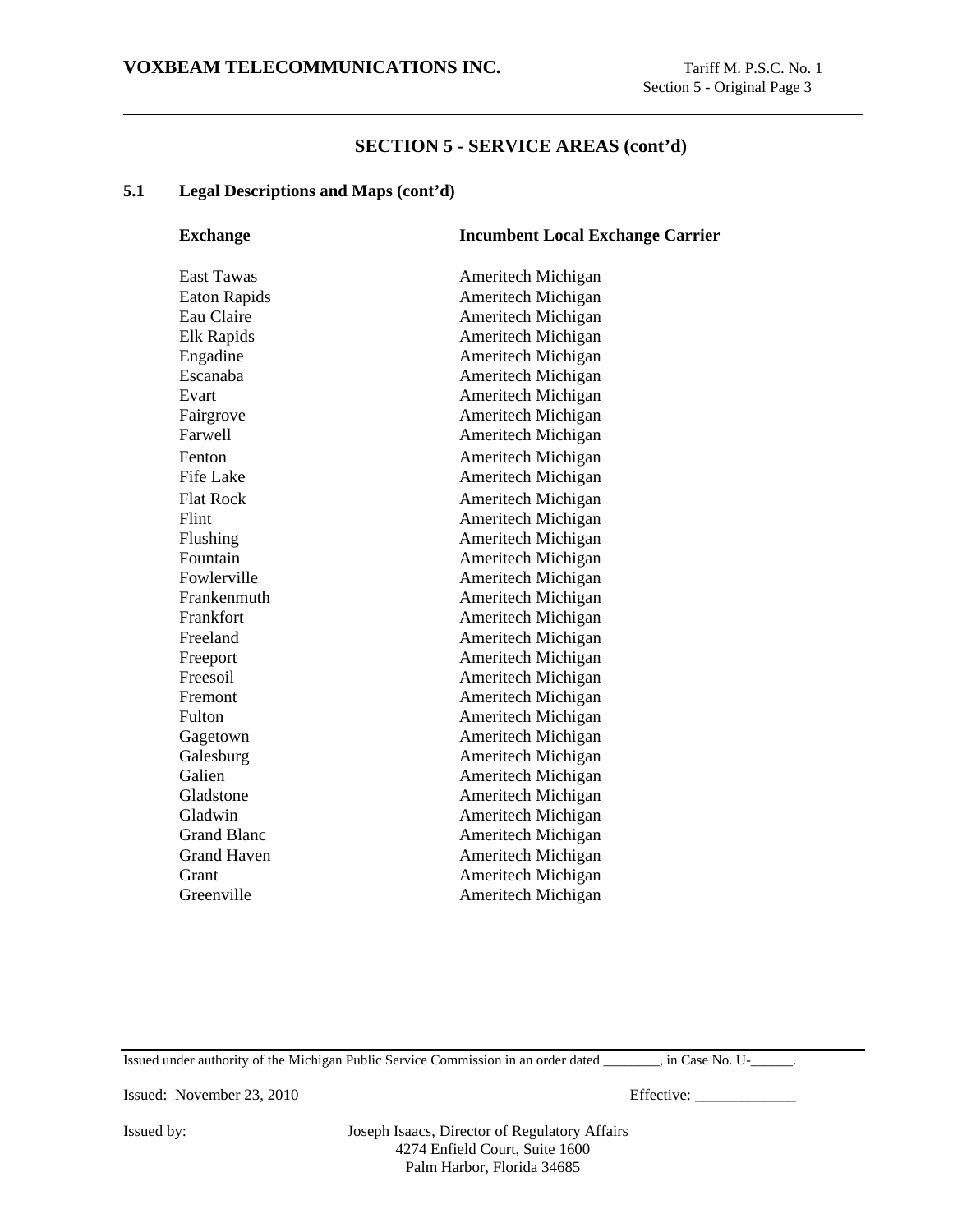## SECTION 5 - SERVICE AREAS (cont'd)

### 5.1 Legal Descriptions and Maps (cont'd)

| Exchange | Incumbent Local Exchange Carrier |
|---|---|
| East Tawas | Ameritech Michigan |
| Eaton Rapids | Ameritech Michigan |
| Eau Claire | Ameritech Michigan |
| Elk Rapids | Ameritech Michigan |
| Engadine | Ameritech Michigan |
| Escanaba | Ameritech Michigan |
| Evart | Ameritech Michigan |
| Fairgrove | Ameritech Michigan |
| Farwell | Ameritech Michigan |
| Fenton | Ameritech Michigan |
| Fife Lake | Ameritech Michigan |
| Flat Rock | Ameritech Michigan |
| Flint | Ameritech Michigan |
| Flushing | Ameritech Michigan |
| Fountain | Ameritech Michigan |
| Fowlerville | Ameritech Michigan |
| Frankenmuth | Ameritech Michigan |
| Frankfort | Ameritech Michigan |
| Freeland | Ameritech Michigan |
| Freeport | Ameritech Michigan |
| Freesoil | Ameritech Michigan |
| Fremont | Ameritech Michigan |
| Fulton | Ameritech Michigan |
| Gagetown | Ameritech Michigan |
| Galesburg | Ameritech Michigan |
| Galien | Ameritech Michigan |
| Gladstone | Ameritech Michigan |
| Gladwin | Ameritech Michigan |
| Grand Blanc | Ameritech Michigan |
| Grand Haven | Ameritech Michigan |
| Grant | Ameritech Michigan |
| Greenville | Ameritech Michigan |

Issued under authority of the Michigan Public Service Commission in an order dated ________, in Case No. U-______.

Issued: November 23, 2010 Effective: _____________

Issued by: Joseph Isaacs, Director of Regulatory Affairs
4274 Enfield Court, Suite 1600
Palm Harbor, Florida 34685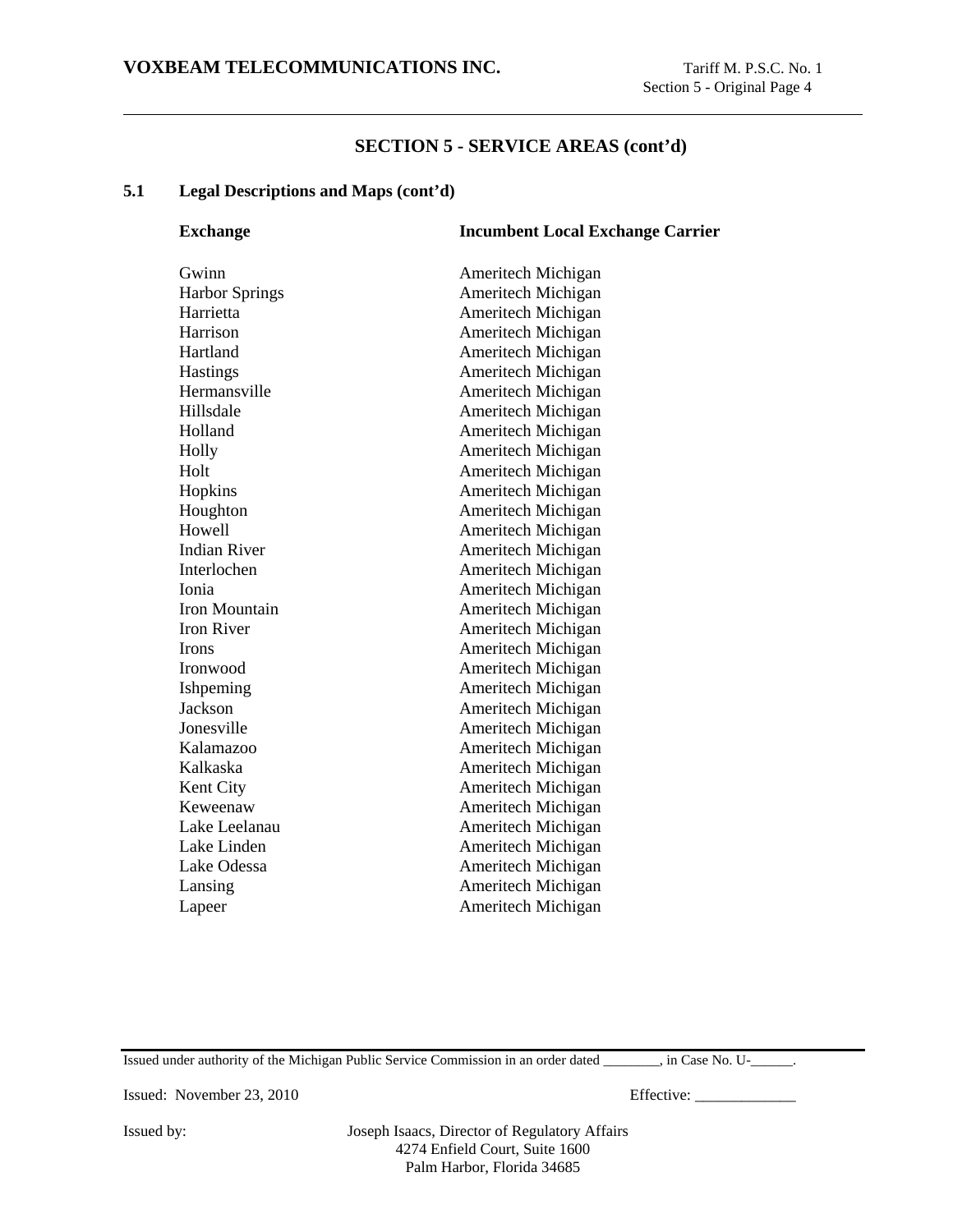## SECTION 5 - SERVICE AREAS (cont'd)

### 5.1 Legal Descriptions and Maps (cont'd)

| Exchange | Incumbent Local Exchange Carrier |
|---|---|
| Gwinn | Ameritech Michigan |
| Harbor Springs | Ameritech Michigan |
| Harrietta | Ameritech Michigan |
| Harrison | Ameritech Michigan |
| Hartland | Ameritech Michigan |
| Hastings | Ameritech Michigan |
| Hermansville | Ameritech Michigan |
| Hillsdale | Ameritech Michigan |
| Holland | Ameritech Michigan |
| Holly | Ameritech Michigan |
| Holt | Ameritech Michigan |
| Hopkins | Ameritech Michigan |
| Houghton | Ameritech Michigan |
| Howell | Ameritech Michigan |
| Indian River | Ameritech Michigan |
| Interlochen | Ameritech Michigan |
| Ionia | Ameritech Michigan |
| Iron Mountain | Ameritech Michigan |
| Iron River | Ameritech Michigan |
| Irons | Ameritech Michigan |
| Ironwood | Ameritech Michigan |
| Ishpeming | Ameritech Michigan |
| Jackson | Ameritech Michigan |
| Jonesville | Ameritech Michigan |
| Kalamazoo | Ameritech Michigan |
| Kalkaska | Ameritech Michigan |
| Kent City | Ameritech Michigan |
| Keweenaw | Ameritech Michigan |
| Lake Leelanau | Ameritech Michigan |
| Lake Linden | Ameritech Michigan |
| Lake Odessa | Ameritech Michigan |
| Lansing | Ameritech Michigan |
| Lapeer | Ameritech Michigan |

Issued under authority of the Michigan Public Service Commission in an order dated ________, in Case No. U-______.

Issued: November 23, 2010 Effective: _____________

Issued by: Joseph Isaacs, Director of Regulatory Affairs
4274 Enfield Court, Suite 1600
Palm Harbor, Florida 34685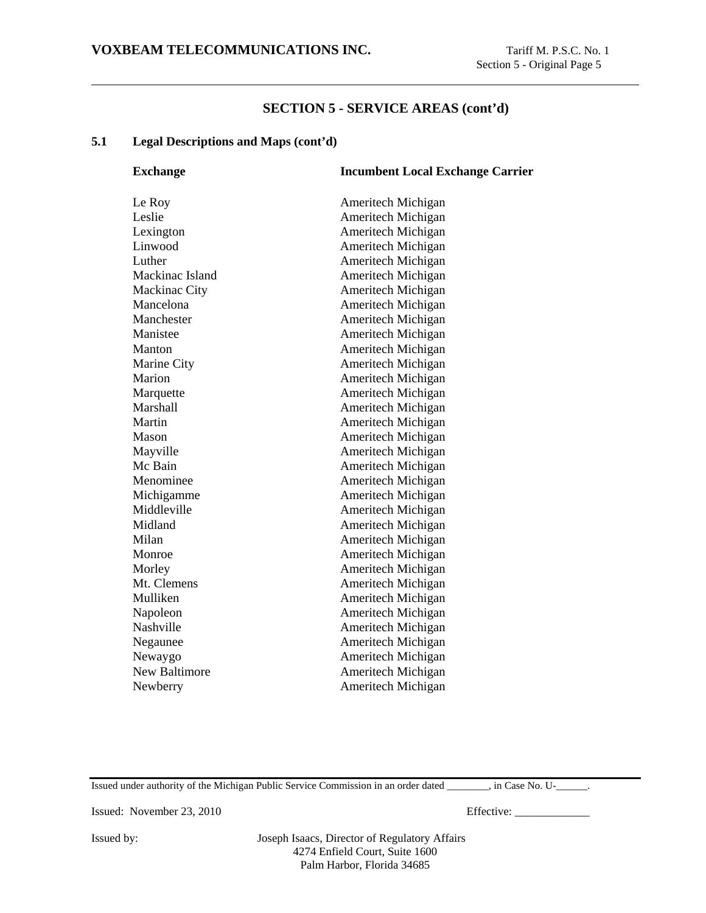## SECTION 5 - SERVICE AREAS (cont'd)

### 5.1 Legal Descriptions and Maps (cont'd)

| Exchange | Incumbent Local Exchange Carrier |
|---|---|
| Le Roy | Ameritech Michigan |
| Leslie | Ameritech Michigan |
| Lexington | Ameritech Michigan |
| Linwood | Ameritech Michigan |
| Luther | Ameritech Michigan |
| Mackinac Island | Ameritech Michigan |
| Mackinac City | Ameritech Michigan |
| Mancelona | Ameritech Michigan |
| Manchester | Ameritech Michigan |
| Manistee | Ameritech Michigan |
| Manton | Ameritech Michigan |
| Marine City | Ameritech Michigan |
| Marion | Ameritech Michigan |
| Marquette | Ameritech Michigan |
| Marshall | Ameritech Michigan |
| Martin | Ameritech Michigan |
| Mason | Ameritech Michigan |
| Mayville | Ameritech Michigan |
| Mc Bain | Ameritech Michigan |
| Menominee | Ameritech Michigan |
| Michigamme | Ameritech Michigan |
| Middleville | Ameritech Michigan |
| Midland | Ameritech Michigan |
| Milan | Ameritech Michigan |
| Monroe | Ameritech Michigan |
| Morley | Ameritech Michigan |
| Mt. Clemens | Ameritech Michigan |
| Mulliken | Ameritech Michigan |
| Napoleon | Ameritech Michigan |
| Nashville | Ameritech Michigan |
| Negaunee | Ameritech Michigan |
| Newaygo | Ameritech Michigan |
| New Baltimore | Ameritech Michigan |
| Newberry | Ameritech Michigan |

Issued under authority of the Michigan Public Service Commission in an order dated ________, in Case No. U-______.

Issued: November 23, 2010 Effective: _____________

Issued by: Joseph Isaacs, Director of Regulatory Affairs
4274 Enfield Court, Suite 1600
Palm Harbor, Florida 34685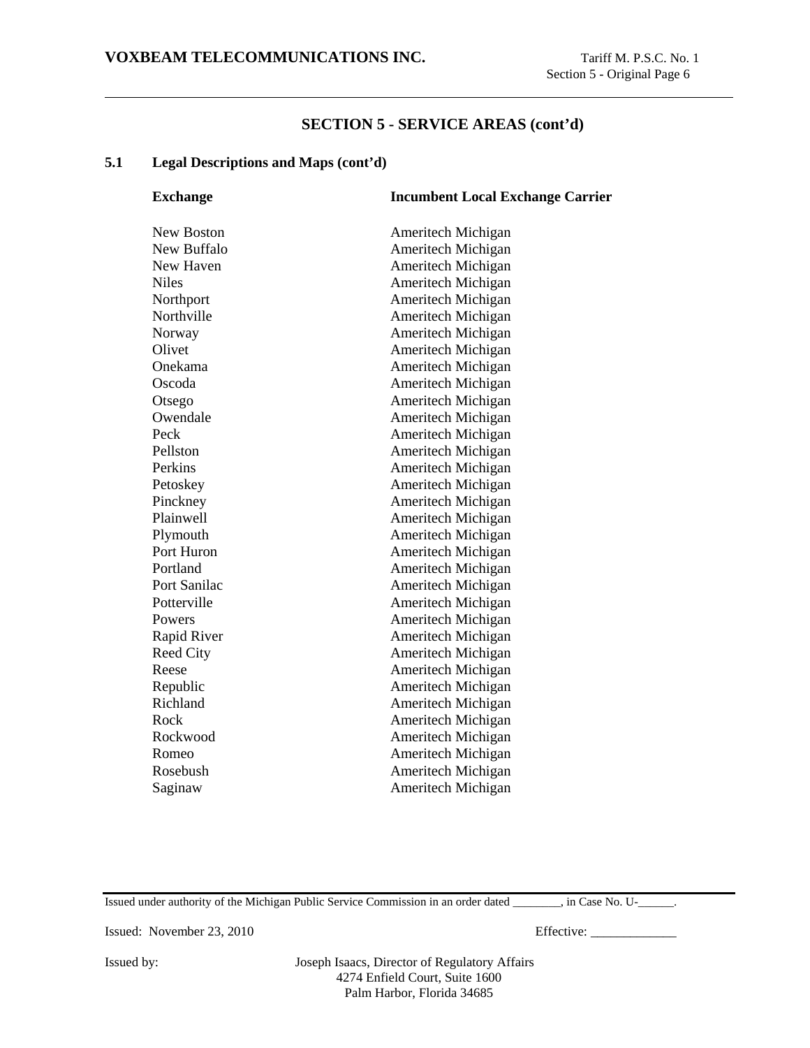## SECTION 5 - SERVICE AREAS (cont'd)

### 5.1 Legal Descriptions and Maps (cont'd)

| Exchange | Incumbent Local Exchange Carrier |
|---|---|
| New Boston | Ameritech Michigan |
| New Buffalo | Ameritech Michigan |
| New Haven | Ameritech Michigan |
| Niles | Ameritech Michigan |
| Northport | Ameritech Michigan |
| Northville | Ameritech Michigan |
| Norway | Ameritech Michigan |
| Olivet | Ameritech Michigan |
| Onekama | Ameritech Michigan |
| Oscoda | Ameritech Michigan |
| Otsego | Ameritech Michigan |
| Owendale | Ameritech Michigan |
| Peck | Ameritech Michigan |
| Pellston | Ameritech Michigan |
| Perkins | Ameritech Michigan |
| Petoskey | Ameritech Michigan |
| Pinckney | Ameritech Michigan |
| Plainwell | Ameritech Michigan |
| Plymouth | Ameritech Michigan |
| Port Huron | Ameritech Michigan |
| Portland | Ameritech Michigan |
| Port Sanilac | Ameritech Michigan |
| Potterville | Ameritech Michigan |
| Powers | Ameritech Michigan |
| Rapid River | Ameritech Michigan |
| Reed City | Ameritech Michigan |
| Reese | Ameritech Michigan |
| Republic | Ameritech Michigan |
| Richland | Ameritech Michigan |
| Rock | Ameritech Michigan |
| Rockwood | Ameritech Michigan |
| Romeo | Ameritech Michigan |
| Rosebush | Ameritech Michigan |
| Saginaw | Ameritech Michigan |

Issued under authority of the Michigan Public Service Commission in an order dated ________, in Case No. U-______.

Issued: November 23, 2010 Effective: _____________

Issued by: Joseph Isaacs, Director of Regulatory Affairs
4274 Enfield Court, Suite 1600
Palm Harbor, Florida 34685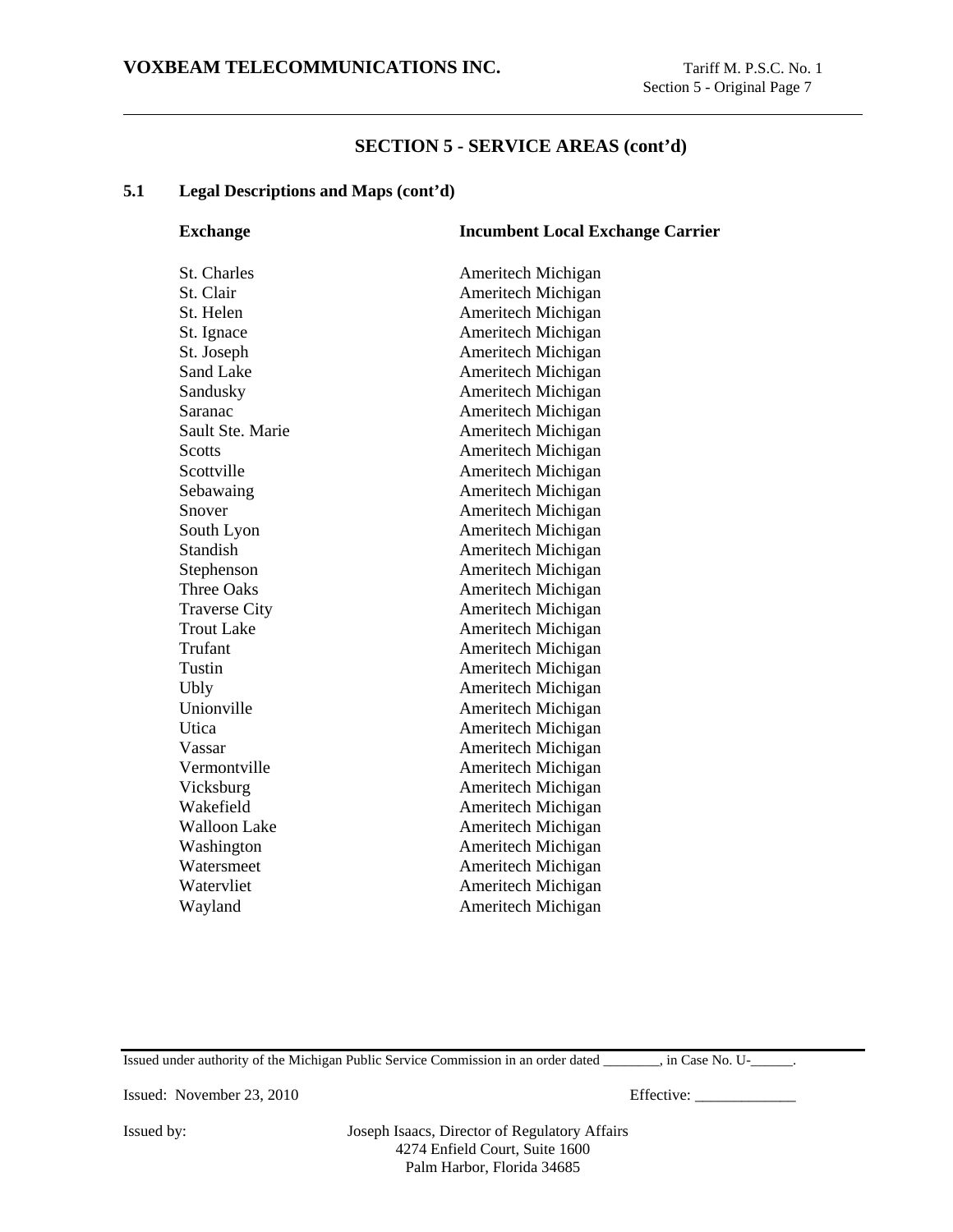## SECTION 5 - SERVICE AREAS (cont'd)

### 5.1 Legal Descriptions and Maps (cont'd)

| Exchange | Incumbent Local Exchange Carrier |
|---|---|
| St. Charles | Ameritech Michigan |
| St. Clair | Ameritech Michigan |
| St. Helen | Ameritech Michigan |
| St. Ignace | Ameritech Michigan |
| St. Joseph | Ameritech Michigan |
| Sand Lake | Ameritech Michigan |
| Sandusky | Ameritech Michigan |
| Saranac | Ameritech Michigan |
| Sault Ste. Marie | Ameritech Michigan |
| Scotts | Ameritech Michigan |
| Scottville | Ameritech Michigan |
| Sebawaing | Ameritech Michigan |
| Snover | Ameritech Michigan |
| South Lyon | Ameritech Michigan |
| Standish | Ameritech Michigan |
| Stephenson | Ameritech Michigan |
| Three Oaks | Ameritech Michigan |
| Traverse City | Ameritech Michigan |
| Trout Lake | Ameritech Michigan |
| Trufant | Ameritech Michigan |
| Tustin | Ameritech Michigan |
| Ubly | Ameritech Michigan |
| Unionville | Ameritech Michigan |
| Utica | Ameritech Michigan |
| Vassar | Ameritech Michigan |
| Vermontville | Ameritech Michigan |
| Vicksburg | Ameritech Michigan |
| Wakefield | Ameritech Michigan |
| Walloon Lake | Ameritech Michigan |
| Washington | Ameritech Michigan |
| Watersmeet | Ameritech Michigan |
| Watervliet | Ameritech Michigan |
| Wayland | Ameritech Michigan |

Issued under authority of the Michigan Public Service Commission in an order dated ________, in Case No. U-______.

Issued: November 23, 2010 Effective: _____________

Issued by: Joseph Isaacs, Director of Regulatory Affairs
4274 Enfield Court, Suite 1600
Palm Harbor, Florida 34685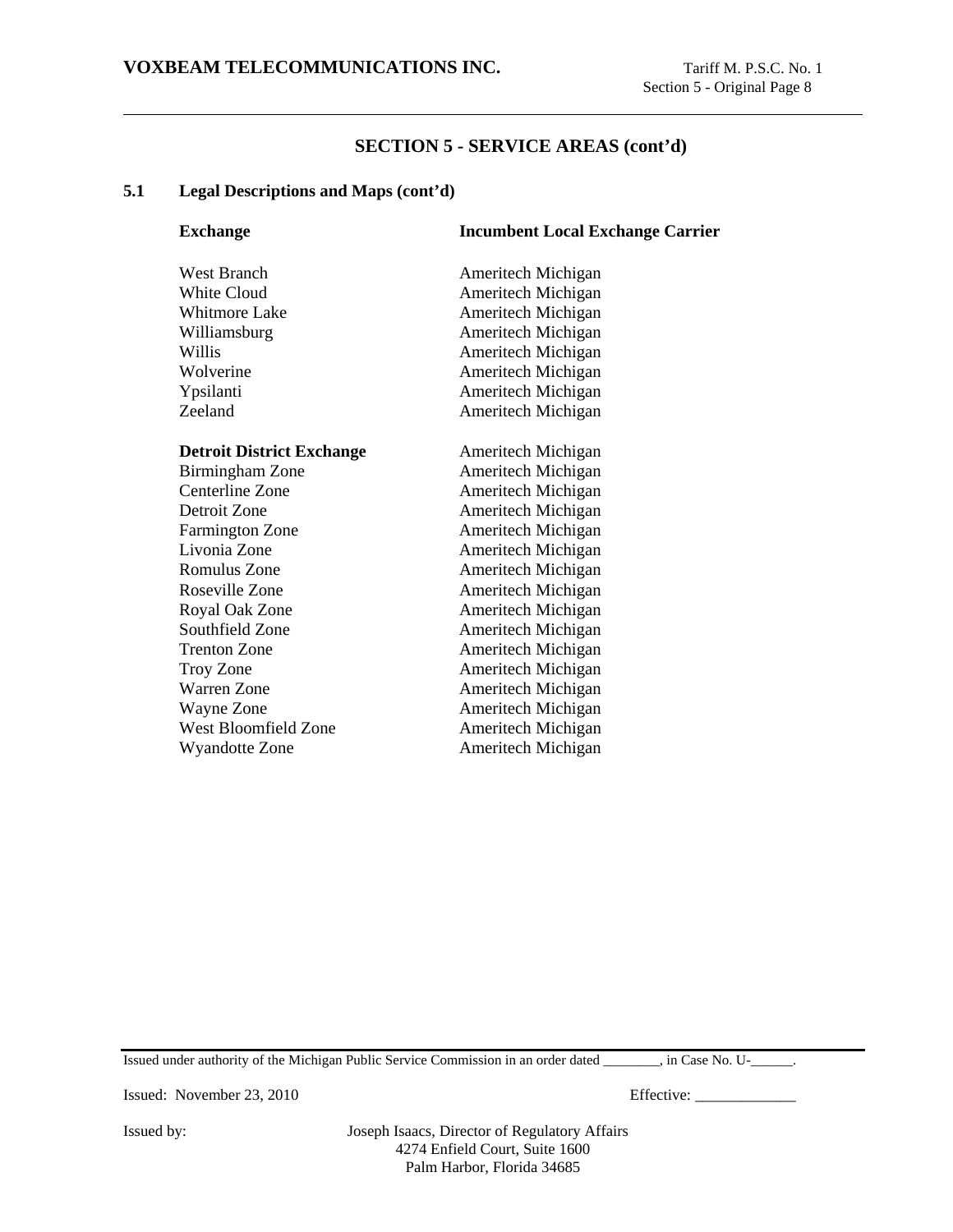## SECTION 5 - SERVICE AREAS (cont'd)

### 5.1 Legal Descriptions and Maps (cont'd)

| Exchange | Incumbent Local Exchange Carrier |
|---|---|
| West Branch | Ameritech Michigan |
| White Cloud | Ameritech Michigan |
| Whitmore Lake | Ameritech Michigan |
| Williamsburg | Ameritech Michigan |
| Willis | Ameritech Michigan |
| Wolverine | Ameritech Michigan |
| Ypsilanti | Ameritech Michigan |
| Zeeland | Ameritech Michigan |
| **Detroit District Exchange** | Ameritech Michigan |
| Birmingham Zone | Ameritech Michigan |
| Centerline Zone | Ameritech Michigan |
| Detroit Zone | Ameritech Michigan |
| Farmington Zone | Ameritech Michigan |
| Livonia Zone | Ameritech Michigan |
| Romulus Zone | Ameritech Michigan |
| Roseville Zone | Ameritech Michigan |
| Royal Oak Zone | Ameritech Michigan |
| Southfield Zone | Ameritech Michigan |
| Trenton Zone | Ameritech Michigan |
| Troy Zone | Ameritech Michigan |
| Warren Zone | Ameritech Michigan |
| Wayne Zone | Ameritech Michigan |
| West Bloomfield Zone | Ameritech Michigan |
| Wyandotte Zone | Ameritech Michigan |

Issued under authority of the Michigan Public Service Commission in an order dated ________, in Case No. U-______.

Issued: November 23, 2010 Effective: _____________

Issued by: Joseph Isaacs, Director of Regulatory Affairs
4274 Enfield Court, Suite 1600
Palm Harbor, Florida 34685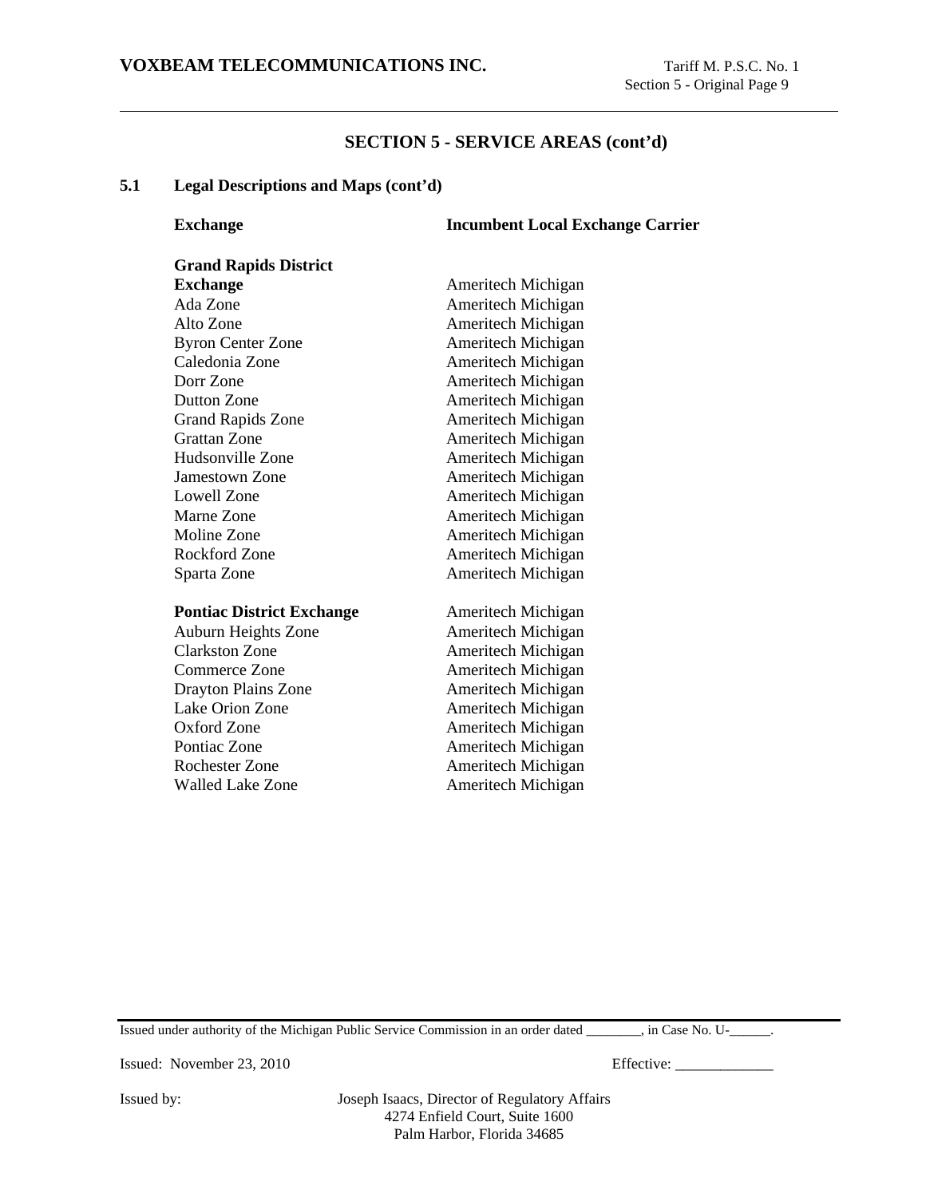## SECTION 5 - SERVICE AREAS (cont'd)

### 5.1 Legal Descriptions and Maps (cont'd)

| Exchange | Incumbent Local Exchange Carrier |
|---|---|
| **Grand Rapids District Exchange** | Ameritech Michigan |
| Ada Zone | Ameritech Michigan |
| Alto Zone | Ameritech Michigan |
| Byron Center Zone | Ameritech Michigan |
| Caledonia Zone | Ameritech Michigan |
| Dorr Zone | Ameritech Michigan |
| Dutton Zone | Ameritech Michigan |
| Grand Rapids Zone | Ameritech Michigan |
| Grattan Zone | Ameritech Michigan |
| Hudsonville Zone | Ameritech Michigan |
| Jamestown Zone | Ameritech Michigan |
| Lowell Zone | Ameritech Michigan |
| Marne Zone | Ameritech Michigan |
| Moline Zone | Ameritech Michigan |
| Rockford Zone | Ameritech Michigan |
| Sparta Zone | Ameritech Michigan |
| **Pontiac District Exchange** | Ameritech Michigan |
| Auburn Heights Zone | Ameritech Michigan |
| Clarkston Zone | Ameritech Michigan |
| Commerce Zone | Ameritech Michigan |
| Drayton Plains Zone | Ameritech Michigan |
| Lake Orion Zone | Ameritech Michigan |
| Oxford Zone | Ameritech Michigan |
| Pontiac Zone | Ameritech Michigan |
| Rochester Zone | Ameritech Michigan |
| Walled Lake Zone | Ameritech Michigan |

Issued under authority of the Michigan Public Service Commission in an order dated ________, in Case No. U-______.

Issued: November 23, 2010 Effective: _____________

Issued by: Joseph Isaacs, Director of Regulatory Affairs
4274 Enfield Court, Suite 1600
Palm Harbor, Florida 34685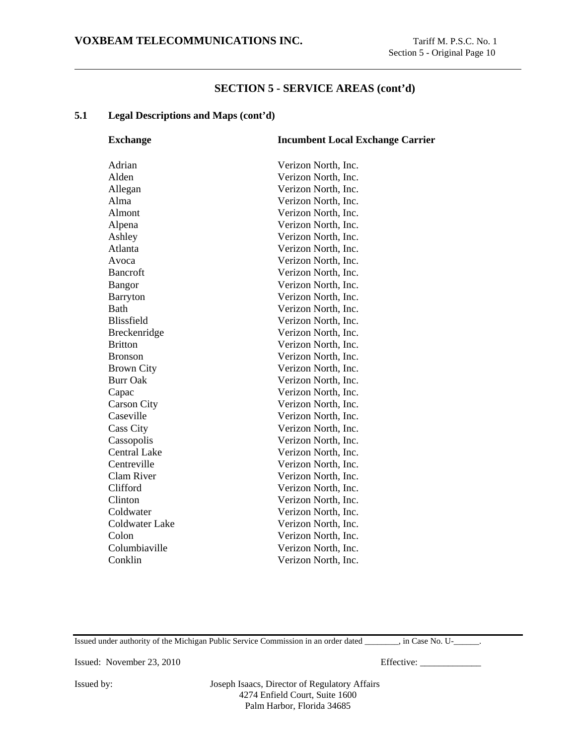## SECTION 5 - SERVICE AREAS (cont'd)

### 5.1 Legal Descriptions and Maps (cont'd)

| Exchange | Incumbent Local Exchange Carrier |
|---|---|
| Adrian | Verizon North, Inc. |
| Alden | Verizon North, Inc. |
| Allegan | Verizon North, Inc. |
| Alma | Verizon North, Inc. |
| Almont | Verizon North, Inc. |
| Alpena | Verizon North, Inc. |
| Ashley | Verizon North, Inc. |
| Atlanta | Verizon North, Inc. |
| Avoca | Verizon North, Inc. |
| Bancroft | Verizon North, Inc. |
| Bangor | Verizon North, Inc. |
| Barryton | Verizon North, Inc. |
| Bath | Verizon North, Inc. |
| Blissfield | Verizon North, Inc. |
| Breckenridge | Verizon North, Inc. |
| Britton | Verizon North, Inc. |
| Bronson | Verizon North, Inc. |
| Brown City | Verizon North, Inc. |
| Burr Oak | Verizon North, Inc. |
| Capac | Verizon North, Inc. |
| Carson City | Verizon North, Inc. |
| Caseville | Verizon North, Inc. |
| Cass City | Verizon North, Inc. |
| Cassopolis | Verizon North, Inc. |
| Central Lake | Verizon North, Inc. |
| Centreville | Verizon North, Inc. |
| Clam River | Verizon North, Inc. |
| Clifford | Verizon North, Inc. |
| Clinton | Verizon North, Inc. |
| Coldwater | Verizon North, Inc. |
| Coldwater Lake | Verizon North, Inc. |
| Colon | Verizon North, Inc. |
| Columbiaville | Verizon North, Inc. |
| Conklin | Verizon North, Inc. |

Issued under authority of the Michigan Public Service Commission in an order dated ________, in Case No. U-______.

Issued: November 23, 2010 Effective: _____________

Issued by: Joseph Isaacs, Director of Regulatory Affairs
4274 Enfield Court, Suite 1600
Palm Harbor, Florida 34685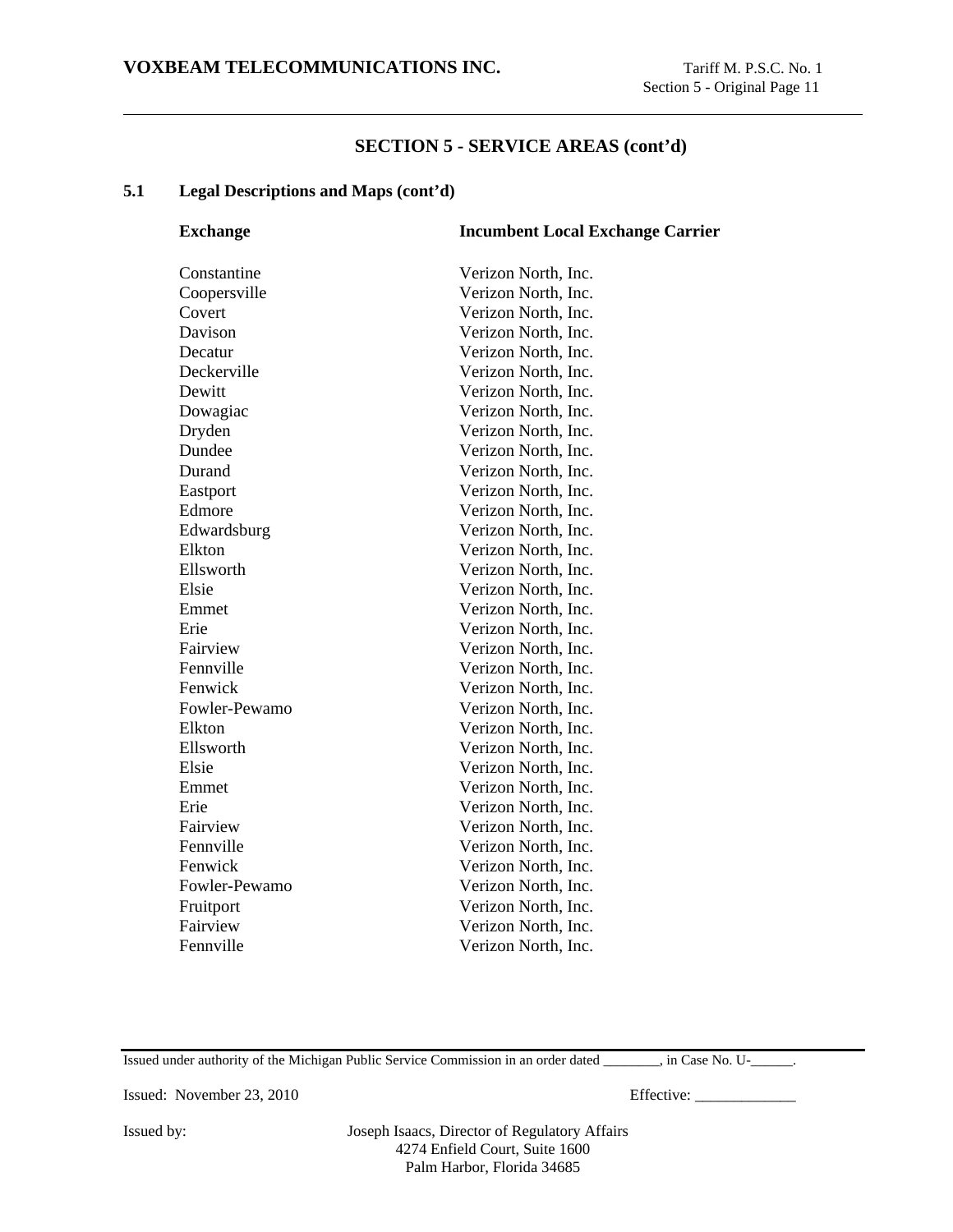## SECTION 5 - SERVICE AREAS (cont'd)

### 5.1 Legal Descriptions and Maps (cont'd)

| Exchange | Incumbent Local Exchange Carrier |
|---|---|
| Constantine | Verizon North, Inc. |
| Coopersville | Verizon North, Inc. |
| Covert | Verizon North, Inc. |
| Davison | Verizon North, Inc. |
| Decatur | Verizon North, Inc. |
| Deckerville | Verizon North, Inc. |
| Dewitt | Verizon North, Inc. |
| Dowagiac | Verizon North, Inc. |
| Dryden | Verizon North, Inc. |
| Dundee | Verizon North, Inc. |
| Durand | Verizon North, Inc. |
| Eastport | Verizon North, Inc. |
| Edmore | Verizon North, Inc. |
| Edwardsburg | Verizon North, Inc. |
| Elkton | Verizon North, Inc. |
| Ellsworth | Verizon North, Inc. |
| Elsie | Verizon North, Inc. |
| Emmet | Verizon North, Inc. |
| Erie | Verizon North, Inc. |
| Fairview | Verizon North, Inc. |
| Fennville | Verizon North, Inc. |
| Fenwick | Verizon North, Inc. |
| Fowler-Pewamo | Verizon North, Inc. |
| Elkton | Verizon North, Inc. |
| Ellsworth | Verizon North, Inc. |
| Elsie | Verizon North, Inc. |
| Emmet | Verizon North, Inc. |
| Erie | Verizon North, Inc. |
| Fairview | Verizon North, Inc. |
| Fennville | Verizon North, Inc. |
| Fenwick | Verizon North, Inc. |
| Fowler-Pewamo | Verizon North, Inc. |
| Fruitport | Verizon North, Inc. |
| Fairview | Verizon North, Inc. |
| Fennville | Verizon North, Inc. |

Issued under authority of the Michigan Public Service Commission in an order dated ________, in Case No. U-______.

Issued: November 23, 2010 Effective: _____________

Issued by: Joseph Isaacs, Director of Regulatory Affairs
4274 Enfield Court, Suite 1600
Palm Harbor, Florida 34685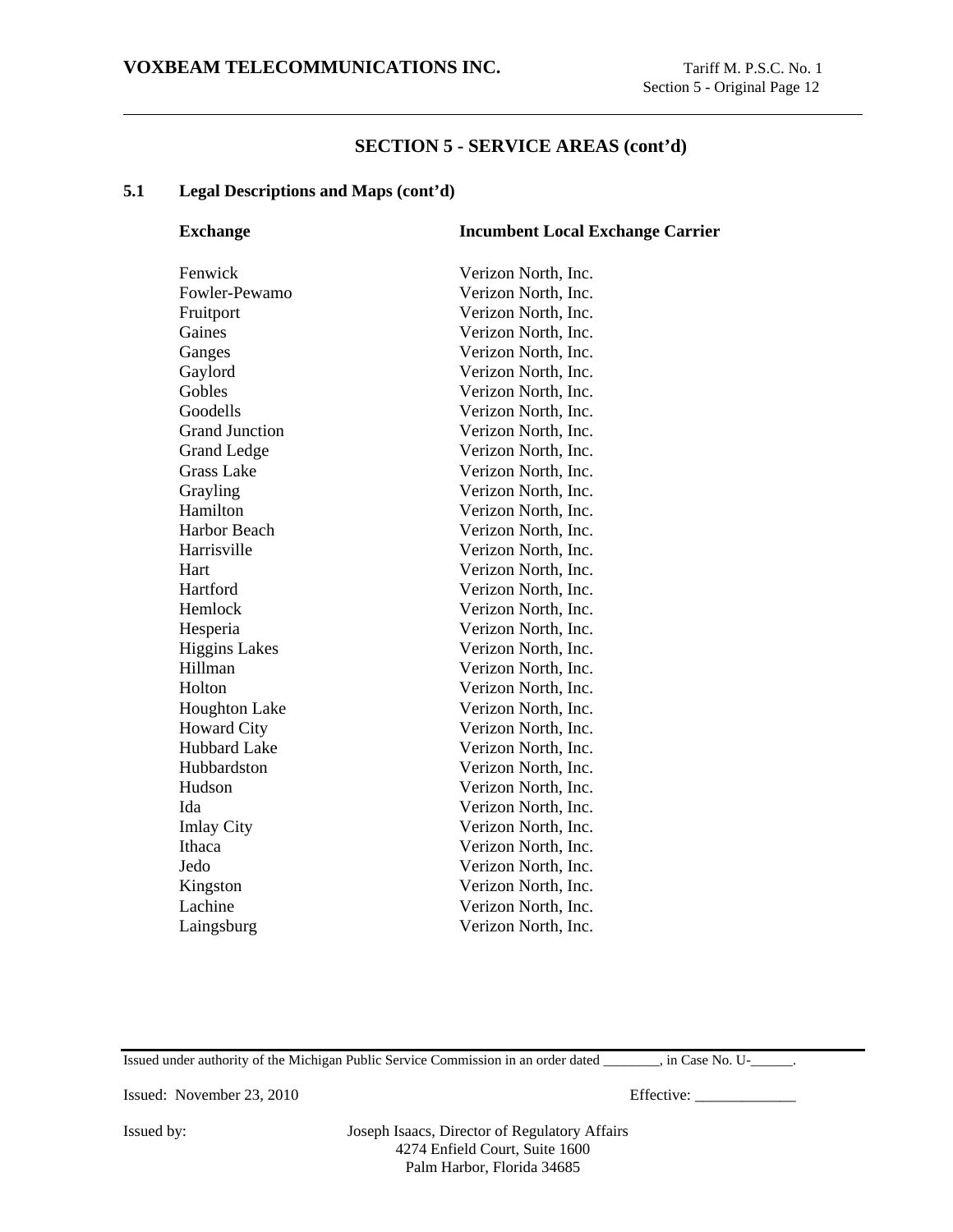## SECTION 5 - SERVICE AREAS (cont'd)

### 5.1 Legal Descriptions and Maps (cont'd)

| Exchange | Incumbent Local Exchange Carrier |
|---|---|
| Fenwick | Verizon North, Inc. |
| Fowler-Pewamo | Verizon North, Inc. |
| Fruitport | Verizon North, Inc. |
| Gaines | Verizon North, Inc. |
| Ganges | Verizon North, Inc. |
| Gaylord | Verizon North, Inc. |
| Gobles | Verizon North, Inc. |
| Goodells | Verizon North, Inc. |
| Grand Junction | Verizon North, Inc. |
| Grand Ledge | Verizon North, Inc. |
| Grass Lake | Verizon North, Inc. |
| Grayling | Verizon North, Inc. |
| Hamilton | Verizon North, Inc. |
| Harbor Beach | Verizon North, Inc. |
| Harrisville | Verizon North, Inc. |
| Hart | Verizon North, Inc. |
| Hartford | Verizon North, Inc. |
| Hemlock | Verizon North, Inc. |
| Hesperia | Verizon North, Inc. |
| Higgins Lakes | Verizon North, Inc. |
| Hillman | Verizon North, Inc. |
| Holton | Verizon North, Inc. |
| Houghton Lake | Verizon North, Inc. |
| Howard City | Verizon North, Inc. |
| Hubbard Lake | Verizon North, Inc. |
| Hubbardston | Verizon North, Inc. |
| Hudson | Verizon North, Inc. |
| Ida | Verizon North, Inc. |
| Imlay City | Verizon North, Inc. |
| Ithaca | Verizon North, Inc. |
| Jedo | Verizon North, Inc. |
| Kingston | Verizon North, Inc. |
| Lachine | Verizon North, Inc. |
| Laingsburg | Verizon North, Inc. |

Issued under authority of the Michigan Public Service Commission in an order dated ________, in Case No. U-______.

Issued: November 23, 2010 Effective: _____________

Issued by: Joseph Isaacs, Director of Regulatory Affairs
4274 Enfield Court, Suite 1600
Palm Harbor, Florida 34685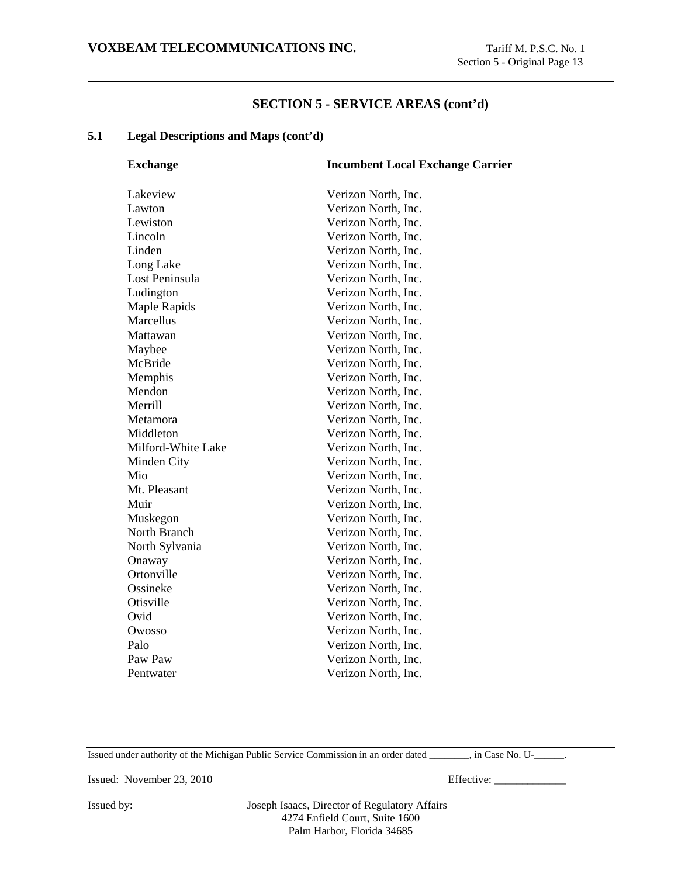## SECTION 5 - SERVICE AREAS (cont'd)

### 5.1 Legal Descriptions and Maps (cont'd)

| Exchange | Incumbent Local Exchange Carrier |
|---|---|
| Lakeview | Verizon North, Inc. |
| Lawton | Verizon North, Inc. |
| Lewiston | Verizon North, Inc. |
| Lincoln | Verizon North, Inc. |
| Linden | Verizon North, Inc. |
| Long Lake | Verizon North, Inc. |
| Lost Peninsula | Verizon North, Inc. |
| Ludington | Verizon North, Inc. |
| Maple Rapids | Verizon North, Inc. |
| Marcellus | Verizon North, Inc. |
| Mattawan | Verizon North, Inc. |
| Maybee | Verizon North, Inc. |
| McBride | Verizon North, Inc. |
| Memphis | Verizon North, Inc. |
| Mendon | Verizon North, Inc. |
| Merrill | Verizon North, Inc. |
| Metamora | Verizon North, Inc. |
| Middleton | Verizon North, Inc. |
| Milford-White Lake | Verizon North, Inc. |
| Minden City | Verizon North, Inc. |
| Mio | Verizon North, Inc. |
| Mt. Pleasant | Verizon North, Inc. |
| Muir | Verizon North, Inc. |
| Muskegon | Verizon North, Inc. |
| North Branch | Verizon North, Inc. |
| North Sylvania | Verizon North, Inc. |
| Onaway | Verizon North, Inc. |
| Ortonville | Verizon North, Inc. |
| Ossineke | Verizon North, Inc. |
| Otisville | Verizon North, Inc. |
| Ovid | Verizon North, Inc. |
| Owosso | Verizon North, Inc. |
| Palo | Verizon North, Inc. |
| Paw Paw | Verizon North, Inc. |
| Pentwater | Verizon North, Inc. |

Issued under authority of the Michigan Public Service Commission in an order dated ________, in Case No. U-______.

Issued: November 23, 2010 Effective: _____________

Issued by: Joseph Isaacs, Director of Regulatory Affairs
4274 Enfield Court, Suite 1600
Palm Harbor, Florida 34685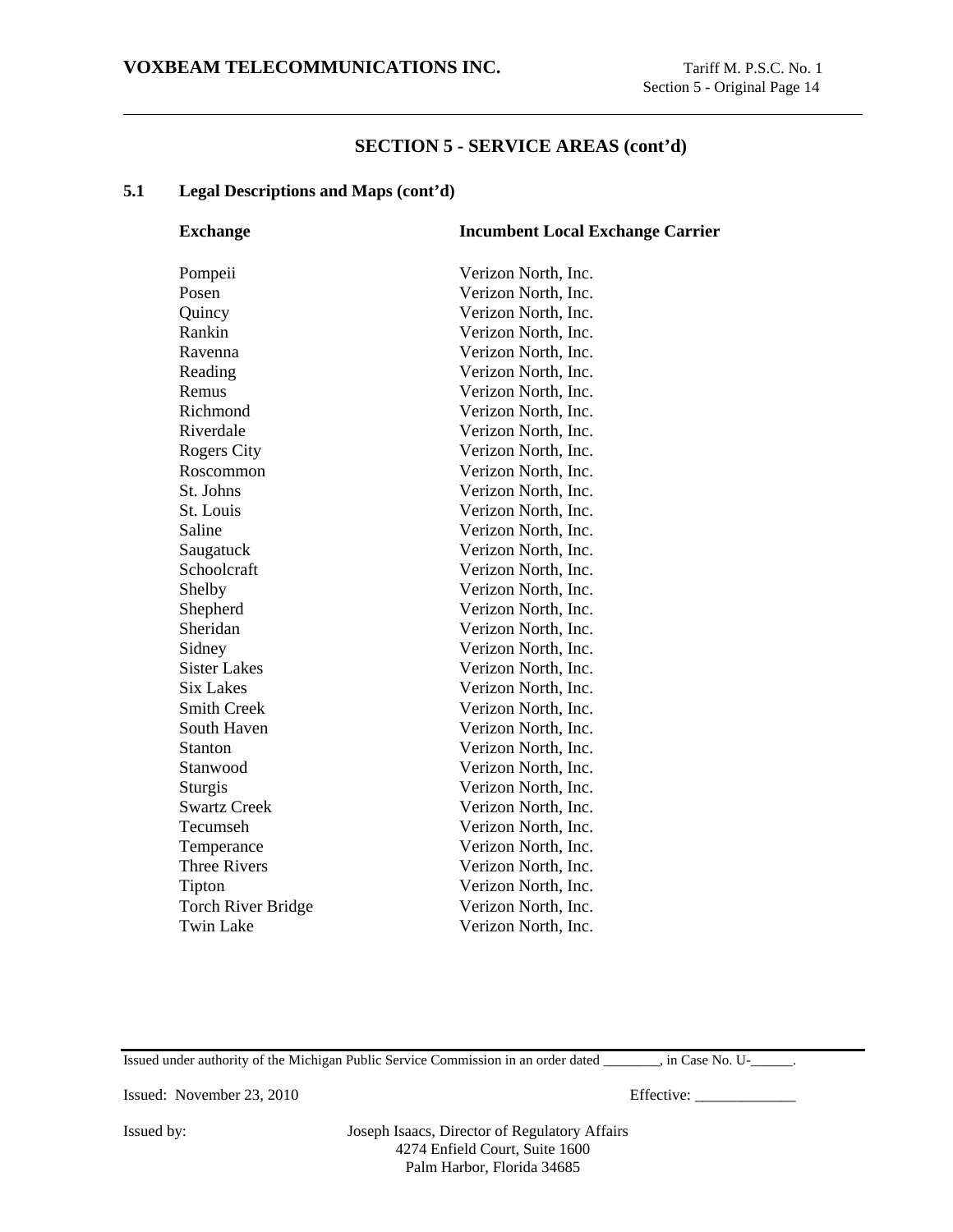## SECTION 5 - SERVICE AREAS (cont'd)

### 5.1 Legal Descriptions and Maps (cont'd)

| Exchange | Incumbent Local Exchange Carrier |
|---|---|
| Pompeii | Verizon North, Inc. |
| Posen | Verizon North, Inc. |
| Quincy | Verizon North, Inc. |
| Rankin | Verizon North, Inc. |
| Ravenna | Verizon North, Inc. |
| Reading | Verizon North, Inc. |
| Remus | Verizon North, Inc. |
| Richmond | Verizon North, Inc. |
| Riverdale | Verizon North, Inc. |
| Rogers City | Verizon North, Inc. |
| Roscommon | Verizon North, Inc. |
| St. Johns | Verizon North, Inc. |
| St. Louis | Verizon North, Inc. |
| Saline | Verizon North, Inc. |
| Saugatuck | Verizon North, Inc. |
| Schoolcraft | Verizon North, Inc. |
| Shelby | Verizon North, Inc. |
| Shepherd | Verizon North, Inc. |
| Sheridan | Verizon North, Inc. |
| Sidney | Verizon North, Inc. |
| Sister Lakes | Verizon North, Inc. |
| Six Lakes | Verizon North, Inc. |
| Smith Creek | Verizon North, Inc. |
| South Haven | Verizon North, Inc. |
| Stanton | Verizon North, Inc. |
| Stanwood | Verizon North, Inc. |
| Sturgis | Verizon North, Inc. |
| Swartz Creek | Verizon North, Inc. |
| Tecumseh | Verizon North, Inc. |
| Temperance | Verizon North, Inc. |
| Three Rivers | Verizon North, Inc. |
| Tipton | Verizon North, Inc. |
| Torch River Bridge | Verizon North, Inc. |
| Twin Lake | Verizon North, Inc. |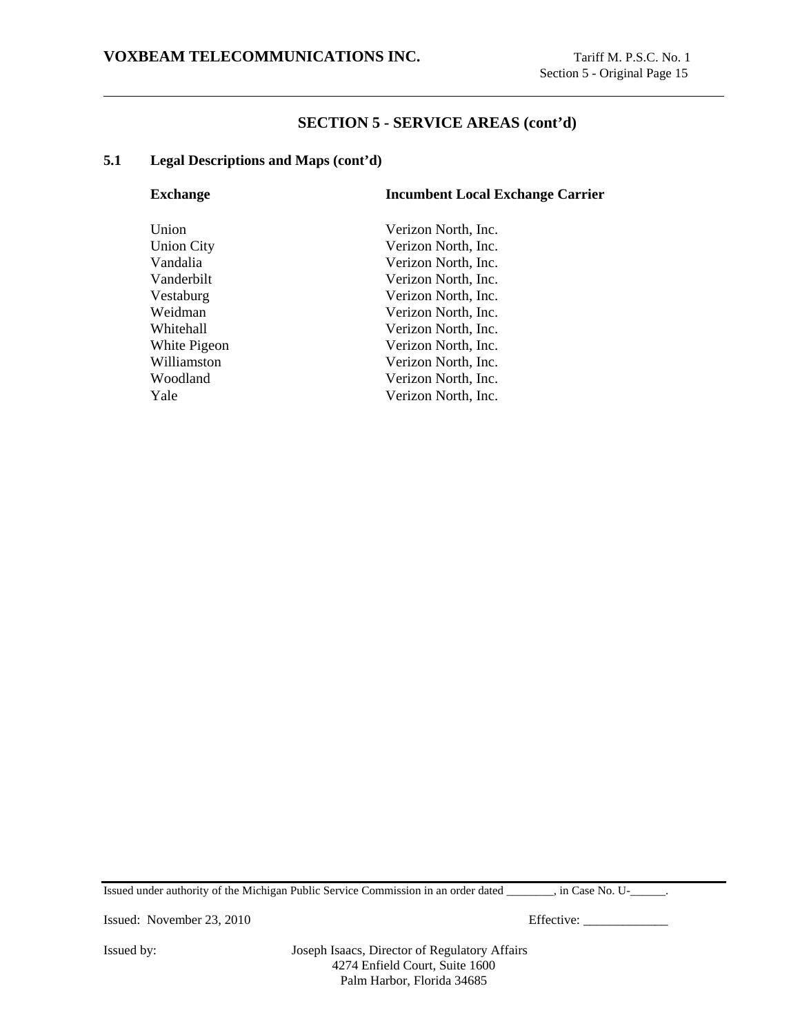## SECTION 5 - SERVICE AREAS (cont'd)

### 5.1 Legal Descriptions and Maps (cont'd)

| Exchange | Incumbent Local Exchange Carrier |
|---|---|
| Union | Verizon North, Inc. |
| Union City | Verizon North, Inc. |
| Vandalia | Verizon North, Inc. |
| Vanderbilt | Verizon North, Inc. |
| Vestaburg | Verizon North, Inc. |
| Weidman | Verizon North, Inc. |
| Whitehall | Verizon North, Inc. |
| White Pigeon | Verizon North, Inc. |
| Williamston | Verizon North, Inc. |
| Woodland | Verizon North, Inc. |
| Yale | Verizon North, Inc. |

Issued under authority of the Michigan Public Service Commission in an order dated ________, in Case No. U-______.

Issued: November 23, 2010 Effective: _____________

Issued by: Joseph Isaacs, Director of Regulatory Affairs
4274 Enfield Court, Suite 1600
Palm Harbor, Florida 34685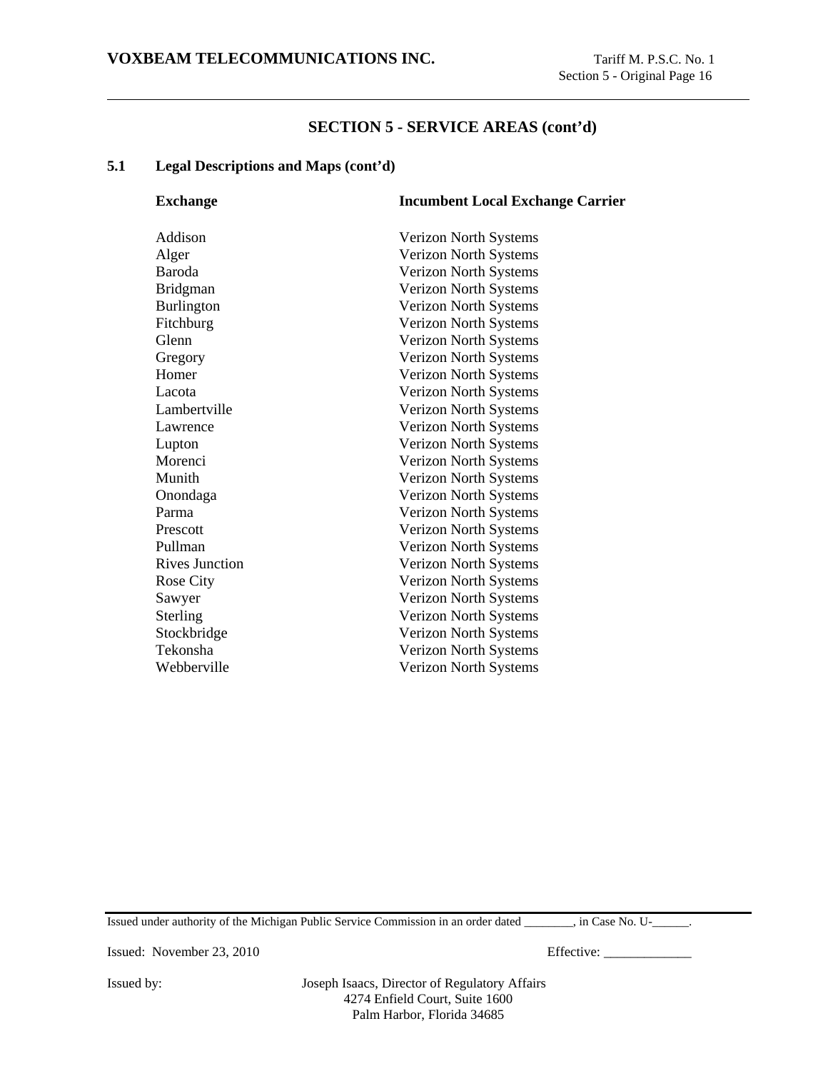## SECTION 5 - SERVICE AREAS (cont'd)

### 5.1 Legal Descriptions and Maps (cont'd)

| Exchange | Incumbent Local Exchange Carrier |
|---|---|
| Addison | Verizon North Systems |
| Alger | Verizon North Systems |
| Baroda | Verizon North Systems |
| Bridgman | Verizon North Systems |
| Burlington | Verizon North Systems |
| Fitchburg | Verizon North Systems |
| Glenn | Verizon North Systems |
| Gregory | Verizon North Systems |
| Homer | Verizon North Systems |
| Lacota | Verizon North Systems |
| Lambertville | Verizon North Systems |
| Lawrence | Verizon North Systems |
| Lupton | Verizon North Systems |
| Morenci | Verizon North Systems |
| Munith | Verizon North Systems |
| Onondaga | Verizon North Systems |
| Parma | Verizon North Systems |
| Prescott | Verizon North Systems |
| Pullman | Verizon North Systems |
| Rives Junction | Verizon North Systems |
| Rose City | Verizon North Systems |
| Sawyer | Verizon North Systems |
| Sterling | Verizon North Systems |
| Stockbridge | Verizon North Systems |
| Tekonsha | Verizon North Systems |
| Webberville | Verizon North Systems |

Issued under authority of the Michigan Public Service Commission in an order dated ________, in Case No. U-______.

Issued: November 23, 2010 Effective: _____________

Issued by: Joseph Isaacs, Director of Regulatory Affairs
4274 Enfield Court, Suite 1600
Palm Harbor, Florida 34685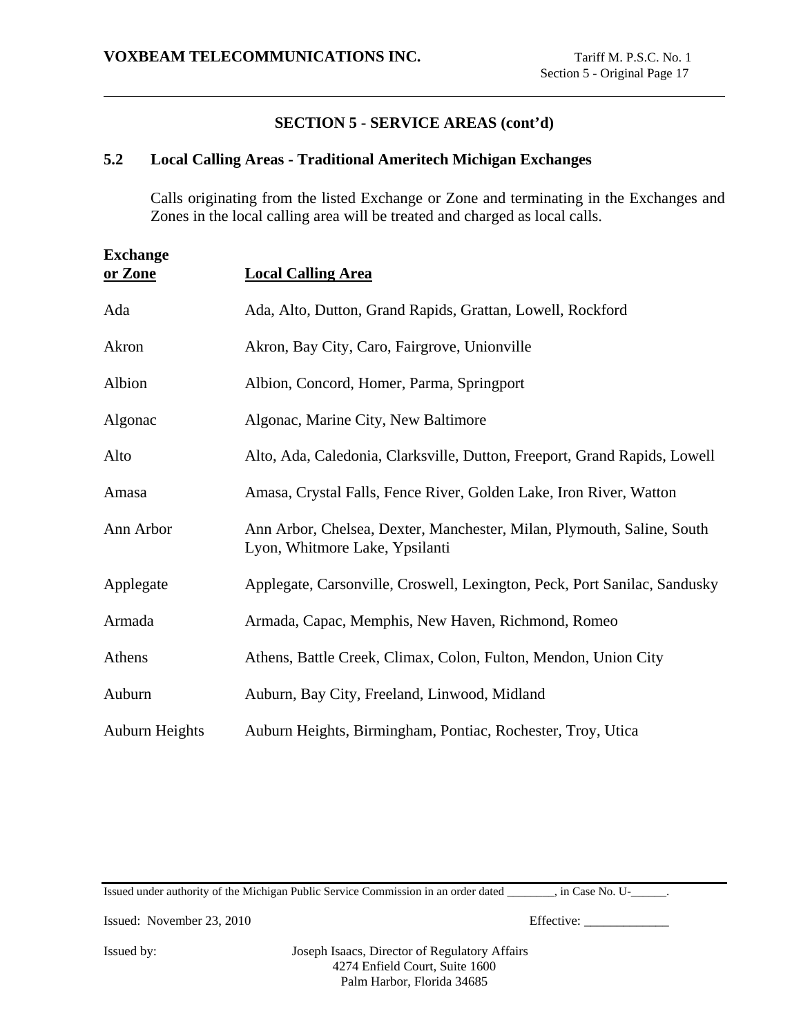## SECTION 5 - SERVICE AREAS (cont'd)

### 5.2 Local Calling Areas - Traditional Ameritech Michigan Exchanges

Calls originating from the listed Exchange or Zone and terminating in the Exchanges and Zones in the local calling area will be treated and charged as local calls.

| Exchange or Zone | Local Calling Area |
|---|---|
| Ada | Ada, Alto, Dutton, Grand Rapids, Grattan, Lowell, Rockford |
| Akron | Akron, Bay City, Caro, Fairgrove, Unionville |
| Albion | Albion, Concord, Homer, Parma, Springport |
| Algonac | Algonac, Marine City, New Baltimore |
| Alto | Alto, Ada, Caledonia, Clarksville, Dutton, Freeport, Grand Rapids, Lowell |
| Amasa | Amasa, Crystal Falls, Fence River, Golden Lake, Iron River, Watton |
| Ann Arbor | Ann Arbor, Chelsea, Dexter, Manchester, Milan, Plymouth, Saline, South Lyon, Whitmore Lake, Ypsilanti |
| Applegate | Applegate, Carsonville, Croswell, Lexington, Peck, Port Sanilac, Sandusky |
| Armada | Armada, Capac, Memphis, New Haven, Richmond, Romeo |
| Athens | Athens, Battle Creek, Climax, Colon, Fulton, Mendon, Union City |
| Auburn | Auburn, Bay City, Freeland, Linwood, Midland |
| Auburn Heights | Auburn Heights, Birmingham, Pontiac, Rochester, Troy, Utica |

Issued under authority of the Michigan Public Service Commission in an order dated ________, in Case No. U-______.

Issued: November 23, 2010 Effective: _____________

Issued by: Joseph Isaacs, Director of Regulatory Affairs
4274 Enfield Court, Suite 1600
Palm Harbor, Florida 34685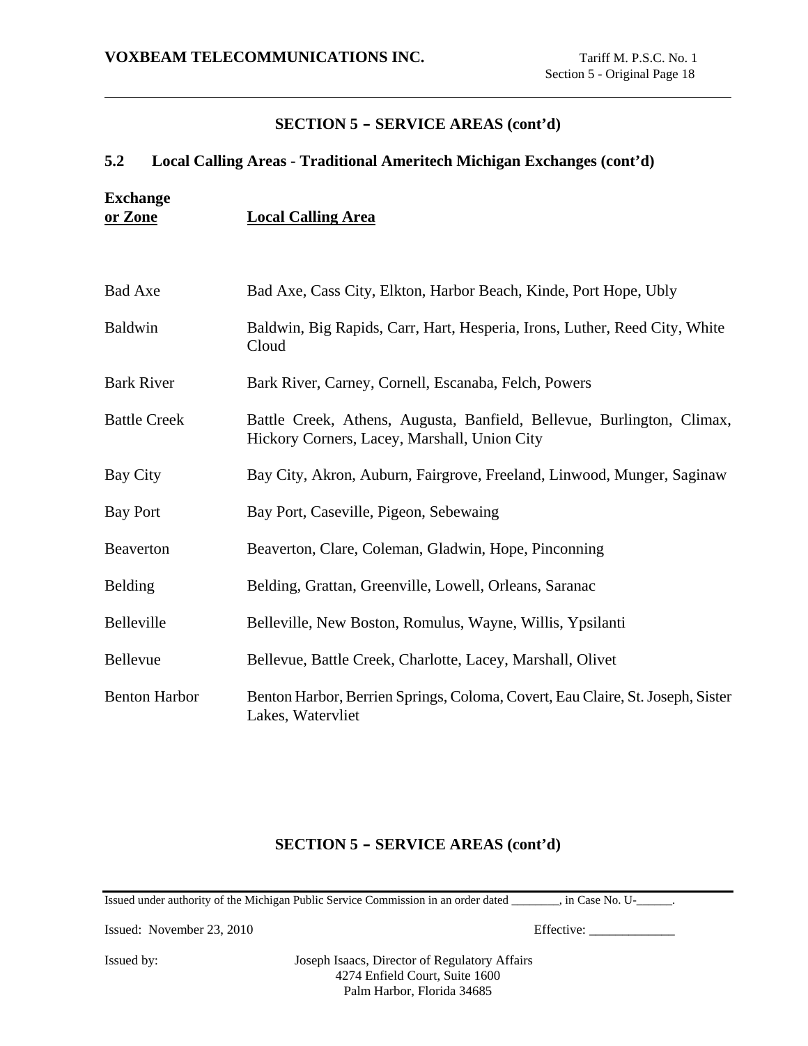## SECTION 5 – SERVICE AREAS (cont'd)

### 5.2 Local Calling Areas - Traditional Ameritech Michigan Exchanges (cont'd)

| Exchange or Zone | Local Calling Area |
|---|---|
| Bad Axe | Bad Axe, Cass City, Elkton, Harbor Beach, Kinde, Port Hope, Ubly |
| Baldwin | Baldwin, Big Rapids, Carr, Hart, Hesperia, Irons, Luther, Reed City, White Cloud |
| Bark River | Bark River, Carney, Cornell, Escanaba, Felch, Powers |
| Battle Creek | Battle Creek, Athens, Augusta, Banfield, Bellevue, Burlington, Climax, Hickory Corners, Lacey, Marshall, Union City |
| Bay City | Bay City, Akron, Auburn, Fairgrove, Freeland, Linwood, Munger, Saginaw |
| Bay Port | Bay Port, Caseville, Pigeon, Sebewaing |
| Beaverton | Beaverton, Clare, Coleman, Gladwin, Hope, Pinconning |
| Belding | Belding, Grattan, Greenville, Lowell, Orleans, Saranac |
| Belleville | Belleville, New Boston, Romulus, Wayne, Willis, Ypsilanti |
| Bellevue | Bellevue, Battle Creek, Charlotte, Lacey, Marshall, Olivet |
| Benton Harbor | Benton Harbor, Berrien Springs, Coloma, Covert, Eau Claire, St. Joseph, Sister Lakes, Watervliet |

## SECTION 5 – SERVICE AREAS (cont'd)

Issued under authority of the Michigan Public Service Commission in an order dated ________, in Case No. U-______.

Issued: November 23, 2010

Effective: _____________

Issued by: Joseph Isaacs, Director of Regulatory Affairs
4274 Enfield Court, Suite 1600
Palm Harbor, Florida 34685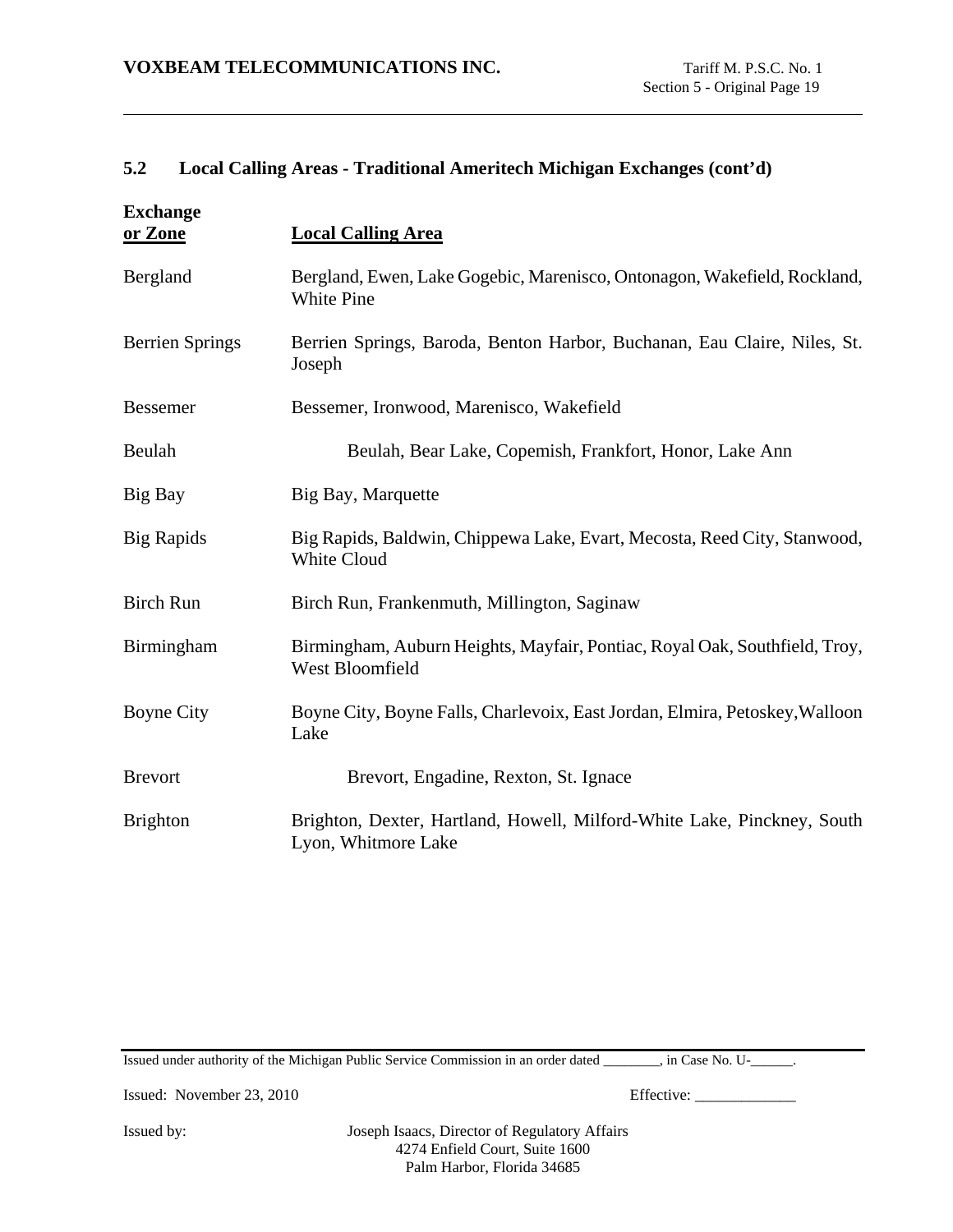## 5.2 Local Calling Areas - Traditional Ameritech Michigan Exchanges (cont'd)

| Exchange or Zone | Local Calling Area |
|---|---|
| Bergland | Bergland, Ewen, Lake Gogebic, Marenisco, Ontonagon, Wakefield, Rockland, White Pine |
| Berrien Springs | Berrien Springs, Baroda, Benton Harbor, Buchanan, Eau Claire, Niles, St. Joseph |
| Bessemer | Bessemer, Ironwood, Marenisco, Wakefield |
| Beulah | Beulah, Bear Lake, Copemish, Frankfort, Honor, Lake Ann |
| Big Bay | Big Bay, Marquette |
| Big Rapids | Big Rapids, Baldwin, Chippewa Lake, Evart, Mecosta, Reed City, Stanwood, White Cloud |
| Birch Run | Birch Run, Frankenmuth, Millington, Saginaw |
| Birmingham | Birmingham, Auburn Heights, Mayfair, Pontiac, Royal Oak, Southfield, Troy, West Bloomfield |
| Boyne City | Boyne City, Boyne Falls, Charlevoix, East Jordan, Elmira, Petoskey,Walloon Lake |
| Brevort | Brevort, Engadine, Rexton, St. Ignace |
| Brighton | Brighton, Dexter, Hartland, Howell, Milford-White Lake, Pinckney, South Lyon, Whitmore Lake |

Issued under authority of the Michigan Public Service Commission in an order dated ________, in Case No. U-______.

Issued: November 23, 2010 Effective: _____________

Issued by: Joseph Isaacs, Director of Regulatory Affairs
4274 Enfield Court, Suite 1600
Palm Harbor, Florida 34685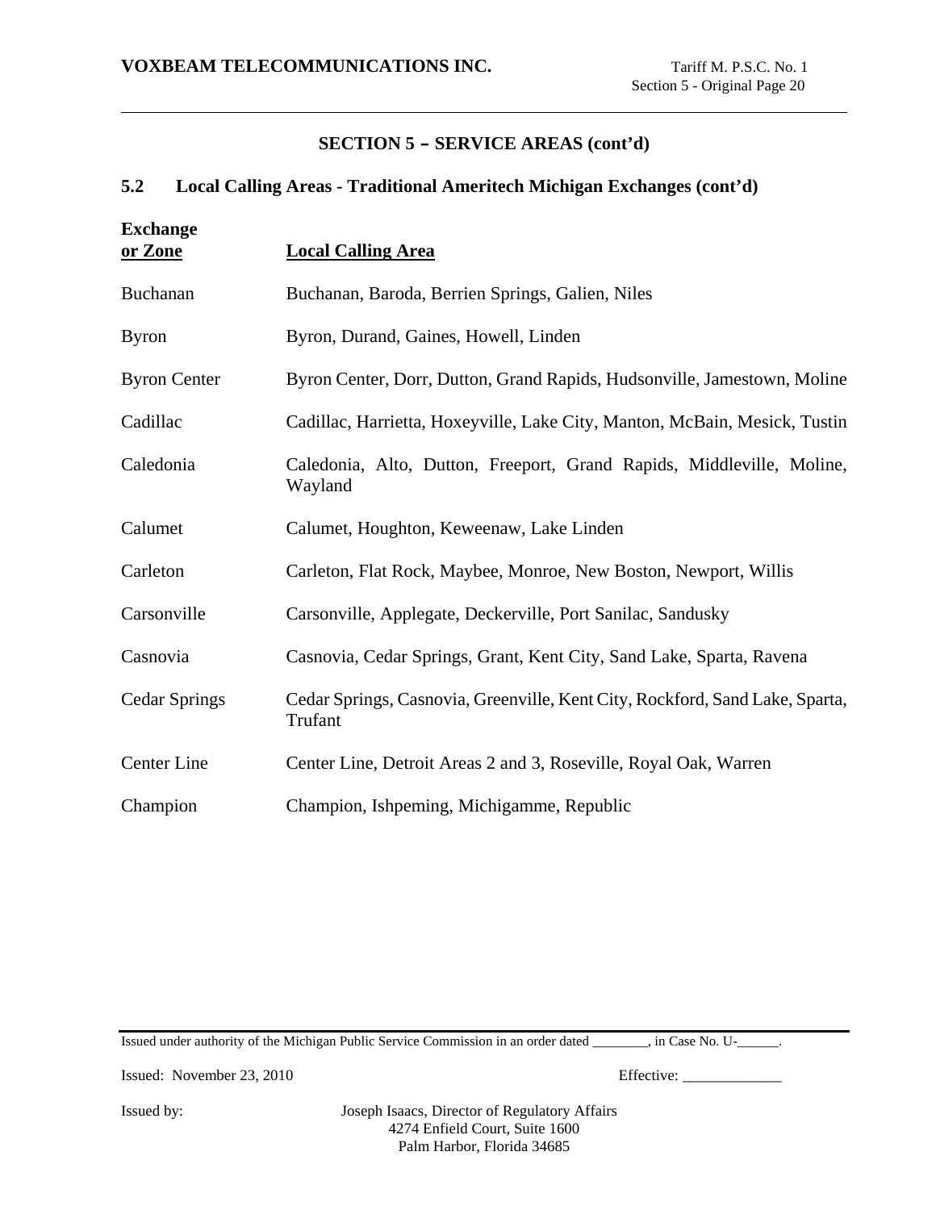## SECTION 5 – SERVICE AREAS (cont'd)

### 5.2 Local Calling Areas - Traditional Ameritech Michigan Exchanges (cont'd)

| Exchange or Zone | Local Calling Area |
|---|---|
| Buchanan | Buchanan, Baroda, Berrien Springs, Galien, Niles |
| Byron | Byron, Durand, Gaines, Howell, Linden |
| Byron Center | Byron Center, Dorr, Dutton, Grand Rapids, Hudsonville, Jamestown, Moline |
| Cadillac | Cadillac, Harrietta, Hoxeyville, Lake City, Manton, McBain, Mesick, Tustin |
| Caledonia | Caledonia, Alto, Dutton, Freeport, Grand Rapids, Middleville, Moline, Wayland |
| Calumet | Calumet, Houghton, Keweenaw, Lake Linden |
| Carleton | Carleton, Flat Rock, Maybee, Monroe, New Boston, Newport, Willis |
| Carsonville | Carsonville, Applegate, Deckerville, Port Sanilac, Sandusky |
| Casnovia | Casnovia, Cedar Springs, Grant, Kent City, Sand Lake, Sparta, Ravena |
| Cedar Springs | Cedar Springs, Casnovia, Greenville, Kent City, Rockford, Sand Lake, Sparta, Trufant |
| Center Line | Center Line, Detroit Areas 2 and 3, Roseville, Royal Oak, Warren |
| Champion | Champion, Ishpeming, Michigamme, Republic |

Issued under authority of the Michigan Public Service Commission in an order dated ________, in Case No. U-______.

Issued: November 23, 2010

Effective: _____________

Issued by: Joseph Isaacs, Director of Regulatory Affairs
4274 Enfield Court, Suite 1600
Palm Harbor, Florida 34685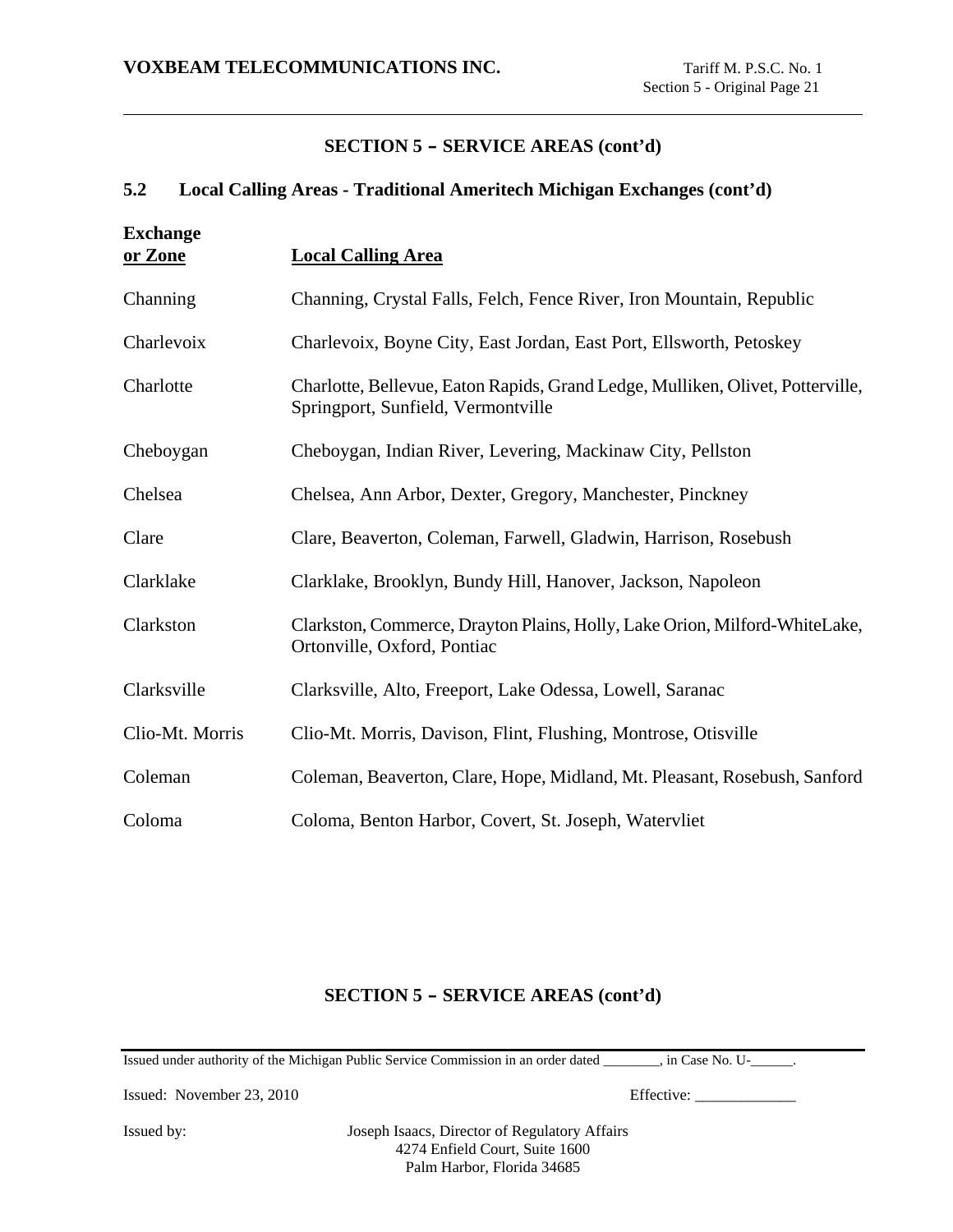## SECTION 5 – SERVICE AREAS (cont'd)

### 5.2 Local Calling Areas - Traditional Ameritech Michigan Exchanges (cont'd)

| Exchange or Zone | Local Calling Area |
|---|---|
| Channing | Channing, Crystal Falls, Felch, Fence River, Iron Mountain, Republic |
| Charlevoix | Charlevoix, Boyne City, East Jordan, East Port, Ellsworth, Petoskey |
| Charlotte | Charlotte, Bellevue, Eaton Rapids, Grand Ledge, Mulliken, Olivet, Potterville, Springport, Sunfield, Vermontville |
| Cheboygan | Cheboygan, Indian River, Levering, Mackinaw City, Pellston |
| Chelsea | Chelsea, Ann Arbor, Dexter, Gregory, Manchester, Pinckney |
| Clare | Clare, Beaverton, Coleman, Farwell, Gladwin, Harrison, Rosebush |
| Clarklake | Clarklake, Brooklyn, Bundy Hill, Hanover, Jackson, Napoleon |
| Clarkston | Clarkston, Commerce, Drayton Plains, Holly, Lake Orion, Milford-WhiteLake, Ortonville, Oxford, Pontiac |
| Clarksville | Clarksville, Alto, Freeport, Lake Odessa, Lowell, Saranac |
| Clio-Mt. Morris | Clio-Mt. Morris, Davison, Flint, Flushing, Montrose, Otisville |
| Coleman | Coleman, Beaverton, Clare, Hope, Midland, Mt. Pleasant, Rosebush, Sanford |
| Coloma | Coloma, Benton Harbor, Covert, St. Joseph, Watervliet |

## SECTION 5 – SERVICE AREAS (cont'd)

Issued under authority of the Michigan Public Service Commission in an order dated ________, in Case No. U-______.

Issued: November 23, 2010 Effective: _____________

Issued by: Joseph Isaacs, Director of Regulatory Affairs
4274 Enfield Court, Suite 1600
Palm Harbor, Florida 34685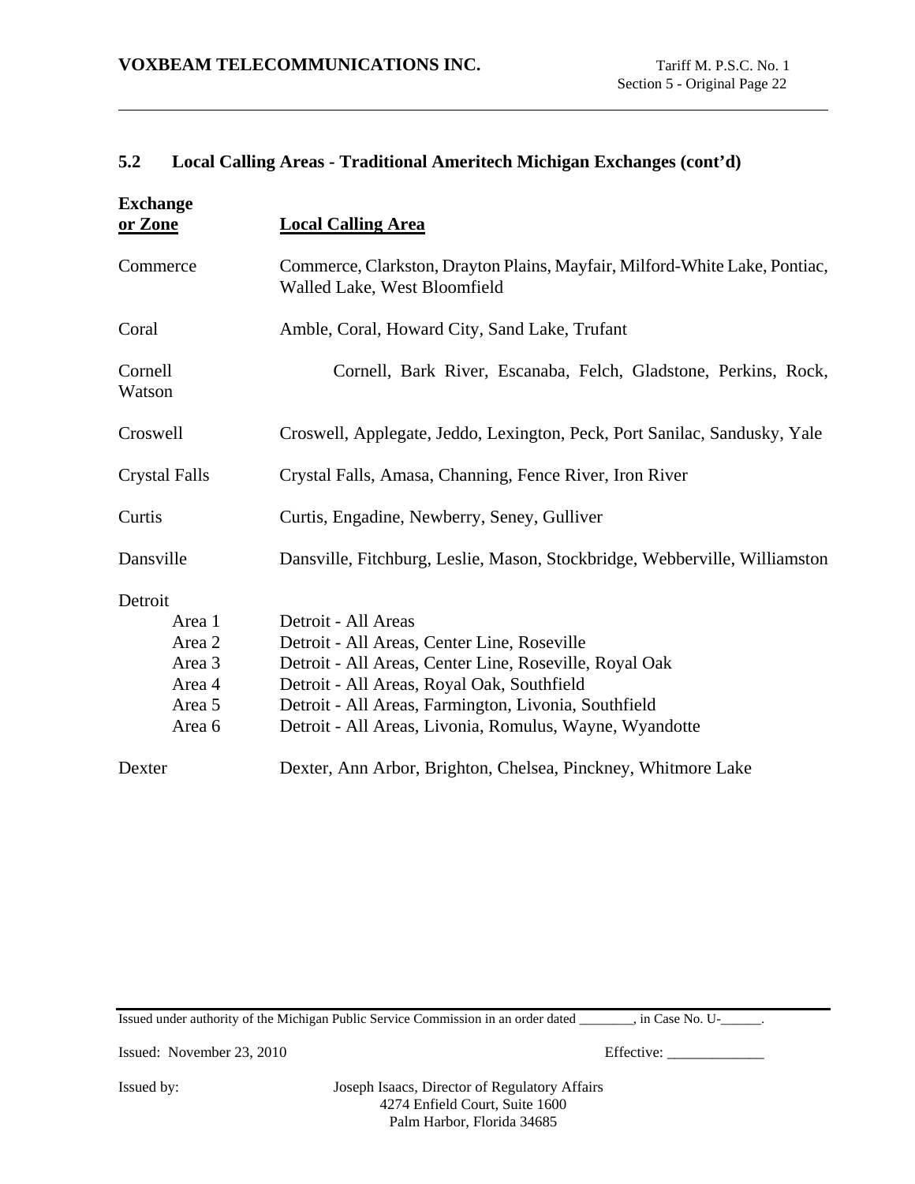## 5.2 Local Calling Areas - Traditional Ameritech Michigan Exchanges (cont'd)

| Exchange or Zone | Local Calling Area |
|---|---|
| Commerce | Commerce, Clarkston, Drayton Plains, Mayfair, Milford-White Lake, Pontiac, Walled Lake, West Bloomfield |
| Coral | Amble, Coral, Howard City, Sand Lake, Trufant |
| Cornell | Cornell, Bark River, Escanaba, Felch, Gladstone, Perkins, Rock, Watson |
| Croswell | Croswell, Applegate, Jeddo, Lexington, Peck, Port Sanilac, Sandusky, Yale |
| Crystal Falls | Crystal Falls, Amasa, Channing, Fence River, Iron River |
| Curtis | Curtis, Engadine, Newberry, Seney, Gulliver |
| Dansville | Dansville, Fitchburg, Leslie, Mason, Stockbridge, Webberville, Williamston |
| Detroit | |
| Area 1 | Detroit - All Areas |
| Area 2 | Detroit - All Areas, Center Line, Roseville |
| Area 3 | Detroit - All Areas, Center Line, Roseville, Royal Oak |
| Area 4 | Detroit - All Areas, Royal Oak, Southfield |
| Area 5 | Detroit - All Areas, Farmington, Livonia, Southfield |
| Area 6 | Detroit - All Areas, Livonia, Romulus, Wayne, Wyandotte |
| Dexter | Dexter, Ann Arbor, Brighton, Chelsea, Pinckney, Whitmore Lake |

Issued under authority of the Michigan Public Service Commission in an order dated ________, in Case No. U-______.

Issued: November 23, 2010 Effective: _____________

Issued by: Joseph Isaacs, Director of Regulatory Affairs
4274 Enfield Court, Suite 1600
Palm Harbor, Florida 34685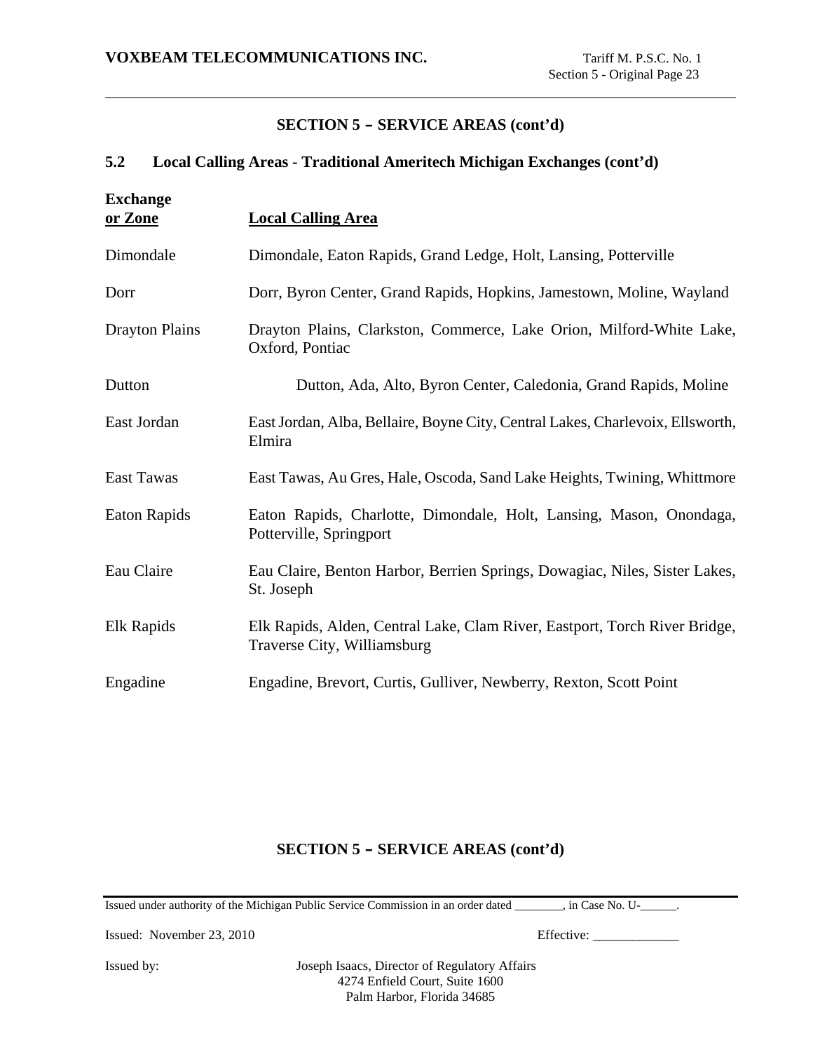## SECTION 5 – SERVICE AREAS (cont'd)

### 5.2 Local Calling Areas - Traditional Ameritech Michigan Exchanges (cont'd)

| Exchange or Zone | Local Calling Area |
|---|---|
| Dimondale | Dimondale, Eaton Rapids, Grand Ledge, Holt, Lansing, Potterville |
| Dorr | Dorr, Byron Center, Grand Rapids, Hopkins, Jamestown, Moline, Wayland |
| Drayton Plains | Drayton Plains, Clarkston, Commerce, Lake Orion, Milford-White Lake, Oxford, Pontiac |
| Dutton | Dutton, Ada, Alto, Byron Center, Caledonia, Grand Rapids, Moline |
| East Jordan | East Jordan, Alba, Bellaire, Boyne City, Central Lakes, Charlevoix, Ellsworth, Elmira |
| East Tawas | East Tawas, Au Gres, Hale, Oscoda, Sand Lake Heights, Twining, Whittmore |
| Eaton Rapids | Eaton Rapids, Charlotte, Dimondale, Holt, Lansing, Mason, Onondaga, Potterville, Springport |
| Eau Claire | Eau Claire, Benton Harbor, Berrien Springs, Dowagiac, Niles, Sister Lakes, St. Joseph |
| Elk Rapids | Elk Rapids, Alden, Central Lake, Clam River, Eastport, Torch River Bridge, Traverse City, Williamsburg |
| Engadine | Engadine, Brevort, Curtis, Gulliver, Newberry, Rexton, Scott Point |

## SECTION 5 – SERVICE AREAS (cont'd)

Issued under authority of the Michigan Public Service Commission in an order dated ________, in Case No. U-______.

Issued: November 23, 2010

Effective: _____________

Issued by: Joseph Isaacs, Director of Regulatory Affairs
4274 Enfield Court, Suite 1600
Palm Harbor, Florida 34685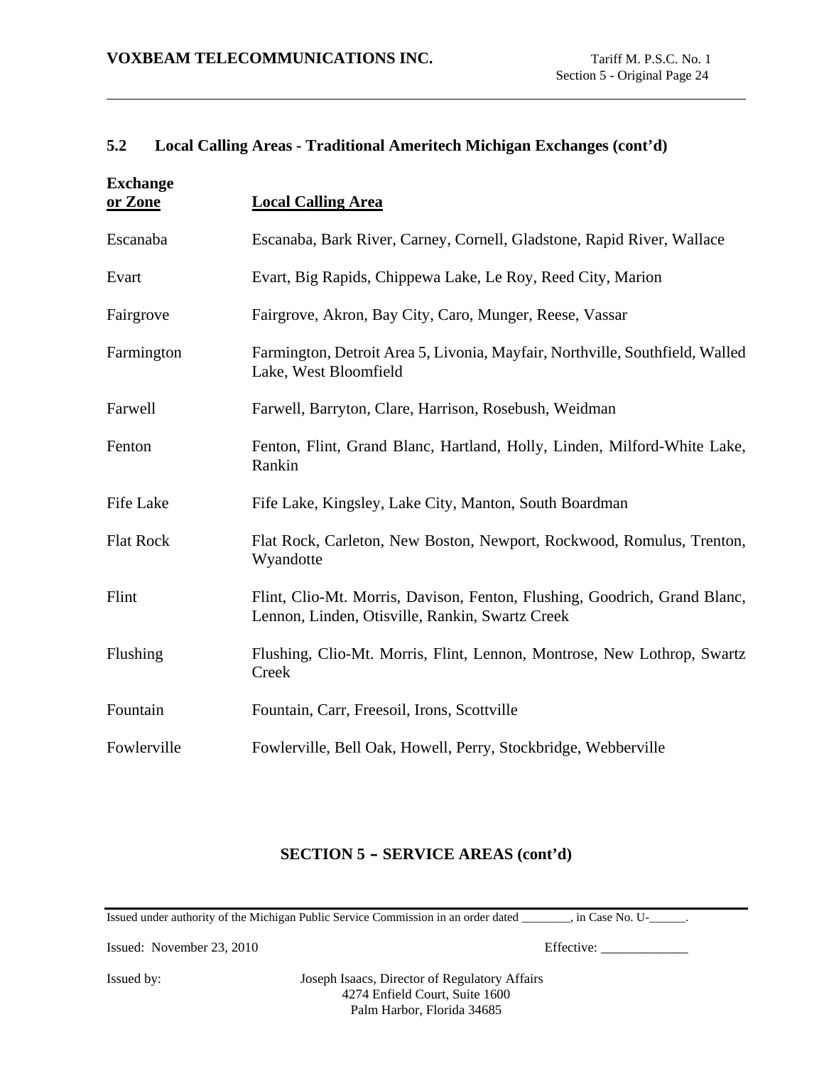## 5.2 Local Calling Areas - Traditional Ameritech Michigan Exchanges (cont'd)

| Exchange or Zone | Local Calling Area |
|---|---|
| Escanaba | Escanaba, Bark River, Carney, Cornell, Gladstone, Rapid River, Wallace |
| Evart | Evart, Big Rapids, Chippewa Lake, Le Roy, Reed City, Marion |
| Fairgrove | Fairgrove, Akron, Bay City, Caro, Munger, Reese, Vassar |
| Farmington | Farmington, Detroit Area 5, Livonia, Mayfair, Northville, Southfield, Walled Lake, West Bloomfield |
| Farwell | Farwell, Barryton, Clare, Harrison, Rosebush, Weidman |
| Fenton | Fenton, Flint, Grand Blanc, Hartland, Holly, Linden, Milford-White Lake, Rankin |
| Fife Lake | Fife Lake, Kingsley, Lake City, Manton, South Boardman |
| Flat Rock | Flat Rock, Carleton, New Boston, Newport, Rockwood, Romulus, Trenton, Wyandotte |
| Flint | Flint, Clio-Mt. Morris, Davison, Fenton, Flushing, Goodrich, Grand Blanc, Lennon, Linden, Otisville, Rankin, Swartz Creek |
| Flushing | Flushing, Clio-Mt. Morris, Flint, Lennon, Montrose, New Lothrop, Swartz Creek |
| Fountain | Fountain, Carr, Freesoil, Irons, Scottville |
| Fowlerville | Fowlerville, Bell Oak, Howell, Perry, Stockbridge, Webberville |

**SECTION 5 – SERVICE AREAS (cont'd)**

Issued under authority of the Michigan Public Service Commission in an order dated ________, in Case No. U-______.

Issued: November 23, 2010 Effective: _____________

Issued by: Joseph Isaacs, Director of Regulatory Affairs
4274 Enfield Court, Suite 1600
Palm Harbor, Florida 34685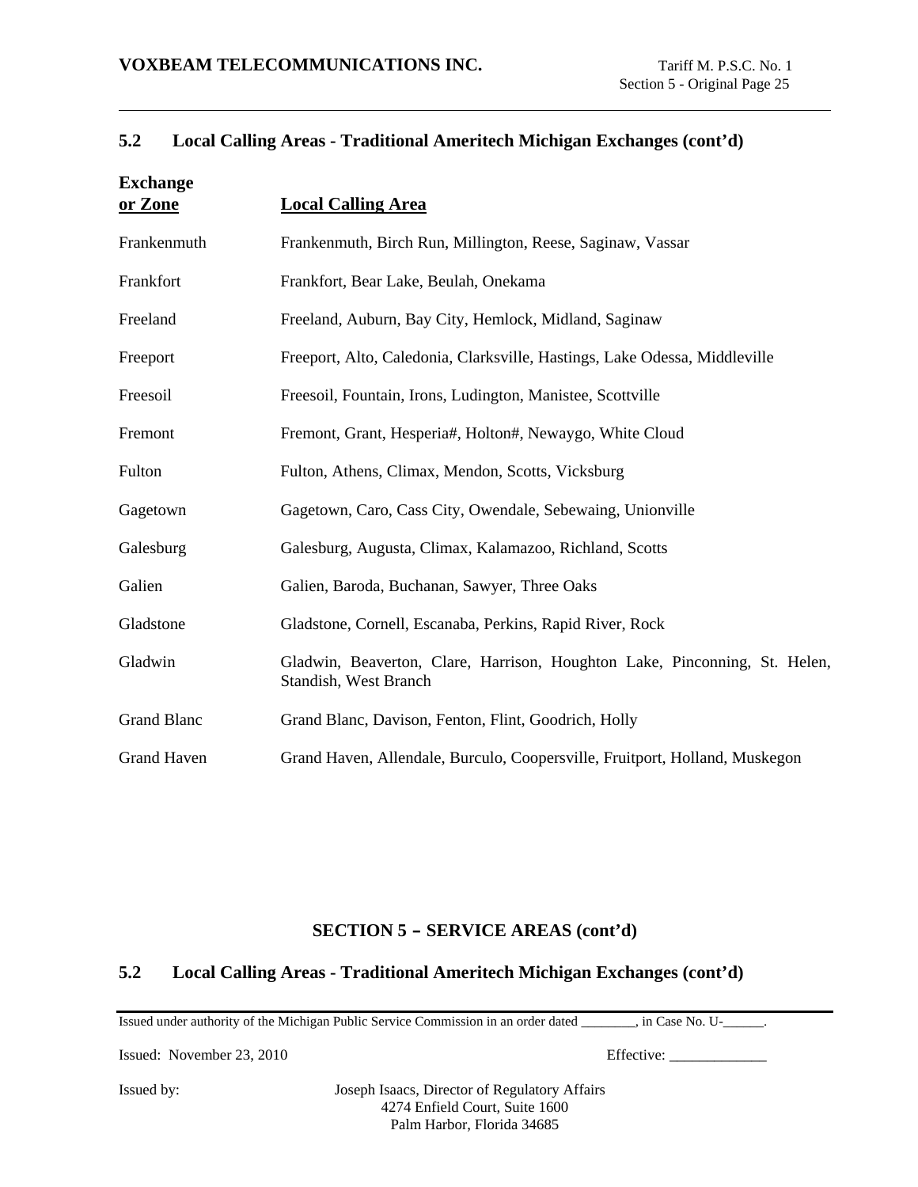## 5.2 Local Calling Areas - Traditional Ameritech Michigan Exchanges (cont'd)

| Exchange or Zone | Local Calling Area |
|---|---|
| Frankenmuth | Frankenmuth, Birch Run, Millington, Reese, Saginaw, Vassar |
| Frankfort | Frankfort, Bear Lake, Beulah, Onekama |
| Freeland | Freeland, Auburn, Bay City, Hemlock, Midland, Saginaw |
| Freeport | Freeport, Alto, Caledonia, Clarksville, Hastings, Lake Odessa, Middleville |
| Freesoil | Freesoil, Fountain, Irons, Ludington, Manistee, Scottville |
| Fremont | Fremont, Grant, Hesperia#, Holton#, Newaygo, White Cloud |
| Fulton | Fulton, Athens, Climax, Mendon, Scotts, Vicksburg |
| Gagetown | Gagetown, Caro, Cass City, Owendale, Sebewaing, Unionville |
| Galesburg | Galesburg, Augusta, Climax, Kalamazoo, Richland, Scotts |
| Galien | Galien, Baroda, Buchanan, Sawyer, Three Oaks |
| Gladstone | Gladstone, Cornell, Escanaba, Perkins, Rapid River, Rock |
| Gladwin | Gladwin, Beaverton, Clare, Harrison, Houghton Lake, Pinconning, St. Helen, Standish, West Branch |
| Grand Blanc | Grand Blanc, Davison, Fenton, Flint, Goodrich, Holly |
| Grand Haven | Grand Haven, Allendale, Burculo, Coopersville, Fruitport, Holland, Muskegon |

## SECTION 5 – SERVICE AREAS (cont'd)

## 5.2 Local Calling Areas - Traditional Ameritech Michigan Exchanges (cont'd)

Issued under authority of the Michigan Public Service Commission in an order dated ________, in Case No. U-______.

Issued: November 23, 2010 Effective: _____________

Issued by: Joseph Isaacs, Director of Regulatory Affairs
4274 Enfield Court, Suite 1600
Palm Harbor, Florida 34685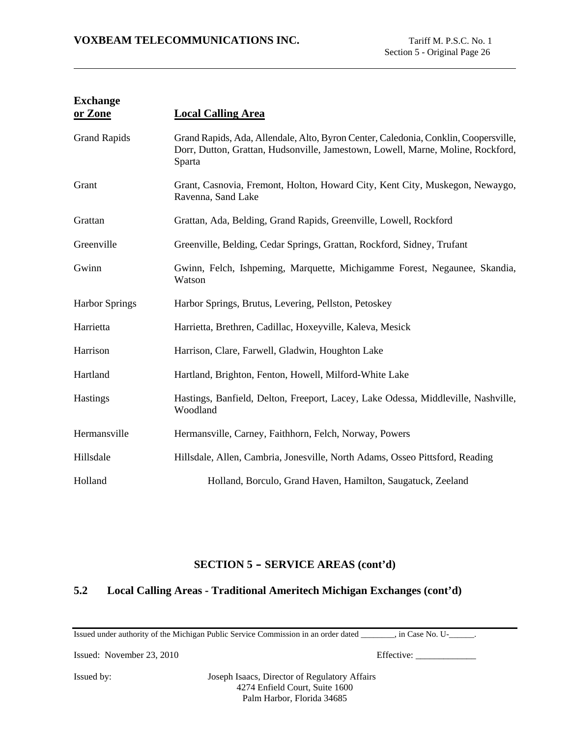| Exchange or Zone | Local Calling Area |
|---|---|
| Grand Rapids | Grand Rapids, Ada, Allendale, Alto, Byron Center, Caledonia, Conklin, Coopersville, Dorr, Dutton, Grattan, Hudsonville, Jamestown, Lowell, Marne, Moline, Rockford, Sparta |
| Grant | Grant, Casnovia, Fremont, Holton, Howard City, Kent City, Muskegon, Newaygo, Ravenna, Sand Lake |
| Grattan | Grattan, Ada, Belding, Grand Rapids, Greenville, Lowell, Rockford |
| Greenville | Greenville, Belding, Cedar Springs, Grattan, Rockford, Sidney, Trufant |
| Gwinn | Gwinn, Felch, Ishpeming, Marquette, Michigamme Forest, Negaunee, Skandia, Watson |
| Harbor Springs | Harbor Springs, Brutus, Levering, Pellston, Petoskey |
| Harrietta | Harrietta, Brethren, Cadillac, Hoxeyville, Kaleva, Mesick |
| Harrison | Harrison, Clare, Farwell, Gladwin, Houghton Lake |
| Hartland | Hartland, Brighton, Fenton, Howell, Milford-White Lake |
| Hastings | Hastings, Banfield, Delton, Freeport, Lacey, Lake Odessa, Middleville, Nashville, Woodland |
| Hermansville | Hermansville, Carney, Faithhorn, Felch, Norway, Powers |
| Hillsdale | Hillsdale, Allen, Cambria, Jonesville, North Adams, Osseo Pittsford, Reading |
| Holland | Holland, Borculo, Grand Haven, Hamilton, Saugatuck, Zeeland |

## SECTION 5 – SERVICE AREAS (cont'd)

### 5.2 Local Calling Areas - Traditional Ameritech Michigan Exchanges (cont'd)

Issued under authority of the Michigan Public Service Commission in an order dated ________, in Case No. U-______.

Issued: November 23, 2010

Effective: _____________

Issued by: Joseph Isaacs, Director of Regulatory Affairs
4274 Enfield Court, Suite 1600
Palm Harbor, Florida 34685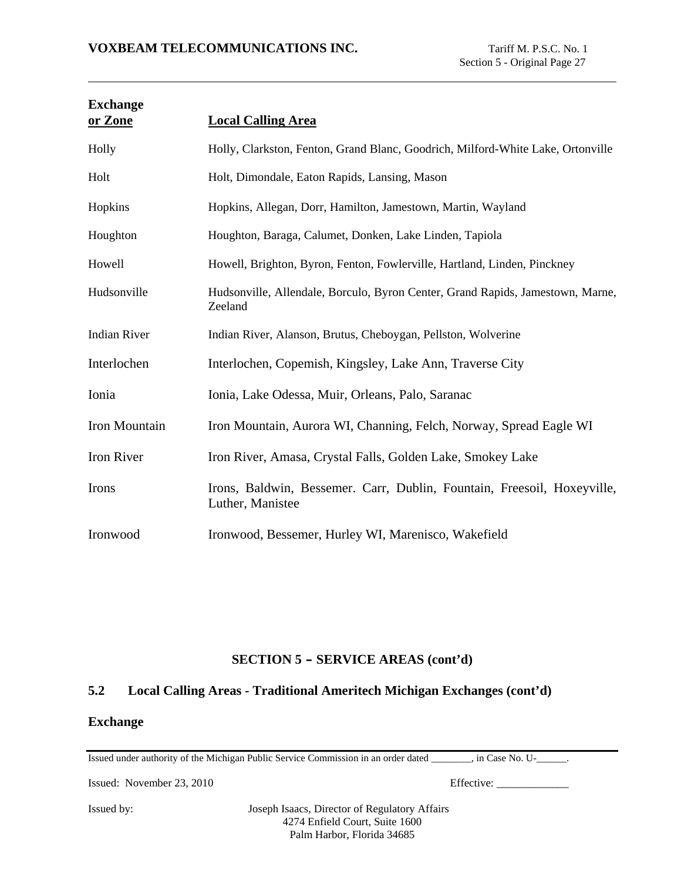| Exchange or Zone | Local Calling Area |
| --- | --- |
| Holly | Holly, Clarkston, Fenton, Grand Blanc, Goodrich, Milford-White Lake, Ortonville |
| Holt | Holt, Dimondale, Eaton Rapids, Lansing, Mason |
| Hopkins | Hopkins, Allegan, Dorr, Hamilton, Jamestown, Martin, Wayland |
| Houghton | Houghton, Baraga, Calumet, Donken, Lake Linden, Tapiola |
| Howell | Howell, Brighton, Byron, Fenton, Fowlerville, Hartland, Linden, Pinckney |
| Hudsonville | Hudsonville, Allendale, Borculo, Byron Center, Grand Rapids, Jamestown, Marne, Zeeland |
| Indian River | Indian River, Alanson, Brutus, Cheboygan, Pellston, Wolverine |
| Interlochen | Interlochen, Copemish, Kingsley, Lake Ann, Traverse City |
| Ionia | Ionia, Lake Odessa, Muir, Orleans, Palo, Saranac |
| Iron Mountain | Iron Mountain, Aurora WI, Channing, Felch, Norway, Spread Eagle WI |
| Iron River | Iron River, Amasa, Crystal Falls, Golden Lake, Smokey Lake |
| Irons | Irons, Baldwin, Bessemer. Carr, Dublin, Fountain, Freesoil, Hoxeyville, Luther, Manistee |
| Ironwood | Ironwood, Bessemer, Hurley WI, Marenisco, Wakefield |

## SECTION 5 – SERVICE AREAS (cont'd)

### 5.2 Local Calling Areas - Traditional Ameritech Michigan Exchanges (cont'd)

**Exchange**

Issued under authority of the Michigan Public Service Commission in an order dated ________, in Case No. U-______.

Issued: November 23, 2010 Effective: _____________

Issued by: Joseph Isaacs, Director of Regulatory Affairs
4274 Enfield Court, Suite 1600
Palm Harbor, Florida 34685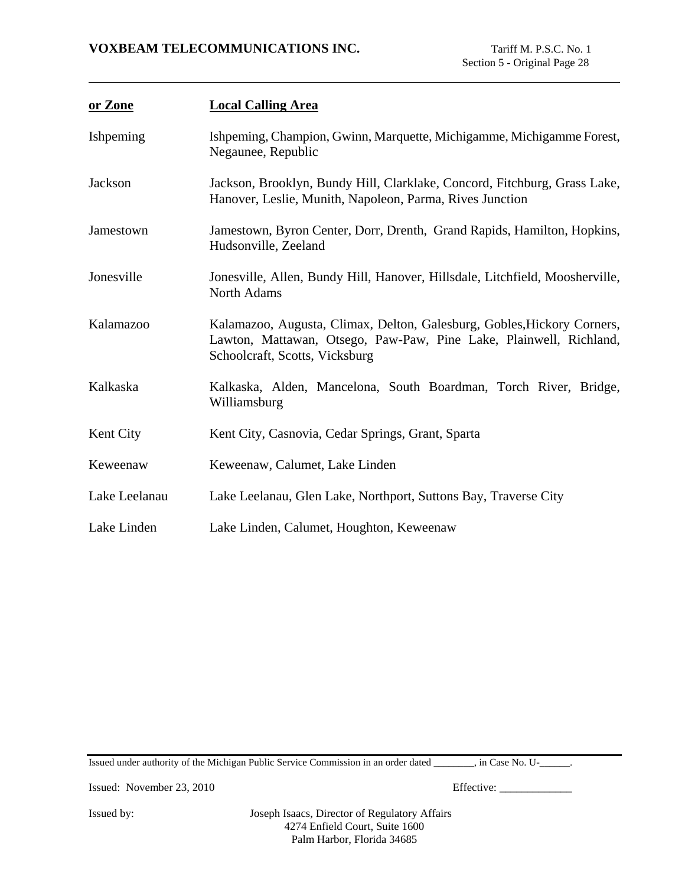| or Zone | Local Calling Area |
|---|---|
| Ishpeming | Ishpeming, Champion, Gwinn, Marquette, Michigamme, Michigamme Forest, Negaunee, Republic |
| Jackson | Jackson, Brooklyn, Bundy Hill, Clarklake, Concord, Fitchburg, Grass Lake, Hanover, Leslie, Munith, Napoleon, Parma, Rives Junction |
| Jamestown | Jamestown, Byron Center, Dorr, Drenth, Grand Rapids, Hamilton, Hopkins, Hudsonville, Zeeland |
| Jonesville | Jonesville, Allen, Bundy Hill, Hanover, Hillsdale, Litchfield, Moosherville, North Adams |
| Kalamazoo | Kalamazoo, Augusta, Climax, Delton, Galesburg, Gobles,Hickory Corners, Lawton, Mattawan, Otsego, Paw-Paw, Pine Lake, Plainwell, Richland, Schoolcraft, Scotts, Vicksburg |
| Kalkaska | Kalkaska, Alden, Mancelona, South Boardman, Torch River, Bridge, Williamsburg |
| Kent City | Kent City, Casnovia, Cedar Springs, Grant, Sparta |
| Keweenaw | Keweenaw, Calumet, Lake Linden |
| Lake Leelanau | Lake Leelanau, Glen Lake, Northport, Suttons Bay, Traverse City |
| Lake Linden | Lake Linden, Calumet, Houghton, Keweenaw |

Issued under authority of the Michigan Public Service Commission in an order dated ________, in Case No. U-______.

Issued: November 23, 2010 Effective: _____________

Issued by: Joseph Isaacs, Director of Regulatory Affairs
4274 Enfield Court, Suite 1600
Palm Harbor, Florida 34685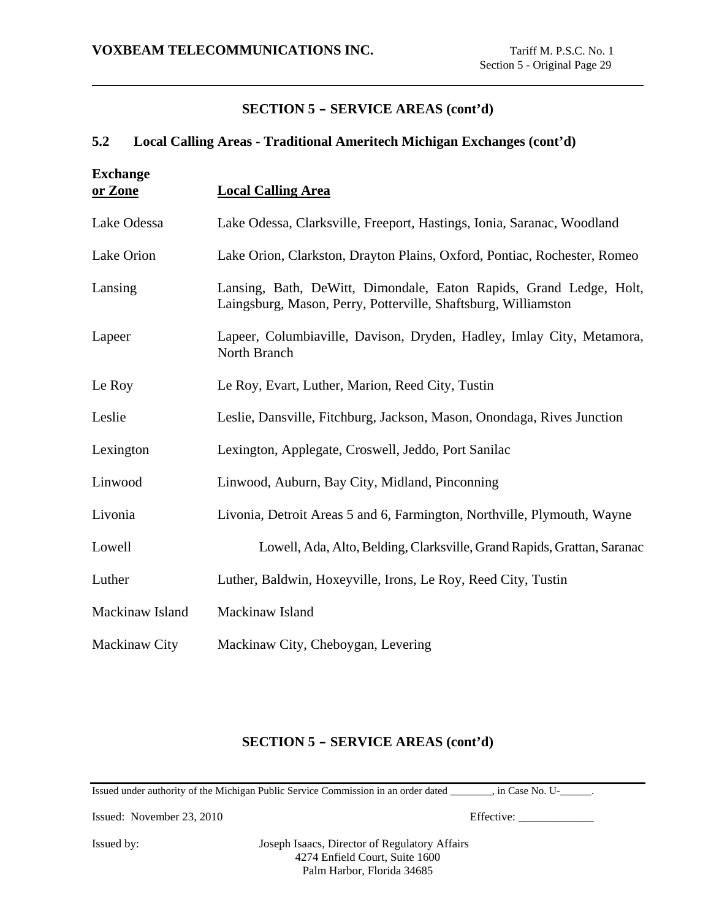## SECTION 5 – SERVICE AREAS (cont'd)

### 5.2 Local Calling Areas - Traditional Ameritech Michigan Exchanges (cont'd)

| Exchange or Zone | Local Calling Area |
|---|---|
| Lake Odessa | Lake Odessa, Clarksville, Freeport, Hastings, Ionia, Saranac, Woodland |
| Lake Orion | Lake Orion, Clarkston, Drayton Plains, Oxford, Pontiac, Rochester, Romeo |
| Lansing | Lansing, Bath, DeWitt, Dimondale, Eaton Rapids, Grand Ledge, Holt, Laingsburg, Mason, Perry, Potterville, Shaftsburg, Williamston |
| Lapeer | Lapeer, Columbiaville, Davison, Dryden, Hadley, Imlay City, Metamora, North Branch |
| Le Roy | Le Roy, Evart, Luther, Marion, Reed City, Tustin |
| Leslie | Leslie, Dansville, Fitchburg, Jackson, Mason, Onondaga, Rives Junction |
| Lexington | Lexington, Applegate, Croswell, Jeddo, Port Sanilac |
| Linwood | Linwood, Auburn, Bay City, Midland, Pinconning |
| Livonia | Livonia, Detroit Areas 5 and 6, Farmington, Northville, Plymouth, Wayne |
| Lowell | Lowell, Ada, Alto, Belding, Clarksville, Grand Rapids, Grattan, Saranac |
| Luther | Luther, Baldwin, Hoxeyville, Irons, Le Roy, Reed City, Tustin |
| Mackinaw Island | Mackinaw Island |
| Mackinaw City | Mackinaw City, Cheboygan, Levering |

## SECTION 5 – SERVICE AREAS (cont'd)

Issued under authority of the Michigan Public Service Commission in an order dated ________, in Case No. U-______.

Issued: November 23, 2010 Effective: _____________

Issued by: Joseph Isaacs, Director of Regulatory Affairs
4274 Enfield Court, Suite 1600
Palm Harbor, Florida 34685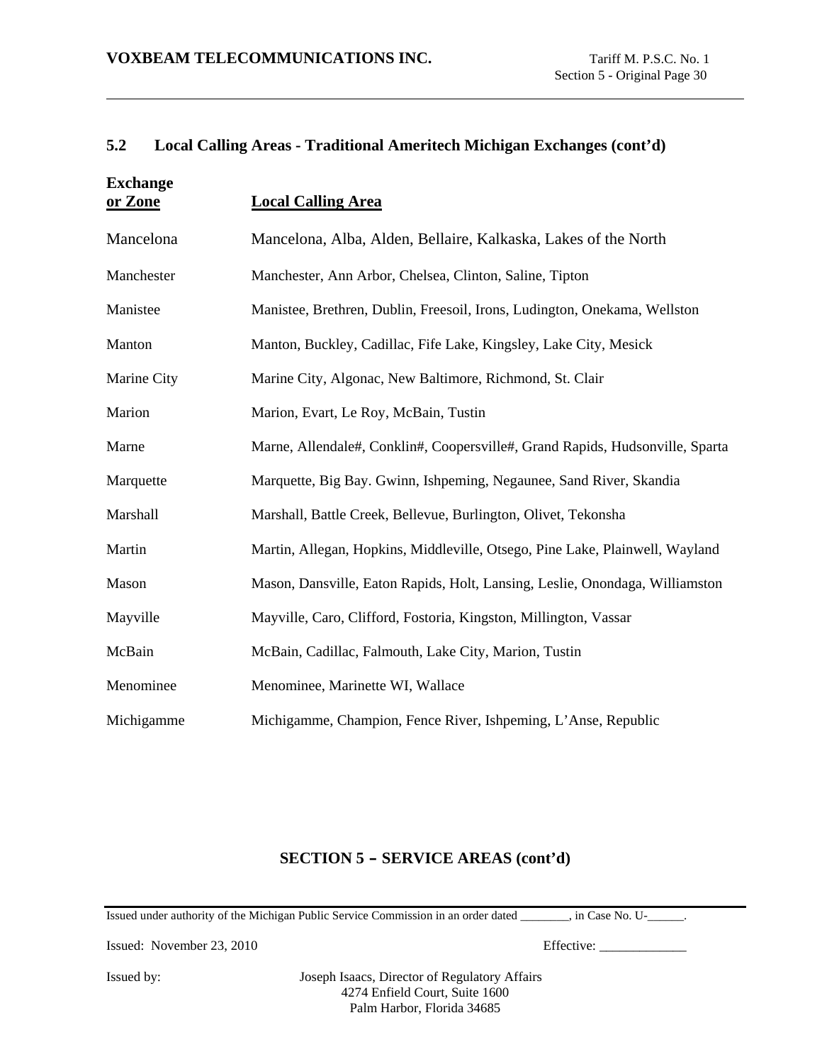## 5.2 Local Calling Areas - Traditional Ameritech Michigan Exchanges (cont'd)

| Exchange or Zone | Local Calling Area |
|---|---|
| Mancelona | Mancelona, Alba, Alden, Bellaire, Kalkaska, Lakes of the North |
| Manchester | Manchester, Ann Arbor, Chelsea, Clinton, Saline, Tipton |
| Manistee | Manistee, Brethren, Dublin, Freesoil, Irons, Ludington, Onekama, Wellston |
| Manton | Manton, Buckley, Cadillac, Fife Lake, Kingsley, Lake City, Mesick |
| Marine City | Marine City, Algonac, New Baltimore, Richmond, St. Clair |
| Marion | Marion, Evart, Le Roy, McBain, Tustin |
| Marne | Marne, Allendale#, Conklin#, Coopersville#, Grand Rapids, Hudsonville, Sparta |
| Marquette | Marquette, Big Bay. Gwinn, Ishpeming, Negaunee, Sand River, Skandia |
| Marshall | Marshall, Battle Creek, Bellevue, Burlington, Olivet, Tekonsha |
| Martin | Martin, Allegan, Hopkins, Middleville, Otsego, Pine Lake, Plainwell, Wayland |
| Mason | Mason, Dansville, Eaton Rapids, Holt, Lansing, Leslie, Onondaga, Williamston |
| Mayville | Mayville, Caro, Clifford, Fostoria, Kingston, Millington, Vassar |
| McBain | McBain, Cadillac, Falmouth, Lake City, Marion, Tustin |
| Menominee | Menominee, Marinette WI, Wallace |
| Michigamme | Michigamme, Champion, Fence River, Ishpeming, L'Anse, Republic |

**SECTION 5 – SERVICE AREAS (cont'd)**

Issued under authority of the Michigan Public Service Commission in an order dated ________, in Case No. U-______.

Issued: November 23, 2010 Effective: _____________

Issued by: Joseph Isaacs, Director of Regulatory Affairs
4274 Enfield Court, Suite 1600
Palm Harbor, Florida 34685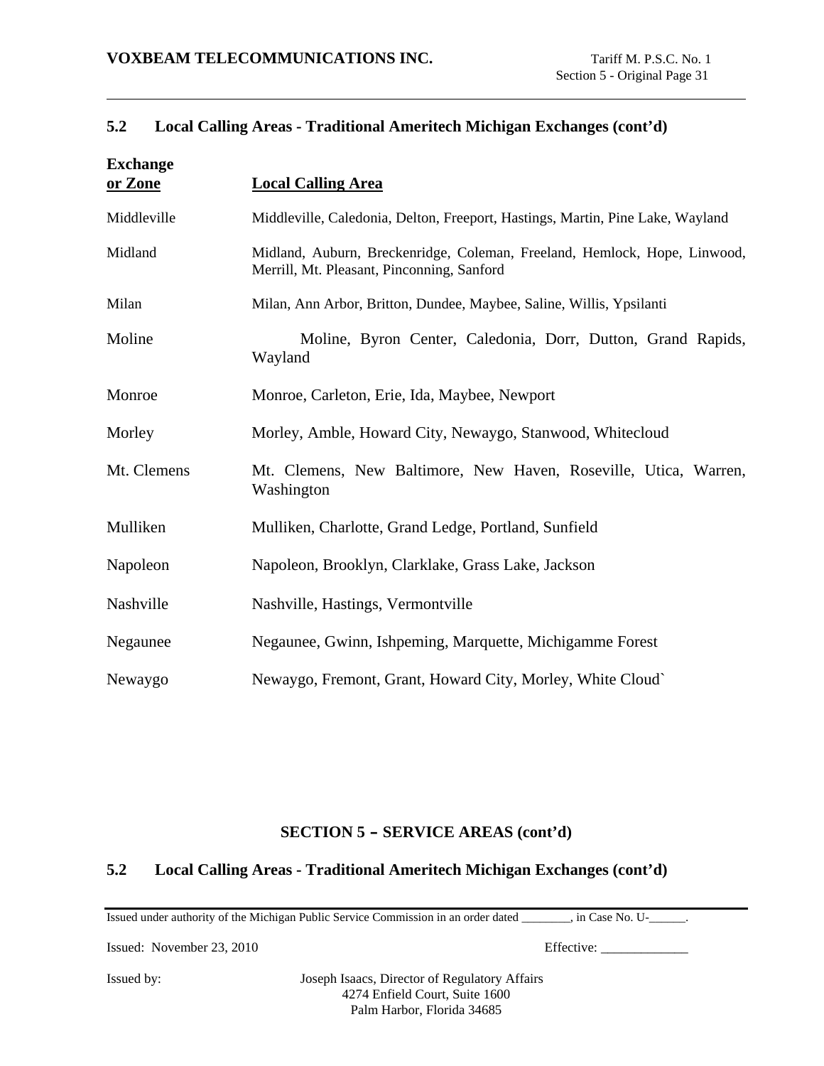## 5.2 Local Calling Areas - Traditional Ameritech Michigan Exchanges (cont'd)

| Exchange or Zone | Local Calling Area |
|---|---|
| Middleville | Middleville, Caledonia, Delton, Freeport, Hastings, Martin, Pine Lake, Wayland |
| Midland | Midland, Auburn, Breckenridge, Coleman, Freeland, Hemlock, Hope, Linwood, Merrill, Mt. Pleasant, Pinconning, Sanford |
| Milan | Milan, Ann Arbor, Britton, Dundee, Maybee, Saline, Willis, Ypsilanti |
| Moline | Moline, Byron Center, Caledonia, Dorr, Dutton, Grand Rapids, Wayland |
| Monroe | Monroe, Carleton, Erie, Ida, Maybee, Newport |
| Morley | Morley, Amble, Howard City, Newaygo, Stanwood, Whitecloud |
| Mt. Clemens | Mt. Clemens, New Baltimore, New Haven, Roseville, Utica, Warren, Washington |
| Mulliken | Mulliken, Charlotte, Grand Ledge, Portland, Sunfield |
| Napoleon | Napoleon, Brooklyn, Clarklake, Grass Lake, Jackson |
| Nashville | Nashville, Hastings, Vermontville |
| Negaunee | Negaunee, Gwinn, Ishpeming, Marquette, Michigamme Forest |
| Newaygo | Newaygo, Fremont, Grant, Howard City, Morley, White Cloud` |

## SECTION 5 – SERVICE AREAS (cont'd)

## 5.2 Local Calling Areas - Traditional Ameritech Michigan Exchanges (cont'd)

Issued under authority of the Michigan Public Service Commission in an order dated ________, in Case No. U-______.

Issued: November 23, 2010 Effective: _____________

Issued by: Joseph Isaacs, Director of Regulatory Affairs
4274 Enfield Court, Suite 1600
Palm Harbor, Florida 34685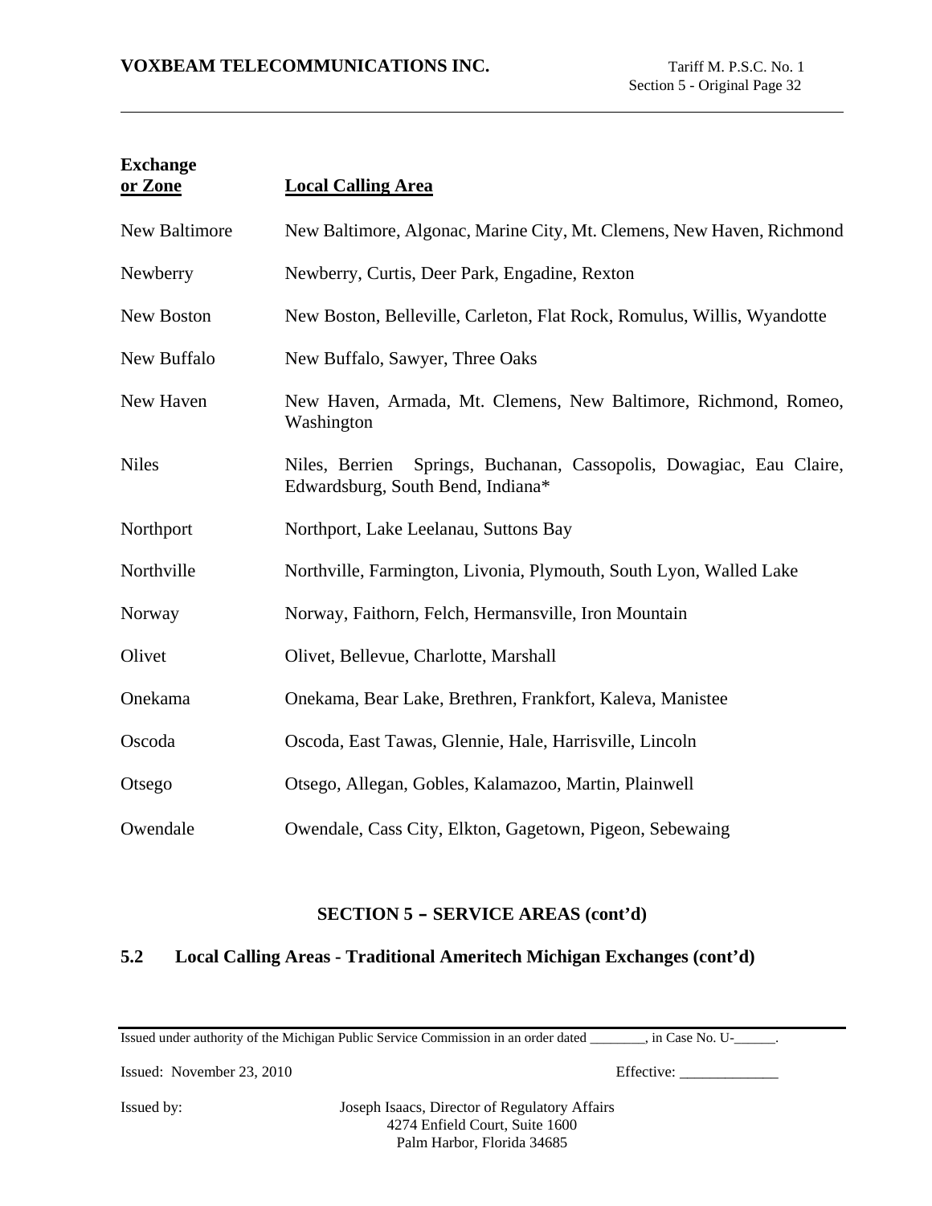| Exchange or Zone | Local Calling Area |
|---|---|
| New Baltimore | New Baltimore, Algonac, Marine City, Mt. Clemens, New Haven, Richmond |
| Newberry | Newberry, Curtis, Deer Park, Engadine, Rexton |
| New Boston | New Boston, Belleville, Carleton, Flat Rock, Romulus, Willis, Wyandotte |
| New Buffalo | New Buffalo, Sawyer, Three Oaks |
| New Haven | New Haven, Armada, Mt. Clemens, New Baltimore, Richmond, Romeo, Washington |
| Niles | Niles, Berrien Springs, Buchanan, Cassopolis, Dowagiac, Eau Claire, Edwardsburg, South Bend, Indiana* |
| Northport | Northport, Lake Leelanau, Suttons Bay |
| Northville | Northville, Farmington, Livonia, Plymouth, South Lyon, Walled Lake |
| Norway | Norway, Faithorn, Felch, Hermansville, Iron Mountain |
| Olivet | Olivet, Bellevue, Charlotte, Marshall |
| Onekama | Onekama, Bear Lake, Brethren, Frankfort, Kaleva, Manistee |
| Oscoda | Oscoda, East Tawas, Glennie, Hale, Harrisville, Lincoln |
| Otsego | Otsego, Allegan, Gobles, Kalamazoo, Martin, Plainwell |
| Owendale | Owendale, Cass City, Elkton, Gagetown, Pigeon, Sebewaing |

## SECTION 5 – SERVICE AREAS (cont'd)

### 5.2 Local Calling Areas - Traditional Ameritech Michigan Exchanges (cont'd)

Issued under authority of the Michigan Public Service Commission in an order dated ________, in Case No. U-______.

Issued: November 23, 2010

Effective: _____________

Issued by: Joseph Isaacs, Director of Regulatory Affairs
4274 Enfield Court, Suite 1600
Palm Harbor, Florida 34685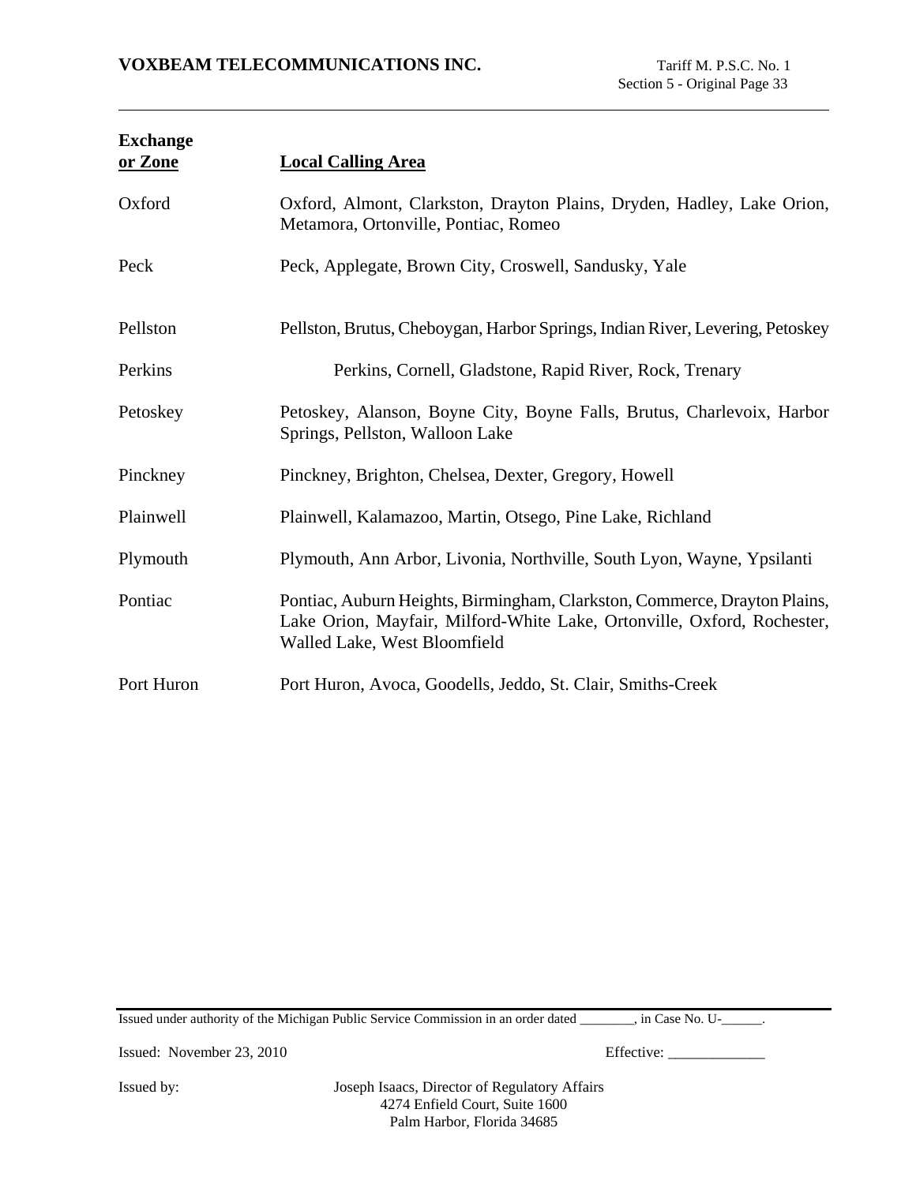| Exchange or Zone | Local Calling Area |
|---|---|
| Oxford | Oxford, Almont, Clarkston, Drayton Plains, Dryden, Hadley, Lake Orion, Metamora, Ortonville, Pontiac, Romeo |
| Peck | Peck, Applegate, Brown City, Croswell, Sandusky, Yale |
| Pellston | Pellston, Brutus, Cheboygan, Harbor Springs, Indian River, Levering, Petoskey |
| Perkins | Perkins, Cornell, Gladstone, Rapid River, Rock, Trenary |
| Petoskey | Petoskey, Alanson, Boyne City, Boyne Falls, Brutus, Charlevoix, Harbor Springs, Pellston, Walloon Lake |
| Pinckney | Pinckney, Brighton, Chelsea, Dexter, Gregory, Howell |
| Plainwell | Plainwell, Kalamazoo, Martin, Otsego, Pine Lake, Richland |
| Plymouth | Plymouth, Ann Arbor, Livonia, Northville, South Lyon, Wayne, Ypsilanti |
| Pontiac | Pontiac, Auburn Heights, Birmingham, Clarkston, Commerce, Drayton Plains, Lake Orion, Mayfair, Milford-White Lake, Ortonville, Oxford, Rochester, Walled Lake, West Bloomfield |
| Port Huron | Port Huron, Avoca, Goodells, Jeddo, St. Clair, Smiths-Creek |

Issued under authority of the Michigan Public Service Commission in an order dated ________, in Case No. U-______.

Issued: November 23, 2010

Effective: _____________

Issued by: Joseph Isaacs, Director of Regulatory Affairs
4274 Enfield Court, Suite 1600
Palm Harbor, Florida 34685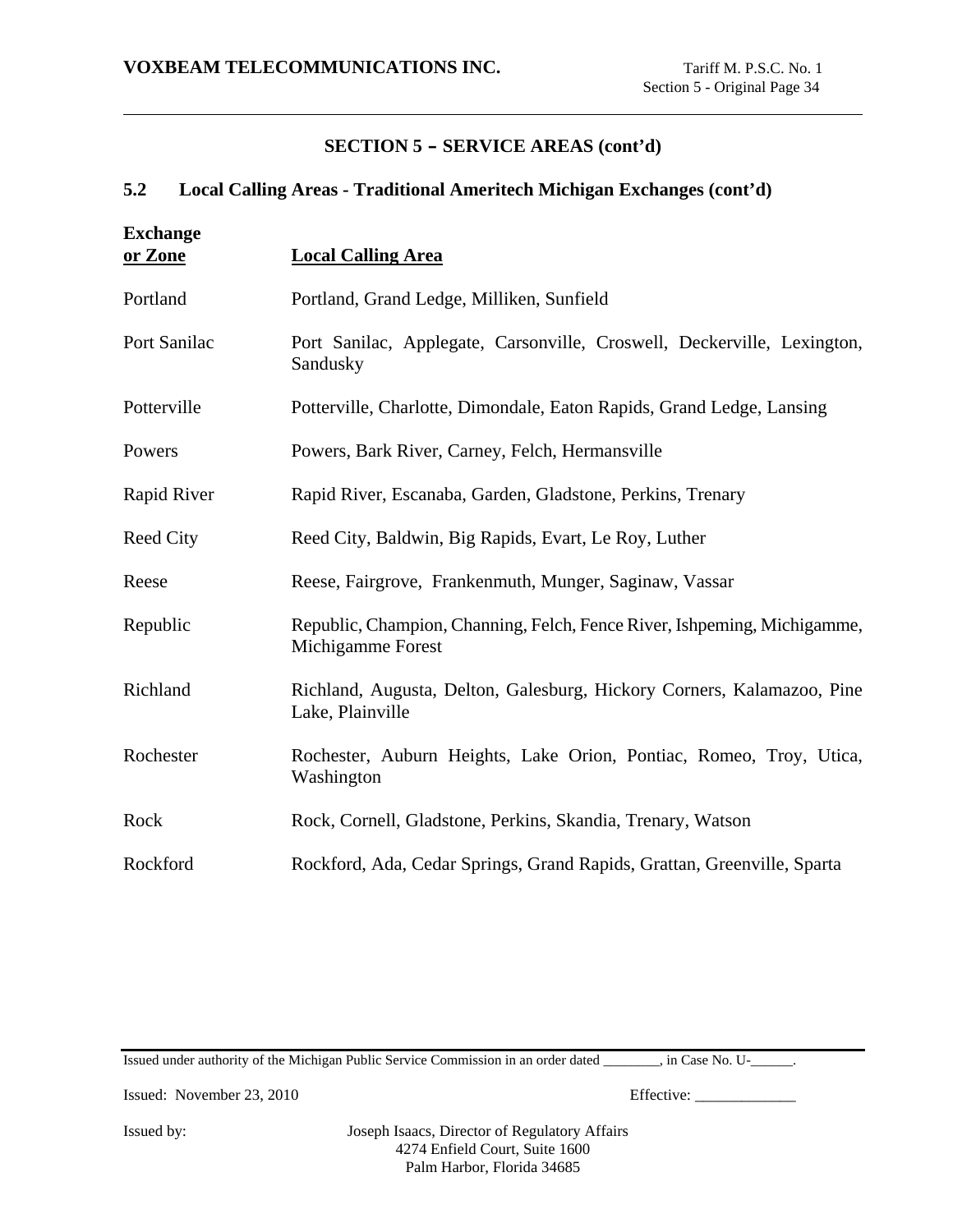## SECTION 5 – SERVICE AREAS (cont'd)

### 5.2 Local Calling Areas - Traditional Ameritech Michigan Exchanges (cont'd)

| Exchange or Zone | Local Calling Area |
|---|---|
| Portland | Portland, Grand Ledge, Milliken, Sunfield |
| Port Sanilac | Port Sanilac, Applegate, Carsonville, Croswell, Deckerville, Lexington, Sandusky |
| Potterville | Potterville, Charlotte, Dimondale, Eaton Rapids, Grand Ledge, Lansing |
| Powers | Powers, Bark River, Carney, Felch, Hermansville |
| Rapid River | Rapid River, Escanaba, Garden, Gladstone, Perkins, Trenary |
| Reed City | Reed City, Baldwin, Big Rapids, Evart, Le Roy, Luther |
| Reese | Reese, Fairgrove, Frankenmuth, Munger, Saginaw, Vassar |
| Republic | Republic, Champion, Channing, Felch, Fence River, Ishpeming, Michigamme, Michigamme Forest |
| Richland | Richland, Augusta, Delton, Galesburg, Hickory Corners, Kalamazoo, Pine Lake, Plainville |
| Rochester | Rochester, Auburn Heights, Lake Orion, Pontiac, Romeo, Troy, Utica, Washington |
| Rock | Rock, Cornell, Gladstone, Perkins, Skandia, Trenary, Watson |
| Rockford | Rockford, Ada, Cedar Springs, Grand Rapids, Grattan, Greenville, Sparta |

Issued under authority of the Michigan Public Service Commission in an order dated ________, in Case No. U-______.

Issued: November 23, 2010 Effective: _____________

Issued by: Joseph Isaacs, Director of Regulatory Affairs
4274 Enfield Court, Suite 1600
Palm Harbor, Florida 34685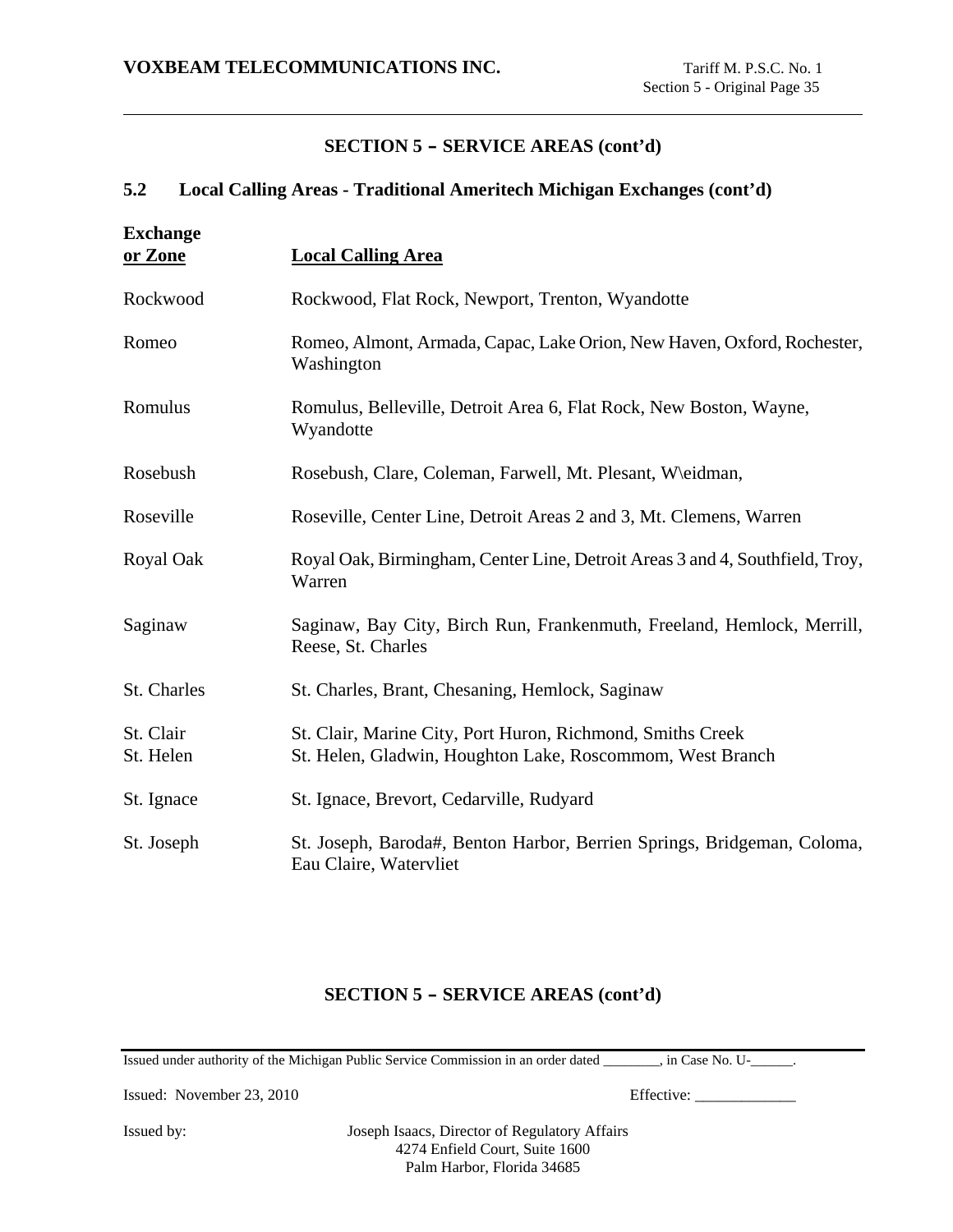## SECTION 5 – SERVICE AREAS (cont'd)

### 5.2 Local Calling Areas - Traditional Ameritech Michigan Exchanges (cont'd)

| Exchange or Zone | Local Calling Area |
|---|---|
| Rockwood | Rockwood, Flat Rock, Newport, Trenton, Wyandotte |
| Romeo | Romeo, Almont, Armada, Capac, Lake Orion, New Haven, Oxford, Rochester, Washington |
| Romulus | Romulus, Belleville, Detroit Area 6, Flat Rock, New Boston, Wayne, Wyandotte |
| Rosebush | Rosebush, Clare, Coleman, Farwell, Mt. Plesant, W\eidman, |
| Roseville | Roseville, Center Line, Detroit Areas 2 and 3, Mt. Clemens, Warren |
| Royal Oak | Royal Oak, Birmingham, Center Line, Detroit Areas 3 and 4, Southfield, Troy, Warren |
| Saginaw | Saginaw, Bay City, Birch Run, Frankenmuth, Freeland, Hemlock, Merrill, Reese, St. Charles |
| St. Charles | St. Charles, Brant, Chesaning, Hemlock, Saginaw |
| St. Clair | St. Clair, Marine City, Port Huron, Richmond, Smiths Creek |
| St. Helen | St. Helen, Gladwin, Houghton Lake, Roscommom, West Branch |
| St. Ignace | St. Ignace, Brevort, Cedarville, Rudyard |
| St. Joseph | St. Joseph, Baroda#, Benton Harbor, Berrien Springs, Bridgeman, Coloma, Eau Claire, Watervliet |

## SECTION 5 – SERVICE AREAS (cont'd)

Issued under authority of the Michigan Public Service Commission in an order dated ________, in Case No. U-______.

Issued: November 23, 2010 Effective: _____________

Issued by: Joseph Isaacs, Director of Regulatory Affairs
4274 Enfield Court, Suite 1600
Palm Harbor, Florida 34685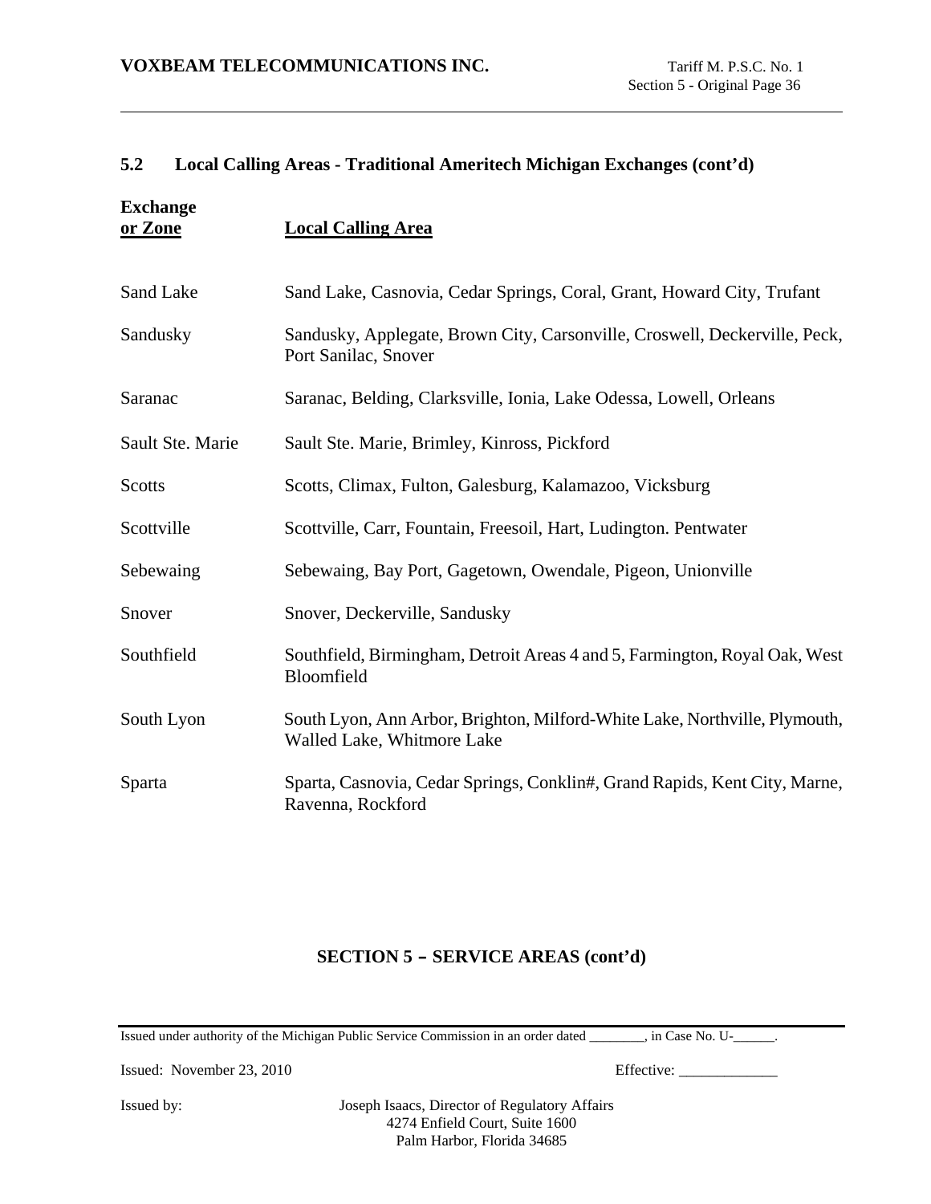## 5.2 Local Calling Areas - Traditional Ameritech Michigan Exchanges (cont'd)

| Exchange or Zone | Local Calling Area |
|---|---|
| Sand Lake | Sand Lake, Casnovia, Cedar Springs, Coral, Grant, Howard City, Trufant |
| Sandusky | Sandusky, Applegate, Brown City, Carsonville, Croswell, Deckerville, Peck, Port Sanilac, Snover |
| Saranac | Saranac, Belding, Clarksville, Ionia, Lake Odessa, Lowell, Orleans |
| Sault Ste. Marie | Sault Ste. Marie, Brimley, Kinross, Pickford |
| Scotts | Scotts, Climax, Fulton, Galesburg, Kalamazoo, Vicksburg |
| Scottville | Scottville, Carr, Fountain, Freesoil, Hart, Ludington. Pentwater |
| Sebewaing | Sebewaing, Bay Port, Gagetown, Owendale, Pigeon, Unionville |
| Snover | Snover, Deckerville, Sandusky |
| Southfield | Southfield, Birmingham, Detroit Areas 4 and 5, Farmington, Royal Oak, West Bloomfield |
| South Lyon | South Lyon, Ann Arbor, Brighton, Milford-White Lake, Northville, Plymouth, Walled Lake, Whitmore Lake |
| Sparta | Sparta, Casnovia, Cedar Springs, Conklin#, Grand Rapids, Kent City, Marne, Ravenna, Rockford |

**SECTION 5 – SERVICE AREAS (cont'd)**

Issued under authority of the Michigan Public Service Commission in an order dated ________, in Case No. U-______.

Issued: November 23, 2010 Effective: _____________

Issued by: Joseph Isaacs, Director of Regulatory Affairs
4274 Enfield Court, Suite 1600
Palm Harbor, Florida 34685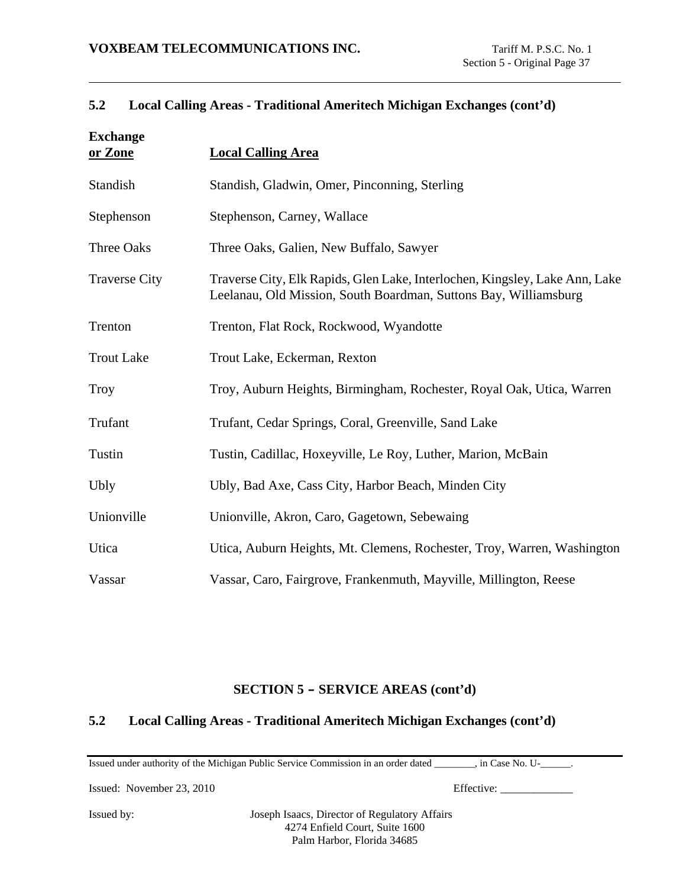## 5.2 Local Calling Areas - Traditional Ameritech Michigan Exchanges (cont'd)

| Exchange or Zone | Local Calling Area |
|---|---|
| Standish | Standish, Gladwin, Omer, Pinconning, Sterling |
| Stephenson | Stephenson, Carney, Wallace |
| Three Oaks | Three Oaks, Galien, New Buffalo, Sawyer |
| Traverse City | Traverse City, Elk Rapids, Glen Lake, Interlochen, Kingsley, Lake Ann, Lake Leelanau, Old Mission, South Boardman, Suttons Bay, Williamsburg |
| Trenton | Trenton, Flat Rock, Rockwood, Wyandotte |
| Trout Lake | Trout Lake, Eckerman, Rexton |
| Troy | Troy, Auburn Heights, Birmingham, Rochester, Royal Oak, Utica, Warren |
| Trufant | Trufant, Cedar Springs, Coral, Greenville, Sand Lake |
| Tustin | Tustin, Cadillac, Hoxeyville, Le Roy, Luther, Marion, McBain |
| Ubly | Ubly, Bad Axe, Cass City, Harbor Beach, Minden City |
| Unionville | Unionville, Akron, Caro, Gagetown, Sebewaing |
| Utica | Utica, Auburn Heights, Mt. Clemens, Rochester, Troy, Warren, Washington |
| Vassar | Vassar, Caro, Fairgrove, Frankenmuth, Mayville, Millington, Reese |

### SECTION 5 – SERVICE AREAS (cont'd)

## 5.2 Local Calling Areas - Traditional Ameritech Michigan Exchanges (cont'd)

Issued under authority of the Michigan Public Service Commission in an order dated ________, in Case No. U-______.

Issued: November 23, 2010 Effective: _____________

Issued by: Joseph Isaacs, Director of Regulatory Affairs
4274 Enfield Court, Suite 1600
Palm Harbor, Florida 34685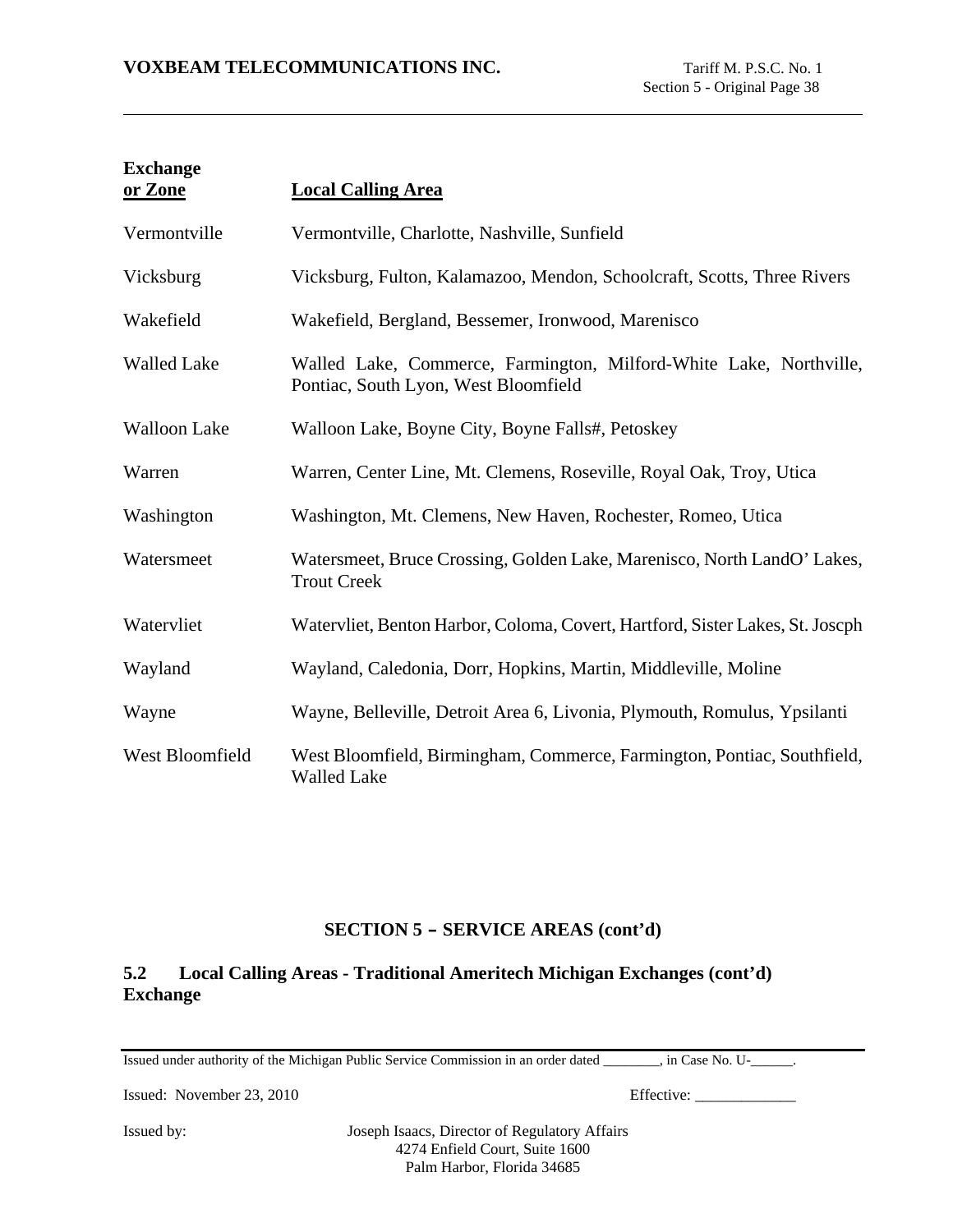| Exchange or Zone | Local Calling Area |
|---|---|
| Vermontville | Vermontville, Charlotte, Nashville, Sunfield |
| Vicksburg | Vicksburg, Fulton, Kalamazoo, Mendon, Schoolcraft, Scotts, Three Rivers |
| Wakefield | Wakefield, Bergland, Bessemer, Ironwood, Marenisco |
| Walled Lake | Walled Lake, Commerce, Farmington, Milford-White Lake, Northville, Pontiac, South Lyon, West Bloomfield |
| Walloon Lake | Walloon Lake, Boyne City, Boyne Falls#, Petoskey |
| Warren | Warren, Center Line, Mt. Clemens, Roseville, Royal Oak, Troy, Utica |
| Washington | Washington, Mt. Clemens, New Haven, Rochester, Romeo, Utica |
| Watersmeet | Watersmeet, Bruce Crossing, Golden Lake, Marenisco, North LandO' Lakes, Trout Creek |
| Watervliet | Watervliet, Benton Harbor, Coloma, Covert, Hartford, Sister Lakes, St. Joscph |
| Wayland | Wayland, Caledonia, Dorr, Hopkins, Martin, Middleville, Moline |
| Wayne | Wayne, Belleville, Detroit Area 6, Livonia, Plymouth, Romulus, Ypsilanti |
| West Bloomfield | West Bloomfield, Birmingham, Commerce, Farmington, Pontiac, Southfield, Walled Lake |

## SECTION 5 – SERVICE AREAS (cont'd)

### 5.2 Local Calling Areas - Traditional Ameritech Michigan Exchanges (cont'd)

**Exchange**

Issued under authority of the Michigan Public Service Commission in an order dated ________, in Case No. U-______.

Issued: November 23, 2010

Effective: _____________

Issued by: Joseph Isaacs, Director of Regulatory Affairs
4274 Enfield Court, Suite 1600
Palm Harbor, Florida 34685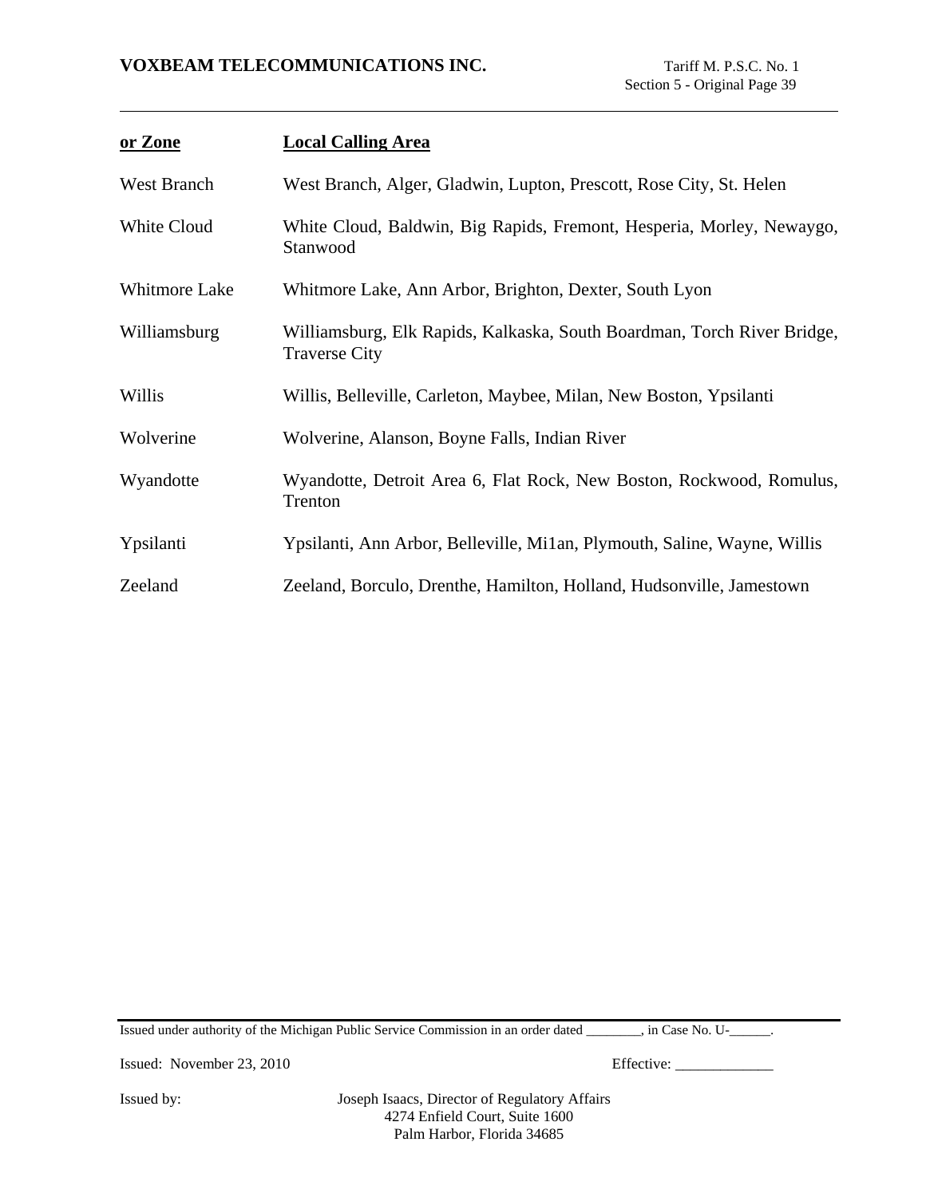| or Zone | Local Calling Area |
|---|---|
| West Branch | West Branch, Alger, Gladwin, Lupton, Prescott, Rose City, St. Helen |
| White Cloud | White Cloud, Baldwin, Big Rapids, Fremont, Hesperia, Morley, Newaygo, Stanwood |
| Whitmore Lake | Whitmore Lake, Ann Arbor, Brighton, Dexter, South Lyon |
| Williamsburg | Williamsburg, Elk Rapids, Kalkaska, South Boardman, Torch River Bridge, Traverse City |
| Willis | Willis, Belleville, Carleton, Maybee, Milan, New Boston, Ypsilanti |
| Wolverine | Wolverine, Alanson, Boyne Falls, Indian River |
| Wyandotte | Wyandotte, Detroit Area 6, Flat Rock, New Boston, Rockwood, Romulus, Trenton |
| Ypsilanti | Ypsilanti, Ann Arbor, Belleville, Mi1an, Plymouth, Saline, Wayne, Willis |
| Zeeland | Zeeland, Borculo, Drenthe, Hamilton, Holland, Hudsonville, Jamestown |

Issued under authority of the Michigan Public Service Commission in an order dated ________, in Case No. U-______.

Issued: November 23, 2010 Effective: _____________

Issued by: Joseph Isaacs, Director of Regulatory Affairs
4274 Enfield Court, Suite 1600
Palm Harbor, Florida 34685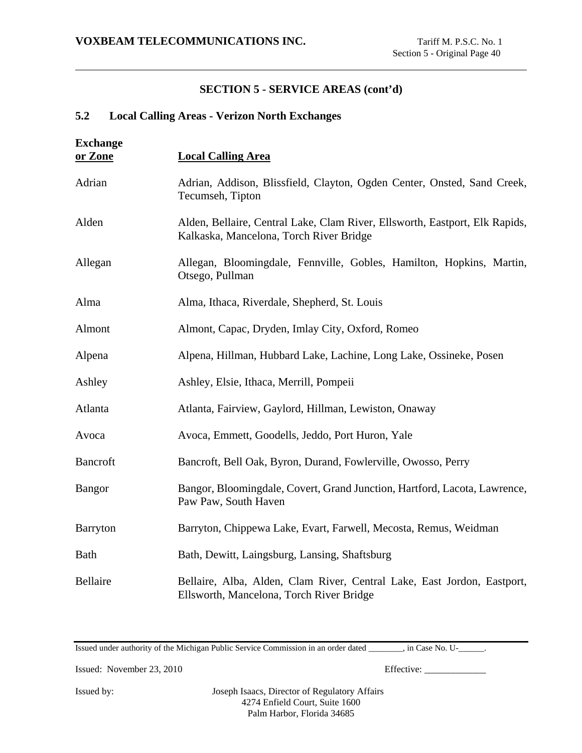## SECTION 5 - SERVICE AREAS (cont'd)

### 5.2 Local Calling Areas - Verizon North Exchanges

| Exchange or Zone | Local Calling Area |
|---|---|
| Adrian | Adrian, Addison, Blissfield, Clayton, Ogden Center, Onsted, Sand Creek, Tecumseh, Tipton |
| Alden | Alden, Bellaire, Central Lake, Clam River, Ellsworth, Eastport, Elk Rapids, Kalkaska, Mancelona, Torch River Bridge |
| Allegan | Allegan, Bloomingdale, Fennville, Gobles, Hamilton, Hopkins, Martin, Otsego, Pullman |
| Alma | Alma, Ithaca, Riverdale, Shepherd, St. Louis |
| Almont | Almont, Capac, Dryden, Imlay City, Oxford, Romeo |
| Alpena | Alpena, Hillman, Hubbard Lake, Lachine, Long Lake, Ossineke, Posen |
| Ashley | Ashley, Elsie, Ithaca, Merrill, Pompeii |
| Atlanta | Atlanta, Fairview, Gaylord, Hillman, Lewiston, Onaway |
| Avoca | Avoca, Emmett, Goodells, Jeddo, Port Huron, Yale |
| Bancroft | Bancroft, Bell Oak, Byron, Durand, Fowlerville, Owosso, Perry |
| Bangor | Bangor, Bloomingdale, Covert, Grand Junction, Hartford, Lacota, Lawrence, Paw Paw, South Haven |
| Barryton | Barryton, Chippewa Lake, Evart, Farwell, Mecosta, Remus, Weidman |
| Bath | Bath, Dewitt, Laingsburg, Lansing, Shaftsburg |
| Bellaire | Bellaire, Alba, Alden, Clam River, Central Lake, East Jordon, Eastport, Ellsworth, Mancelona, Torch River Bridge |

Issued under authority of the Michigan Public Service Commission in an order dated ________, in Case No. U-______.

Issued: November 23, 2010 Effective: _____________

Issued by: Joseph Isaacs, Director of Regulatory Affairs
4274 Enfield Court, Suite 1600
Palm Harbor, Florida 34685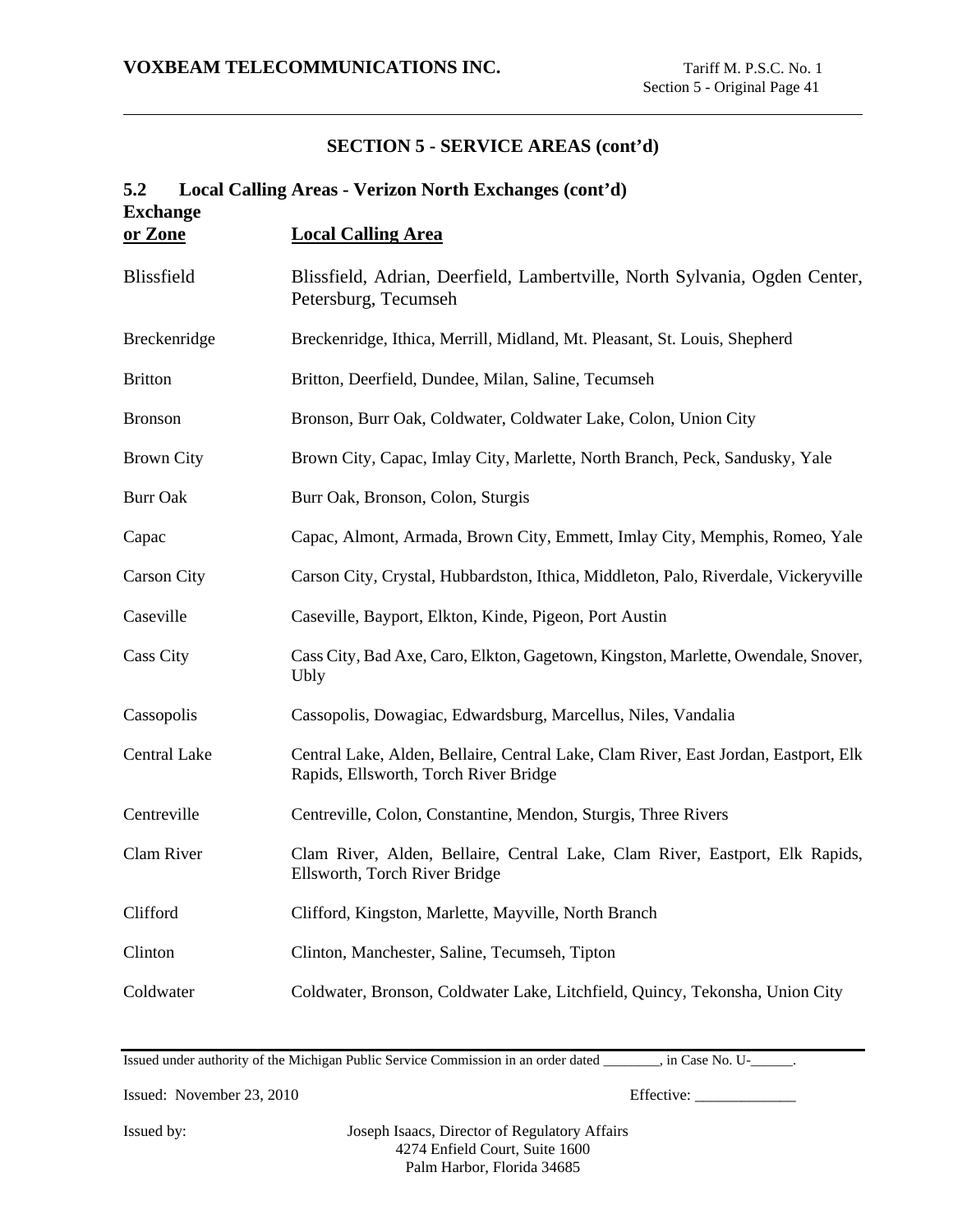## SECTION 5 - SERVICE AREAS (cont'd)

### 5.2 Local Calling Areas - Verizon North Exchanges (cont'd)

| Exchange or Zone | Local Calling Area |
|---|---|
| Blissfield | Blissfield, Adrian, Deerfield, Lambertville, North Sylvania, Ogden Center, Petersburg, Tecumseh |
| Breckenridge | Breckenridge, Ithica, Merrill, Midland, Mt. Pleasant, St. Louis, Shepherd |
| Britton | Britton, Deerfield, Dundee, Milan, Saline, Tecumseh |
| Bronson | Bronson, Burr Oak, Coldwater, Coldwater Lake, Colon, Union City |
| Brown City | Brown City, Capac, Imlay City, Marlette, North Branch, Peck, Sandusky, Yale |
| Burr Oak | Burr Oak, Bronson, Colon, Sturgis |
| Capac | Capac, Almont, Armada, Brown City, Emmett, Imlay City, Memphis, Romeo, Yale |
| Carson City | Carson City, Crystal, Hubbardston, Ithica, Middleton, Palo, Riverdale, Vickeryville |
| Caseville | Caseville, Bayport, Elkton, Kinde, Pigeon, Port Austin |
| Cass City | Cass City, Bad Axe, Caro, Elkton, Gagetown, Kingston, Marlette, Owendale, Snover, Ubly |
| Cassopolis | Cassopolis, Dowagiac, Edwardsburg, Marcellus, Niles, Vandalia |
| Central Lake | Central Lake, Alden, Bellaire, Central Lake, Clam River, East Jordan, Eastport, Elk Rapids, Ellsworth, Torch River Bridge |
| Centreville | Centreville, Colon, Constantine, Mendon, Sturgis, Three Rivers |
| Clam River | Clam River, Alden, Bellaire, Central Lake, Clam River, Eastport, Elk Rapids, Ellsworth, Torch River Bridge |
| Clifford | Clifford, Kingston, Marlette, Mayville, North Branch |
| Clinton | Clinton, Manchester, Saline, Tecumseh, Tipton |
| Coldwater | Coldwater, Bronson, Coldwater Lake, Litchfield, Quincy, Tekonsha, Union City |

Issued under authority of the Michigan Public Service Commission in an order dated ________, in Case No. U-______.

Issued: November 23, 2010 Effective: _____________

Issued by: Joseph Isaacs, Director of Regulatory Affairs
4274 Enfield Court, Suite 1600
Palm Harbor, Florida 34685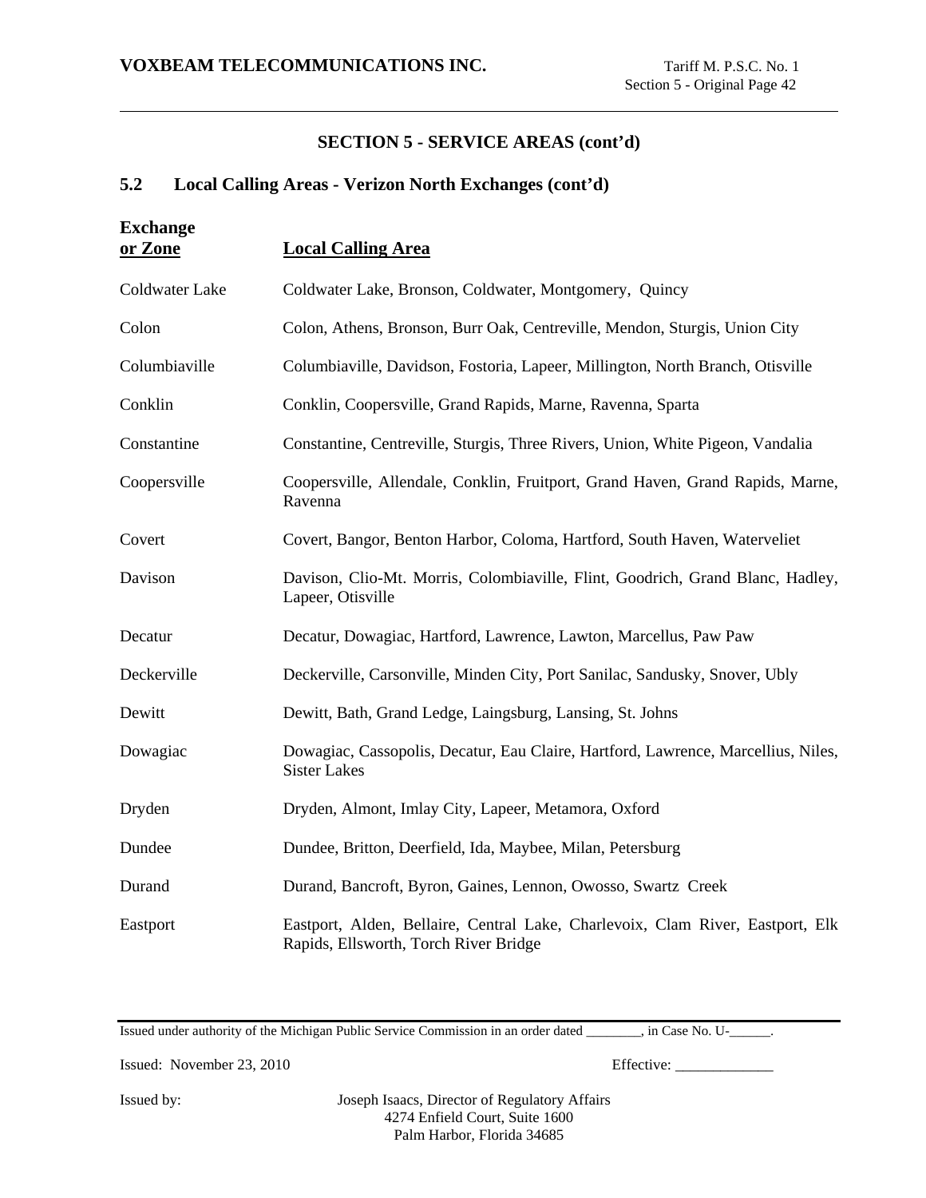## SECTION 5 - SERVICE AREAS (cont'd)

### 5.2 Local Calling Areas - Verizon North Exchanges (cont'd)

| Exchange or Zone | Local Calling Area |
|---|---|
| Coldwater Lake | Coldwater Lake, Bronson, Coldwater, Montgomery, Quincy |
| Colon | Colon, Athens, Bronson, Burr Oak, Centreville, Mendon, Sturgis, Union City |
| Columbiaville | Columbiaville, Davidson, Fostoria, Lapeer, Millington, North Branch, Otisville |
| Conklin | Conklin, Coopersville, Grand Rapids, Marne, Ravenna, Sparta |
| Constantine | Constantine, Centreville, Sturgis, Three Rivers, Union, White Pigeon, Vandalia |
| Coopersville | Coopersville, Allendale, Conklin, Fruitport, Grand Haven, Grand Rapids, Marne, Ravenna |
| Covert | Covert, Bangor, Benton Harbor, Coloma, Hartford, South Haven, Waterveliet |
| Davison | Davison, Clio-Mt. Morris, Colombiaville, Flint, Goodrich, Grand Blanc, Hadley, Lapeer, Otisville |
| Decatur | Decatur, Dowagiac, Hartford, Lawrence, Lawton, Marcellus, Paw Paw |
| Deckerville | Deckerville, Carsonville, Minden City, Port Sanilac, Sandusky, Snover, Ubly |
| Dewitt | Dewitt, Bath, Grand Ledge, Laingsburg, Lansing, St. Johns |
| Dowagiac | Dowagiac, Cassopolis, Decatur, Eau Claire, Hartford, Lawrence, Marcellius, Niles, Sister Lakes |
| Dryden | Dryden, Almont, Imlay City, Lapeer, Metamora, Oxford |
| Dundee | Dundee, Britton, Deerfield, Ida, Maybee, Milan, Petersburg |
| Durand | Durand, Bancroft, Byron, Gaines, Lennon, Owosso, Swartz Creek |
| Eastport | Eastport, Alden, Bellaire, Central Lake, Charlevoix, Clam River, Eastport, Elk Rapids, Ellsworth, Torch River Bridge |

Issued under authority of the Michigan Public Service Commission in an order dated ________, in Case No. U-______.

Issued: November 23, 2010 Effective: _____________

Issued by: Joseph Isaacs, Director of Regulatory Affairs
4274 Enfield Court, Suite 1600
Palm Harbor, Florida 34685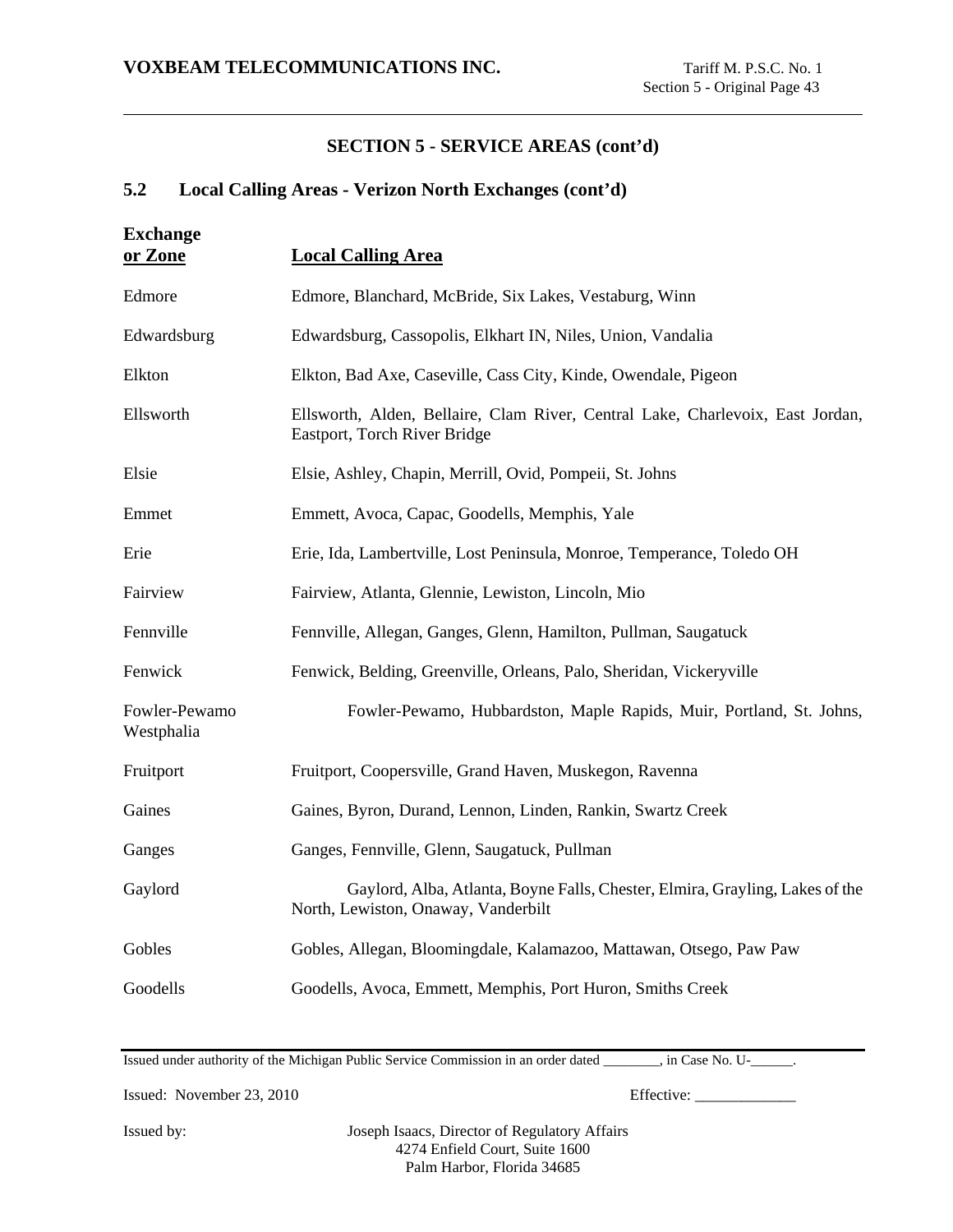## SECTION 5 - SERVICE AREAS (cont'd)

### 5.2 Local Calling Areas - Verizon North Exchanges (cont'd)

| Exchange or Zone | Local Calling Area |
|---|---|
| Edmore | Edmore, Blanchard, McBride, Six Lakes, Vestaburg, Winn |
| Edwardsburg | Edwardsburg, Cassopolis, Elkhart IN, Niles, Union, Vandalia |
| Elkton | Elkton, Bad Axe, Caseville, Cass City, Kinde, Owendale, Pigeon |
| Ellsworth | Ellsworth, Alden, Bellaire, Clam River, Central Lake, Charlevoix, East Jordan, Eastport, Torch River Bridge |
| Elsie | Elsie, Ashley, Chapin, Merrill, Ovid, Pompeii, St. Johns |
| Emmet | Emmett, Avoca, Capac, Goodells, Memphis, Yale |
| Erie | Erie, Ida, Lambertville, Lost Peninsula, Monroe, Temperance, Toledo OH |
| Fairview | Fairview, Atlanta, Glennie, Lewiston, Lincoln, Mio |
| Fennville | Fennville, Allegan, Ganges, Glenn, Hamilton, Pullman, Saugatuck |
| Fenwick | Fenwick, Belding, Greenville, Orleans, Palo, Sheridan, Vickeryville |
| Fowler-Pewamo Westphalia | Fowler-Pewamo, Hubbardston, Maple Rapids, Muir, Portland, St. Johns, |
| Fruitport | Fruitport, Coopersville, Grand Haven, Muskegon, Ravenna |
| Gaines | Gaines, Byron, Durand, Lennon, Linden, Rankin, Swartz Creek |
| Ganges | Ganges, Fennville, Glenn, Saugatuck, Pullman |
| Gaylord | Gaylord, Alba, Atlanta, Boyne Falls, Chester, Elmira, Grayling, Lakes of the North, Lewiston, Onaway, Vanderbilt |
| Gobles | Gobles, Allegan, Bloomingdale, Kalamazoo, Mattawan, Otsego, Paw Paw |
| Goodells | Goodells, Avoca, Emmett, Memphis, Port Huron, Smiths Creek |

Issued under authority of the Michigan Public Service Commission in an order dated ________, in Case No. U-______.

Issued: November 23, 2010

Effective: _____________

Issued by: Joseph Isaacs, Director of Regulatory Affairs
4274 Enfield Court, Suite 1600
Palm Harbor, Florida 34685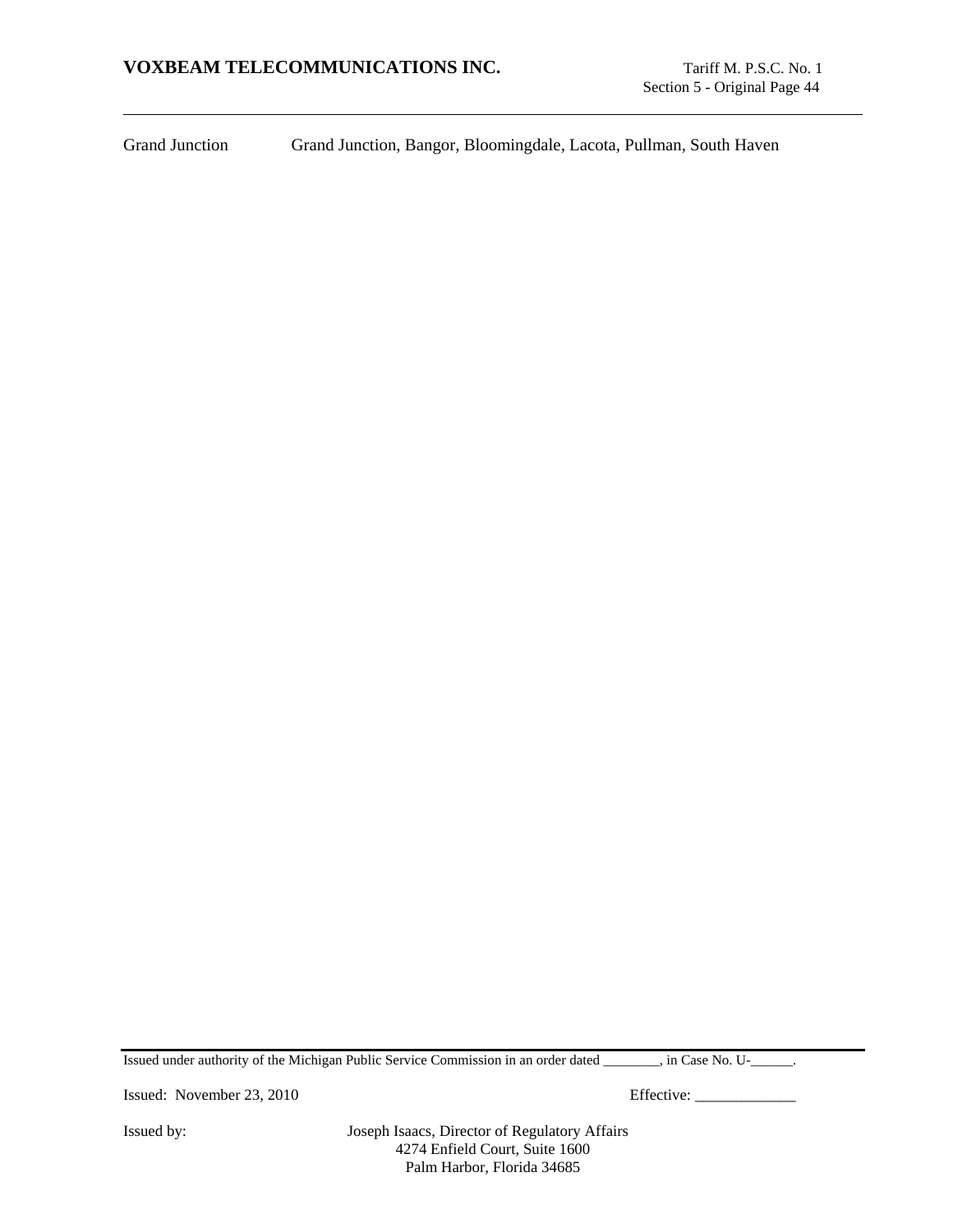| | |
|---|---|
| Grand Junction | Grand Junction, Bangor, Bloomingdale, Lacota, Pullman, South Haven |

Issued under authority of the Michigan Public Service Commission in an order dated ________, in Case No. U-______.

Issued: November 23, 2010 Effective: _____________

Issued by: Joseph Isaacs, Director of Regulatory Affairs
4274 Enfield Court, Suite 1600
Palm Harbor, Florida 34685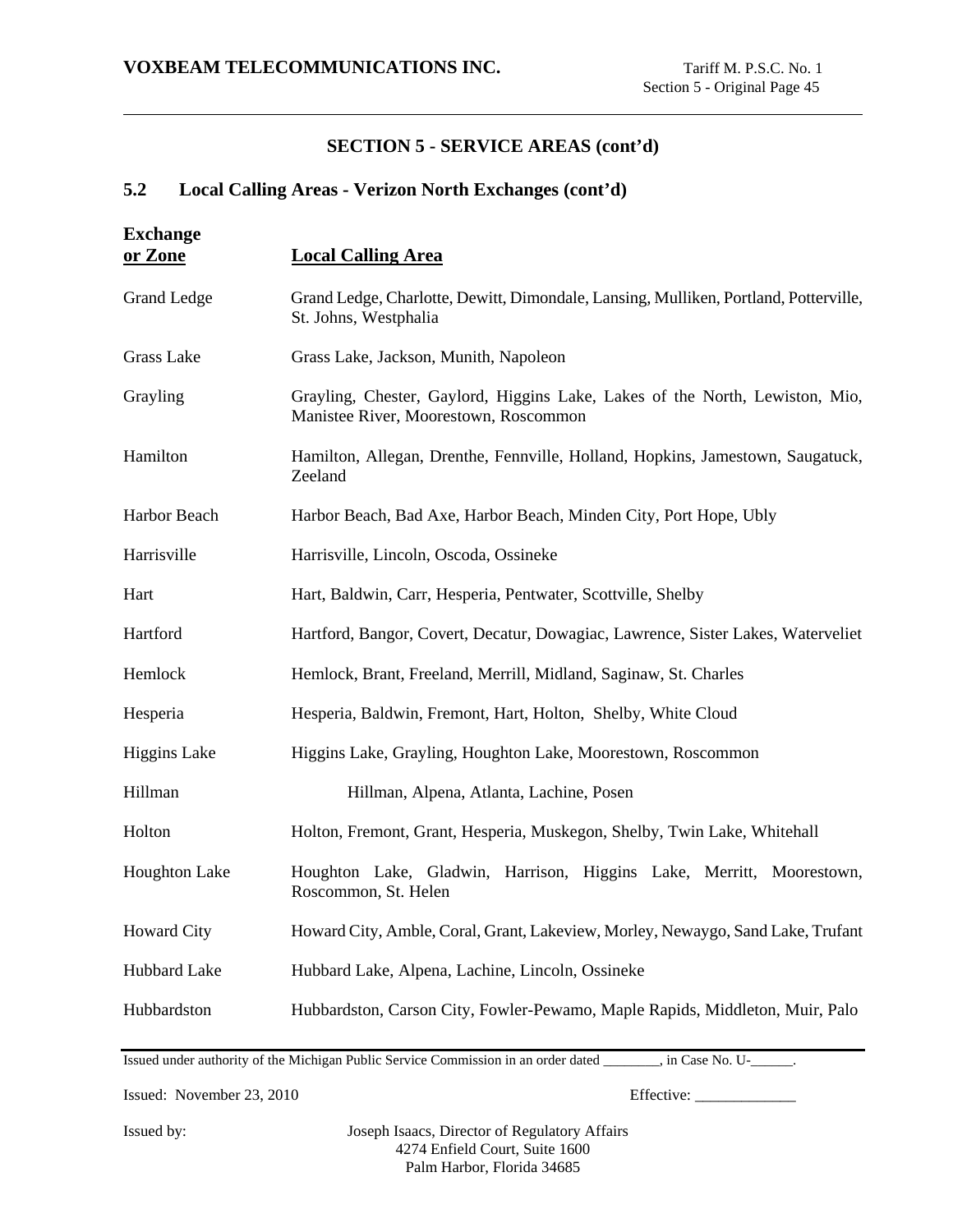## SECTION 5 - SERVICE AREAS (cont'd)

### 5.2 Local Calling Areas - Verizon North Exchanges (cont'd)

| Exchange or Zone | Local Calling Area |
|---|---|
| Grand Ledge | Grand Ledge, Charlotte, Dewitt, Dimondale, Lansing, Mulliken, Portland, Potterville, St. Johns, Westphalia |
| Grass Lake | Grass Lake, Jackson, Munith, Napoleon |
| Grayling | Grayling, Chester, Gaylord, Higgins Lake, Lakes of the North, Lewiston, Mio, Manistee River, Moorestown, Roscommon |
| Hamilton | Hamilton, Allegan, Drenthe, Fennville, Holland, Hopkins, Jamestown, Saugatuck, Zeeland |
| Harbor Beach | Harbor Beach, Bad Axe, Harbor Beach, Minden City, Port Hope, Ubly |
| Harrisville | Harrisville, Lincoln, Oscoda, Ossineke |
| Hart | Hart, Baldwin, Carr, Hesperia, Pentwater, Scottville, Shelby |
| Hartford | Hartford, Bangor, Covert, Decatur, Dowagiac, Lawrence, Sister Lakes, Waterveliet |
| Hemlock | Hemlock, Brant, Freeland, Merrill, Midland, Saginaw, St. Charles |
| Hesperia | Hesperia, Baldwin, Fremont, Hart, Holton, Shelby, White Cloud |
| Higgins Lake | Higgins Lake, Grayling, Houghton Lake, Moorestown, Roscommon |
| Hillman | Hillman, Alpena, Atlanta, Lachine, Posen |
| Holton | Holton, Fremont, Grant, Hesperia, Muskegon, Shelby, Twin Lake, Whitehall |
| Houghton Lake | Houghton Lake, Gladwin, Harrison, Higgins Lake, Merritt, Moorestown, Roscommon, St. Helen |
| Howard City | Howard City, Amble, Coral, Grant, Lakeview, Morley, Newaygo, Sand Lake, Trufant |
| Hubbard Lake | Hubbard Lake, Alpena, Lachine, Lincoln, Ossineke |
| Hubbardston | Hubbardston, Carson City, Fowler-Pewamo, Maple Rapids, Middleton, Muir, Palo |

Issued under authority of the Michigan Public Service Commission in an order dated ________, in Case No. U-______.

Issued: November 23, 2010

Effective: _____________

Issued by: Joseph Isaacs, Director of Regulatory Affairs
4274 Enfield Court, Suite 1600
Palm Harbor, Florida 34685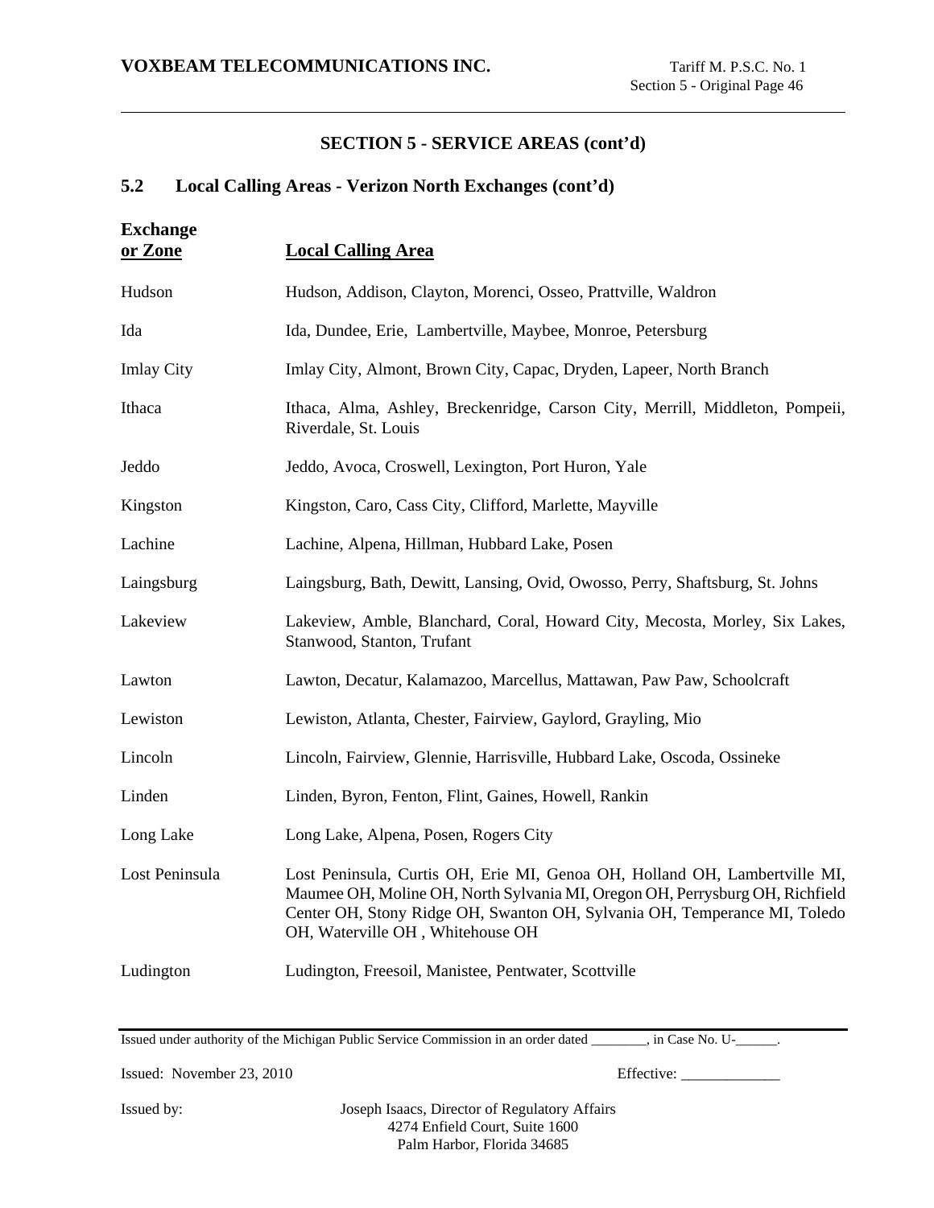## SECTION 5 - SERVICE AREAS (cont'd)

### 5.2 Local Calling Areas - Verizon North Exchanges (cont'd)

| Exchange or Zone | Local Calling Area |
|---|---|
| Hudson | Hudson, Addison, Clayton, Morenci, Osseo, Prattville, Waldron |
| Ida | Ida, Dundee, Erie, Lambertville, Maybee, Monroe, Petersburg |
| Imlay City | Imlay City, Almont, Brown City, Capac, Dryden, Lapeer, North Branch |
| Ithaca | Ithaca, Alma, Ashley, Breckenridge, Carson City, Merrill, Middleton, Pompeii, Riverdale, St. Louis |
| Jeddo | Jeddo, Avoca, Croswell, Lexington, Port Huron, Yale |
| Kingston | Kingston, Caro, Cass City, Clifford, Marlette, Mayville |
| Lachine | Lachine, Alpena, Hillman, Hubbard Lake, Posen |
| Laingsburg | Laingsburg, Bath, Dewitt, Lansing, Ovid, Owosso, Perry, Shaftsburg, St. Johns |
| Lakeview | Lakeview, Amble, Blanchard, Coral, Howard City, Mecosta, Morley, Six Lakes, Stanwood, Stanton, Trufant |
| Lawton | Lawton, Decatur, Kalamazoo, Marcellus, Mattawan, Paw Paw, Schoolcraft |
| Lewiston | Lewiston, Atlanta, Chester, Fairview, Gaylord, Grayling, Mio |
| Lincoln | Lincoln, Fairview, Glennie, Harrisville, Hubbard Lake, Oscoda, Ossineke |
| Linden | Linden, Byron, Fenton, Flint, Gaines, Howell, Rankin |
| Long Lake | Long Lake, Alpena, Posen, Rogers City |
| Lost Peninsula | Lost Peninsula, Curtis OH, Erie MI, Genoa OH, Holland OH, Lambertville MI, Maumee OH, Moline OH, North Sylvania MI, Oregon OH, Perrysburg OH, Richfield Center OH, Stony Ridge OH, Swanton OH, Sylvania OH, Temperance MI, Toledo OH, Waterville OH , Whitehouse OH |
| Ludington | Ludington, Freesoil, Manistee, Pentwater, Scottville |

Issued under authority of the Michigan Public Service Commission in an order dated ________, in Case No. U-______.

Issued: November 23, 2010 Effective: _____________

Issued by: Joseph Isaacs, Director of Regulatory Affairs
4274 Enfield Court, Suite 1600
Palm Harbor, Florida 34685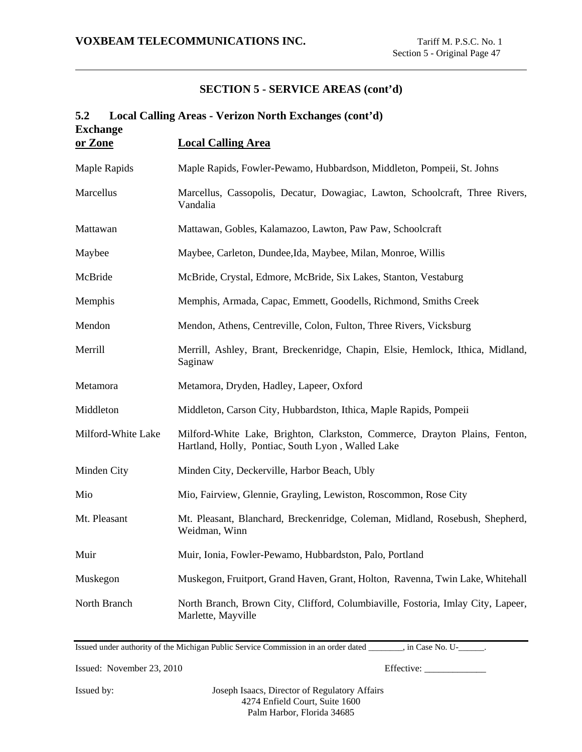## SECTION 5 - SERVICE AREAS (cont'd)

### 5.2 Local Calling Areas - Verizon North Exchanges (cont'd)

| Exchange or Zone | Local Calling Area |
|---|---|
| Maple Rapids | Maple Rapids, Fowler-Pewamo, Hubbardson, Middleton, Pompeii, St. Johns |
| Marcellus | Marcellus, Cassopolis, Decatur, Dowagiac, Lawton, Schoolcraft, Three Rivers, Vandalia |
| Mattawan | Mattawan, Gobles, Kalamazoo, Lawton, Paw Paw, Schoolcraft |
| Maybee | Maybee, Carleton, Dundee,Ida, Maybee, Milan, Monroe, Willis |
| McBride | McBride, Crystal, Edmore, McBride, Six Lakes, Stanton, Vestaburg |
| Memphis | Memphis, Armada, Capac, Emmett, Goodells, Richmond, Smiths Creek |
| Mendon | Mendon, Athens, Centreville, Colon, Fulton, Three Rivers, Vicksburg |
| Merrill | Merrill, Ashley, Brant, Breckenridge, Chapin, Elsie, Hemlock, Ithica, Midland, Saginaw |
| Metamora | Metamora, Dryden, Hadley, Lapeer, Oxford |
| Middleton | Middleton, Carson City, Hubbardston, Ithica, Maple Rapids, Pompeii |
| Milford-White Lake | Milford-White Lake, Brighton, Clarkston, Commerce, Drayton Plains, Fenton, Hartland, Holly, Pontiac, South Lyon , Walled Lake |
| Minden City | Minden City, Deckerville, Harbor Beach, Ubly |
| Mio | Mio, Fairview, Glennie, Grayling, Lewiston, Roscommon, Rose City |
| Mt. Pleasant | Mt. Pleasant, Blanchard, Breckenridge, Coleman, Midland, Rosebush, Shepherd, Weidman, Winn |
| Muir | Muir, Ionia, Fowler-Pewamo, Hubbardston, Palo, Portland |
| Muskegon | Muskegon, Fruitport, Grand Haven, Grant, Holton, Ravenna, Twin Lake, Whitehall |
| North Branch | North Branch, Brown City, Clifford, Columbiaville, Fostoria, Imlay City, Lapeer, Marlette, Mayville |

Issued under authority of the Michigan Public Service Commission in an order dated ________, in Case No. U-______.

Issued: November 23, 2010 Effective: _____________

Issued by: Joseph Isaacs, Director of Regulatory Affairs
4274 Enfield Court, Suite 1600
Palm Harbor, Florida 34685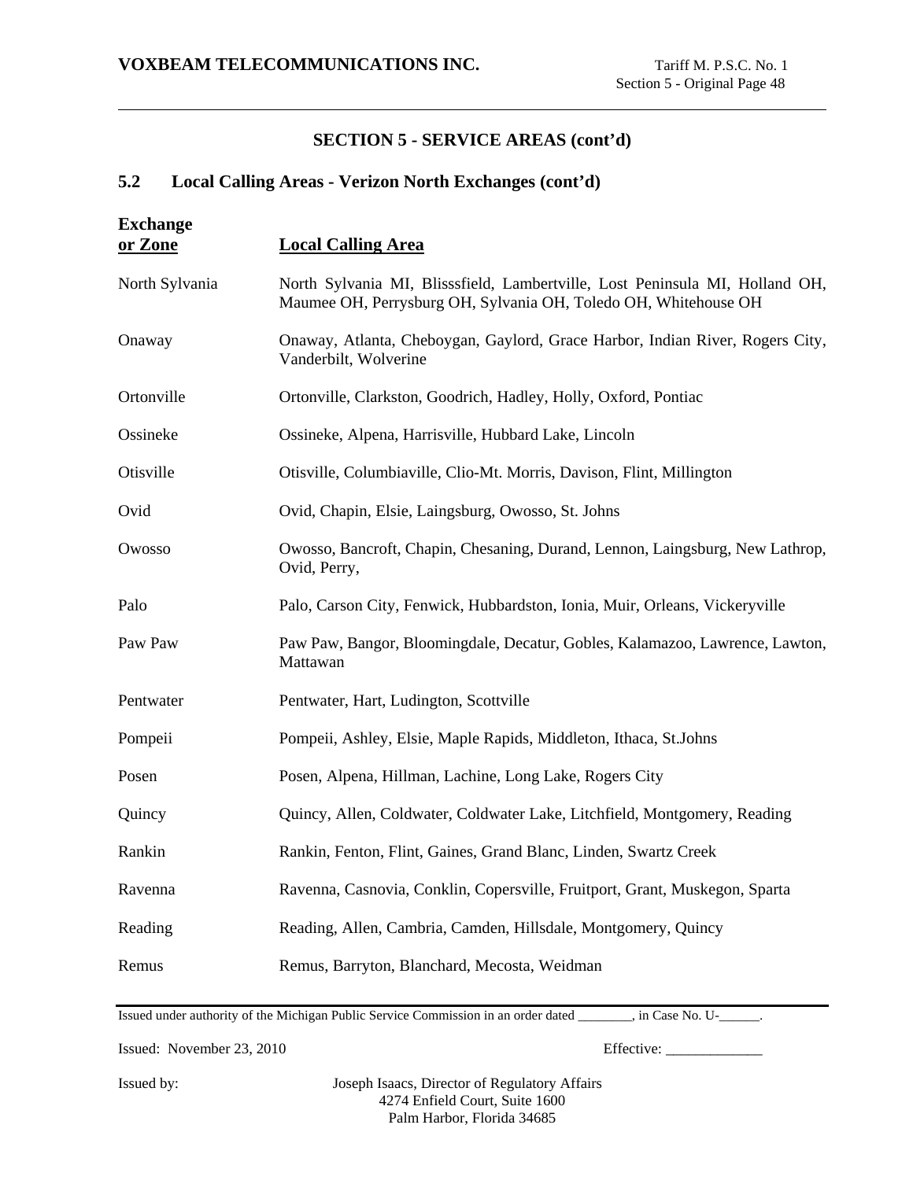## SECTION 5 - SERVICE AREAS (cont'd)

### 5.2 Local Calling Areas - Verizon North Exchanges (cont'd)

| Exchange or Zone | Local Calling Area |
|---|---|
| North Sylvania | North Sylvania MI, Blisssfield, Lambertville, Lost Peninsula MI, Holland OH, Maumee OH, Perrysburg OH, Sylvania OH, Toledo OH, Whitehouse OH |
| Onaway | Onaway, Atlanta, Cheboygan, Gaylord, Grace Harbor, Indian River, Rogers City, Vanderbilt, Wolverine |
| Ortonville | Ortonville, Clarkston, Goodrich, Hadley, Holly, Oxford, Pontiac |
| Ossineke | Ossineke, Alpena, Harrisville, Hubbard Lake, Lincoln |
| Otisville | Otisville, Columbiaville, Clio-Mt. Morris, Davison, Flint, Millington |
| Ovid | Ovid, Chapin, Elsie, Laingsburg, Owosso, St. Johns |
| Owosso | Owosso, Bancroft, Chapin, Chesaning, Durand, Lennon, Laingsburg, New Lathrop, Ovid, Perry, |
| Palo | Palo, Carson City, Fenwick, Hubbardston, Ionia, Muir, Orleans, Vickeryville |
| Paw Paw | Paw Paw, Bangor, Bloomingdale, Decatur, Gobles, Kalamazoo, Lawrence, Lawton, Mattawan |
| Pentwater | Pentwater, Hart, Ludington, Scottville |
| Pompeii | Pompeii, Ashley, Elsie, Maple Rapids, Middleton, Ithaca, St.Johns |
| Posen | Posen, Alpena, Hillman, Lachine, Long Lake, Rogers City |
| Quincy | Quincy, Allen, Coldwater, Coldwater Lake, Litchfield, Montgomery, Reading |
| Rankin | Rankin, Fenton, Flint, Gaines, Grand Blanc, Linden, Swartz Creek |
| Ravenna | Ravenna, Casnovia, Conklin, Copersville, Fruitport, Grant, Muskegon, Sparta |
| Reading | Reading, Allen, Cambria, Camden, Hillsdale, Montgomery, Quincy |
| Remus | Remus, Barryton, Blanchard, Mecosta, Weidman |

Issued under authority of the Michigan Public Service Commission in an order dated ________, in Case No. U-______.

Issued: November 23, 2010

Effective: _____________

Issued by: Joseph Isaacs, Director of Regulatory Affairs
4274 Enfield Court, Suite 1600
Palm Harbor, Florida 34685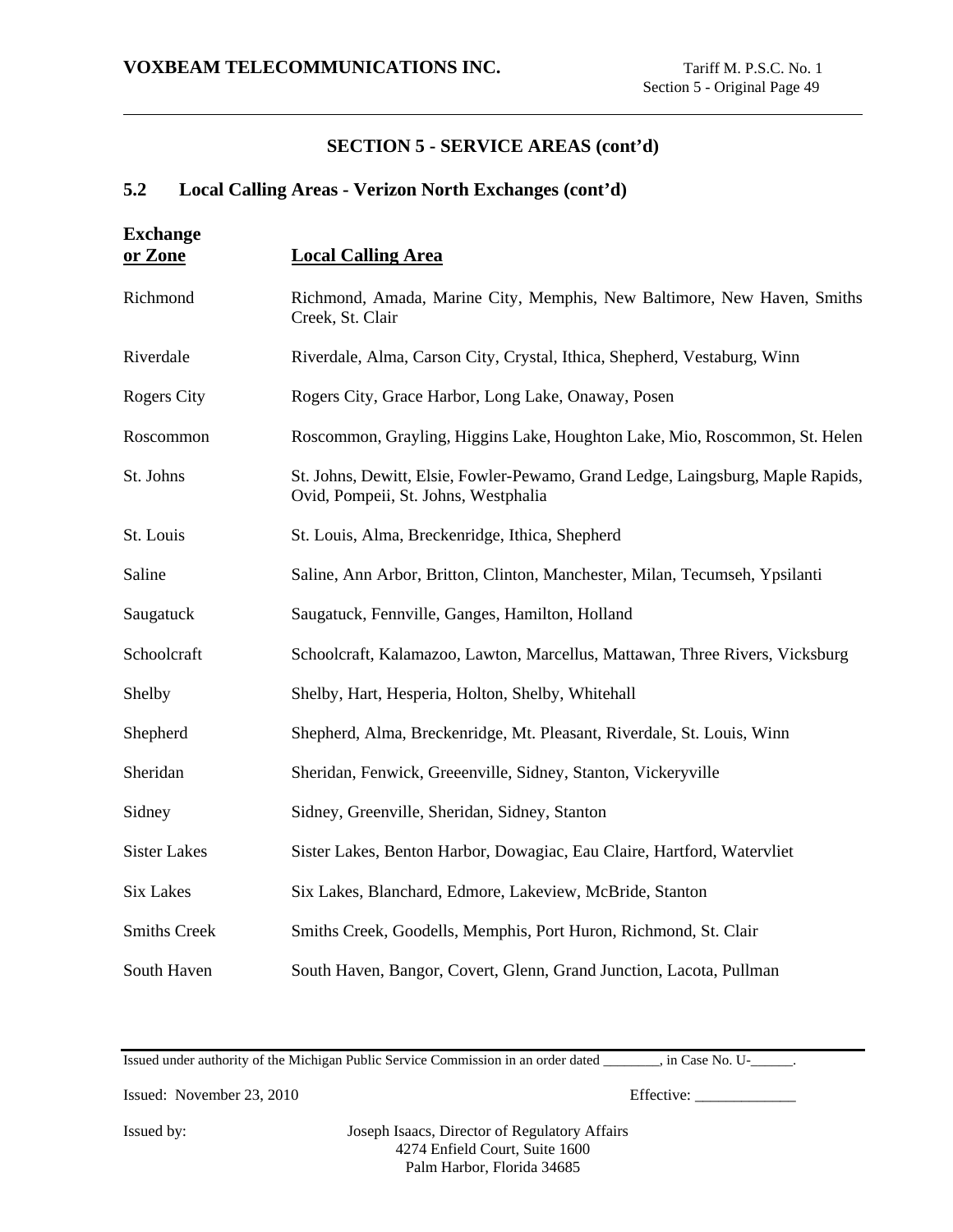## SECTION 5 - SERVICE AREAS (cont'd)

### 5.2 Local Calling Areas - Verizon North Exchanges (cont'd)

| Exchange or Zone | Local Calling Area |
|---|---|
| Richmond | Richmond, Amada, Marine City, Memphis, New Baltimore, New Haven, Smiths Creek, St. Clair |
| Riverdale | Riverdale, Alma, Carson City, Crystal, Ithica, Shepherd, Vestaburg, Winn |
| Rogers City | Rogers City, Grace Harbor, Long Lake, Onaway, Posen |
| Roscommon | Roscommon, Grayling, Higgins Lake, Houghton Lake, Mio, Roscommon, St. Helen |
| St. Johns | St. Johns, Dewitt, Elsie, Fowler-Pewamo, Grand Ledge, Laingsburg, Maple Rapids, Ovid, Pompeii, St. Johns, Westphalia |
| St. Louis | St. Louis, Alma, Breckenridge, Ithica, Shepherd |
| Saline | Saline, Ann Arbor, Britton, Clinton, Manchester, Milan, Tecumseh, Ypsilanti |
| Saugatuck | Saugatuck, Fennville, Ganges, Hamilton, Holland |
| Schoolcraft | Schoolcraft, Kalamazoo, Lawton, Marcellus, Mattawan, Three Rivers, Vicksburg |
| Shelby | Shelby, Hart, Hesperia, Holton, Shelby, Whitehall |
| Shepherd | Shepherd, Alma, Breckenridge, Mt. Pleasant, Riverdale, St. Louis, Winn |
| Sheridan | Sheridan, Fenwick, Greeenville, Sidney, Stanton, Vickeryville |
| Sidney | Sidney, Greenville, Sheridan, Sidney, Stanton |
| Sister Lakes | Sister Lakes, Benton Harbor, Dowagiac, Eau Claire, Hartford, Watervliet |
| Six Lakes | Six Lakes, Blanchard, Edmore, Lakeview, McBride, Stanton |
| Smiths Creek | Smiths Creek, Goodells, Memphis, Port Huron, Richmond, St. Clair |
| South Haven | South Haven, Bangor, Covert, Glenn, Grand Junction, Lacota, Pullman |

Issued under authority of the Michigan Public Service Commission in an order dated ________, in Case No. U-______.

Issued: November 23, 2010 Effective: _____________

Issued by: Joseph Isaacs, Director of Regulatory Affairs
4274 Enfield Court, Suite 1600
Palm Harbor, Florida 34685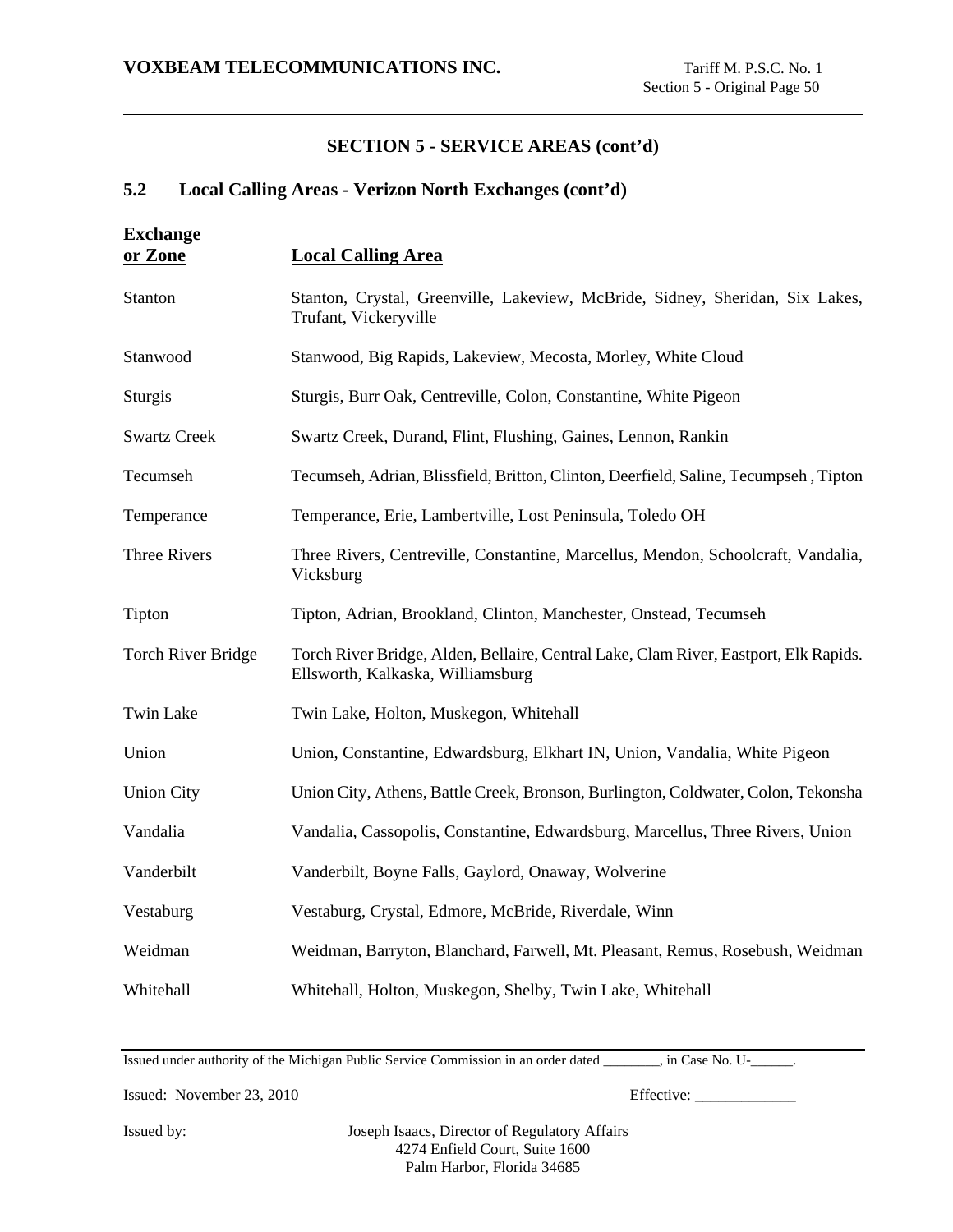## SECTION 5 - SERVICE AREAS (cont'd)

### 5.2 Local Calling Areas - Verizon North Exchanges (cont'd)

| **Exchange or Zone** | **Local Calling Area** |
|---|---|
| Stanton | Stanton, Crystal, Greenville, Lakeview, McBride, Sidney, Sheridan, Six Lakes, Trufant, Vickeryville |
| Stanwood | Stanwood, Big Rapids, Lakeview, Mecosta, Morley, White Cloud |
| Sturgis | Sturgis, Burr Oak, Centreville, Colon, Constantine, White Pigeon |
| Swartz Creek | Swartz Creek, Durand, Flint, Flushing, Gaines, Lennon, Rankin |
| Tecumseh | Tecumseh, Adrian, Blissfield, Britton, Clinton, Deerfield, Saline, Tecumpseh , Tipton |
| Temperance | Temperance, Erie, Lambertville, Lost Peninsula, Toledo OH |
| Three Rivers | Three Rivers, Centreville, Constantine, Marcellus, Mendon, Schoolcraft, Vandalia, Vicksburg |
| Tipton | Tipton, Adrian, Brookland, Clinton, Manchester, Onstead, Tecumseh |
| Torch River Bridge | Torch River Bridge, Alden, Bellaire, Central Lake, Clam River, Eastport, Elk Rapids. Ellsworth, Kalkaska, Williamsburg |
| Twin Lake | Twin Lake, Holton, Muskegon, Whitehall |
| Union | Union, Constantine, Edwardsburg, Elkhart IN, Union, Vandalia, White Pigeon |
| Union City | Union City, Athens, Battle Creek, Bronson, Burlington, Coldwater, Colon, Tekonsha |
| Vandalia | Vandalia, Cassopolis, Constantine, Edwardsburg, Marcellus, Three Rivers, Union |
| Vanderbilt | Vanderbilt, Boyne Falls, Gaylord, Onaway, Wolverine |
| Vestaburg | Vestaburg, Crystal, Edmore, McBride, Riverdale, Winn |
| Weidman | Weidman, Barryton, Blanchard, Farwell, Mt. Pleasant, Remus, Rosebush, Weidman |
| Whitehall | Whitehall, Holton, Muskegon, Shelby, Twin Lake, Whitehall |

Issued under authority of the Michigan Public Service Commission in an order dated ________, in Case No. U-______.

Issued: November 23, 2010

Effective: _____________

Issued by: Joseph Isaacs, Director of Regulatory Affairs
4274 Enfield Court, Suite 1600
Palm Harbor, Florida 34685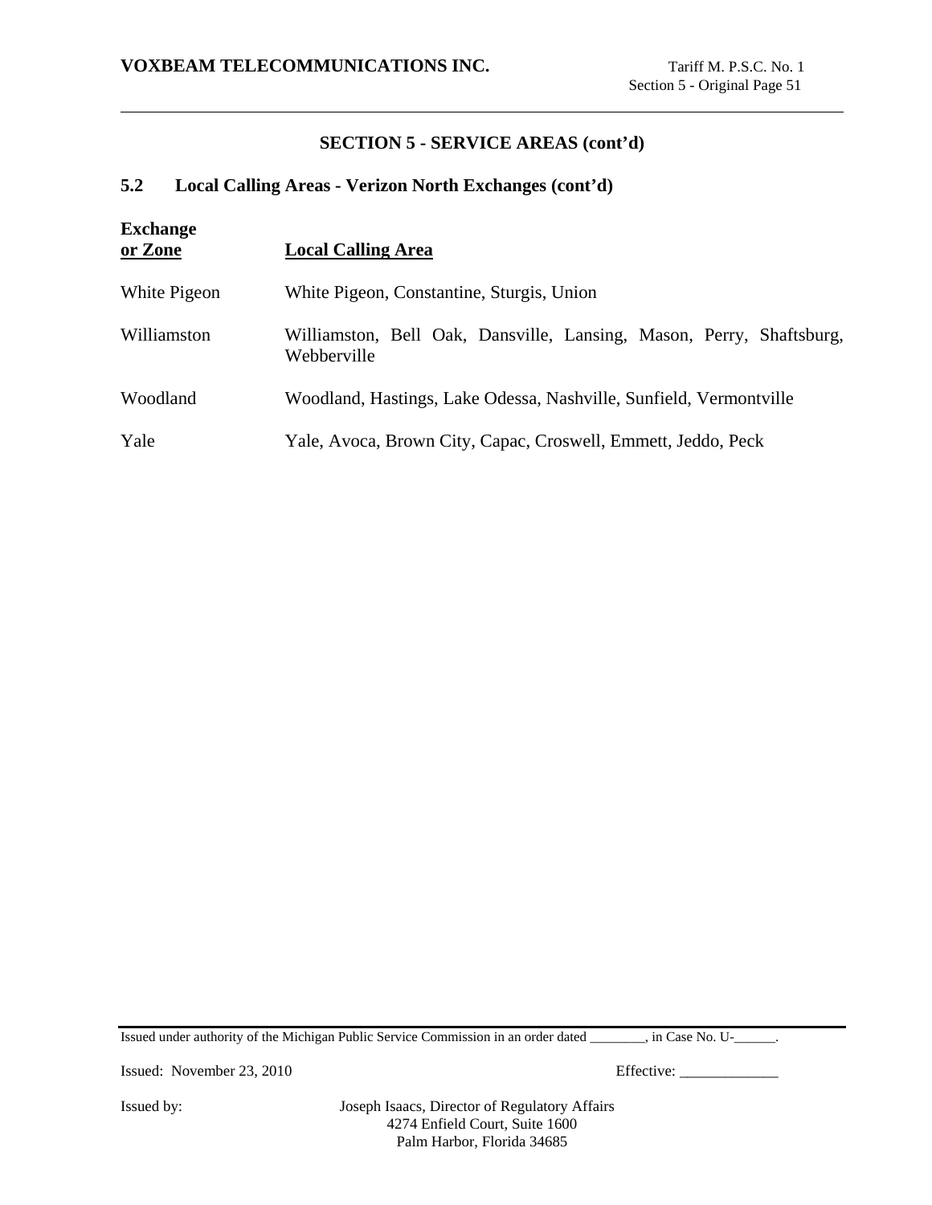## SECTION 5 - SERVICE AREAS (cont'd)

### 5.2 Local Calling Areas - Verizon North Exchanges (cont'd)

| Exchange or Zone | Local Calling Area |
|---|---|
| White Pigeon | White Pigeon, Constantine, Sturgis, Union |
| Williamston | Williamston, Bell Oak, Dansville, Lansing, Mason, Perry, Shaftsburg, Webberville |
| Woodland | Woodland, Hastings, Lake Odessa, Nashville, Sunfield, Vermontville |
| Yale | Yale, Avoca, Brown City, Capac, Croswell, Emmett, Jeddo, Peck |

Issued under authority of the Michigan Public Service Commission in an order dated ________, in Case No. U-______.

Issued: November 23, 2010

Effective: _____________

Issued by: Joseph Isaacs, Director of Regulatory Affairs
4274 Enfield Court, Suite 1600
Palm Harbor, Florida 34685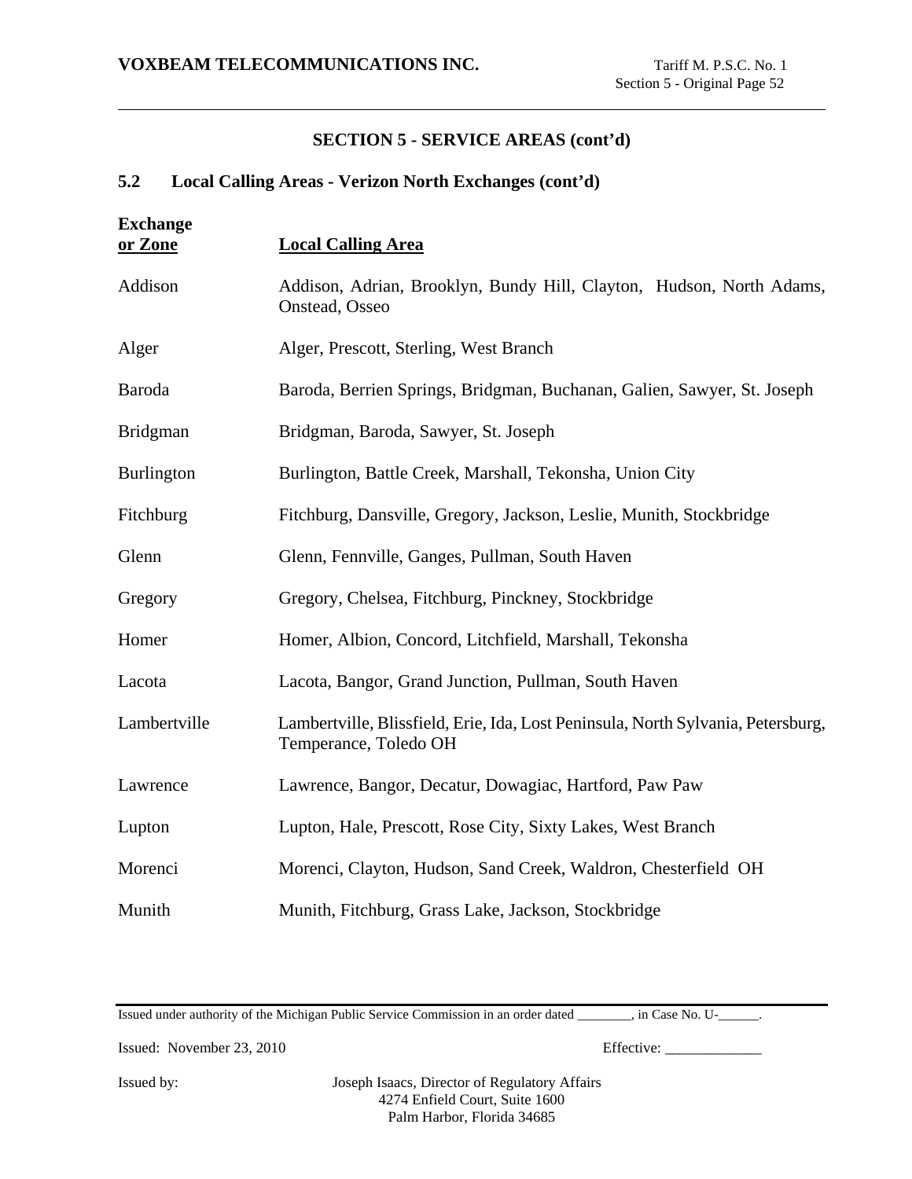## SECTION 5 - SERVICE AREAS (cont'd)

### 5.2 Local Calling Areas - Verizon North Exchanges (cont'd)

| Exchange or Zone | Local Calling Area |
|---|---|
| Addison | Addison, Adrian, Brooklyn, Bundy Hill, Clayton, Hudson, North Adams, Onstead, Osseo |
| Alger | Alger, Prescott, Sterling, West Branch |
| Baroda | Baroda, Berrien Springs, Bridgman, Buchanan, Galien, Sawyer, St. Joseph |
| Bridgman | Bridgman, Baroda, Sawyer, St. Joseph |
| Burlington | Burlington, Battle Creek, Marshall, Tekonsha, Union City |
| Fitchburg | Fitchburg, Dansville, Gregory, Jackson, Leslie, Munith, Stockbridge |
| Glenn | Glenn, Fennville, Ganges, Pullman, South Haven |
| Gregory | Gregory, Chelsea, Fitchburg, Pinckney, Stockbridge |
| Homer | Homer, Albion, Concord, Litchfield, Marshall, Tekonsha |
| Lacota | Lacota, Bangor, Grand Junction, Pullman, South Haven |
| Lambertville | Lambertville, Blissfield, Erie, Ida, Lost Peninsula, North Sylvania, Petersburg, Temperance, Toledo OH |
| Lawrence | Lawrence, Bangor, Decatur, Dowagiac, Hartford, Paw Paw |
| Lupton | Lupton, Hale, Prescott, Rose City, Sixty Lakes, West Branch |
| Morenci | Morenci, Clayton, Hudson, Sand Creek, Waldron, Chesterfield OH |
| Munith | Munith, Fitchburg, Grass Lake, Jackson, Stockbridge |

Issued under authority of the Michigan Public Service Commission in an order dated ________, in Case No. U-______.

Issued: November 23, 2010

Effective: _____________

Issued by: Joseph Isaacs, Director of Regulatory Affairs
4274 Enfield Court, Suite 1600
Palm Harbor, Florida 34685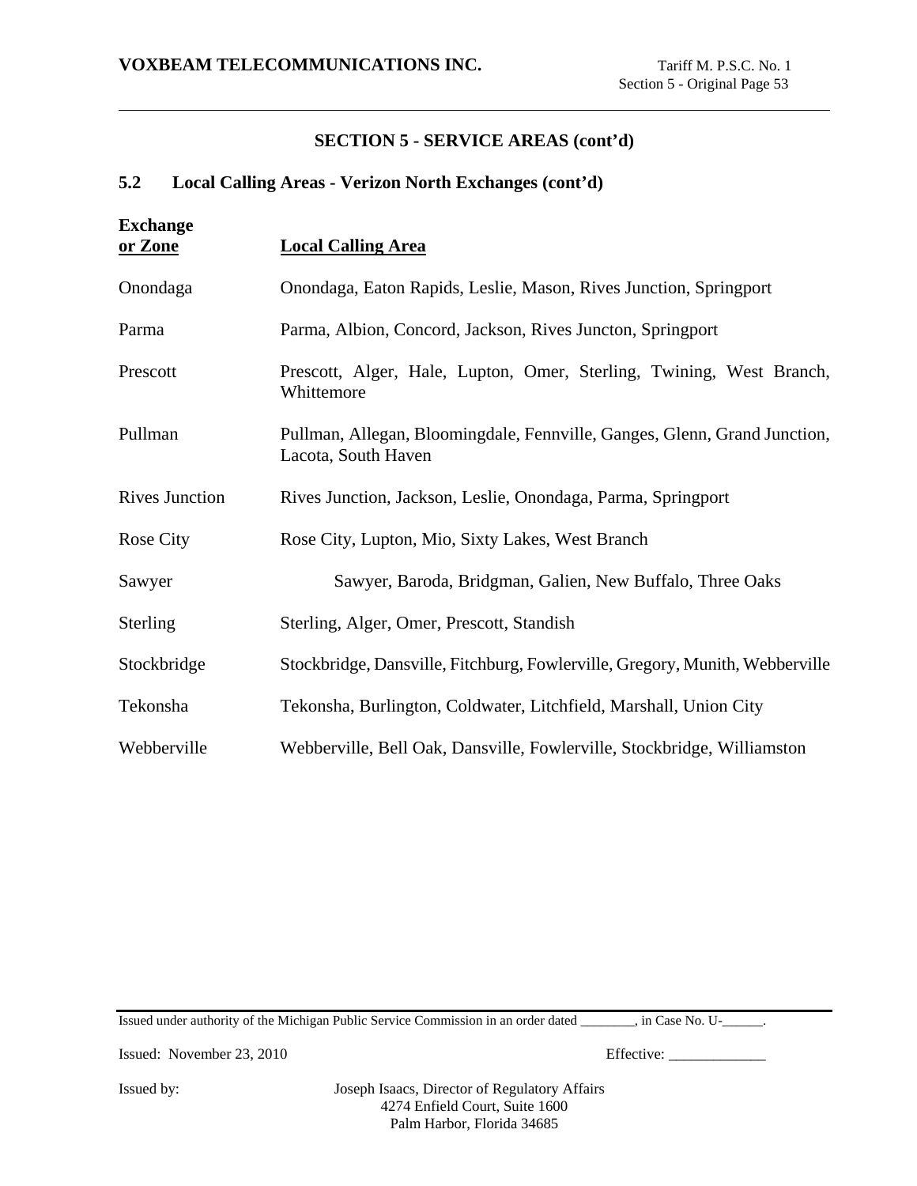## SECTION 5 - SERVICE AREAS (cont'd)

### 5.2 Local Calling Areas - Verizon North Exchanges (cont'd)

| Exchange or Zone | Local Calling Area |
|---|---|
| Onondaga | Onondaga, Eaton Rapids, Leslie, Mason, Rives Junction, Springport |
| Parma | Parma, Albion, Concord, Jackson, Rives Juncton, Springport |
| Prescott | Prescott, Alger, Hale, Lupton, Omer, Sterling, Twining, West Branch, Whittemore |
| Pullman | Pullman, Allegan, Bloomingdale, Fennville, Ganges, Glenn, Grand Junction, Lacota, South Haven |
| Rives Junction | Rives Junction, Jackson, Leslie, Onondaga, Parma, Springport |
| Rose City | Rose City, Lupton, Mio, Sixty Lakes, West Branch |
| Sawyer | Sawyer, Baroda, Bridgman, Galien, New Buffalo, Three Oaks |
| Sterling | Sterling, Alger, Omer, Prescott, Standish |
| Stockbridge | Stockbridge, Dansville, Fitchburg, Fowlerville, Gregory, Munith, Webberville |
| Tekonsha | Tekonsha, Burlington, Coldwater, Litchfield, Marshall, Union City |
| Webberville | Webberville, Bell Oak, Dansville, Fowlerville, Stockbridge, Williamston |

Issued under authority of the Michigan Public Service Commission in an order dated ________, in Case No. U-______.

Issued: November 23, 2010

Effective: _____________

Issued by: Joseph Isaacs, Director of Regulatory Affairs
4274 Enfield Court, Suite 1600
Palm Harbor, Florida 34685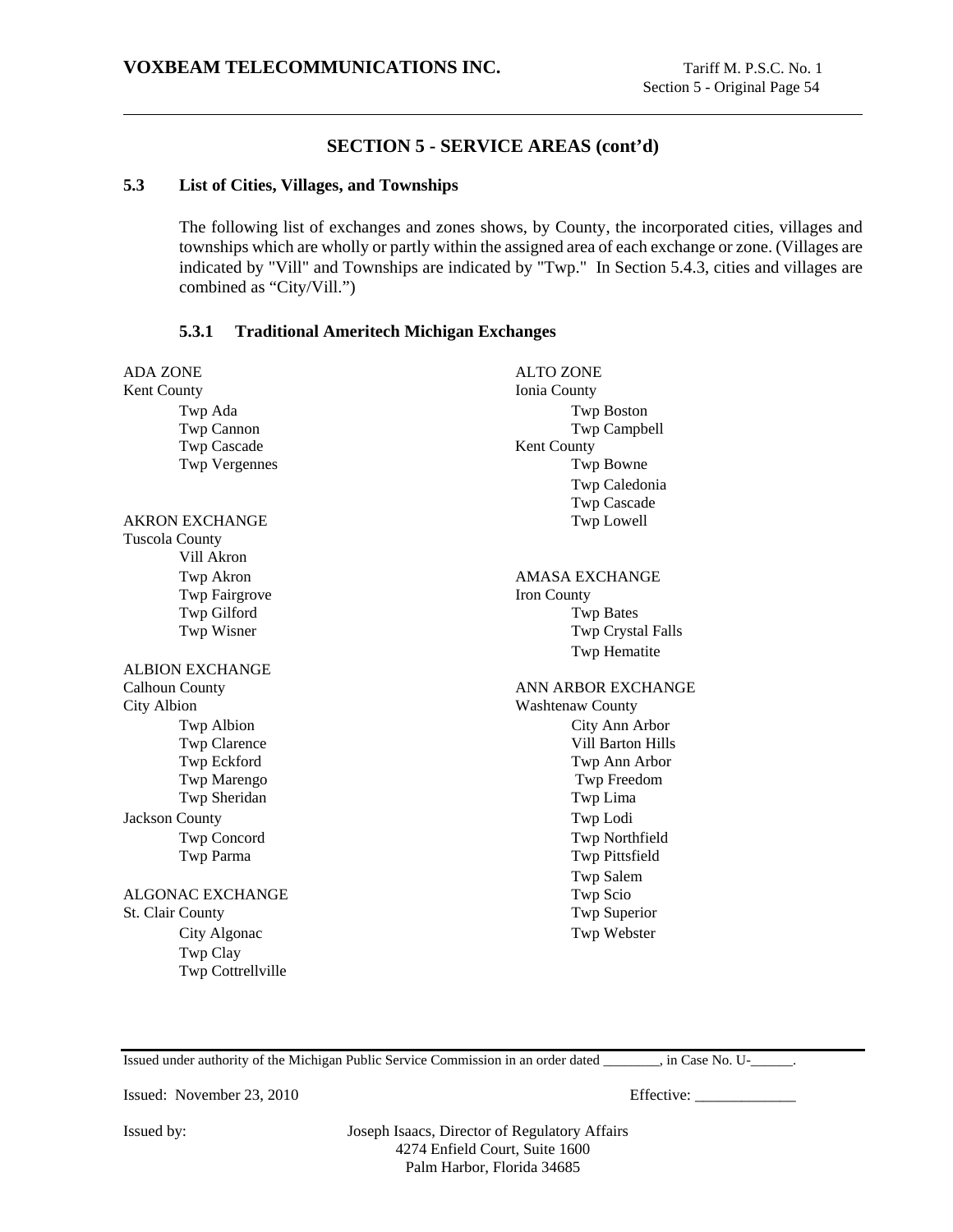## SECTION 5 - SERVICE AREAS (cont'd)

### 5.3 List of Cities, Villages, and Townships

The following list of exchanges and zones shows, by County, the incorporated cities, villages and townships which are wholly or partly within the assigned area of each exchange or zone. (Villages are indicated by "Vill" and Townships are indicated by "Twp." In Section 5.4.3, cities and villages are combined as "City/Vill.")

#### 5.3.1 Traditional Ameritech Michigan Exchanges

ADA ZONE
Kent County
- Twp Ada
- Twp Cannon
- Twp Cascade
- Twp Vergennes

AKRON EXCHANGE
Tuscola County
- Vill Akron
- Twp Akron
- Twp Fairgrove
- Twp Gilford
- Twp Wisner

ALBION EXCHANGE
Calhoun County
City Albion
- Twp Albion
- Twp Clarence
- Twp Eckford
- Twp Marengo
- Twp Sheridan

Jackson County
- Twp Concord
- Twp Parma

ALGONAC EXCHANGE
St. Clair County
- City Algonac
- Twp Clay
- Twp Cottrellville

ALTO ZONE
Ionia County
- Twp Boston
- Twp Campbell

Kent County
- Twp Bowne
- Twp Caledonia
- Twp Cascade
- Twp Lowell

AMASA EXCHANGE
Iron County
- Twp Bates
- Twp Crystal Falls
- Twp Hematite

ANN ARBOR EXCHANGE
Washtenaw County
- City Ann Arbor
- Vill Barton Hills
- Twp Ann Arbor
- Twp Freedom
- Twp Lima
- Twp Lodi
- Twp Northfield
- Twp Pittsfield
- Twp Salem
- Twp Scio
- Twp Superior
- Twp Webster

Issued under authority of the Michigan Public Service Commission in an order dated ________, in Case No. U-______.

Issued: November 23, 2010 Effective: _____________

Issued by: Joseph Isaacs, Director of Regulatory Affairs
4274 Enfield Court, Suite 1600
Palm Harbor, Florida 34685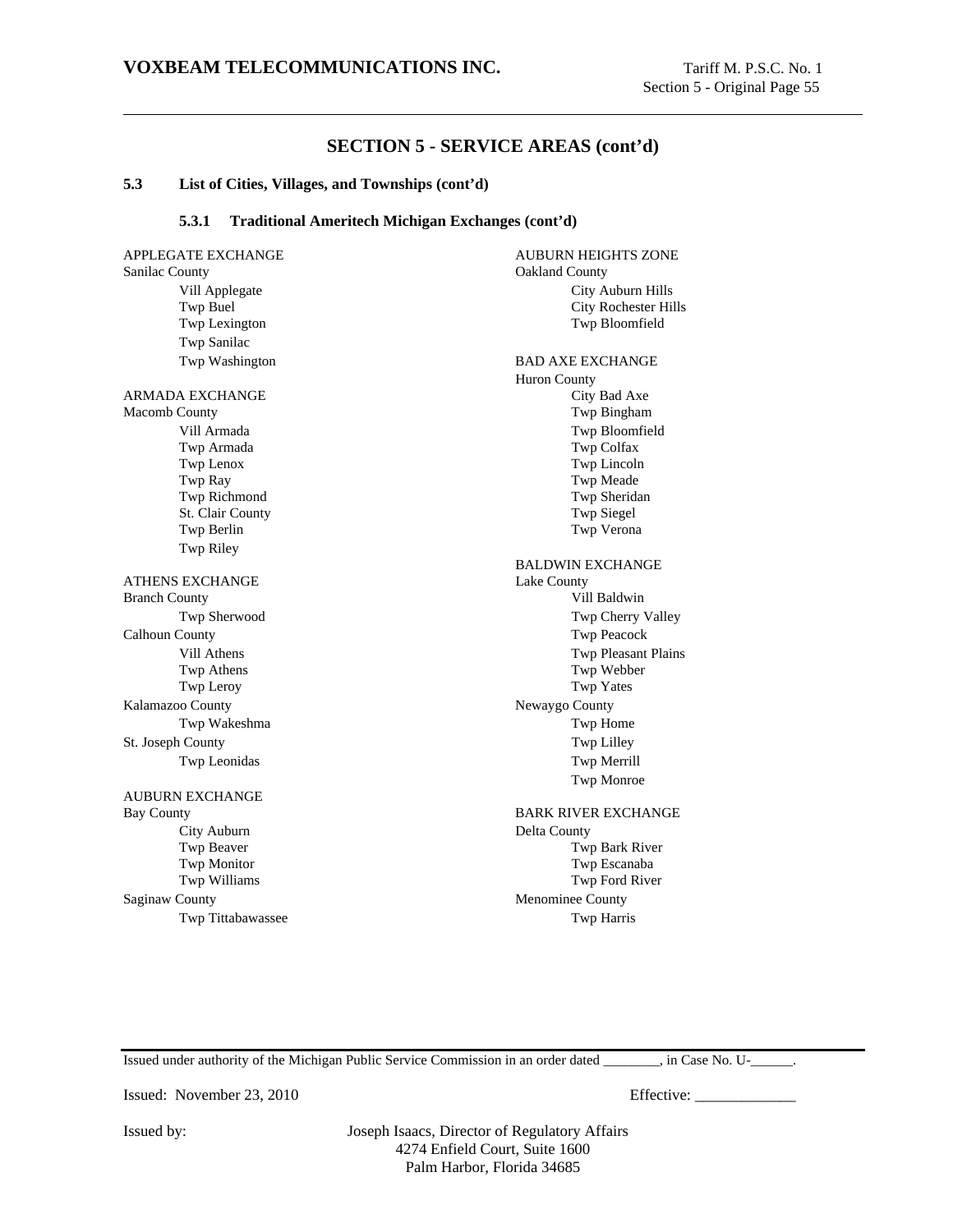## SECTION 5 - SERVICE AREAS (cont'd)

### 5.3 List of Cities, Villages, and Townships (cont'd)

#### 5.3.1 Traditional Ameritech Michigan Exchanges (cont'd)

APPLEGATE EXCHANGE
Sanilac County
- Vill Applegate
- Twp Buel
- Twp Lexington
- Twp Sanilac
- Twp Washington

ARMADA EXCHANGE
Macomb County
- Vill Armada
- Twp Armada
- Twp Lenox
- Twp Ray
- Twp Richmond
- St. Clair County
- Twp Berlin
- Twp Riley

ATHENS EXCHANGE
Branch County
- Twp Sherwood

Calhoun County
- Vill Athens
- Twp Athens
- Twp Leroy

Kalamazoo County
- Twp Wakeshma

St. Joseph County
- Twp Leonidas

AUBURN EXCHANGE
Bay County
- City Auburn
- Twp Beaver
- Twp Monitor
- Twp Williams

Saginaw County
- Twp Tittabawassee

AUBURN HEIGHTS ZONE
Oakland County
- City Auburn Hills
- City Rochester Hills
- Twp Bloomfield

BAD AXE EXCHANGE
Huron County
- City Bad Axe
- Twp Bingham
- Twp Bloomfield
- Twp Colfax
- Twp Lincoln
- Twp Meade
- Twp Sheridan
- Twp Siegel
- Twp Verona

BALDWIN EXCHANGE
Lake County
- Vill Baldwin
- Twp Cherry Valley
- Twp Peacock
- Twp Pleasant Plains
- Twp Webber
- Twp Yates

Newaygo County
- Twp Home
- Twp Lilley
- Twp Merrill
- Twp Monroe

BARK RIVER EXCHANGE
Delta County
- Twp Bark River
- Twp Escanaba
- Twp Ford River

Menominee County
- Twp Harris

Issued under authority of the Michigan Public Service Commission in an order dated ________, in Case No. U-______.

Issued: November 23, 2010

Effective: _____________

Issued by: Joseph Isaacs, Director of Regulatory Affairs
4274 Enfield Court, Suite 1600
Palm Harbor, Florida 34685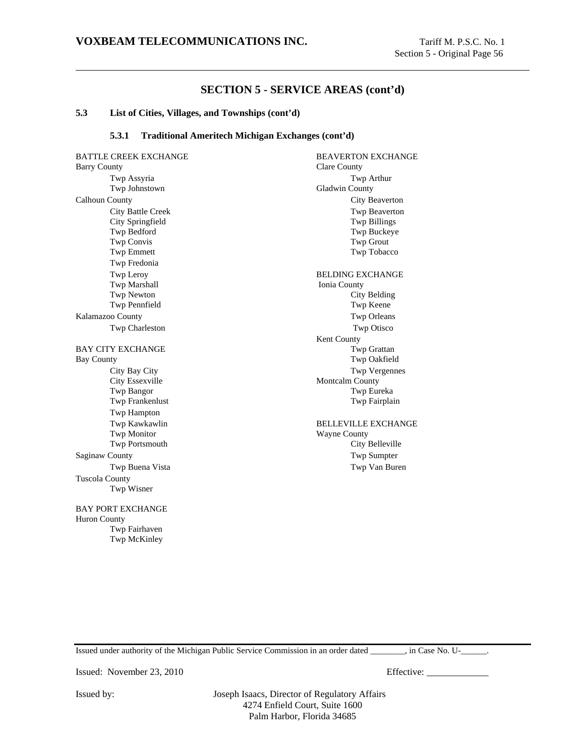## SECTION 5 - SERVICE AREAS (cont'd)

### 5.3 List of Cities, Villages, and Townships (cont'd)

#### 5.3.1 Traditional Ameritech Michigan Exchanges (cont'd)

BATTLE CREEK EXCHANGE
Barry County
- Twp Assyria
- Twp Johnstown

Calhoun County
- City Battle Creek
- City Springfield
- Twp Bedford
- Twp Convis
- Twp Emmett
- Twp Fredonia
- Twp Leroy
- Twp Marshall
- Twp Newton
- Twp Pennfield

Kalamazoo County
- Twp Charleston

BAY CITY EXCHANGE
Bay County
- City Bay City
- City Essexville
- Twp Bangor
- Twp Frankenlust
- Twp Hampton
- Twp Kawkawlin
- Twp Monitor
- Twp Portsmouth

Saginaw County
- Twp Buena Vista

Tuscola County
- Twp Wisner

BAY PORT EXCHANGE
Huron County
- Twp Fairhaven
- Twp McKinley

BEAVERTON EXCHANGE
Clare County
- Twp Arthur

Gladwin County
- City Beaverton
- Twp Beaverton
- Twp Billings
- Twp Buckeye
- Twp Grout
- Twp Tobacco

BELDING EXCHANGE
Ionia County
- City Belding
- Twp Keene
- Twp Orleans
- Twp Otisco

Kent County
- Twp Grattan
- Twp Oakfield
- Twp Vergennes

Montcalm County
- Twp Eureka
- Twp Fairplain

BELLEVILLE EXCHANGE
Wayne County
- City Belleville
- Twp Sumpter
- Twp Van Buren

Issued under authority of the Michigan Public Service Commission in an order dated ________, in Case No. U-______.

Issued: November 23, 2010 Effective: _____________

Issued by: Joseph Isaacs, Director of Regulatory Affairs
4274 Enfield Court, Suite 1600
Palm Harbor, Florida 34685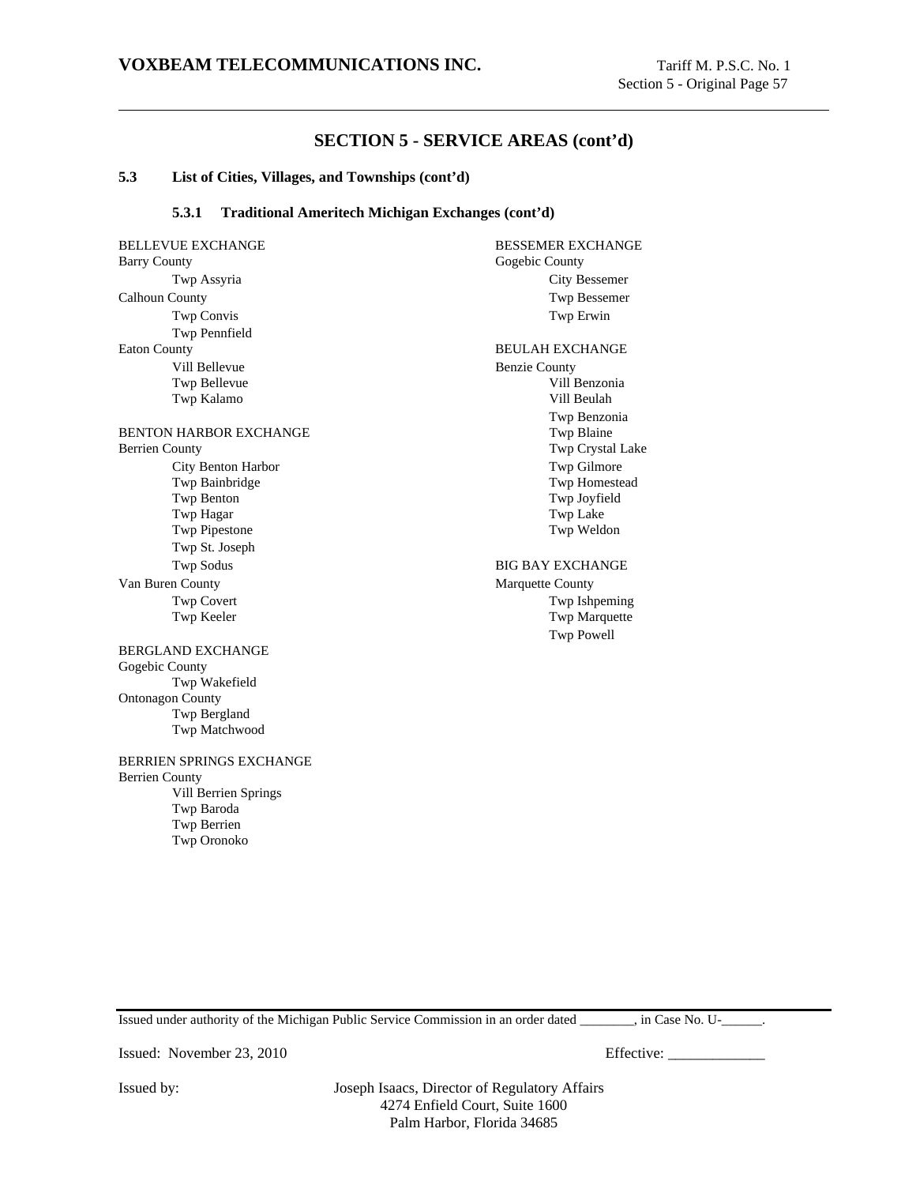## SECTION 5 - SERVICE AREAS (cont'd)

**5.3 List of Cities, Villages, and Townships (cont'd)**

**5.3.1 Traditional Ameritech Michigan Exchanges (cont'd)**

BELLEVUE EXCHANGE
Barry County
- Twp Assyria

Calhoun County
- Twp Convis
- Twp Pennfield

Eaton County
- Vill Bellevue
- Twp Bellevue
- Twp Kalamo

BENTON HARBOR EXCHANGE
Berrien County
- City Benton Harbor
- Twp Bainbridge
- Twp Benton
- Twp Hagar
- Twp Pipestone
- Twp St. Joseph
- Twp Sodus

Van Buren County
- Twp Covert
- Twp Keeler

BERGLAND EXCHANGE
Gogebic County
- Twp Wakefield

Ontonagon County
- Twp Bergland
- Twp Matchwood

BERRIEN SPRINGS EXCHANGE
Berrien County
- Vill Berrien Springs
- Twp Baroda
- Twp Berrien
- Twp Oronoko

BESSEMER EXCHANGE
Gogebic County
- City Bessemer
- Twp Bessemer
- Twp Erwin

BEULAH EXCHANGE
Benzie County
- Vill Benzonia
- Vill Beulah
- Twp Benzonia
- Twp Blaine
- Twp Crystal Lake
- Twp Gilmore
- Twp Homestead
- Twp Joyfield
- Twp Lake
- Twp Weldon

BIG BAY EXCHANGE
Marquette County
- Twp Ishpeming
- Twp Marquette
- Twp Powell

Issued under authority of the Michigan Public Service Commission in an order dated ________, in Case No. U-______.

Issued: November 23, 2010 Effective: _____________

Issued by: Joseph Isaacs, Director of Regulatory Affairs
4274 Enfield Court, Suite 1600
Palm Harbor, Florida 34685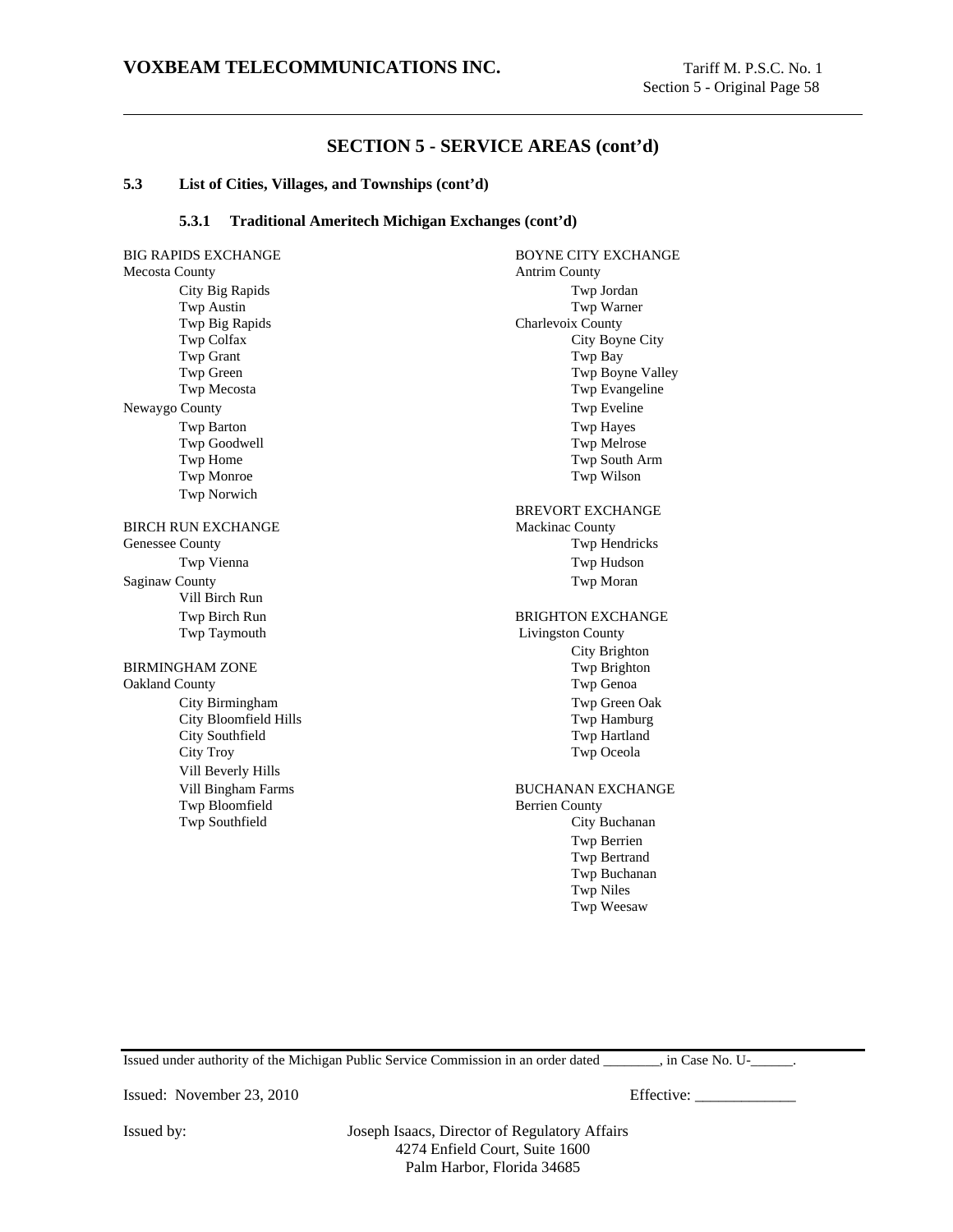## SECTION 5 - SERVICE AREAS (cont'd)

### 5.3 List of Cities, Villages, and Townships (cont'd)

#### 5.3.1 Traditional Ameritech Michigan Exchanges (cont'd)

BIG RAPIDS EXCHANGE
Mecosta County
- City Big Rapids
- Twp Austin
- Twp Big Rapids
- Twp Colfax
- Twp Grant
- Twp Green
- Twp Mecosta

Newaygo County
- Twp Barton
- Twp Goodwell
- Twp Home
- Twp Monroe
- Twp Norwich

BIRCH RUN EXCHANGE
Genessee County
- Twp Vienna

Saginaw County
- Vill Birch Run
- Twp Birch Run
- Twp Taymouth

BIRMINGHAM ZONE
Oakland County
- City Birmingham
- City Bloomfield Hills
- City Southfield
- City Troy
- Vill Beverly Hills
- Vill Bingham Farms
- Twp Bloomfield
- Twp Southfield

BOYNE CITY EXCHANGE
Antrim County
- Twp Jordan
- Twp Warner

Charlevoix County
- City Boyne City
- Twp Bay
- Twp Boyne Valley
- Twp Evangeline
- Twp Eveline
- Twp Hayes
- Twp Melrose
- Twp South Arm
- Twp Wilson

BREVORT EXCHANGE
Mackinac County
- Twp Hendricks
- Twp Hudson
- Twp Moran

BRIGHTON EXCHANGE
Livingston County
- City Brighton
- Twp Brighton
- Twp Genoa
- Twp Green Oak
- Twp Hamburg
- Twp Hartland
- Twp Oceola

BUCHANAN EXCHANGE
Berrien County
- City Buchanan
- Twp Berrien
- Twp Bertrand
- Twp Buchanan
- Twp Niles
- Twp Weesaw

Issued under authority of the Michigan Public Service Commission in an order dated ________, in Case No. U-______.

Issued: November 23, 2010 Effective: _____________

Issued by: Joseph Isaacs, Director of Regulatory Affairs
4274 Enfield Court, Suite 1600
Palm Harbor, Florida 34685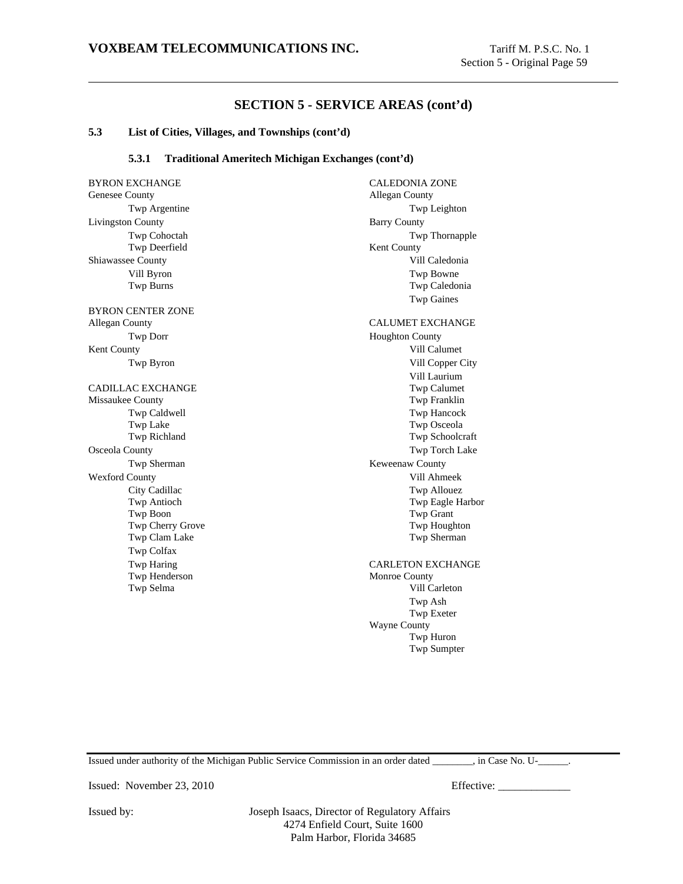## SECTION 5 - SERVICE AREAS (cont'd)

### 5.3 List of Cities, Villages, and Townships (cont'd)

#### 5.3.1 Traditional Ameritech Michigan Exchanges (cont'd)

BYRON EXCHANGE
Genesee County
- Twp Argentine

Livingston County
- Twp Cohoctah
- Twp Deerfield

Shiawassee County
- Vill Byron
- Twp Burns

BYRON CENTER ZONE
Allegan County
- Twp Dorr

Kent County
- Twp Byron

CADILLAC EXCHANGE
Missaukee County
- Twp Caldwell
- Twp Lake
- Twp Richland

Osceola County
- Twp Sherman

Wexford County
- City Cadillac
- Twp Antioch
- Twp Boon
- Twp Cherry Grove
- Twp Clam Lake
- Twp Colfax
- Twp Haring
- Twp Henderson
- Twp Selma

CALEDONIA ZONE
Allegan County
- Twp Leighton

Barry County
- Twp Thornapple

Kent County
- Vill Caledonia
- Twp Bowne
- Twp Caledonia
- Twp Gaines

CALUMET EXCHANGE
Houghton County
- Vill Calumet
- Vill Copper City
- Vill Laurium
- Twp Calumet
- Twp Franklin
- Twp Hancock
- Twp Osceola
- Twp Schoolcraft
- Twp Torch Lake

Keweenaw County
- Vill Ahmeek
- Twp Allouez
- Twp Eagle Harbor
- Twp Grant
- Twp Houghton
- Twp Sherman

CARLETON EXCHANGE
Monroe County
- Vill Carleton
- Twp Ash
- Twp Exeter

Wayne County
- Twp Huron
- Twp Sumpter

Issued under authority of the Michigan Public Service Commission in an order dated ________, in Case No. U-______.

Issued: November 23, 2010 Effective: _____________

Issued by: Joseph Isaacs, Director of Regulatory Affairs
4274 Enfield Court, Suite 1600
Palm Harbor, Florida 34685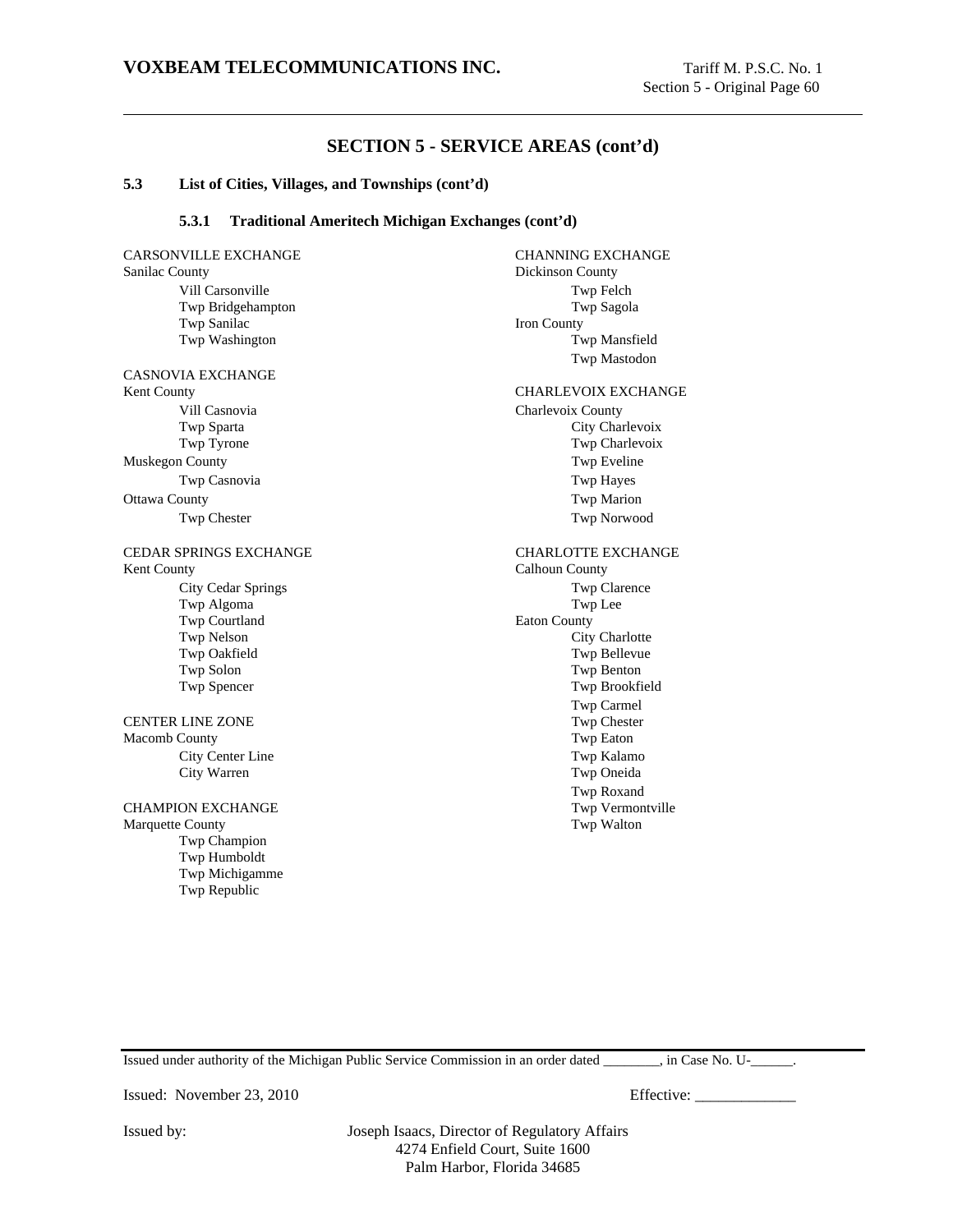## SECTION 5 - SERVICE AREAS (cont'd)

### 5.3 List of Cities, Villages, and Townships (cont'd)

#### 5.3.1 Traditional Ameritech Michigan Exchanges (cont'd)

CARSONVILLE EXCHANGE
Sanilac County
- Vill Carsonville
- Twp Bridgehampton
- Twp Sanilac
- Twp Washington

CASNOVIA EXCHANGE
Kent County
- Vill Casnovia
- Twp Sparta
- Twp Tyrone

Muskegon County
- Twp Casnovia

Ottawa County
- Twp Chester

CEDAR SPRINGS EXCHANGE
Kent County
- City Cedar Springs
- Twp Algoma
- Twp Courtland
- Twp Nelson
- Twp Oakfield
- Twp Solon
- Twp Spencer

CENTER LINE ZONE
Macomb County
- City Center Line
- City Warren

CHAMPION EXCHANGE
Marquette County
- Twp Champion
- Twp Humboldt
- Twp Michigamme
- Twp Republic

CHANNING EXCHANGE
Dickinson County
- Twp Felch
- Twp Sagola

Iron County
- Twp Mansfield
- Twp Mastodon

CHARLEVOIX EXCHANGE
Charlevoix County
- City Charlevoix
- Twp Charlevoix
- Twp Eveline
- Twp Hayes
- Twp Marion
- Twp Norwood

CHARLOTTE EXCHANGE
Calhoun County
- Twp Clarence
- Twp Lee

Eaton County
- City Charlotte
- Twp Bellevue
- Twp Benton
- Twp Brookfield
- Twp Carmel
- Twp Chester
- Twp Eaton
- Twp Kalamo
- Twp Oneida
- Twp Roxand
- Twp Vermontville
- Twp Walton

Issued under authority of the Michigan Public Service Commission in an order dated ________, in Case No. U-______.

Issued: November 23, 2010 Effective: _____________

Issued by: Joseph Isaacs, Director of Regulatory Affairs
4274 Enfield Court, Suite 1600
Palm Harbor, Florida 34685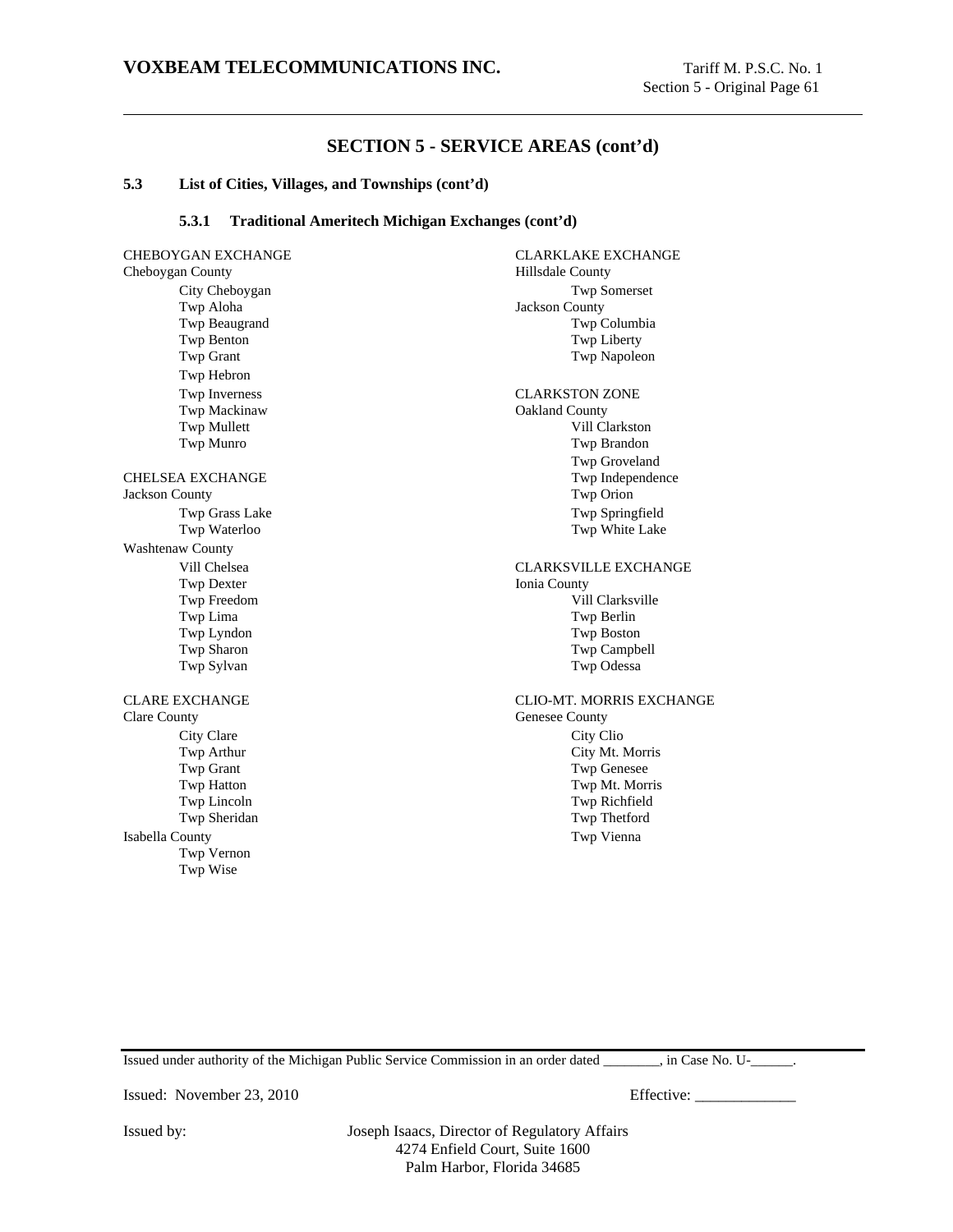## SECTION 5 - SERVICE AREAS (cont'd)

### 5.3 List of Cities, Villages, and Townships (cont'd)

#### 5.3.1 Traditional Ameritech Michigan Exchanges (cont'd)

CHEBOYGAN EXCHANGE
Cheboygan County
- City Cheboygan
- Twp Aloha
- Twp Beaugrand
- Twp Benton
- Twp Grant
- Twp Hebron
- Twp Inverness
- Twp Mackinaw
- Twp Mullett
- Twp Munro

CHELSEA EXCHANGE
Jackson County
- Twp Grass Lake
- Twp Waterloo

Washtenaw County
- Vill Chelsea
- Twp Dexter
- Twp Freedom
- Twp Lima
- Twp Lyndon
- Twp Sharon
- Twp Sylvan

CLARE EXCHANGE
Clare County
- City Clare
- Twp Arthur
- Twp Grant
- Twp Hatton
- Twp Lincoln
- Twp Sheridan

Isabella County
- Twp Vernon
- Twp Wise

CLARKLAKE EXCHANGE
Hillsdale County
- Twp Somerset

Jackson County
- Twp Columbia
- Twp Liberty
- Twp Napoleon

CLARKSTON ZONE
Oakland County
- Vill Clarkston
- Twp Brandon
- Twp Groveland
- Twp Independence
- Twp Orion
- Twp Springfield
- Twp White Lake

CLARKSVILLE EXCHANGE
Ionia County
- Vill Clarksville
- Twp Berlin
- Twp Boston
- Twp Campbell
- Twp Odessa

CLIO-MT. MORRIS EXCHANGE
Genesee County
- City Clio
- City Mt. Morris
- Twp Genesee
- Twp Mt. Morris
- Twp Richfield
- Twp Thetford
- Twp Vienna

Issued under authority of the Michigan Public Service Commission in an order dated ________, in Case No. U-______.

Issued: November 23, 2010 Effective: _____________

Issued by: Joseph Isaacs, Director of Regulatory Affairs
4274 Enfield Court, Suite 1600
Palm Harbor, Florida 34685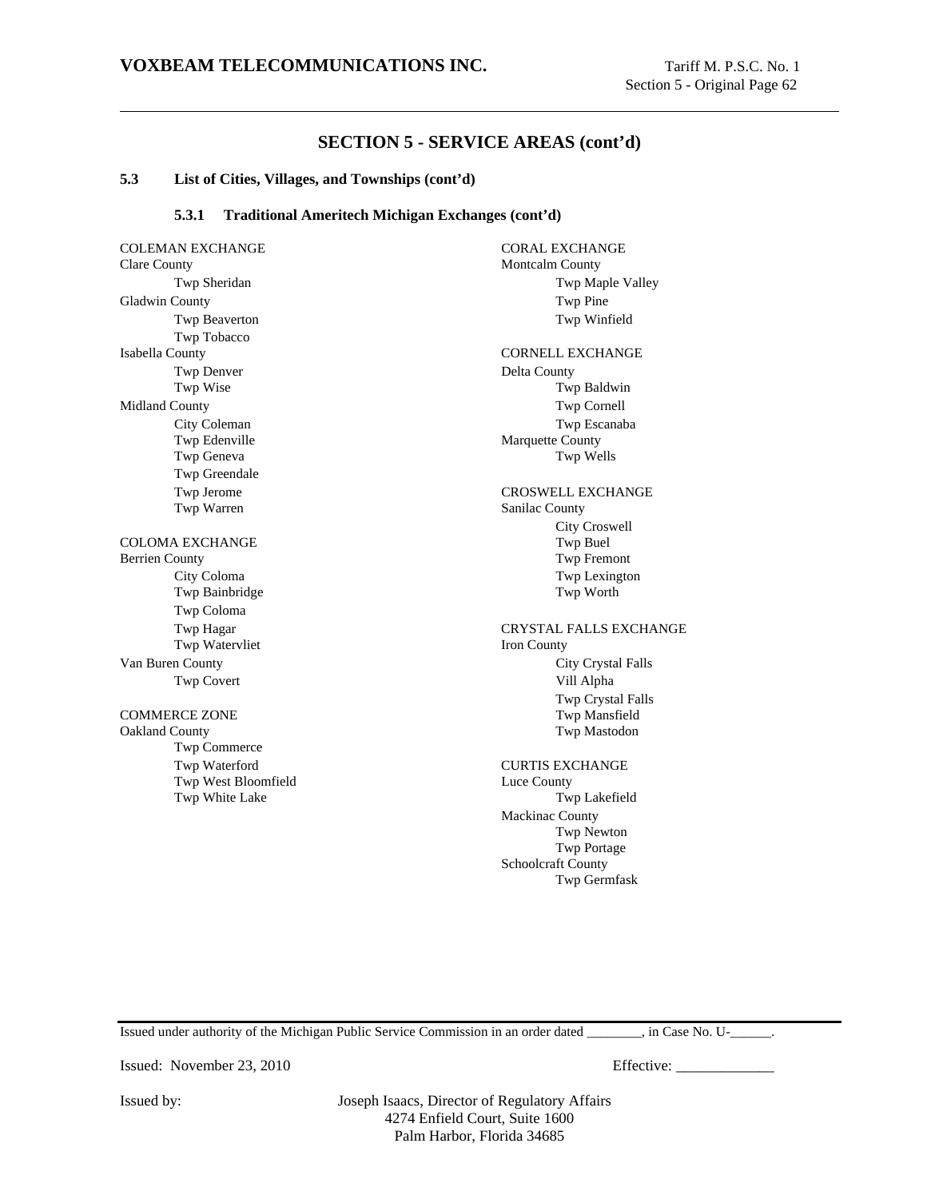## SECTION 5 - SERVICE AREAS (cont'd)

### 5.3 List of Cities, Villages, and Townships (cont'd)

#### 5.3.1 Traditional Ameritech Michigan Exchanges (cont'd)

COLEMAN EXCHANGE
Clare County
- Twp Sheridan

Gladwin County
- Twp Beaverton
- Twp Tobacco

Isabella County
- Twp Denver
- Twp Wise

Midland County
- City Coleman
- Twp Edenville
- Twp Geneva
- Twp Greendale
- Twp Jerome
- Twp Warren

COLOMA EXCHANGE
Berrien County
- City Coloma
- Twp Bainbridge
- Twp Coloma
- Twp Hagar
- Twp Watervliet

Van Buren County
- Twp Covert

COMMERCE ZONE
Oakland County
- Twp Commerce
- Twp Waterford
- Twp West Bloomfield
- Twp White Lake

CORAL EXCHANGE
Montcalm County
- Twp Maple Valley
- Twp Pine
- Twp Winfield

CORNELL EXCHANGE
Delta County
- Twp Baldwin
- Twp Cornell
- Twp Escanaba

Marquette County
- Twp Wells

CROSWELL EXCHANGE
Sanilac County
- City Croswell
- Twp Buel
- Twp Fremont
- Twp Lexington
- Twp Worth

CRYSTAL FALLS EXCHANGE
Iron County
- City Crystal Falls
- Vill Alpha
- Twp Crystal Falls
- Twp Mansfield
- Twp Mastodon

CURTIS EXCHANGE
Luce County
- Twp Lakefield

Mackinac County
- Twp Newton
- Twp Portage

Schoolcraft County
- Twp Germfask

Issued under authority of the Michigan Public Service Commission in an order dated ________, in Case No. U-______.

Issued: November 23, 2010 Effective: _____________

Issued by: Joseph Isaacs, Director of Regulatory Affairs
4274 Enfield Court, Suite 1600
Palm Harbor, Florida 34685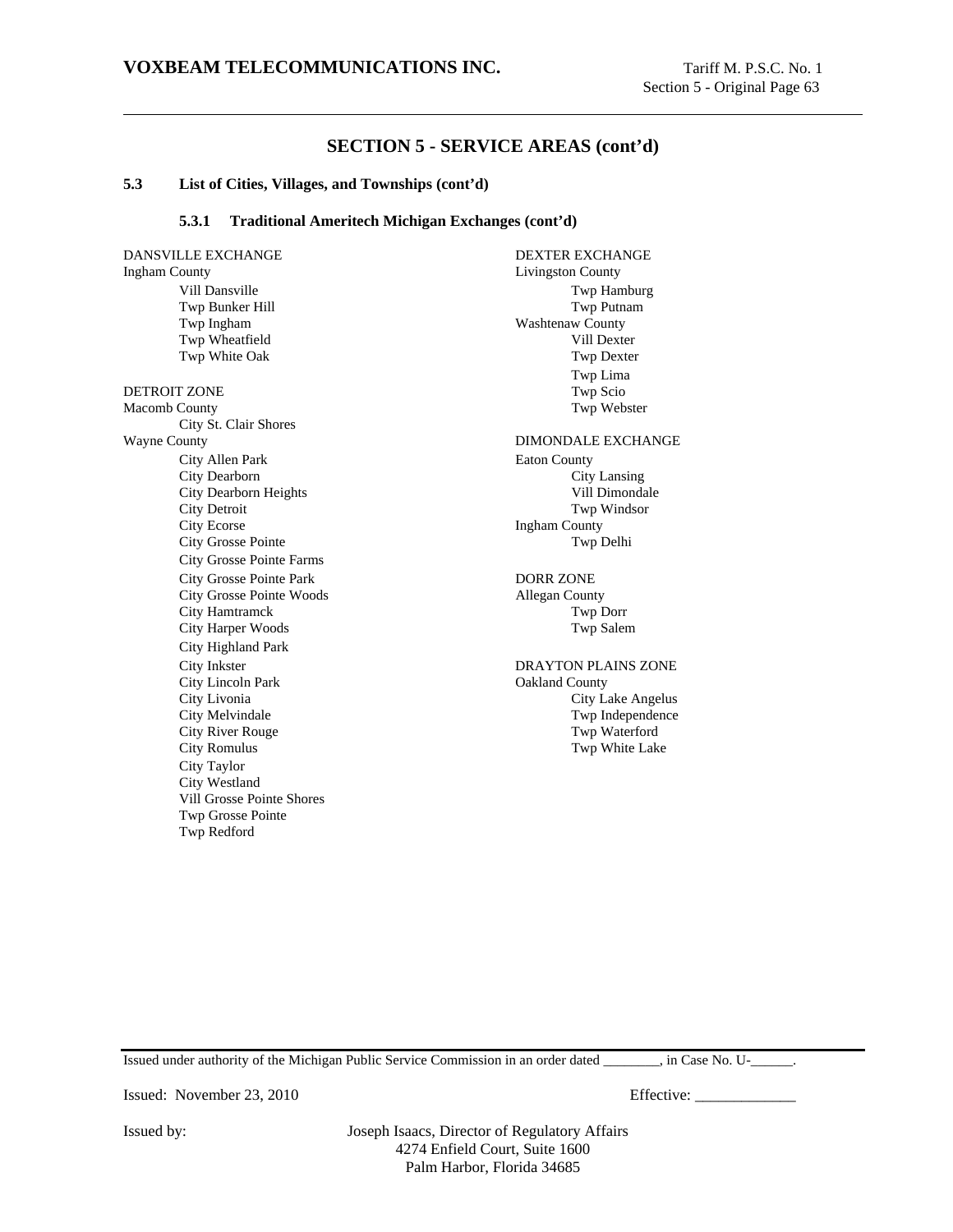## SECTION 5 - SERVICE AREAS (cont'd)

### 5.3 List of Cities, Villages, and Townships (cont'd)

#### 5.3.1 Traditional Ameritech Michigan Exchanges (cont'd)

DANSVILLE EXCHANGE
Ingham County
- Vill Dansville
- Twp Bunker Hill
- Twp Ingham
- Twp Wheatfield
- Twp White Oak

DETROIT ZONE
Macomb County
- City St. Clair Shores

Wayne County
- City Allen Park
- City Dearborn
- City Dearborn Heights
- City Detroit
- City Ecorse
- City Grosse Pointe
- City Grosse Pointe Farms
- City Grosse Pointe Park
- City Grosse Pointe Woods
- City Hamtramck
- City Harper Woods
- City Highland Park
- City Inkster
- City Lincoln Park
- City Livonia
- City Melvindale
- City River Rouge
- City Romulus
- City Taylor
- City Westland
- Vill Grosse Pointe Shores
- Twp Grosse Pointe
- Twp Redford

DEXTER EXCHANGE
Livingston County
- Twp Hamburg
- Twp Putnam

Washtenaw County
- Vill Dexter
- Twp Dexter
- Twp Lima
- Twp Scio
- Twp Webster

DIMONDALE EXCHANGE
Eaton County
- City Lansing
- Vill Dimondale
- Twp Windsor

Ingham County
- Twp Delhi

DORR ZONE
Allegan County
- Twp Dorr
- Twp Salem

DRAYTON PLAINS ZONE
Oakland County
- City Lake Angelus
- Twp Independence
- Twp Waterford
- Twp White Lake

Issued under authority of the Michigan Public Service Commission in an order dated ________, in Case No. U-______.

Issued: November 23, 2010 Effective: _____________

Issued by: Joseph Isaacs, Director of Regulatory Affairs
4274 Enfield Court, Suite 1600
Palm Harbor, Florida 34685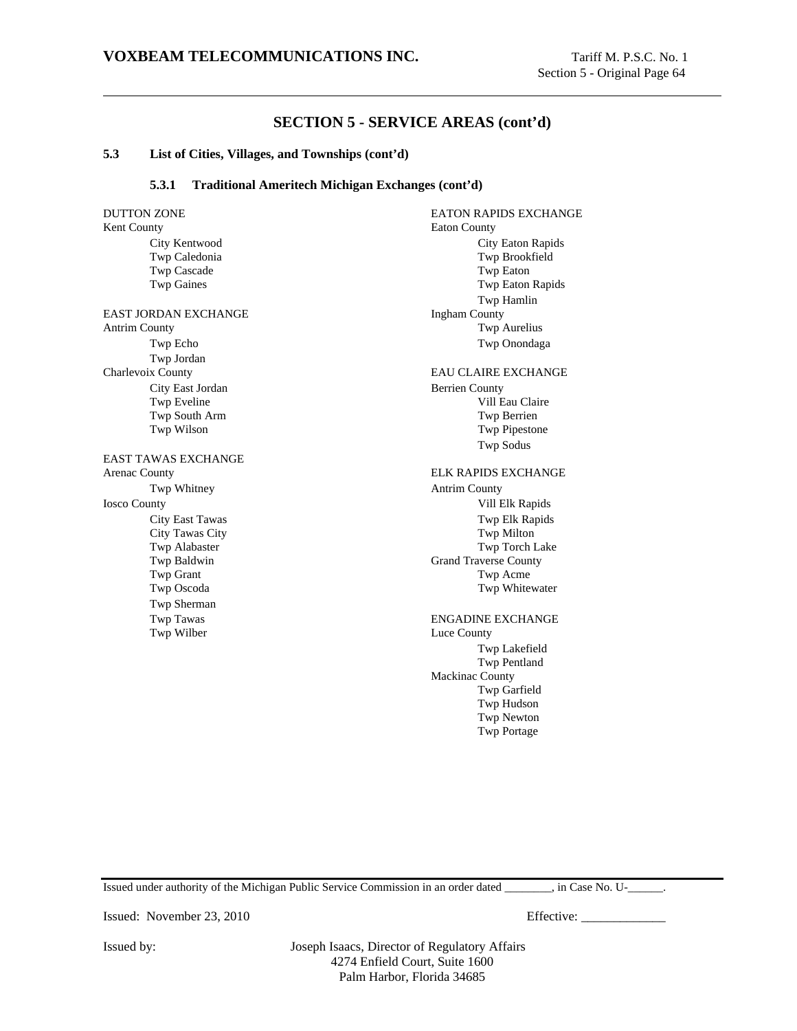## SECTION 5 - SERVICE AREAS (cont'd)

### 5.3 List of Cities, Villages, and Townships (cont'd)

#### 5.3.1 Traditional Ameritech Michigan Exchanges (cont'd)

DUTTON ZONE
Kent County
- City Kentwood
- Twp Caledonia
- Twp Cascade
- Twp Gaines

EAST JORDAN EXCHANGE
Antrim County
- Twp Echo
- Twp Jordan

Charlevoix County
- City East Jordan
- Twp Eveline
- Twp South Arm
- Twp Wilson

EAST TAWAS EXCHANGE
Arenac County
- Twp Whitney

Iosco County
- City East Tawas
- City Tawas City
- Twp Alabaster
- Twp Baldwin
- Twp Grant
- Twp Oscoda
- Twp Sherman
- Twp Tawas
- Twp Wilber

EATON RAPIDS EXCHANGE
Eaton County
- City Eaton Rapids
- Twp Brookfield
- Twp Eaton
- Twp Eaton Rapids
- Twp Hamlin

Ingham County
- Twp Aurelius
- Twp Onondaga

EAU CLAIRE EXCHANGE
Berrien County
- Vill Eau Claire
- Twp Berrien
- Twp Pipestone
- Twp Sodus

ELK RAPIDS EXCHANGE
Antrim County
- Vill Elk Rapids
- Twp Elk Rapids
- Twp Milton
- Twp Torch Lake

Grand Traverse County
- Twp Acme
- Twp Whitewater

ENGADINE EXCHANGE
Luce County
- Twp Lakefield
- Twp Pentland

Mackinac County
- Twp Garfield
- Twp Hudson
- Twp Newton
- Twp Portage

Issued under authority of the Michigan Public Service Commission in an order dated ________, in Case No. U-______.

Issued: November 23, 2010 Effective: _____________

Issued by: Joseph Isaacs, Director of Regulatory Affairs
4274 Enfield Court, Suite 1600
Palm Harbor, Florida 34685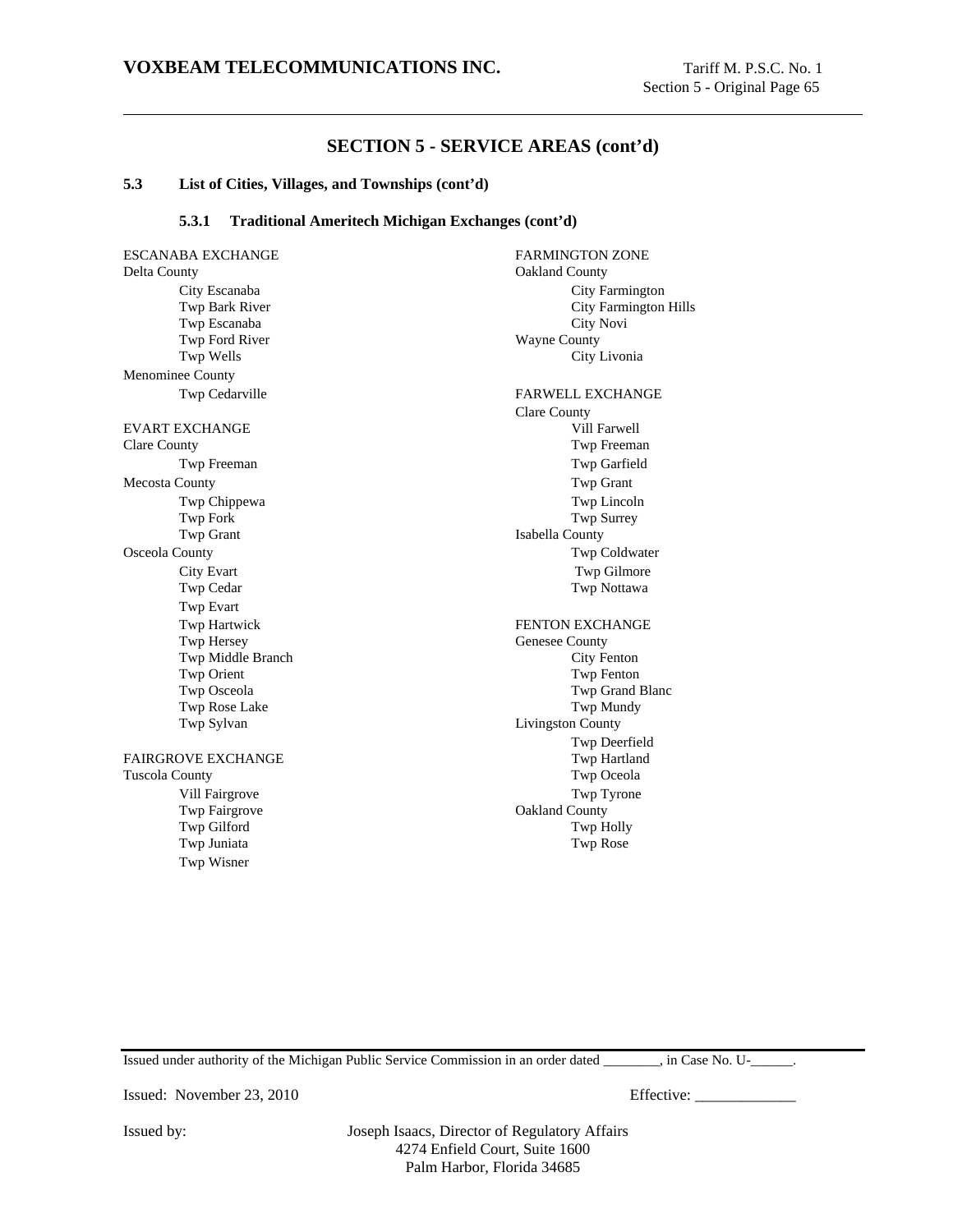## SECTION 5 - SERVICE AREAS (cont'd)

### 5.3 List of Cities, Villages, and Townships (cont'd)

#### 5.3.1 Traditional Ameritech Michigan Exchanges (cont'd)

ESCANABA EXCHANGE
Delta County
- City Escanaba
- Twp Bark River
- Twp Escanaba
- Twp Ford River
- Twp Wells

Menominee County
- Twp Cedarville

EVART EXCHANGE
Clare County
- Twp Freeman

Mecosta County
- Twp Chippewa
- Twp Fork
- Twp Grant

Osceola County
- City Evart
- Twp Cedar
- Twp Evart
- Twp Hartwick
- Twp Hersey
- Twp Middle Branch
- Twp Orient
- Twp Osceola
- Twp Rose Lake
- Twp Sylvan

FAIRGROVE EXCHANGE
Tuscola County
- Vill Fairgrove
- Twp Fairgrove
- Twp Gilford
- Twp Juniata
- Twp Wisner

FARMINGTON ZONE
Oakland County
- City Farmington
- City Farmington Hills
- City Novi

Wayne County
- City Livonia

FARWELL EXCHANGE
Clare County
- Vill Farwell
- Twp Freeman
- Twp Garfield
- Twp Grant
- Twp Lincoln
- Twp Surrey

Isabella County
- Twp Coldwater
- Twp Gilmore
- Twp Nottawa

FENTON EXCHANGE
Genesee County
- City Fenton
- Twp Fenton
- Twp Grand Blanc
- Twp Mundy

Livingston County
- Twp Deerfield
- Twp Hartland
- Twp Oceola
- Twp Tyrone

Oakland County
- Twp Holly
- Twp Rose

Issued under authority of the Michigan Public Service Commission in an order dated ________, in Case No. U-______.

Issued: November 23, 2010 Effective: _____________

Issued by: Joseph Isaacs, Director of Regulatory Affairs
4274 Enfield Court, Suite 1600
Palm Harbor, Florida 34685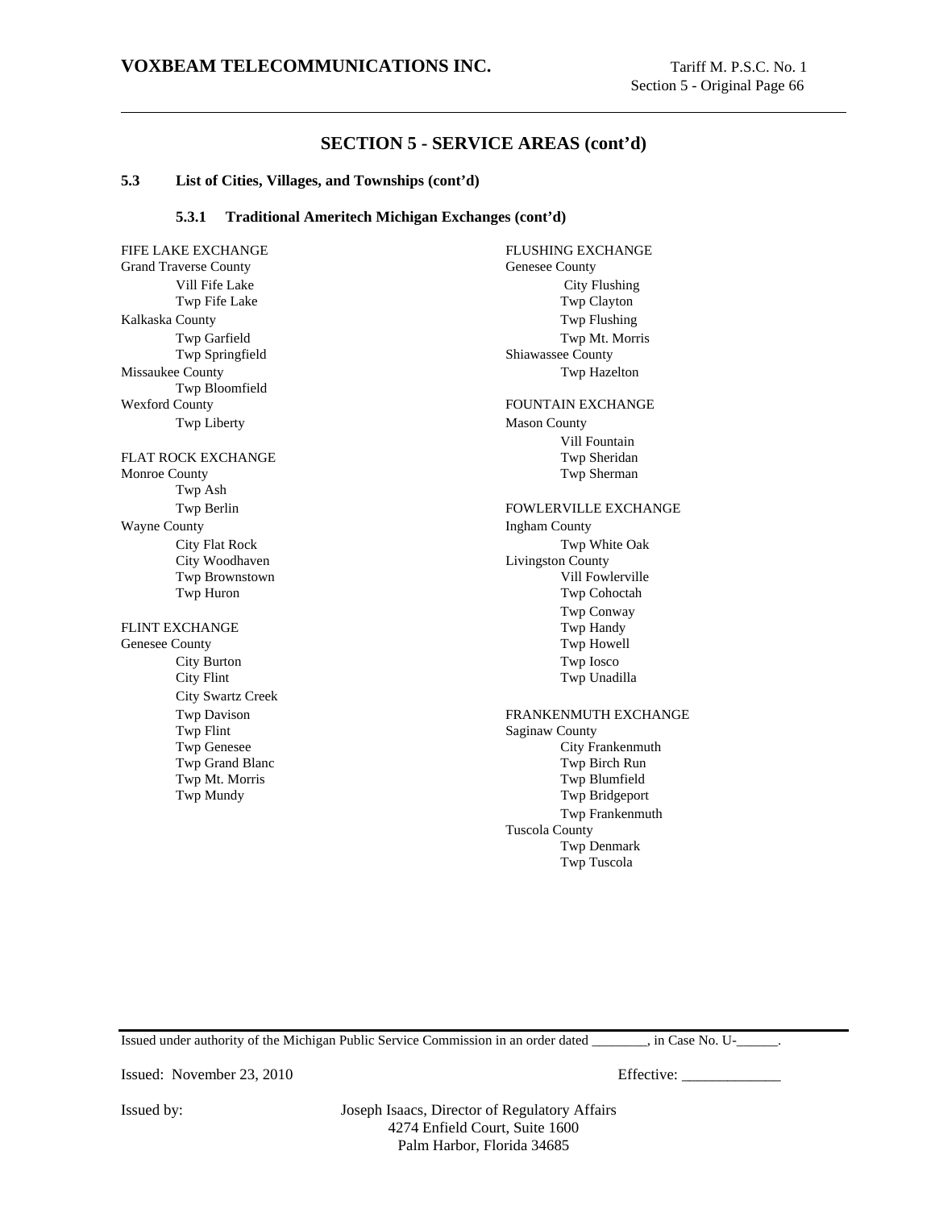## SECTION 5 - SERVICE AREAS (cont'd)

### 5.3 List of Cities, Villages, and Townships (cont'd)

#### 5.3.1 Traditional Ameritech Michigan Exchanges (cont'd)

FIFE LAKE EXCHANGE
Grand Traverse County
- Vill Fife Lake
- Twp Fife Lake

Kalkaska County
- Twp Garfield
- Twp Springfield

Missaukee County
- Twp Bloomfield

Wexford County
- Twp Liberty

FLAT ROCK EXCHANGE
Monroe County
- Twp Ash
- Twp Berlin

Wayne County
- City Flat Rock
- City Woodhaven
- Twp Brownstown
- Twp Huron

FLINT EXCHANGE
Genesee County
- City Burton
- City Flint
- City Swartz Creek
- Twp Davison
- Twp Flint
- Twp Genesee
- Twp Grand Blanc
- Twp Mt. Morris
- Twp Mundy

FLUSHING EXCHANGE
Genesee County
- City Flushing
- Twp Clayton
- Twp Flushing
- Twp Mt. Morris

Shiawassee County
- Twp Hazelton

FOUNTAIN EXCHANGE
Mason County
- Vill Fountain
- Twp Sheridan
- Twp Sherman

FOWLERVILLE EXCHANGE
Ingham County
- Twp White Oak

Livingston County
- Vill Fowlerville
- Twp Cohoctah
- Twp Conway
- Twp Handy
- Twp Howell
- Twp Iosco
- Twp Unadilla

FRANKENMUTH EXCHANGE
Saginaw County
- City Frankenmuth
- Twp Birch Run
- Twp Blumfield
- Twp Bridgeport
- Twp Frankenmuth

Tuscola County
- Twp Denmark
- Twp Tuscola

Issued under authority of the Michigan Public Service Commission in an order dated ________, in Case No. U-______.

Issued: November 23, 2010

Effective: _____________

Issued by: Joseph Isaacs, Director of Regulatory Affairs
4274 Enfield Court, Suite 1600
Palm Harbor, Florida 34685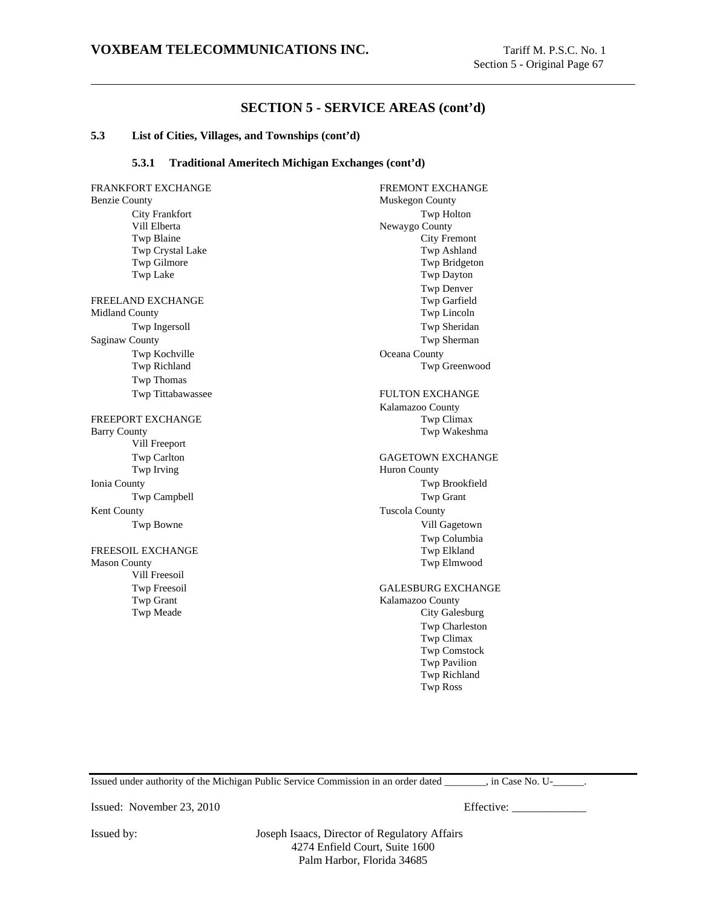## SECTION 5 - SERVICE AREAS (cont'd)

### 5.3 List of Cities, Villages, and Townships (cont'd)

#### 5.3.1 Traditional Ameritech Michigan Exchanges (cont'd)

FRANKFORT EXCHANGE
Benzie County
- City Frankfort
- Vill Elberta
- Twp Blaine
- Twp Crystal Lake
- Twp Gilmore
- Twp Lake

FREELAND EXCHANGE
Midland County
- Twp Ingersoll

Saginaw County
- Twp Kochville
- Twp Richland
- Twp Thomas
- Twp Tittabawassee

FREEPORT EXCHANGE
Barry County
- Vill Freeport
- Twp Carlton
- Twp Irving

Ionia County
- Twp Campbell

Kent County
- Twp Bowne

FREESOIL EXCHANGE
Mason County
- Vill Freesoil
- Twp Freesoil
- Twp Grant
- Twp Meade

FREMONT EXCHANGE
Muskegon County
- Twp Holton

Newaygo County
- City Fremont
- Twp Ashland
- Twp Bridgeton
- Twp Dayton
- Twp Denver
- Twp Garfield
- Twp Lincoln
- Twp Sheridan
- Twp Sherman

Oceana County
- Twp Greenwood

FULTON EXCHANGE
Kalamazoo County
- Twp Climax
- Twp Wakeshma

GAGETOWN EXCHANGE
Huron County
- Twp Brookfield
- Twp Grant

Tuscola County
- Vill Gagetown
- Twp Columbia
- Twp Elkland
- Twp Elmwood

GALESBURG EXCHANGE
Kalamazoo County
- City Galesburg
- Twp Charleston
- Twp Climax
- Twp Comstock
- Twp Pavilion
- Twp Richland
- Twp Ross

Issued under authority of the Michigan Public Service Commission in an order dated ________, in Case No. U-______.

Issued: November 23, 2010 Effective: _____________

Issued by: Joseph Isaacs, Director of Regulatory Affairs
4274 Enfield Court, Suite 1600
Palm Harbor, Florida 34685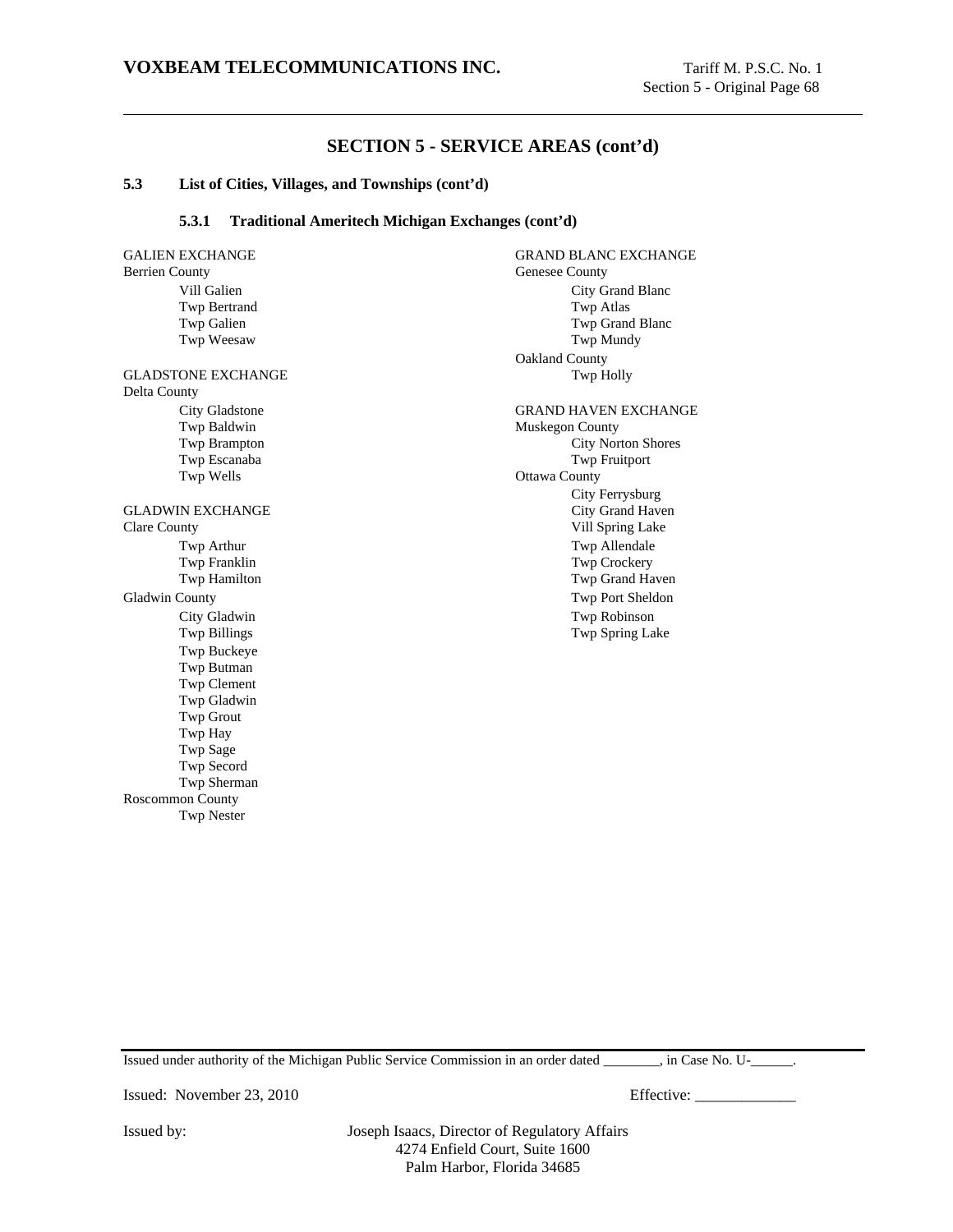## SECTION 5 - SERVICE AREAS (cont'd)

### 5.3 List of Cities, Villages, and Townships (cont'd)

#### 5.3.1 Traditional Ameritech Michigan Exchanges (cont'd)

GALIEN EXCHANGE
Berrien County
- Vill Galien
- Twp Bertrand
- Twp Galien
- Twp Weesaw

GLADSTONE EXCHANGE
Delta County
- City Gladstone
- Twp Baldwin
- Twp Brampton
- Twp Escanaba
- Twp Wells

GLADWIN EXCHANGE
Clare County
- Twp Arthur
- Twp Franklin
- Twp Hamilton

Gladwin County
- City Gladwin
- Twp Billings
- Twp Buckeye
- Twp Butman
- Twp Clement
- Twp Gladwin
- Twp Grout
- Twp Hay
- Twp Sage
- Twp Secord
- Twp Sherman

Roscommon County
- Twp Nester

GRAND BLANC EXCHANGE
Genesee County
- City Grand Blanc
- Twp Atlas
- Twp Grand Blanc
- Twp Mundy

Oakland County
- Twp Holly

GRAND HAVEN EXCHANGE
Muskegon County
- City Norton Shores
- Twp Fruitport

Ottawa County
- City Ferrysburg
- City Grand Haven
- Vill Spring Lake
- Twp Allendale
- Twp Crockery
- Twp Grand Haven
- Twp Port Sheldon
- Twp Robinson
- Twp Spring Lake

Issued under authority of the Michigan Public Service Commission in an order dated ________, in Case No. U-______.

Issued: November 23, 2010 Effective: _____________

Issued by: Joseph Isaacs, Director of Regulatory Affairs
4274 Enfield Court, Suite 1600
Palm Harbor, Florida 34685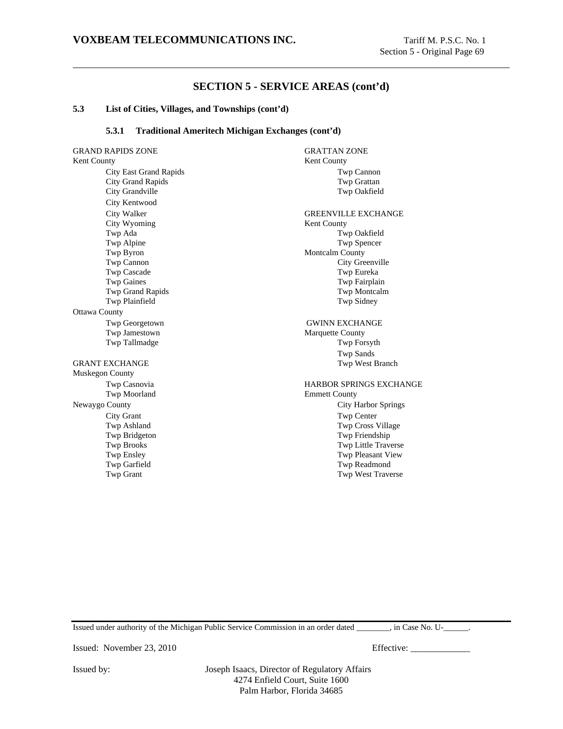## SECTION 5 - SERVICE AREAS (cont'd)

### 5.3 List of Cities, Villages, and Townships (cont'd)

#### 5.3.1 Traditional Ameritech Michigan Exchanges (cont'd)

GRAND RAPIDS ZONE
Kent County
- City East Grand Rapids
- City Grand Rapids
- City Grandville
- City Kentwood
- City Walker
- City Wyoming
- Twp Ada
- Twp Alpine
- Twp Byron
- Twp Cannon
- Twp Cascade
- Twp Gaines
- Twp Grand Rapids
- Twp Plainfield

Ottawa County
- Twp Georgetown
- Twp Jamestown
- Twp Tallmadge

GRANT EXCHANGE
Muskegon County
- Twp Casnovia
- Twp Moorland

Newaygo County
- City Grant
- Twp Ashland
- Twp Bridgeton
- Twp Brooks
- Twp Ensley
- Twp Garfield
- Twp Grant

GRATTAN ZONE
Kent County
- Twp Cannon
- Twp Grattan
- Twp Oakfield

GREENVILLE EXCHANGE
Kent County
- Twp Oakfield
- Twp Spencer

Montcalm County
- City Greenville
- Twp Eureka
- Twp Fairplain
- Twp Montcalm
- Twp Sidney

GWINN EXCHANGE
Marquette County
- Twp Forsyth
- Twp Sands
- Twp West Branch

HARBOR SPRINGS EXCHANGE
Emmett County
- City Harbor Springs
- Twp Center
- Twp Cross Village
- Twp Friendship
- Twp Little Traverse
- Twp Pleasant View
- Twp Readmond
- Twp West Traverse

Issued under authority of the Michigan Public Service Commission in an order dated ________, in Case No. U-______.

Issued: November 23, 2010

Effective: _____________

Issued by: Joseph Isaacs, Director of Regulatory Affairs
4274 Enfield Court, Suite 1600
Palm Harbor, Florida 34685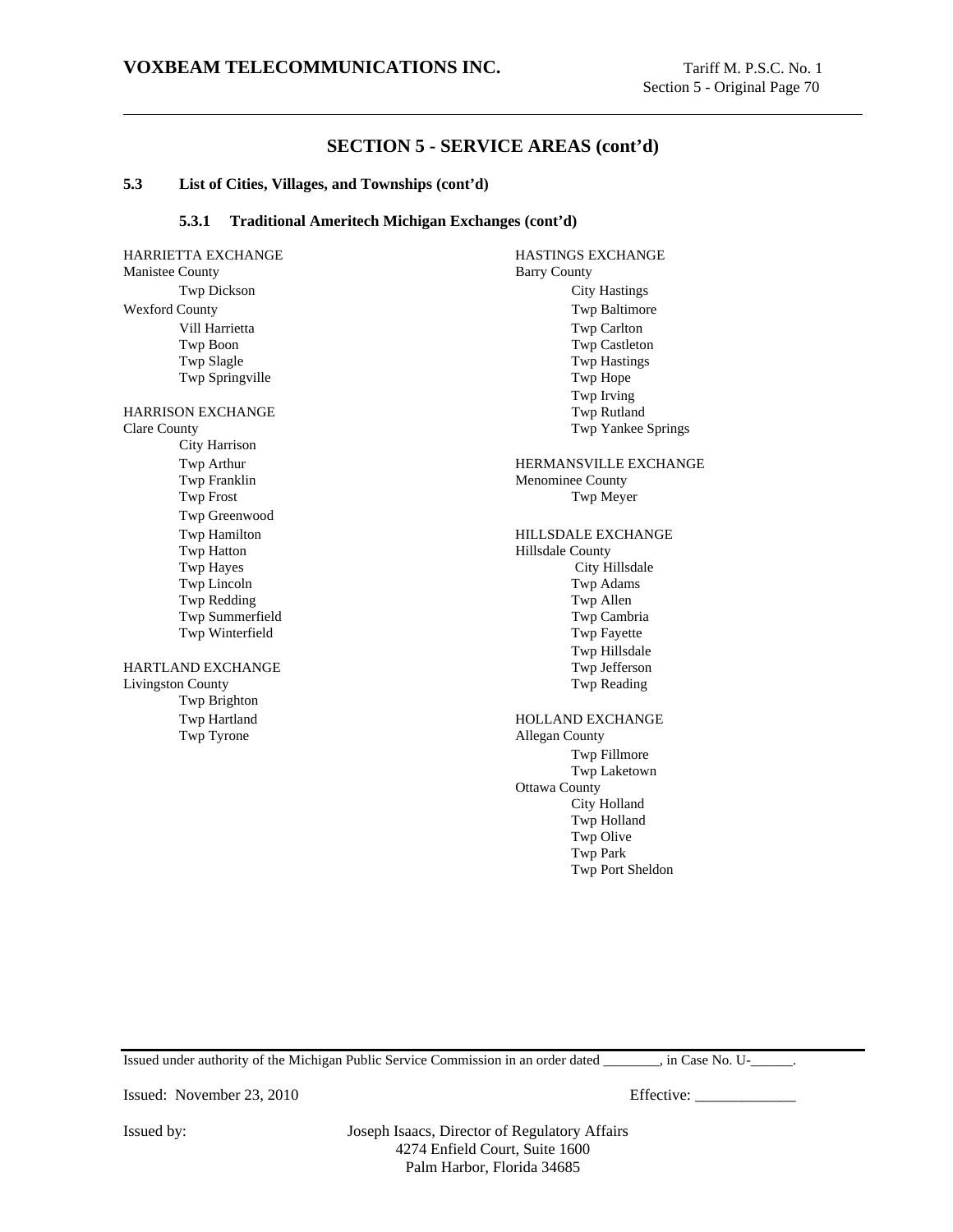## SECTION 5 - SERVICE AREAS (cont'd)

**5.3 List of Cities, Villages, and Townships (cont'd)**

**5.3.1 Traditional Ameritech Michigan Exchanges (cont'd)**

HARRIETTA EXCHANGE
Manistee County
- Twp Dickson

Wexford County
- Vill Harrietta
- Twp Boon
- Twp Slagle
- Twp Springville

HARRISON EXCHANGE
Clare County
- City Harrison
- Twp Arthur
- Twp Franklin
- Twp Frost
- Twp Greenwood
- Twp Hamilton
- Twp Hatton
- Twp Hayes
- Twp Lincoln
- Twp Redding
- Twp Summerfield
- Twp Winterfield

HARTLAND EXCHANGE
Livingston County
- Twp Brighton
- Twp Hartland
- Twp Tyrone

HASTINGS EXCHANGE
Barry County
- City Hastings
- Twp Baltimore
- Twp Carlton
- Twp Castleton
- Twp Hastings
- Twp Hope
- Twp Irving
- Twp Rutland
- Twp Yankee Springs

HERMANSVILLE EXCHANGE
Menominee County
- Twp Meyer

HILLSDALE EXCHANGE
Hillsdale County
- City Hillsdale
- Twp Adams
- Twp Allen
- Twp Cambria
- Twp Fayette
- Twp Hillsdale
- Twp Jefferson
- Twp Reading

HOLLAND EXCHANGE
Allegan County
- Twp Fillmore
- Twp Laketown

Ottawa County
- City Holland
- Twp Holland
- Twp Olive
- Twp Park
- Twp Port Sheldon

Issued under authority of the Michigan Public Service Commission in an order dated ________, in Case No. U-______.

Issued: November 23, 2010 Effective: _____________

Issued by: Joseph Isaacs, Director of Regulatory Affairs
4274 Enfield Court, Suite 1600
Palm Harbor, Florida 34685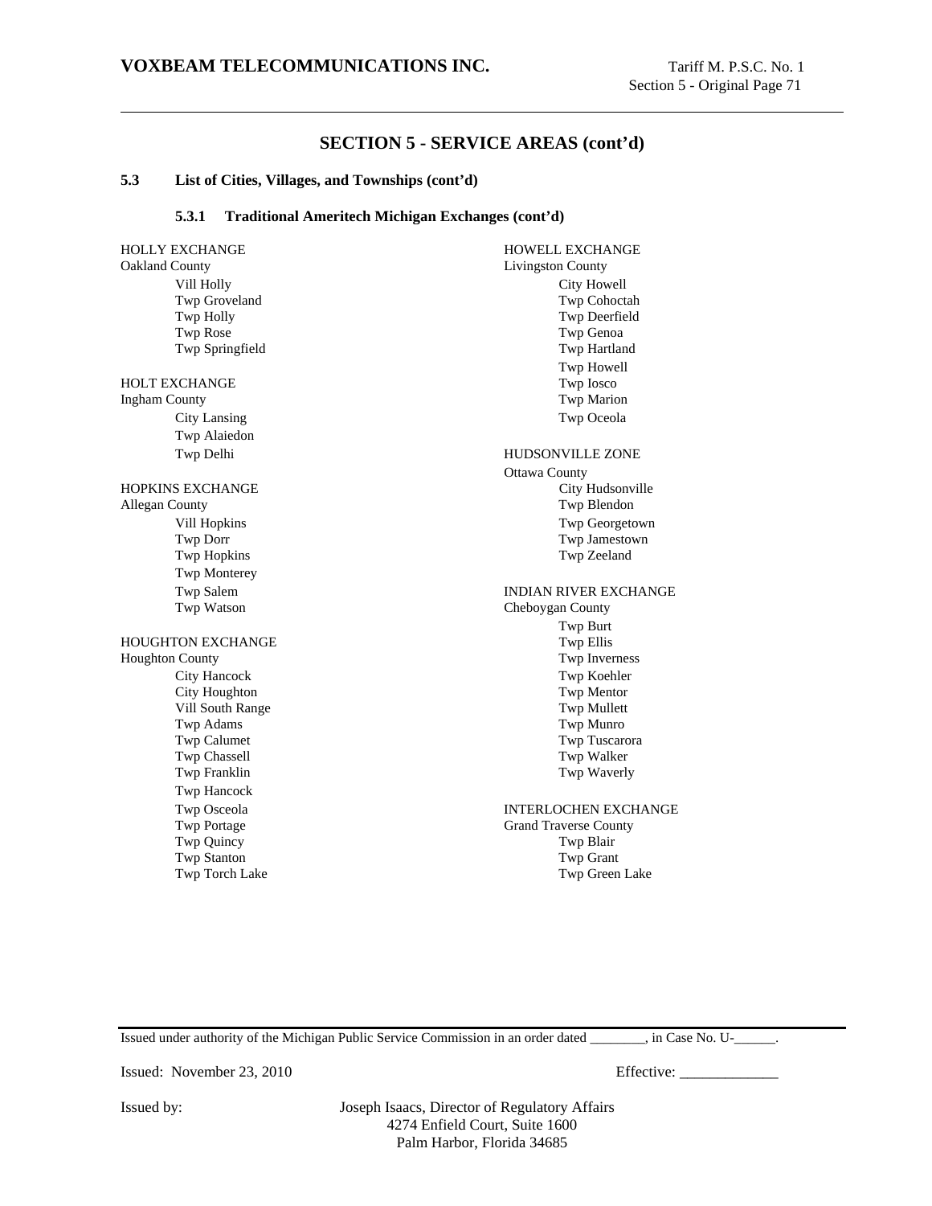## SECTION 5 - SERVICE AREAS (cont'd)

**5.3 List of Cities, Villages, and Townships (cont'd)**

**5.3.1 Traditional Ameritech Michigan Exchanges (cont'd)**

HOLLY EXCHANGE
Oakland County
- Vill Holly
- Twp Groveland
- Twp Holly
- Twp Rose
- Twp Springfield

HOLT EXCHANGE
Ingham County
- City Lansing
- Twp Alaiedon
- Twp Delhi

HOPKINS EXCHANGE
Allegan County
- Vill Hopkins
- Twp Dorr
- Twp Hopkins
- Twp Monterey
- Twp Salem
- Twp Watson

HOUGHTON EXCHANGE
Houghton County
- City Hancock
- City Houghton
- Vill South Range
- Twp Adams
- Twp Calumet
- Twp Chassell
- Twp Franklin
- Twp Hancock
- Twp Osceola
- Twp Portage
- Twp Quincy
- Twp Stanton
- Twp Torch Lake

HOWELL EXCHANGE
Livingston County
- City Howell
- Twp Cohoctah
- Twp Deerfield
- Twp Genoa
- Twp Hartland
- Twp Howell
- Twp Iosco
- Twp Marion
- Twp Oceola

HUDSONVILLE ZONE
Ottawa County
- City Hudsonville
- Twp Blendon
- Twp Georgetown
- Twp Jamestown
- Twp Zeeland

INDIAN RIVER EXCHANGE
Cheboygan County
- Twp Burt
- Twp Ellis
- Twp Inverness
- Twp Koehler
- Twp Mentor
- Twp Mullett
- Twp Munro
- Twp Tuscarora
- Twp Walker
- Twp Waverly

INTERLOCHEN EXCHANGE
Grand Traverse County
- Twp Blair
- Twp Grant
- Twp Green Lake

Issued under authority of the Michigan Public Service Commission in an order dated ________, in Case No. U-______.

Issued: November 23, 2010 Effective: _____________

Issued by: Joseph Isaacs, Director of Regulatory Affairs
4274 Enfield Court, Suite 1600
Palm Harbor, Florida 34685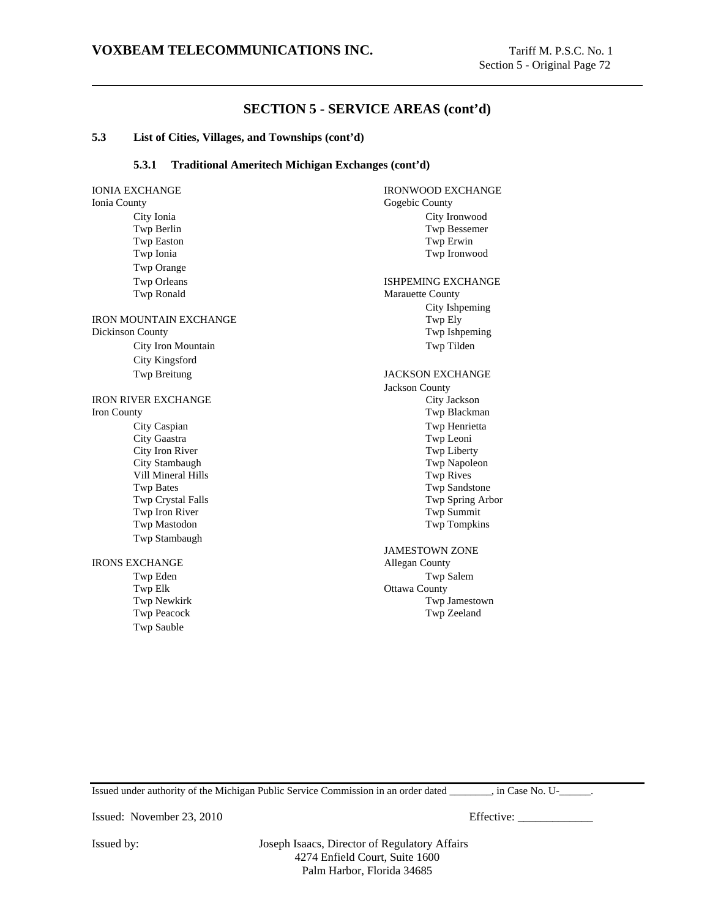## SECTION 5 - SERVICE AREAS (cont'd)

### 5.3 List of Cities, Villages, and Townships (cont'd)

#### 5.3.1 Traditional Ameritech Michigan Exchanges (cont'd)

IONIA EXCHANGE
Ionia County
- City Ionia
- Twp Berlin
- Twp Easton
- Twp Ionia
- Twp Orange
- Twp Orleans
- Twp Ronald

IRON MOUNTAIN EXCHANGE
Dickinson County
- City Iron Mountain
- City Kingsford
- Twp Breitung

IRON RIVER EXCHANGE
Iron County
- City Caspian
- City Gaastra
- City Iron River
- City Stambaugh
- Vill Mineral Hills
- Twp Bates
- Twp Crystal Falls
- Twp Iron River
- Twp Mastodon
- Twp Stambaugh

IRONS EXCHANGE
- Twp Eden
- Twp Elk
- Twp Newkirk
- Twp Peacock
- Twp Sauble

IRONWOOD EXCHANGE
Gogebic County
- City Ironwood
- Twp Bessemer
- Twp Erwin
- Twp Ironwood

ISHPEMING EXCHANGE
Marauette County
- City Ishpeming
- Twp Ely
- Twp Ishpeming
- Twp Tilden

JACKSON EXCHANGE
Jackson County
- City Jackson
- Twp Blackman
- Twp Henrietta
- Twp Leoni
- Twp Liberty
- Twp Napoleon
- Twp Rives
- Twp Sandstone
- Twp Spring Arbor
- Twp Summit
- Twp Tompkins

JAMESTOWN ZONE
Allegan County
- Twp Salem

Ottawa County
- Twp Jamestown
- Twp Zeeland

Issued under authority of the Michigan Public Service Commission in an order dated ________, in Case No. U-______.

Issued: November 23, 2010

Effective: _____________

Issued by: Joseph Isaacs, Director of Regulatory Affairs
4274 Enfield Court, Suite 1600
Palm Harbor, Florida 34685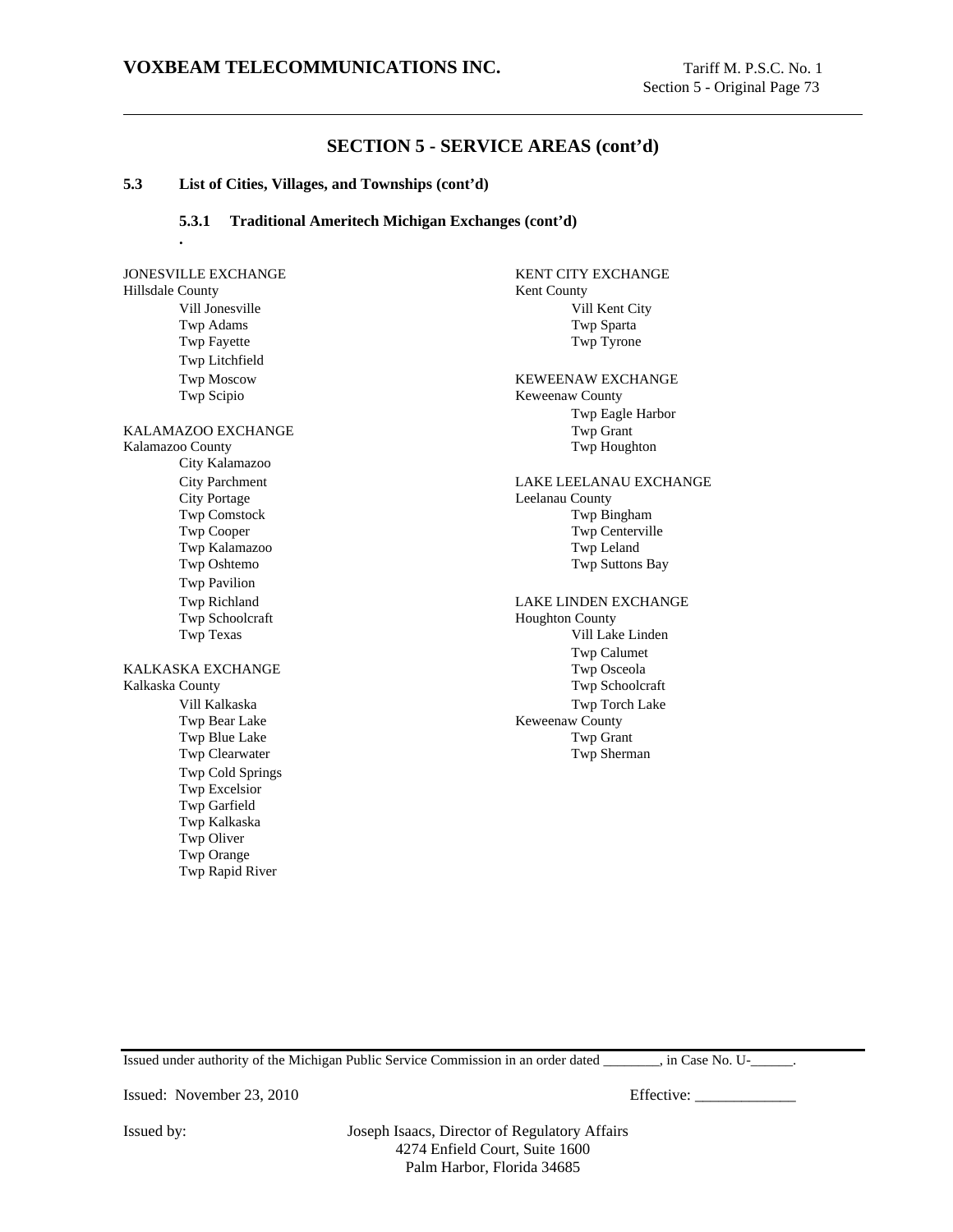## SECTION 5 - SERVICE AREAS (cont'd)

**5.3 List of Cities, Villages, and Townships (cont'd)**

**5.3.1 Traditional Ameritech Michigan Exchanges (cont'd)**

.

JONESVILLE EXCHANGE
Hillsdale County
- Vill Jonesville
- Twp Adams
- Twp Fayette
- Twp Litchfield
- Twp Moscow
- Twp Scipio

KALAMAZOO EXCHANGE
Kalamazoo County
- City Kalamazoo
- City Parchment
- City Portage
- Twp Comstock
- Twp Cooper
- Twp Kalamazoo
- Twp Oshtemo
- Twp Pavilion
- Twp Richland
- Twp Schoolcraft
- Twp Texas

KALKASKA EXCHANGE
Kalkaska County
- Vill Kalkaska
- Twp Bear Lake
- Twp Blue Lake
- Twp Clearwater
- Twp Cold Springs
- Twp Excelsior
- Twp Garfield
- Twp Kalkaska
- Twp Oliver
- Twp Orange
- Twp Rapid River

KENT CITY EXCHANGE
Kent County
- Vill Kent City
- Twp Sparta
- Twp Tyrone

KEWEENAW EXCHANGE
Keweenaw County
- Twp Eagle Harbor
- Twp Grant
- Twp Houghton

LAKE LEELANAU EXCHANGE
Leelanau County
- Twp Bingham
- Twp Centerville
- Twp Leland
- Twp Suttons Bay

LAKE LINDEN EXCHANGE
Houghton County
- Vill Lake Linden
- Twp Calumet
- Twp Osceola
- Twp Schoolcraft
- Twp Torch Lake

Keweenaw County
- Twp Grant
- Twp Sherman

Issued under authority of the Michigan Public Service Commission in an order dated ________, in Case No. U-______.

Issued: November 23, 2010

Effective: _____________

Issued by: Joseph Isaacs, Director of Regulatory Affairs
4274 Enfield Court, Suite 1600
Palm Harbor, Florida 34685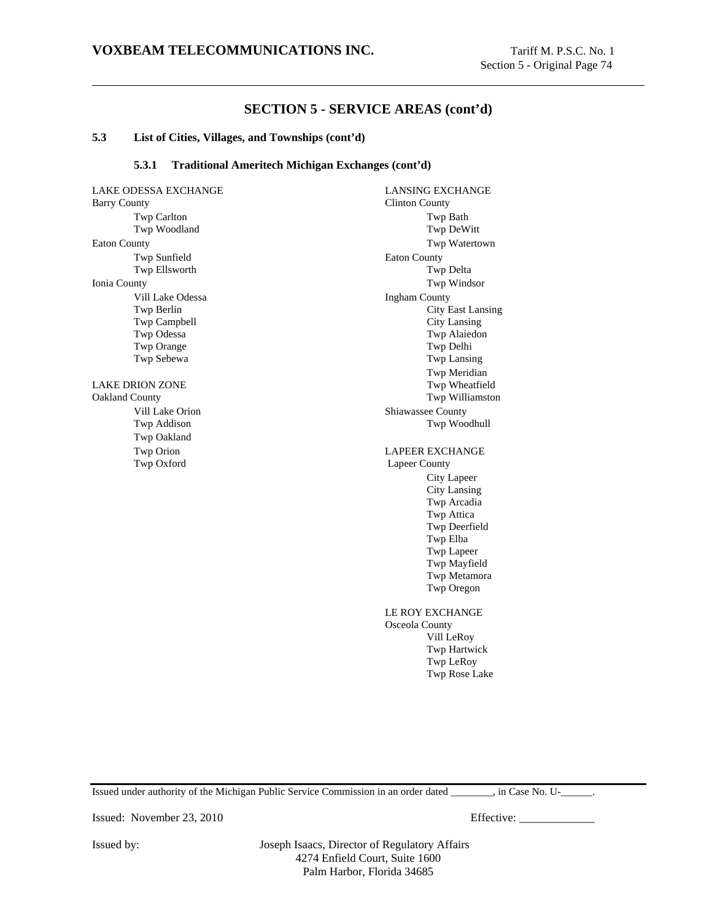## SECTION 5 - SERVICE AREAS (cont'd)

**5.3 List of Cities, Villages, and Townships (cont'd)**

**5.3.1 Traditional Ameritech Michigan Exchanges (cont'd)**

LAKE ODESSA EXCHANGE
Barry County
- Twp Carlton
- Twp Woodland

Eaton County
- Twp Sunfield
- Twp Ellsworth

Ionia County
- Vill Lake Odessa
- Twp Berlin
- Twp Campbell
- Twp Odessa
- Twp Orange
- Twp Sebewa

LAKE DRION ZONE
Oakland County
- Vill Lake Orion
- Twp Addison
- Twp Oakland
- Twp Orion
- Twp Oxford

LANSING EXCHANGE
Clinton County
- Twp Bath
- Twp DeWitt
- Twp Watertown

Eaton County
- Twp Delta
- Twp Windsor

Ingham County
- City East Lansing
- City Lansing
- Twp Alaiedon
- Twp Delhi
- Twp Lansing
- Twp Meridian
- Twp Wheatfield
- Twp Williamston

Shiawassee County
- Twp Woodhull

LAPEER EXCHANGE
Lapeer County
- City Lapeer
- City Lansing
- Twp Arcadia
- Twp Attica
- Twp Deerfield
- Twp Elba
- Twp Lapeer
- Twp Mayfield
- Twp Metamora
- Twp Oregon

LE ROY EXCHANGE
Osceola County
- Vill LeRoy
- Twp Hartwick
- Twp LeRoy
- Twp Rose Lake

Issued under authority of the Michigan Public Service Commission in an order dated ________, in Case No. U-______.

Issued: November 23, 2010

Effective: _____________

Issued by: Joseph Isaacs, Director of Regulatory Affairs
4274 Enfield Court, Suite 1600
Palm Harbor, Florida 34685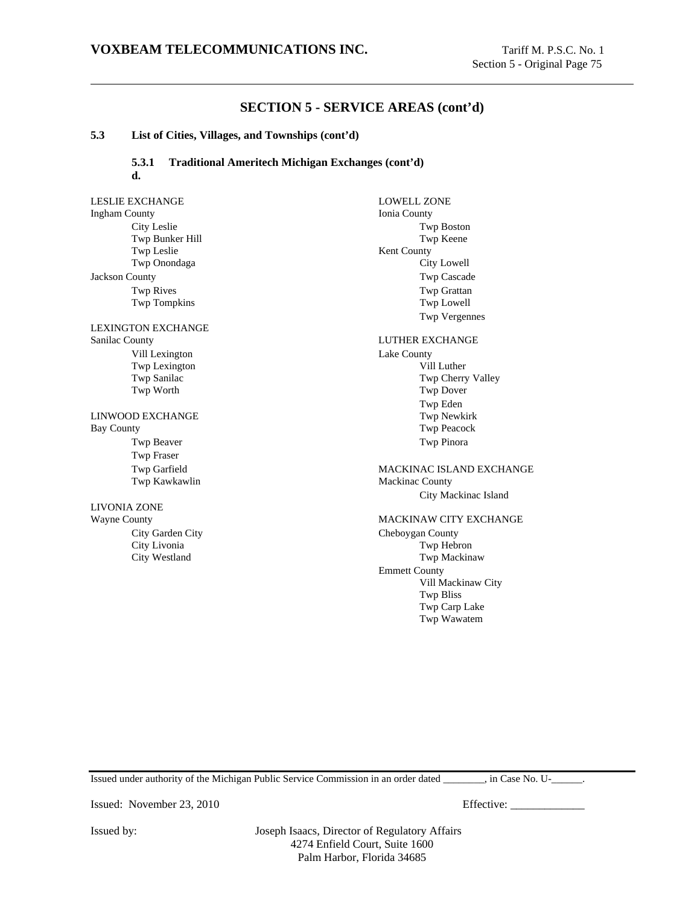## SECTION 5 - SERVICE AREAS (cont'd)

### 5.3 List of Cities, Villages, and Townships (cont'd)

#### 5.3.1 Traditional Ameritech Michigan Exchanges (cont'd)

**d.**

LESLIE EXCHANGE
Ingham County
- City Leslie
- Twp Bunker Hill
- Twp Leslie
- Twp Onondaga

Jackson County
- Twp Rives
- Twp Tompkins

LEXINGTON EXCHANGE
Sanilac County
- Vill Lexington
- Twp Lexington
- Twp Sanilac
- Twp Worth

LINWOOD EXCHANGE
Bay County
- Twp Beaver
- Twp Fraser
- Twp Garfield
- Twp Kawkawlin

LIVONIA ZONE
Wayne County
- City Garden City
- City Livonia
- City Westland

LOWELL ZONE
Ionia County
- Twp Boston
- Twp Keene

Kent County
- City Lowell
- Twp Cascade
- Twp Grattan
- Twp Lowell
- Twp Vergennes

LUTHER EXCHANGE
Lake County
- Vill Luther
- Twp Cherry Valley
- Twp Dover
- Twp Eden
- Twp Newkirk
- Twp Peacock
- Twp Pinora

MACKINAC ISLAND EXCHANGE
Mackinac County
- City Mackinac Island

MACKINAW CITY EXCHANGE
Cheboygan County
- Twp Hebron
- Twp Mackinaw

Emmett County
- Vill Mackinaw City
- Twp Bliss
- Twp Carp Lake
- Twp Wawatem

Issued under authority of the Michigan Public Service Commission in an order dated ________, in Case No. U-______.

Issued: November 23, 2010 Effective: _____________

Issued by: Joseph Isaacs, Director of Regulatory Affairs
4274 Enfield Court, Suite 1600
Palm Harbor, Florida 34685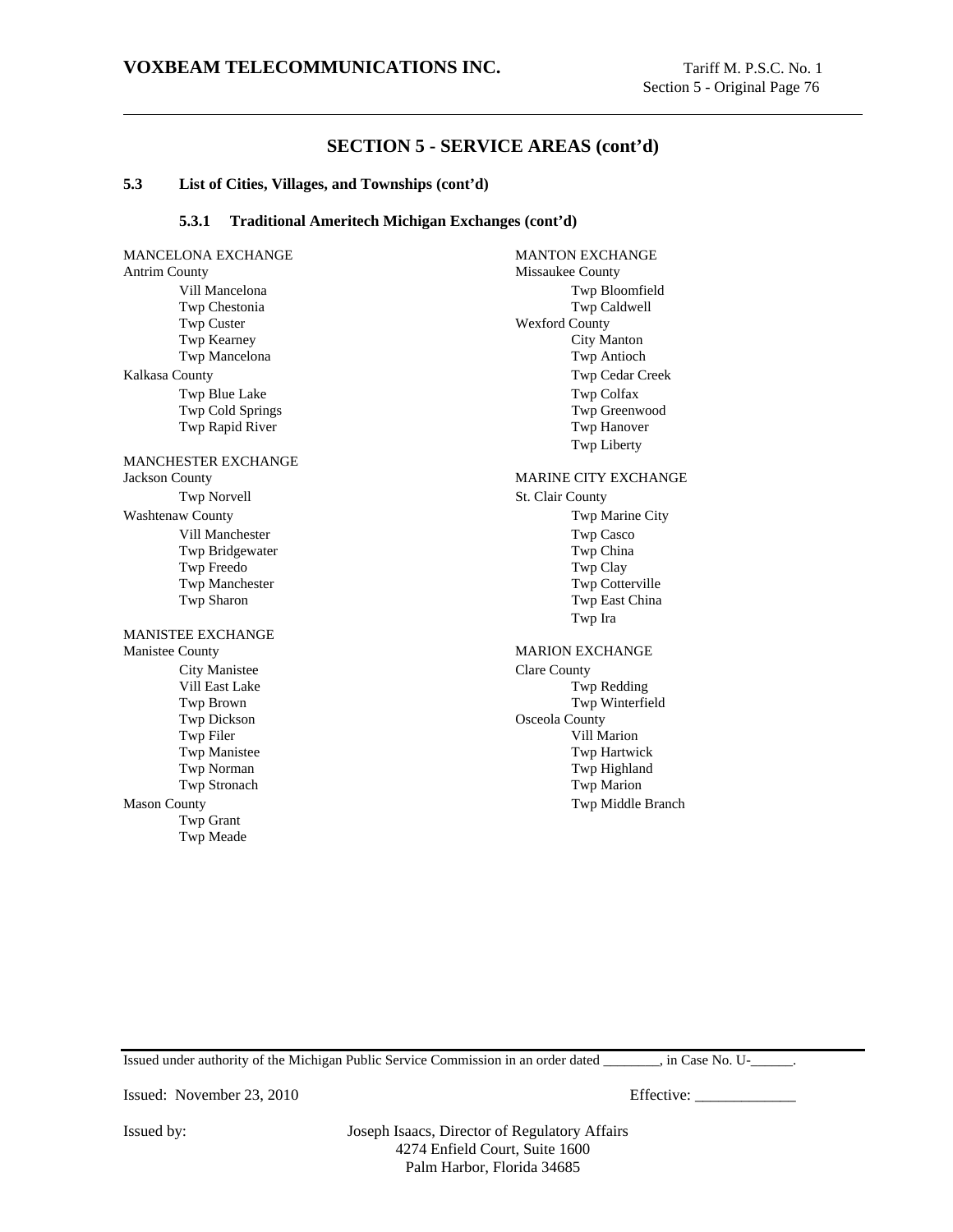## SECTION 5 - SERVICE AREAS (cont'd)

### 5.3 List of Cities, Villages, and Townships (cont'd)

#### 5.3.1 Traditional Ameritech Michigan Exchanges (cont'd)

MANCELONA EXCHANGE
Antrim County
- Vill Mancelona
- Twp Chestonia
- Twp Custer
- Twp Kearney
- Twp Mancelona

Kalkasa County
- Twp Blue Lake
- Twp Cold Springs
- Twp Rapid River

MANCHESTER EXCHANGE
Jackson County
- Twp Norvell

Washtenaw County
- Vill Manchester
- Twp Bridgewater
- Twp Freedo
- Twp Manchester
- Twp Sharon

MANISTEE EXCHANGE
Manistee County
- City Manistee
- Vill East Lake
- Twp Brown
- Twp Dickson
- Twp Filer
- Twp Manistee
- Twp Norman
- Twp Stronach

Mason County
- Twp Grant
- Twp Meade

MANTON EXCHANGE
Missaukee County
- Twp Bloomfield
- Twp Caldwell

Wexford County
- City Manton
- Twp Antioch
- Twp Cedar Creek
- Twp Colfax
- Twp Greenwood
- Twp Hanover
- Twp Liberty

MARINE CITY EXCHANGE
St. Clair County
- Twp Marine City
- Twp Casco
- Twp China
- Twp Clay
- Twp Cotterville
- Twp East China
- Twp Ira

MARION EXCHANGE
Clare County
- Twp Redding
- Twp Winterfield

Osceola County
- Vill Marion
- Twp Hartwick
- Twp Highland
- Twp Marion
- Twp Middle Branch

Issued under authority of the Michigan Public Service Commission in an order dated ________, in Case No. U-______.

Issued: November 23, 2010 Effective: _____________

Issued by: Joseph Isaacs, Director of Regulatory Affairs
4274 Enfield Court, Suite 1600
Palm Harbor, Florida 34685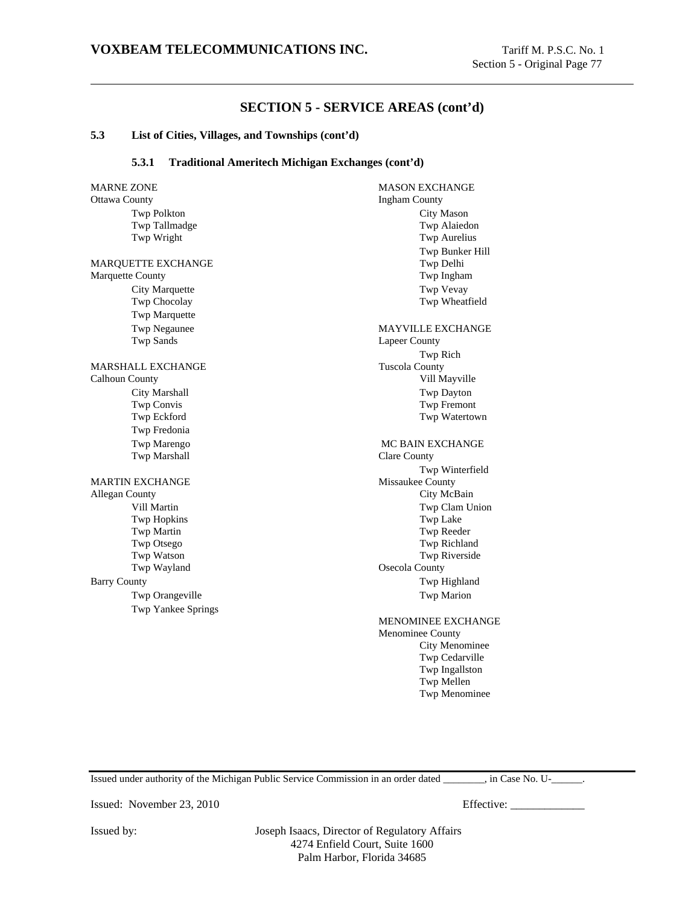## SECTION 5 - SERVICE AREAS (cont'd)

### 5.3 List of Cities, Villages, and Townships (cont'd)

#### 5.3.1 Traditional Ameritech Michigan Exchanges (cont'd)

MARNE ZONE
Ottawa County
- Twp Polkton
- Twp Tallmadge
- Twp Wright

MARQUETTE EXCHANGE
Marquette County
- City Marquette
- Twp Chocolay
- Twp Marquette
- Twp Negaunee
- Twp Sands

MARSHALL EXCHANGE
Calhoun County
- City Marshall
- Twp Convis
- Twp Eckford
- Twp Fredonia
- Twp Marengo
- Twp Marshall

MARTIN EXCHANGE
Allegan County
- Vill Martin
- Twp Hopkins
- Twp Martin
- Twp Otsego
- Twp Watson
- Twp Wayland

Barry County
- Twp Orangeville
- Twp Yankee Springs

MASON EXCHANGE
Ingham County
- City Mason
- Twp Alaiedon
- Twp Aurelius
- Twp Bunker Hill
- Twp Delhi
- Twp Ingham
- Twp Vevay
- Twp Wheatfield

MAYVILLE EXCHANGE
Lapeer County
- Twp Rich

Tuscola County
- Vill Mayville
- Twp Dayton
- Twp Fremont
- Twp Watertown

MC BAIN EXCHANGE
Clare County
- Twp Winterfield

Missaukee County
- City McBain
- Twp Clam Union
- Twp Lake
- Twp Reeder
- Twp Richland
- Twp Riverside

Osecola County
- Twp Highland
- Twp Marion

MENOMINEE EXCHANGE
Menominee County
- City Menominee
- Twp Cedarville
- Twp Ingallston
- Twp Mellen
- Twp Menominee

Issued under authority of the Michigan Public Service Commission in an order dated ________, in Case No. U-______.

Issued: November 23, 2010 Effective: _____________

Issued by: Joseph Isaacs, Director of Regulatory Affairs
4274 Enfield Court, Suite 1600
Palm Harbor, Florida 34685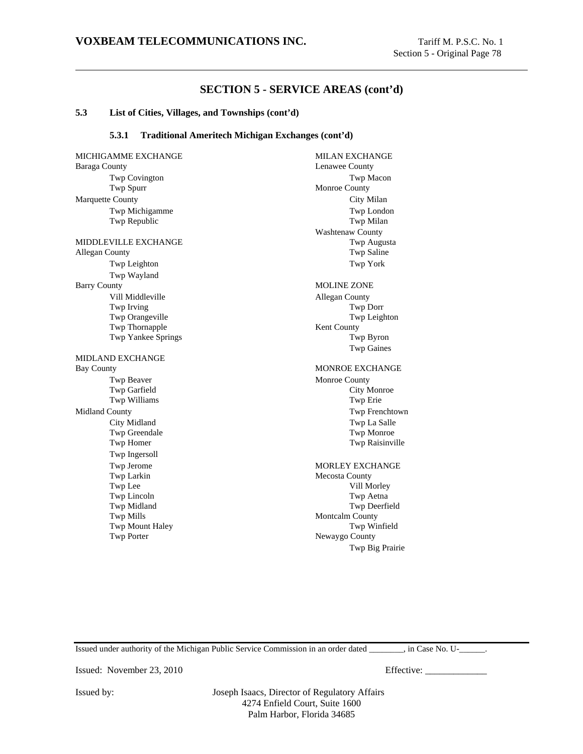## SECTION 5 - SERVICE AREAS (cont'd)

### 5.3 List of Cities, Villages, and Townships (cont'd)

#### 5.3.1 Traditional Ameritech Michigan Exchanges (cont'd)

MICHIGAMME EXCHANGE
Baraga County
- Twp Covington
- Twp Spurr

Marquette County
- Twp Michigamme
- Twp Republic

MIDDLEVILLE EXCHANGE
Allegan County
- Twp Leighton
- Twp Wayland

Barry County
- Vill Middleville
- Twp Irving
- Twp Orangeville
- Twp Thornapple
- Twp Yankee Springs

MIDLAND EXCHANGE
Bay County
- Twp Beaver
- Twp Garfield
- Twp Williams

Midland County
- City Midland
- Twp Greendale
- Twp Homer
- Twp Ingersoll
- Twp Jerome
- Twp Larkin
- Twp Lee
- Twp Lincoln
- Twp Midland
- Twp Mills
- Twp Mount Haley
- Twp Porter

MILAN EXCHANGE
Lenawee County
- Twp Macon

Monroe County
- City Milan
- Twp London
- Twp Milan

Washtenaw County
- Twp Augusta
- Twp Saline
- Twp York

MOLINE ZONE
Allegan County
- Twp Dorr
- Twp Leighton

Kent County
- Twp Byron
- Twp Gaines

MONROE EXCHANGE
Monroe County
- City Monroe
- Twp Erie
- Twp Frenchtown
- Twp La Salle
- Twp Monroe
- Twp Raisinville

MORLEY EXCHANGE
Mecosta County
- Vill Morley
- Twp Aetna
- Twp Deerfield

Montcalm County
- Twp Winfield

Newaygo County
- Twp Big Prairie

Issued under authority of the Michigan Public Service Commission in an order dated ________, in Case No. U-______.

Issued: November 23, 2010 Effective: _____________

Issued by: Joseph Isaacs, Director of Regulatory Affairs
4274 Enfield Court, Suite 1600
Palm Harbor, Florida 34685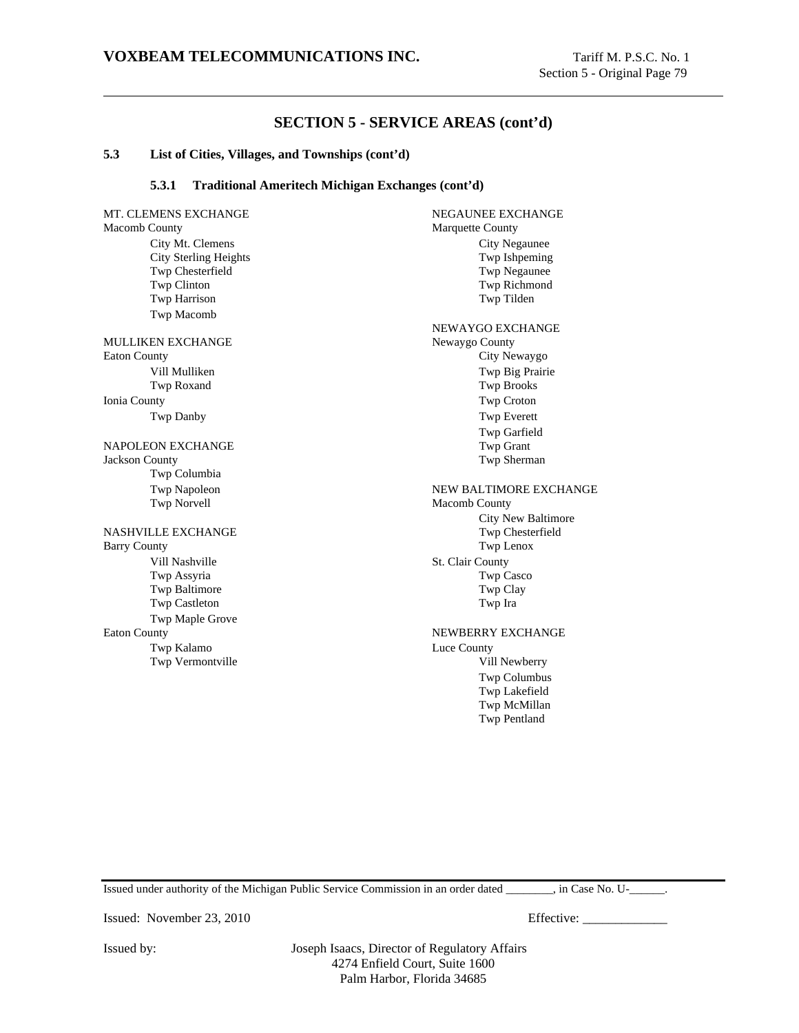## SECTION 5 - SERVICE AREAS (cont'd)

### 5.3 List of Cities, Villages, and Townships (cont'd)

#### 5.3.1 Traditional Ameritech Michigan Exchanges (cont'd)

MT. CLEMENS EXCHANGE
Macomb County
- City Mt. Clemens
- City Sterling Heights
- Twp Chesterfield
- Twp Clinton
- Twp Harrison
- Twp Macomb

MULLIKEN EXCHANGE
Eaton County
- Vill Mulliken
- Twp Roxand

Ionia County
- Twp Danby

NAPOLEON EXCHANGE
Jackson County
- Twp Columbia
- Twp Napoleon
- Twp Norvell

NASHVILLE EXCHANGE
Barry County
- Vill Nashville
- Twp Assyria
- Twp Baltimore
- Twp Castleton
- Twp Maple Grove

Eaton County
- Twp Kalamo
- Twp Vermontville

NEGAUNEE EXCHANGE
Marquette County
- City Negaunee
- Twp Ishpeming
- Twp Negaunee
- Twp Richmond
- Twp Tilden

NEWAYGO EXCHANGE
Newaygo County
- City Newaygo
- Twp Big Prairie
- Twp Brooks
- Twp Croton
- Twp Everett
- Twp Garfield
- Twp Grant
- Twp Sherman

NEW BALTIMORE EXCHANGE
Macomb County
- City New Baltimore
- Twp Chesterfield
- Twp Lenox

St. Clair County
- Twp Casco
- Twp Clay
- Twp Ira

NEWBERRY EXCHANGE
Luce County
- Vill Newberry
- Twp Columbus
- Twp Lakefield
- Twp McMillan
- Twp Pentland

Issued under authority of the Michigan Public Service Commission in an order dated ________, in Case No. U-______.

Issued: November 23, 2010 Effective: _____________

Issued by: Joseph Isaacs, Director of Regulatory Affairs
4274 Enfield Court, Suite 1600
Palm Harbor, Florida 34685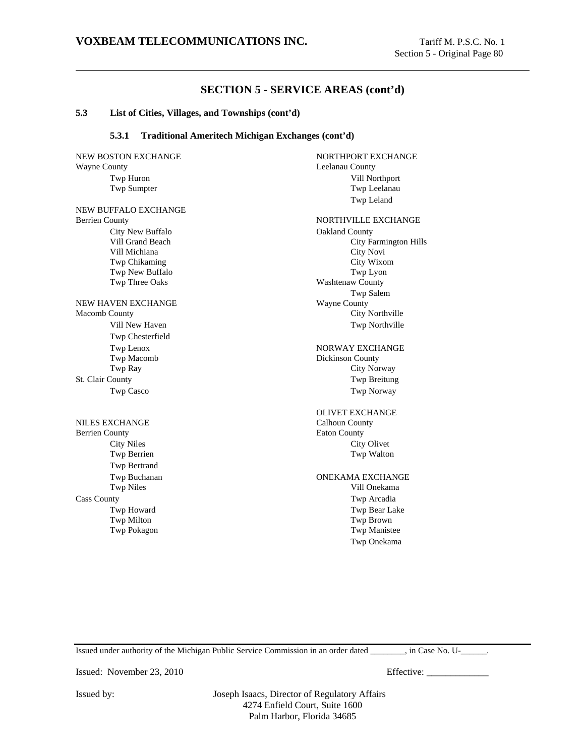## SECTION 5 - SERVICE AREAS (cont'd)

**5.3 List of Cities, Villages, and Townships (cont'd)**

**5.3.1 Traditional Ameritech Michigan Exchanges (cont'd)**

NEW BOSTON EXCHANGE
Wayne County
- Twp Huron
- Twp Sumpter

NEW BUFFALO EXCHANGE
Berrien County
- City New Buffalo
- Vill Grand Beach
- Vill Michiana
- Twp Chikaming
- Twp New Buffalo
- Twp Three Oaks

NEW HAVEN EXCHANGE
Macomb County
- Vill New Haven
- Twp Chesterfield
- Twp Lenox
- Twp Macomb
- Twp Ray

St. Clair County
- Twp Casco

NILES EXCHANGE
Berrien County
- City Niles
- Twp Berrien
- Twp Bertrand
- Twp Buchanan
- Twp Niles

Cass County
- Twp Howard
- Twp Milton
- Twp Pokagon

NORTHPORT EXCHANGE
Leelanau County
- Vill Northport
- Twp Leelanau
- Twp Leland

NORTHVILLE EXCHANGE
Oakland County
- City Farmington Hills
- City Novi
- City Wixom
- Twp Lyon

Washtenaw County
- Twp Salem

Wayne County
- City Northville
- Twp Northville

NORWAY EXCHANGE
Dickinson County
- City Norway
- Twp Breitung
- Twp Norway

OLIVET EXCHANGE
Calhoun County
Eaton County
- City Olivet
- Twp Walton

ONEKAMA EXCHANGE
- Vill Onekama
- Twp Arcadia
- Twp Bear Lake
- Twp Brown
- Twp Manistee
- Twp Onekama

Issued under authority of the Michigan Public Service Commission in an order dated ________, in Case No. U-______.

Issued: November 23, 2010

Effective: _____________

Issued by: Joseph Isaacs, Director of Regulatory Affairs
4274 Enfield Court, Suite 1600
Palm Harbor, Florida 34685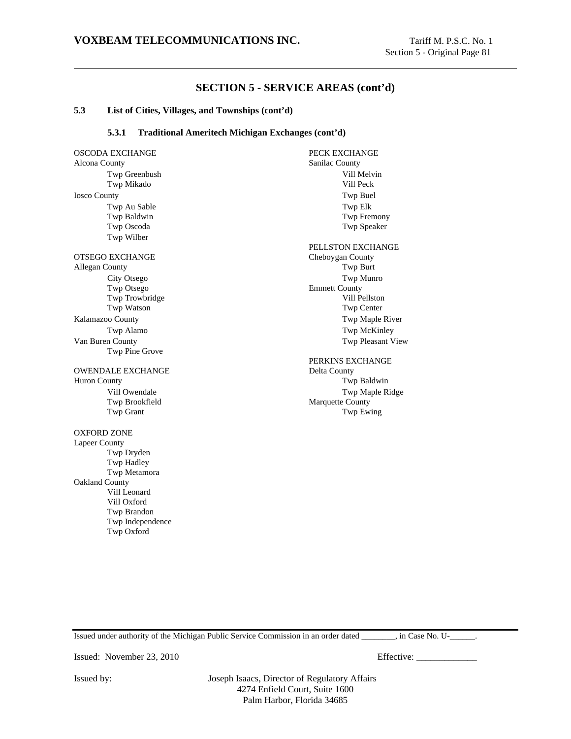## SECTION 5 - SERVICE AREAS (cont'd)

### 5.3 List of Cities, Villages, and Townships (cont'd)

#### 5.3.1 Traditional Ameritech Michigan Exchanges (cont'd)

OSCODA EXCHANGE
Alcona County
- Twp Greenbush
- Twp Mikado

Iosco County
- Twp Au Sable
- Twp Baldwin
- Twp Oscoda
- Twp Wilber

OTSEGO EXCHANGE
Allegan County
- City Otsego
- Twp Otsego
- Twp Trowbridge
- Twp Watson

Kalamazoo County
- Twp Alamo

Van Buren County
- Twp Pine Grove

OWENDALE EXCHANGE
Huron County
- Vill Owendale
- Twp Brookfield
- Twp Grant

OXFORD ZONE
Lapeer County
- Twp Dryden
- Twp Hadley
- Twp Metamora

Oakland County
- Vill Leonard
- Vill Oxford
- Twp Brandon
- Twp Independence
- Twp Oxford

PECK EXCHANGE
Sanilac County
- Vill Melvin
- Vill Peck
- Twp Buel
- Twp Elk
- Twp Fremony
- Twp Speaker

PELLSTON EXCHANGE
Cheboygan County
- Twp Burt
- Twp Munro

Emmett County
- Vill Pellston
- Twp Center
- Twp Maple River
- Twp McKinley
- Twp Pleasant View

PERKINS EXCHANGE
Delta County
- Twp Baldwin
- Twp Maple Ridge

Marquette County
- Twp Ewing

Issued under authority of the Michigan Public Service Commission in an order dated ________, in Case No. U-______.

Issued: November 23, 2010

Effective: _____________

Issued by: Joseph Isaacs, Director of Regulatory Affairs
4274 Enfield Court, Suite 1600
Palm Harbor, Florida 34685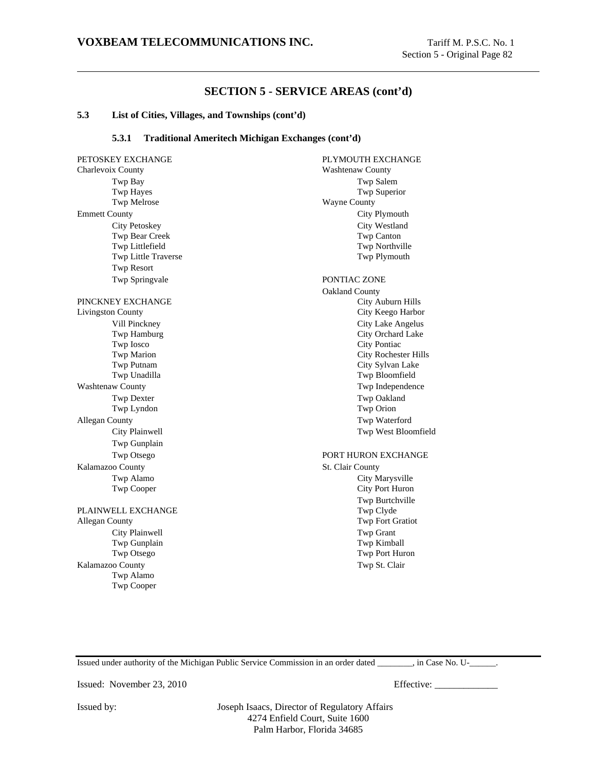## SECTION 5 - SERVICE AREAS (cont'd)

**5.3 List of Cities, Villages, and Townships (cont'd)**

**5.3.1 Traditional Ameritech Michigan Exchanges (cont'd)**

PETOSKEY EXCHANGE
Charlevoix County
- Twp Bay
- Twp Hayes
- Twp Melrose

Emmett County
- City Petoskey
- Twp Bear Creek
- Twp Littlefield
- Twp Little Traverse
- Twp Resort
- Twp Springvale

PINCKNEY EXCHANGE
Livingston County
- Vill Pinckney
- Twp Hamburg
- Twp Iosco
- Twp Marion
- Twp Putnam
- Twp Unadilla

Washtenaw County
- Twp Dexter
- Twp Lyndon

Allegan County
- City Plainwell
- Twp Gunplain
- Twp Otsego

Kalamazoo County
- Twp Alamo
- Twp Cooper

PLAINWELL EXCHANGE
Allegan County
- City Plainwell
- Twp Gunplain
- Twp Otsego

Kalamazoo County
- Twp Alamo
- Twp Cooper

PLYMOUTH EXCHANGE
Washtenaw County
- Twp Salem
- Twp Superior

Wayne County
- City Plymouth
- City Westland
- Twp Canton
- Twp Northville
- Twp Plymouth

PONTIAC ZONE
Oakland County
- City Auburn Hills
- City Keego Harbor
- City Lake Angelus
- City Orchard Lake
- City Pontiac
- City Rochester Hills
- City Sylvan Lake
- Twp Bloomfield
- Twp Independence
- Twp Oakland
- Twp Orion
- Twp Waterford
- Twp West Bloomfield

PORT HURON EXCHANGE
St. Clair County
- City Marysville
- City Port Huron
- Twp Burtchville
- Twp Clyde
- Twp Fort Gratiot
- Twp Grant
- Twp Kimball
- Twp Port Huron
- Twp St. Clair

Issued under authority of the Michigan Public Service Commission in an order dated ________, in Case No. U-______.

Issued: November 23, 2010 Effective: _____________

Issued by: Joseph Isaacs, Director of Regulatory Affairs
4274 Enfield Court, Suite 1600
Palm Harbor, Florida 34685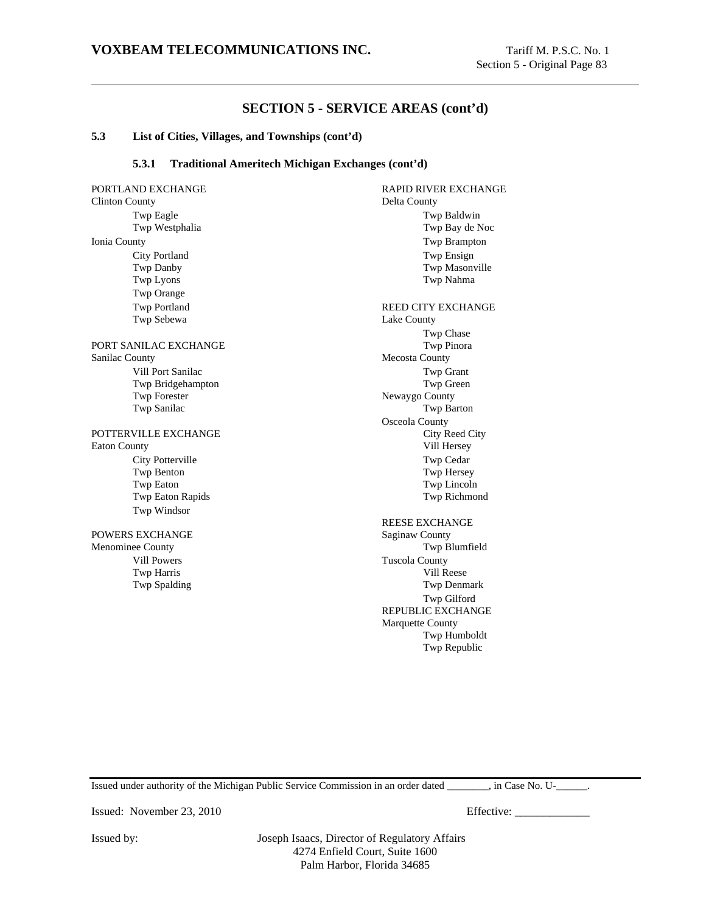## SECTION 5 - SERVICE AREAS (cont'd)

### 5.3 List of Cities, Villages, and Townships (cont'd)

#### 5.3.1 Traditional Ameritech Michigan Exchanges (cont'd)

PORTLAND EXCHANGE
Clinton County
- Twp Eagle
- Twp Westphalia

Ionia County
- City Portland
- Twp Danby
- Twp Lyons
- Twp Orange
- Twp Portland
- Twp Sebewa

PORT SANILAC EXCHANGE
Sanilac County
- Vill Port Sanilac
- Twp Bridgehampton
- Twp Forester
- Twp Sanilac

POTTERVILLE EXCHANGE
Eaton County
- City Potterville
- Twp Benton
- Twp Eaton
- Twp Eaton Rapids
- Twp Windsor

POWERS EXCHANGE
Menominee County
- Vill Powers
- Twp Harris
- Twp Spalding

RAPID RIVER EXCHANGE
Delta County
- Twp Baldwin
- Twp Bay de Noc
- Twp Brampton
- Twp Ensign
- Twp Masonville
- Twp Nahma

REED CITY EXCHANGE
Lake County
- Twp Chase
- Twp Pinora

Mecosta County
- Twp Grant
- Twp Green

Newaygo County
- Twp Barton

Osceola County
- City Reed City
- Vill Hersey
- Twp Cedar
- Twp Hersey
- Twp Lincoln
- Twp Richmond

REESE EXCHANGE
Saginaw County
- Twp Blumfield

Tuscola County
- Vill Reese
- Twp Denmark
- Twp Gilford

REPUBLIC EXCHANGE
Marquette County
- Twp Humboldt
- Twp Republic

Issued under authority of the Michigan Public Service Commission in an order dated ________, in Case No. U-______.

Issued: November 23, 2010 Effective: _____________

Issued by: Joseph Isaacs, Director of Regulatory Affairs
4274 Enfield Court, Suite 1600
Palm Harbor, Florida 34685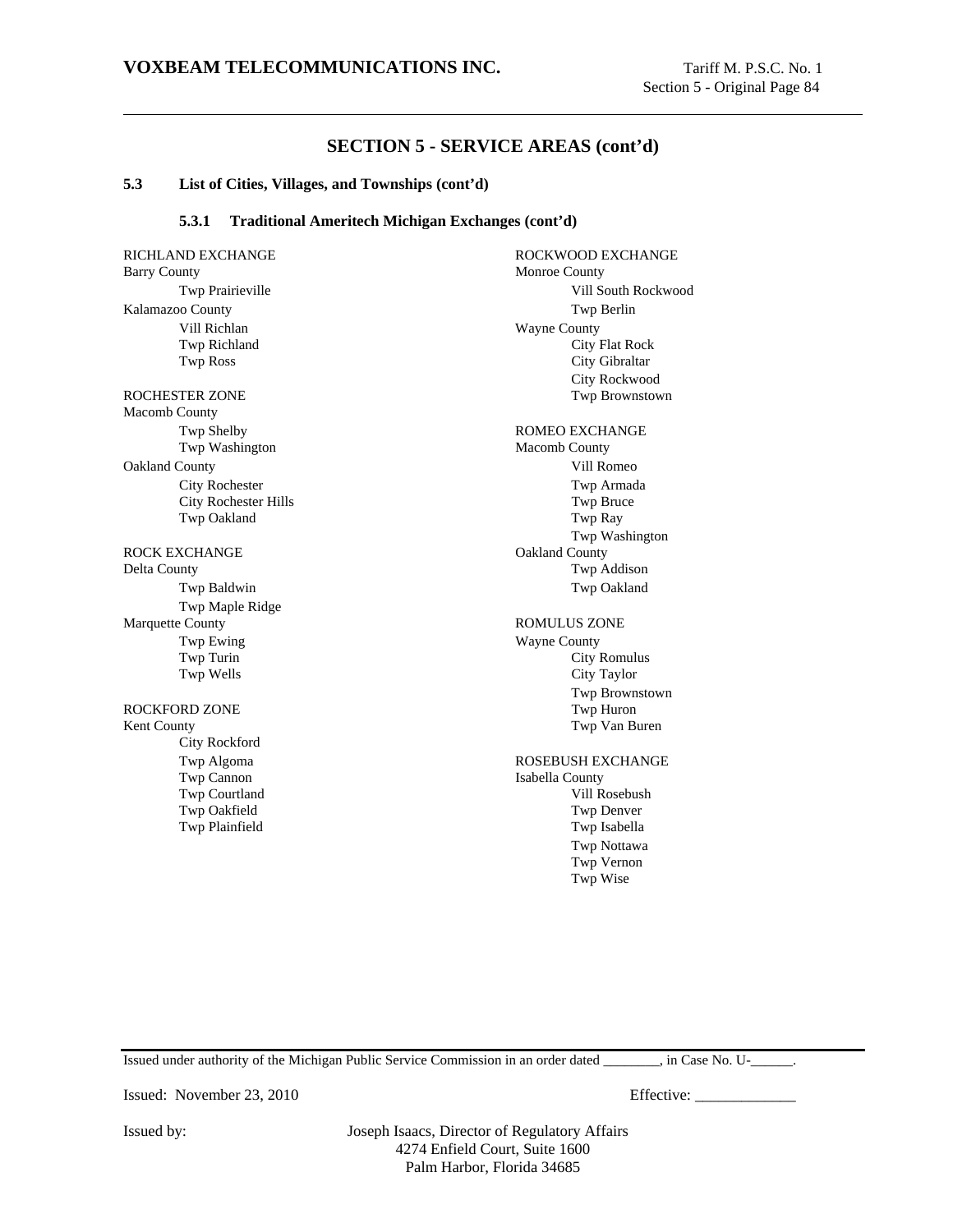## SECTION 5 - SERVICE AREAS (cont'd)

### 5.3 List of Cities, Villages, and Townships (cont'd)

#### 5.3.1 Traditional Ameritech Michigan Exchanges (cont'd)

RICHLAND EXCHANGE
Barry County
- Twp Prairieville

Kalamazoo County
- Vill Richlan
- Twp Richland
- Twp Ross

ROCHESTER ZONE
Macomb County
- Twp Shelby
- Twp Washington

Oakland County
- City Rochester
- City Rochester Hills
- Twp Oakland

ROCK EXCHANGE
Delta County
- Twp Baldwin
- Twp Maple Ridge

Marquette County
- Twp Ewing
- Twp Turin
- Twp Wells

ROCKFORD ZONE
Kent County
- City Rockford
- Twp Algoma
- Twp Cannon
- Twp Courtland
- Twp Oakfield
- Twp Plainfield

ROCKWOOD EXCHANGE
Monroe County
- Vill South Rockwood
- Twp Berlin

Wayne County
- City Flat Rock
- City Gibraltar
- City Rockwood
- Twp Brownstown

ROMEO EXCHANGE
Macomb County
- Vill Romeo
- Twp Armada
- Twp Bruce
- Twp Ray
- Twp Washington

Oakland County
- Twp Addison
- Twp Oakland

ROMULUS ZONE
Wayne County
- City Romulus
- City Taylor
- Twp Brownstown
- Twp Huron
- Twp Van Buren

ROSEBUSH EXCHANGE
Isabella County
- Vill Rosebush
- Twp Denver
- Twp Isabella
- Twp Nottawa
- Twp Vernon
- Twp Wise

Issued under authority of the Michigan Public Service Commission in an order dated ________, in Case No. U-______.

Issued: November 23, 2010

Effective: _____________

Issued by: Joseph Isaacs, Director of Regulatory Affairs
4274 Enfield Court, Suite 1600
Palm Harbor, Florida 34685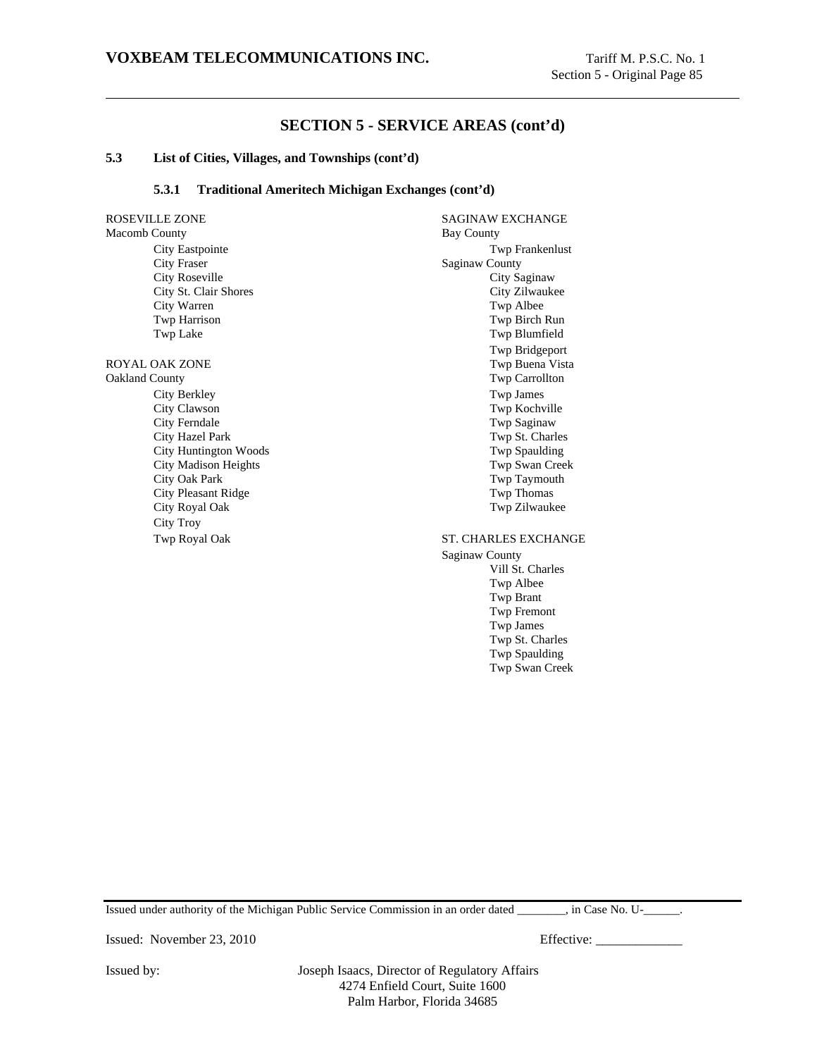## SECTION 5 - SERVICE AREAS (cont'd)

**5.3 List of Cities, Villages, and Townships (cont'd)**

**5.3.1 Traditional Ameritech Michigan Exchanges (cont'd)**

ROSEVILLE ZONE
Macomb County
- City Eastpointe
- City Fraser
- City Roseville
- City St. Clair Shores
- City Warren
- Twp Harrison
- Twp Lake

ROYAL OAK ZONE
Oakland County
- City Berkley
- City Clawson
- City Ferndale
- City Hazel Park
- City Huntington Woods
- City Madison Heights
- City Oak Park
- City Pleasant Ridge
- City Royal Oak
- City Troy
- Twp Royal Oak

SAGINAW EXCHANGE
Bay County
- Twp Frankenlust

Saginaw County
- City Saginaw
- City Zilwaukee
- Twp Albee
- Twp Birch Run
- Twp Blumfield
- Twp Bridgeport
- Twp Buena Vista
- Twp Carrollton
- Twp James
- Twp Kochville
- Twp Saginaw
- Twp St. Charles
- Twp Spaulding
- Twp Swan Creek
- Twp Taymouth
- Twp Thomas
- Twp Zilwaukee

ST. CHARLES EXCHANGE
Saginaw County
- Vill St. Charles
- Twp Albee
- Twp Brant
- Twp Fremont
- Twp James
- Twp St. Charles
- Twp Spaulding
- Twp Swan Creek

Issued under authority of the Michigan Public Service Commission in an order dated ________, in Case No. U-______.

Issued: November 23, 2010 Effective: _____________

Issued by: Joseph Isaacs, Director of Regulatory Affairs
4274 Enfield Court, Suite 1600
Palm Harbor, Florida 34685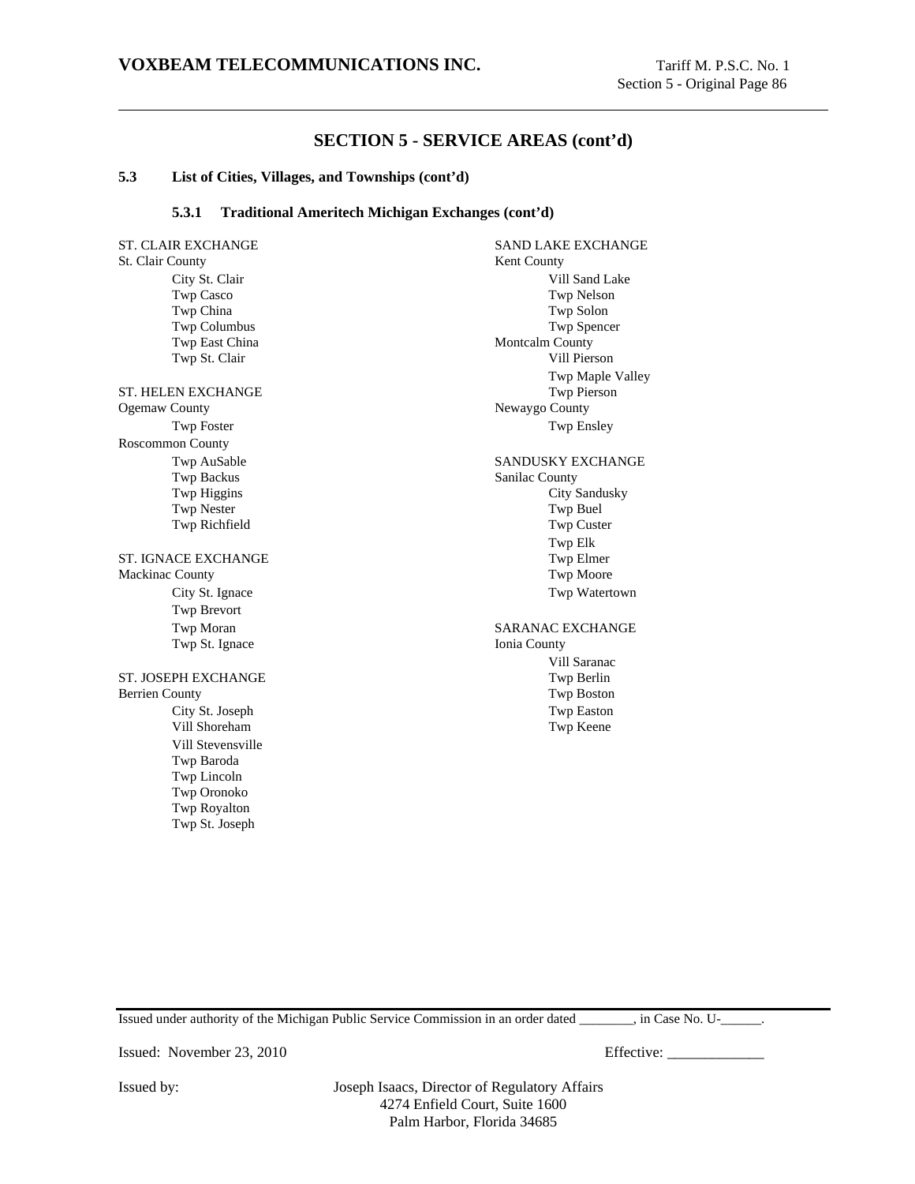## SECTION 5 - SERVICE AREAS (cont'd)

### 5.3 List of Cities, Villages, and Townships (cont'd)

#### 5.3.1 Traditional Ameritech Michigan Exchanges (cont'd)

ST. CLAIR EXCHANGE
St. Clair County
- City St. Clair
- Twp Casco
- Twp China
- Twp Columbus
- Twp East China
- Twp St. Clair

ST. HELEN EXCHANGE
Ogemaw County
- Twp Foster

Roscommon County
- Twp AuSable
- Twp Backus
- Twp Higgins
- Twp Nester
- Twp Richfield

ST. IGNACE EXCHANGE
Mackinac County
- City St. Ignace
- Twp Brevort
- Twp Moran
- Twp St. Ignace

ST. JOSEPH EXCHANGE
Berrien County
- City St. Joseph
- Vill Shoreham
- Vill Stevensville
- Twp Baroda
- Twp Lincoln
- Twp Oronoko
- Twp Royalton
- Twp St. Joseph

SAND LAKE EXCHANGE
Kent County
- Vill Sand Lake
- Twp Nelson
- Twp Solon
- Twp Spencer

Montcalm County
- Vill Pierson
- Twp Maple Valley
- Twp Pierson

Newaygo County
- Twp Ensley

SANDUSKY EXCHANGE
Sanilac County
- City Sandusky
- Twp Buel
- Twp Custer
- Twp Elk
- Twp Elmer
- Twp Moore
- Twp Watertown

SARANAC EXCHANGE
Ionia County
- Vill Saranac
- Twp Berlin
- Twp Boston
- Twp Easton
- Twp Keene

Issued under authority of the Michigan Public Service Commission in an order dated ________, in Case No. U-______.

Issued: November 23, 2010

Effective: _____________

Issued by: Joseph Isaacs, Director of Regulatory Affairs
4274 Enfield Court, Suite 1600
Palm Harbor, Florida 34685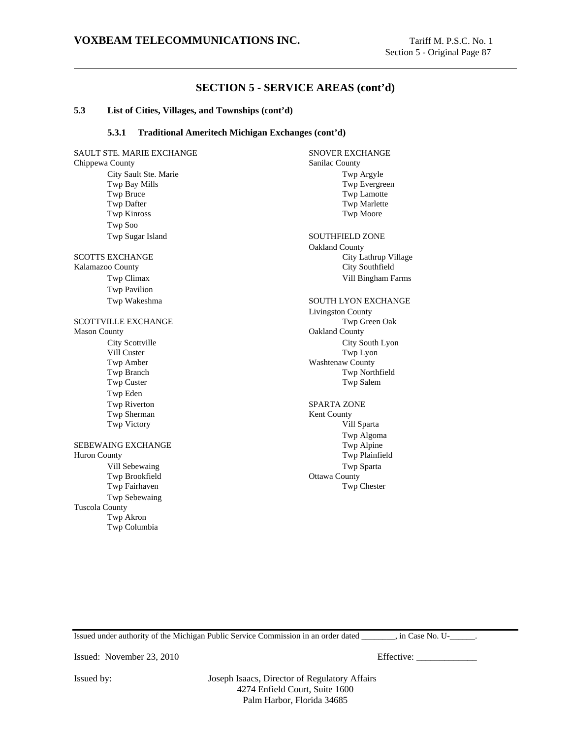## SECTION 5 - SERVICE AREAS (cont'd)

**5.3 List of Cities, Villages, and Townships (cont'd)**

**5.3.1 Traditional Ameritech Michigan Exchanges (cont'd)**

SAULT STE. MARIE EXCHANGE
Chippewa County
- City Sault Ste. Marie
- Twp Bay Mills
- Twp Bruce
- Twp Dafter
- Twp Kinross
- Twp Soo
- Twp Sugar Island

SCOTTS EXCHANGE
Kalamazoo County
- Twp Climax
- Twp Pavilion
- Twp Wakeshma

SCOTTVILLE EXCHANGE
Mason County
- City Scottville
- Vill Custer
- Twp Amber
- Twp Branch
- Twp Custer
- Twp Eden
- Twp Riverton
- Twp Sherman
- Twp Victory

SEBEWAING EXCHANGE
Huron County
- Vill Sebewaing
- Twp Brookfield
- Twp Fairhaven
- Twp Sebewaing

Tuscola County
- Twp Akron
- Twp Columbia

SNOVER EXCHANGE
Sanilac County
- Twp Argyle
- Twp Evergreen
- Twp Lamotte
- Twp Marlette
- Twp Moore

SOUTHFIELD ZONE
Oakland County
- City Lathrup Village
- City Southfield
- Vill Bingham Farms

SOUTH LYON EXCHANGE
Livingston County
- Twp Green Oak

Oakland County
- City South Lyon
- Twp Lyon

Washtenaw County
- Twp Northfield
- Twp Salem

SPARTA ZONE
Kent County
- Vill Sparta
- Twp Algoma
- Twp Alpine
- Twp Plainfield
- Twp Sparta

Ottawa County
- Twp Chester

Issued under authority of the Michigan Public Service Commission in an order dated ________, in Case No. U-______.

Issued: November 23, 2010 Effective: _____________

Issued by: Joseph Isaacs, Director of Regulatory Affairs
4274 Enfield Court, Suite 1600
Palm Harbor, Florida 34685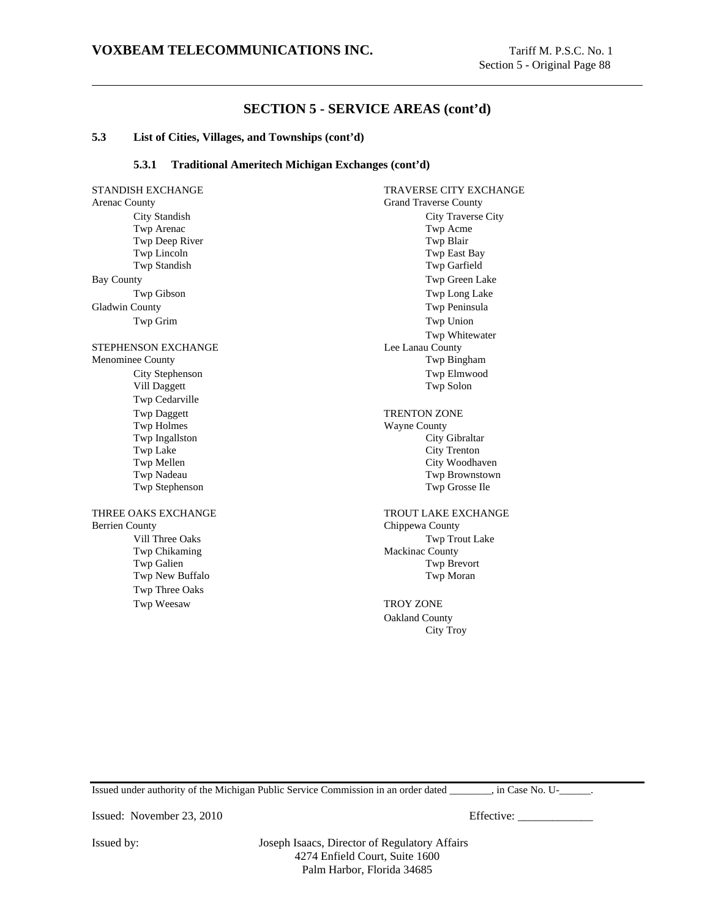## SECTION 5 - SERVICE AREAS (cont'd)

**5.3 List of Cities, Villages, and Townships (cont'd)**

**5.3.1 Traditional Ameritech Michigan Exchanges (cont'd)**

STANDISH EXCHANGE
Arenac County
- City Standish
- Twp Arenac
- Twp Deep River
- Twp Lincoln
- Twp Standish

Bay County
- Twp Gibson

Gladwin County
- Twp Grim

STEPHENSON EXCHANGE
Menominee County
- City Stephenson
- Vill Daggett
- Twp Cedarville
- Twp Daggett
- Twp Holmes
- Twp Ingallston
- Twp Lake
- Twp Mellen
- Twp Nadeau
- Twp Stephenson

THREE OAKS EXCHANGE
Berrien County
- Vill Three Oaks
- Twp Chikaming
- Twp Galien
- Twp New Buffalo
- Twp Three Oaks
- Twp Weesaw

TRAVERSE CITY EXCHANGE
Grand Traverse County
- City Traverse City
- Twp Acme
- Twp Blair
- Twp East Bay
- Twp Garfield
- Twp Green Lake
- Twp Long Lake
- Twp Peninsula
- Twp Union
- Twp Whitewater

Lee Lanau County
- Twp Bingham
- Twp Elmwood
- Twp Solon

TRENTON ZONE
Wayne County
- City Gibraltar
- City Trenton
- City Woodhaven
- Twp Brownstown
- Twp Grosse Ile

TROUT LAKE EXCHANGE
Chippewa County
- Twp Trout Lake

Mackinac County
- Twp Brevort
- Twp Moran

TROY ZONE
Oakland County
- City Troy

Issued under authority of the Michigan Public Service Commission in an order dated ________, in Case No. U-______.

Issued: November 23, 2010

Effective: _____________

Issued by: Joseph Isaacs, Director of Regulatory Affairs
4274 Enfield Court, Suite 1600
Palm Harbor, Florida 34685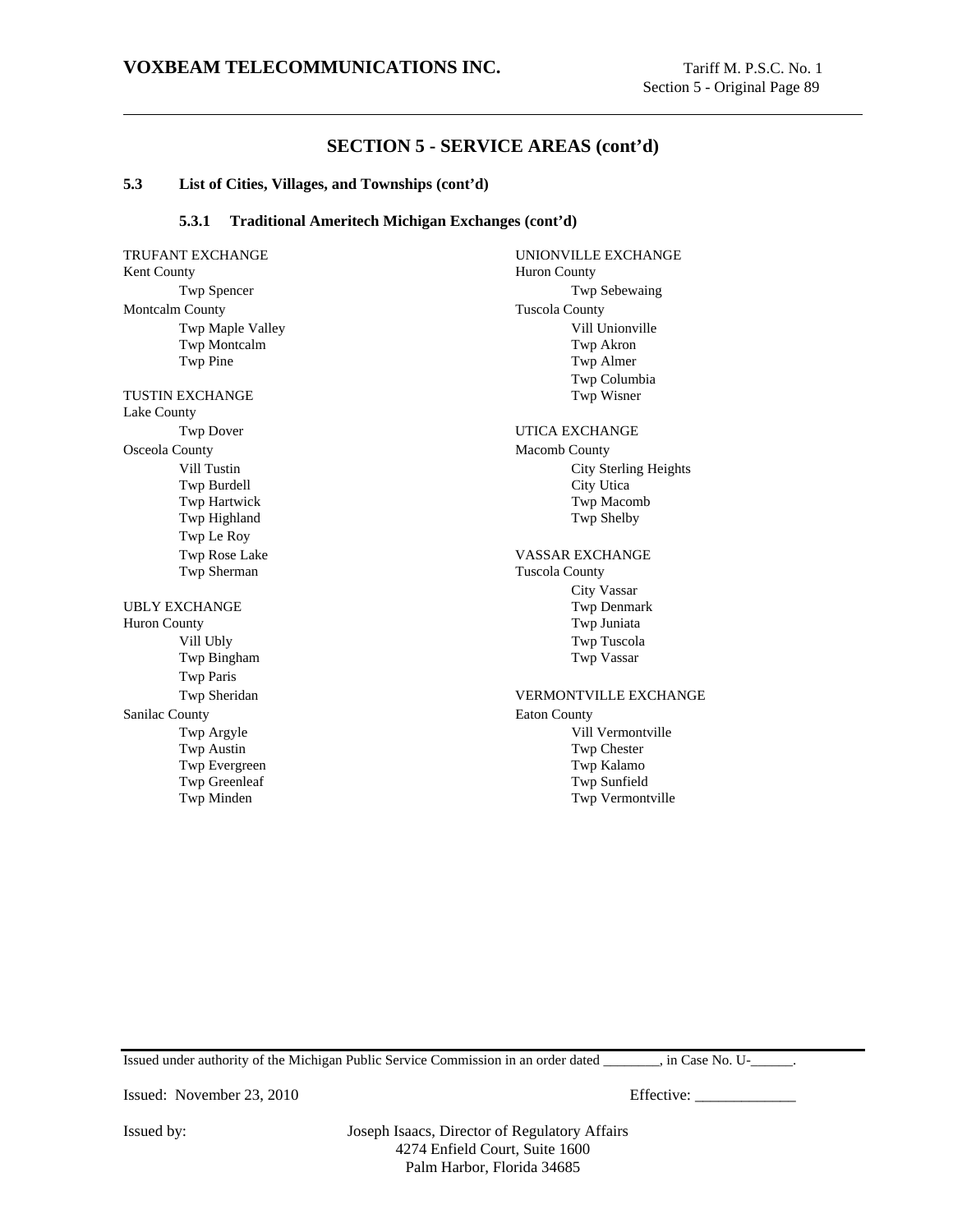## SECTION 5 - SERVICE AREAS (cont'd)

### 5.3 List of Cities, Villages, and Townships (cont'd)

#### 5.3.1 Traditional Ameritech Michigan Exchanges (cont'd)

TRUFANT EXCHANGE
Kent County
- Twp Spencer

Montcalm County
- Twp Maple Valley
- Twp Montcalm
- Twp Pine

TUSTIN EXCHANGE
Lake County
- Twp Dover

Osceola County
- Vill Tustin
- Twp Burdell
- Twp Hartwick
- Twp Highland
- Twp Le Roy
- Twp Rose Lake
- Twp Sherman

UBLY EXCHANGE
Huron County
- Vill Ubly
- Twp Bingham
- Twp Paris
- Twp Sheridan

Sanilac County
- Twp Argyle
- Twp Austin
- Twp Evergreen
- Twp Greenleaf
- Twp Minden

UNIONVILLE EXCHANGE
Huron County
- Twp Sebewaing

Tuscola County
- Vill Unionville
- Twp Akron
- Twp Almer
- Twp Columbia
- Twp Wisner

UTICA EXCHANGE
Macomb County
- City Sterling Heights
- City Utica
- Twp Macomb
- Twp Shelby

VASSAR EXCHANGE
Tuscola County
- City Vassar
- Twp Denmark
- Twp Juniata
- Twp Tuscola
- Twp Vassar

VERMONTVILLE EXCHANGE
Eaton County
- Vill Vermontville
- Twp Chester
- Twp Kalamo
- Twp Sunfield
- Twp Vermontville

Issued under authority of the Michigan Public Service Commission in an order dated ________, in Case No. U-______.

Issued: November 23, 2010

Effective: _____________

Issued by: Joseph Isaacs, Director of Regulatory Affairs
4274 Enfield Court, Suite 1600
Palm Harbor, Florida 34685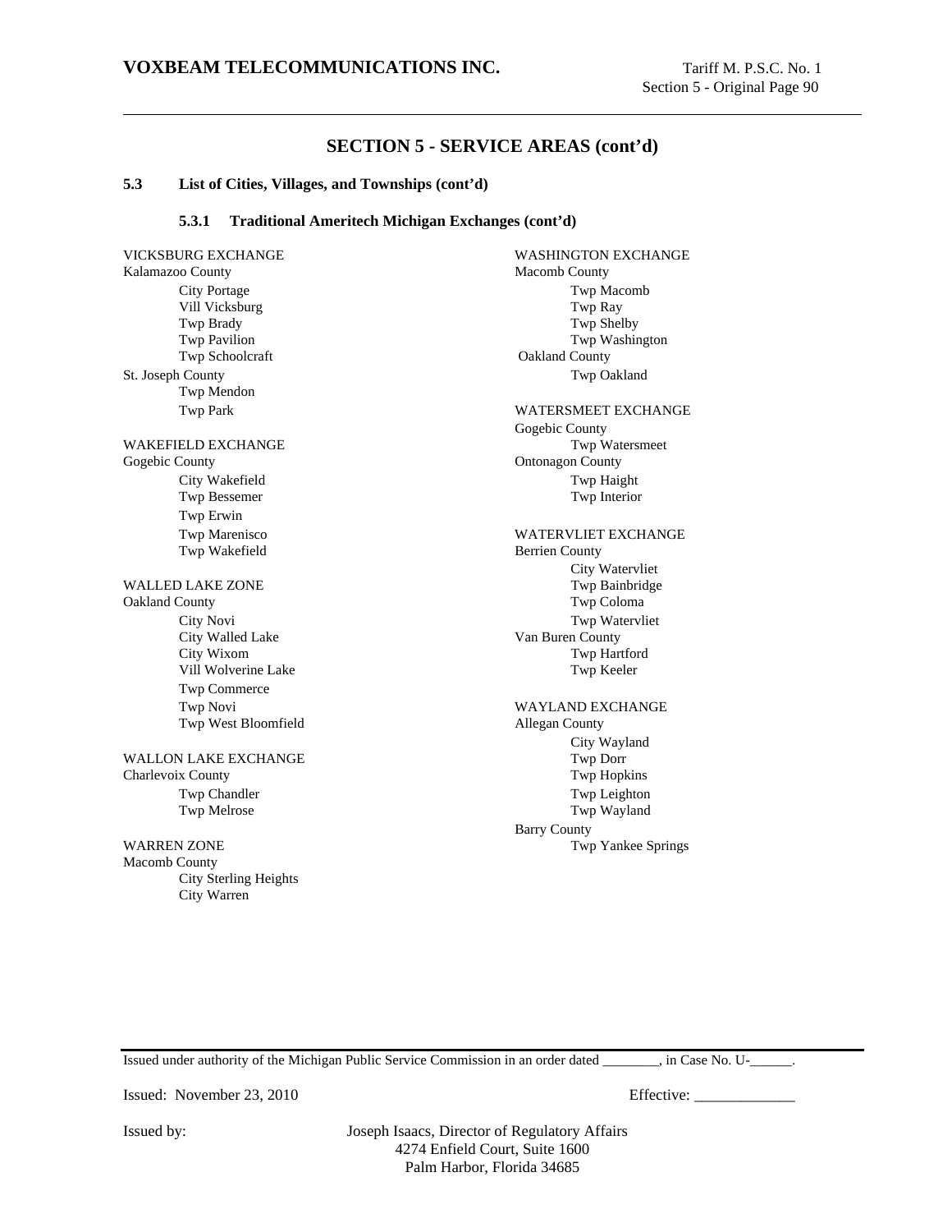## SECTION 5 - SERVICE AREAS (cont'd)

### 5.3 List of Cities, Villages, and Townships (cont'd)

#### 5.3.1 Traditional Ameritech Michigan Exchanges (cont'd)

VICKSBURG EXCHANGE
Kalamazoo County
- City Portage
- Vill Vicksburg
- Twp Brady
- Twp Pavilion
- Twp Schoolcraft

St. Joseph County
- Twp Mendon
- Twp Park

WAKEFIELD EXCHANGE
Gogebic County
- City Wakefield
- Twp Bessemer
- Twp Erwin
- Twp Marenisco
- Twp Wakefield

WALLED LAKE ZONE
Oakland County
- City Novi
- City Walled Lake
- City Wixom
- Vill Wolverine Lake
- Twp Commerce
- Twp Novi
- Twp West Bloomfield

WALLON LAKE EXCHANGE
Charlevoix County
- Twp Chandler
- Twp Melrose

WARREN ZONE
Macomb County
- City Sterling Heights
- City Warren

WASHINGTON EXCHANGE
Macomb County
- Twp Macomb
- Twp Ray
- Twp Shelby
- Twp Washington

Oakland County
- Twp Oakland

WATERSMEET EXCHANGE
Gogebic County
- Twp Watersmeet

Ontonagon County
- Twp Haight
- Twp Interior

WATERVLIET EXCHANGE
Berrien County
- City Watervliet
- Twp Bainbridge
- Twp Coloma
- Twp Watervliet

Van Buren County
- Twp Hartford
- Twp Keeler

WAYLAND EXCHANGE
Allegan County
- City Wayland
- Twp Dorr
- Twp Hopkins
- Twp Leighton
- Twp Wayland

Barry County
- Twp Yankee Springs

Issued under authority of the Michigan Public Service Commission in an order dated ________, in Case No. U-______.

Issued: November 23, 2010 Effective: _____________

Issued by: Joseph Isaacs, Director of Regulatory Affairs
4274 Enfield Court, Suite 1600
Palm Harbor, Florida 34685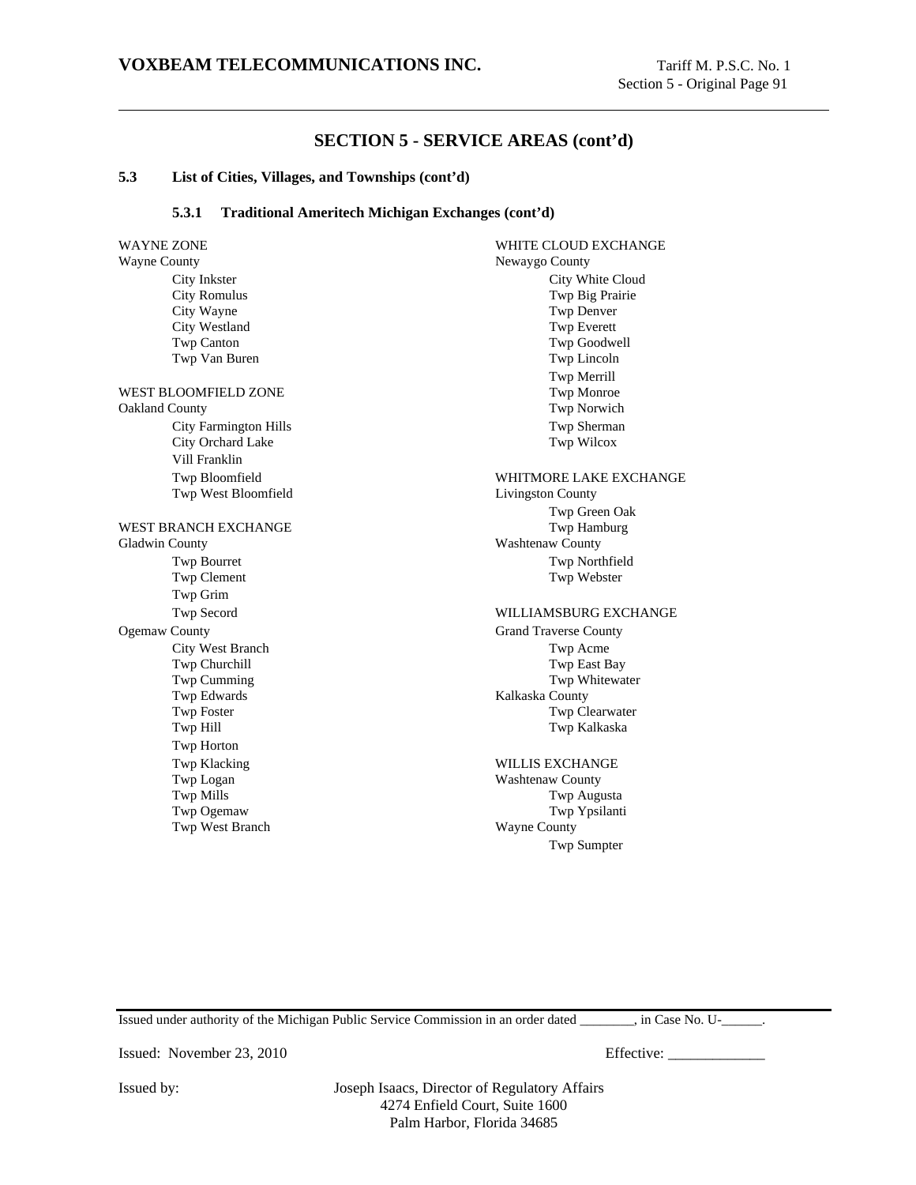## SECTION 5 - SERVICE AREAS (cont'd)

### 5.3 List of Cities, Villages, and Townships (cont'd)

#### 5.3.1 Traditional Ameritech Michigan Exchanges (cont'd)

WAYNE ZONE
Wayne County
- City Inkster
- City Romulus
- City Wayne
- City Westland
- Twp Canton
- Twp Van Buren

WEST BLOOMFIELD ZONE
Oakland County
- City Farmington Hills
- City Orchard Lake
- Vill Franklin
- Twp Bloomfield
- Twp West Bloomfield

WEST BRANCH EXCHANGE
Gladwin County
- Twp Bourret
- Twp Clement
- Twp Grim
- Twp Secord

Ogemaw County
- City West Branch
- Twp Churchill
- Twp Cumming
- Twp Edwards
- Twp Foster
- Twp Hill
- Twp Horton
- Twp Klacking
- Twp Logan
- Twp Mills
- Twp Ogemaw
- Twp West Branch

WHITE CLOUD EXCHANGE
Newaygo County
- City White Cloud
- Twp Big Prairie
- Twp Denver
- Twp Everett
- Twp Goodwell
- Twp Lincoln
- Twp Merrill
- Twp Monroe
- Twp Norwich
- Twp Sherman
- Twp Wilcox

WHITMORE LAKE EXCHANGE
Livingston County
- Twp Green Oak
- Twp Hamburg

Washtenaw County
- Twp Northfield
- Twp Webster

WILLIAMSBURG EXCHANGE
Grand Traverse County
- Twp Acme
- Twp East Bay
- Twp Whitewater

Kalkaska County
- Twp Clearwater
- Twp Kalkaska

WILLIS EXCHANGE
Washtenaw County
- Twp Augusta
- Twp Ypsilanti

Wayne County
- Twp Sumpter

Issued under authority of the Michigan Public Service Commission in an order dated ________, in Case No. U-______.

Issued: November 23, 2010 Effective: _____________

Issued by: Joseph Isaacs, Director of Regulatory Affairs
4274 Enfield Court, Suite 1600
Palm Harbor, Florida 34685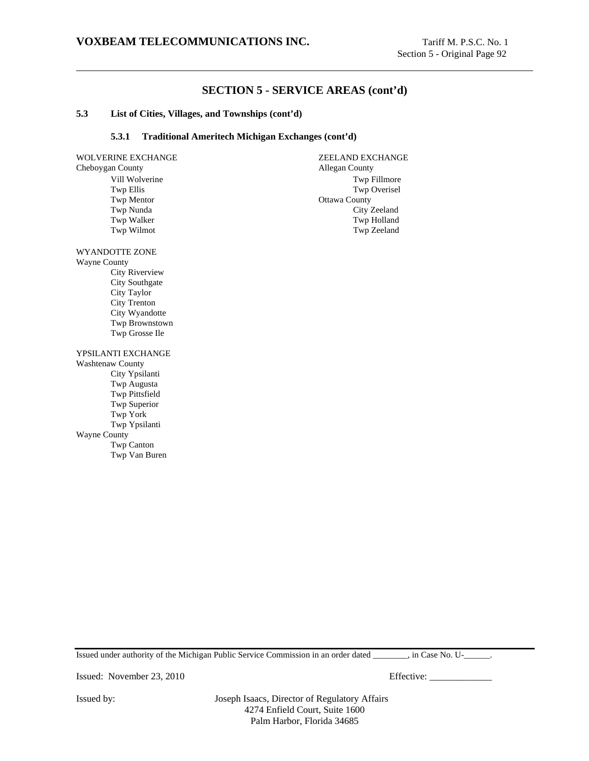## SECTION 5 - SERVICE AREAS (cont'd)

**5.3 List of Cities, Villages, and Townships (cont'd)**

**5.3.1 Traditional Ameritech Michigan Exchanges (cont'd)**

WOLVERINE EXCHANGE
Cheboygan County
- Vill Wolverine
- Twp Ellis
- Twp Mentor
- Twp Nunda
- Twp Walker
- Twp Wilmot

WYANDOTTE ZONE
Wayne County
- City Riverview
- City Southgate
- City Taylor
- City Trenton
- City Wyandotte
- Twp Brownstown
- Twp Grosse Ile

YPSILANTI EXCHANGE
Washtenaw County
- City Ypsilanti
- Twp Augusta
- Twp Pittsfield
- Twp Superior
- Twp York
- Twp Ypsilanti

Wayne County
- Twp Canton
- Twp Van Buren

ZEELAND EXCHANGE
Allegan County
- Twp Fillmore
- Twp Overisel

Ottawa County
- City Zeeland
- Twp Holland
- Twp Zeeland

Issued under authority of the Michigan Public Service Commission in an order dated ________, in Case No. U-______.

Issued: November 23, 2010 Effective: _____________

Issued by: Joseph Isaacs, Director of Regulatory Affairs
4274 Enfield Court, Suite 1600
Palm Harbor, Florida 34685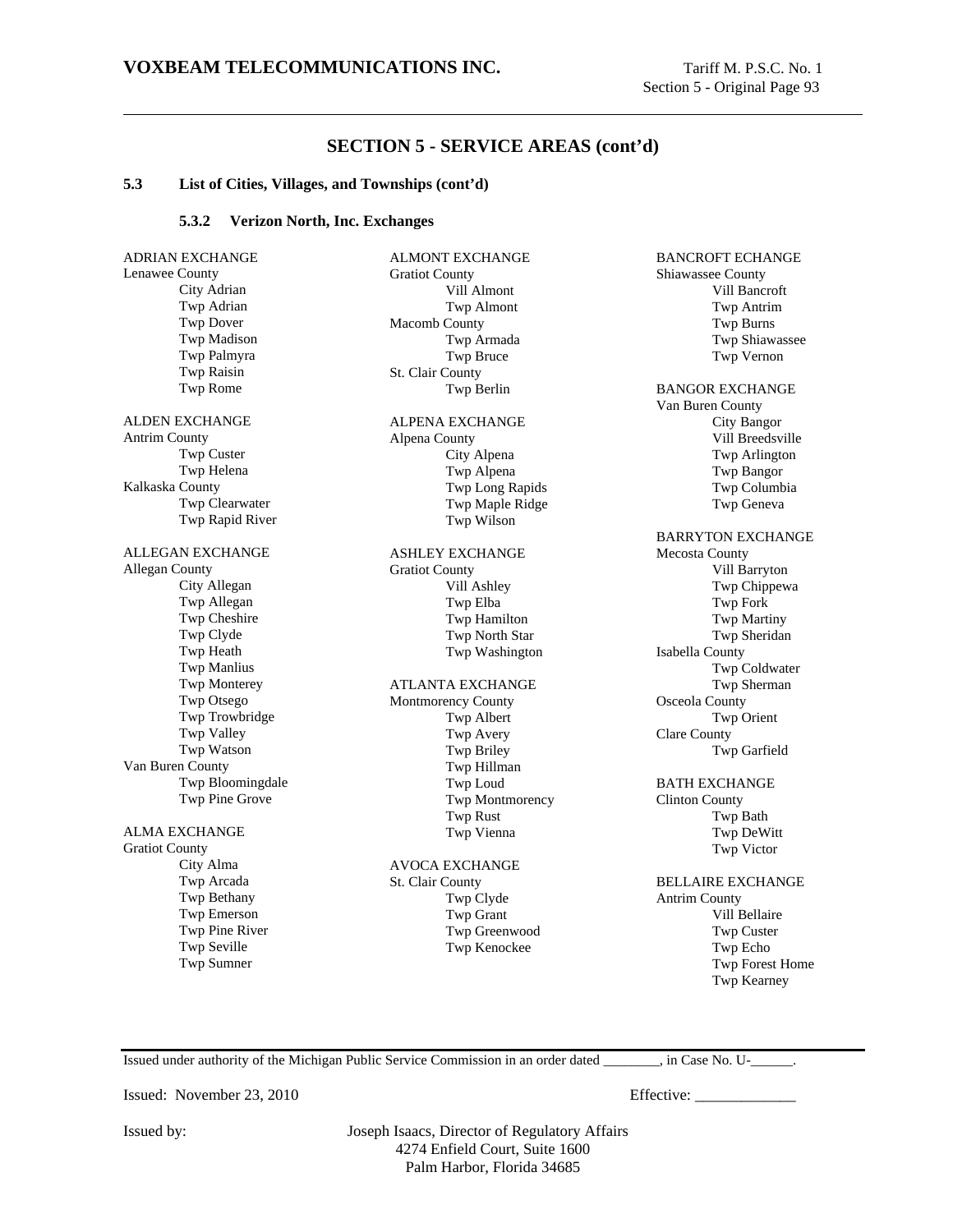## SECTION 5 - SERVICE AREAS (cont'd)

**5.3 List of Cities, Villages, and Townships (cont'd)**

**5.3.2 Verizon North, Inc. Exchanges**

ADRIAN EXCHANGE
Lenawee County
- City Adrian
- Twp Adrian
- Twp Dover
- Twp Madison
- Twp Palmyra
- Twp Raisin
- Twp Rome

ALDEN EXCHANGE
Antrim County
- Twp Custer
- Twp Helena

Kalkaska County
- Twp Clearwater
- Twp Rapid River

ALLEGAN EXCHANGE
Allegan County
- City Allegan
- Twp Allegan
- Twp Cheshire
- Twp Clyde
- Twp Heath
- Twp Manlius
- Twp Monterey
- Twp Otsego
- Twp Trowbridge
- Twp Valley
- Twp Watson

Van Buren County
- Twp Bloomingdale
- Twp Pine Grove

ALMA EXCHANGE
Gratiot County
- City Alma
- Twp Arcada
- Twp Bethany
- Twp Emerson
- Twp Pine River
- Twp Seville
- Twp Sumner

ALMONT EXCHANGE
Gratiot County
- Vill Almont
- Twp Almont

Macomb County
- Twp Armada
- Twp Bruce

St. Clair County
- Twp Berlin

ALPENA EXCHANGE
Alpena County
- City Alpena
- Twp Alpena
- Twp Long Rapids
- Twp Maple Ridge
- Twp Wilson

ASHLEY EXCHANGE
Gratiot County
- Vill Ashley
- Twp Elba
- Twp Hamilton
- Twp North Star
- Twp Washington

ATLANTA EXCHANGE
Montmorency County
- Twp Albert
- Twp Avery
- Twp Briley
- Twp Hillman
- Twp Loud
- Twp Montmorency
- Twp Rust
- Twp Vienna

AVOCA EXCHANGE
St. Clair County
- Twp Clyde
- Twp Grant
- Twp Greenwood
- Twp Kenockee

BANCROFT ECHANGE
Shiawassee County
- Vill Bancroft
- Twp Antrim
- Twp Burns
- Twp Shiawassee
- Twp Vernon

BANGOR EXCHANGE
Van Buren County
- City Bangor
- Vill Breedsville
- Twp Arlington
- Twp Bangor
- Twp Columbia
- Twp Geneva

BARRYTON EXCHANGE
Mecosta County
- Vill Barryton
- Twp Chippewa
- Twp Fork
- Twp Martiny
- Twp Sheridan

Isabella County
- Twp Coldwater
- Twp Sherman

Osceola County
- Twp Orient

Clare County
- Twp Garfield

BATH EXCHANGE
Clinton County
- Twp Bath
- Twp DeWitt
- Twp Victor

BELLAIRE EXCHANGE
Antrim County
- Vill Bellaire
- Twp Custer
- Twp Echo
- Twp Forest Home
- Twp Kearney

---

Issued under authority of the Michigan Public Service Commission in an order dated ________, in Case No. U-______.

Issued: November 23, 2010 Effective: _____________

Issued by: Joseph Isaacs, Director of Regulatory Affairs
4274 Enfield Court, Suite 1600
Palm Harbor, Florida 34685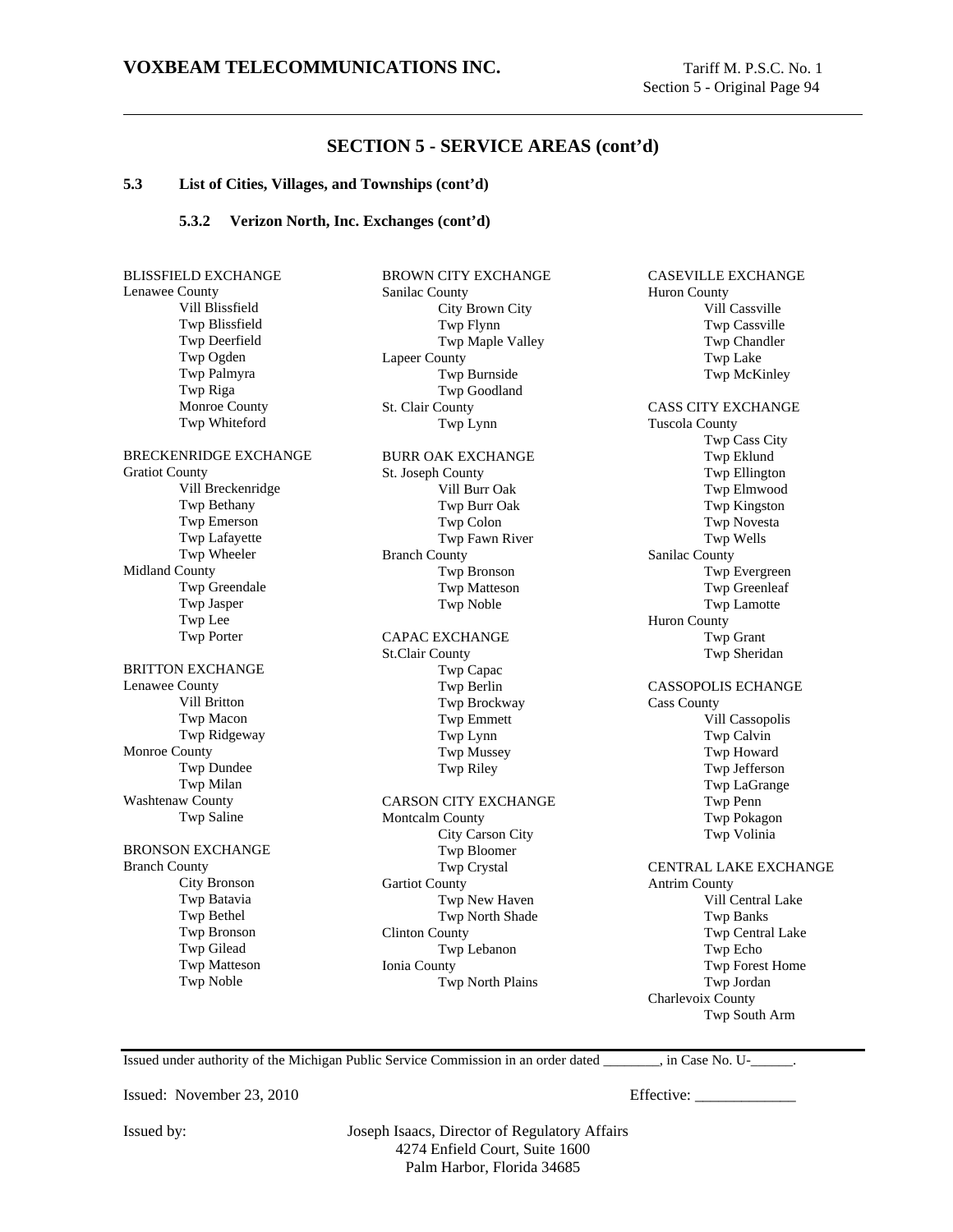## SECTION 5 - SERVICE AREAS (cont'd)

### 5.3 List of Cities, Villages, and Townships (cont'd)

#### 5.3.2 Verizon North, Inc. Exchanges (cont'd)

BLISSFIELD EXCHANGE
Lenawee County
- Vill Blissfield
- Twp Blissfield
- Twp Deerfield
- Twp Ogden
- Twp Palmyra
- Twp Riga
- Monroe County
- Twp Whiteford

BRECKENRIDGE EXCHANGE
Gratiot County
- Vill Breckenridge
- Twp Bethany
- Twp Emerson
- Twp Lafayette
- Twp Wheeler

Midland County
- Twp Greendale
- Twp Jasper
- Twp Lee
- Twp Porter

BRITTON EXCHANGE
Lenawee County
- Vill Britton
- Twp Macon
- Twp Ridgeway

Monroe County
- Twp Dundee
- Twp Milan

Washtenaw County
- Twp Saline

BRONSON EXCHANGE
Branch County
- City Bronson
- Twp Batavia
- Twp Bethel
- Twp Bronson
- Twp Gilead
- Twp Matteson
- Twp Noble

BROWN CITY EXCHANGE
Sanilac County
- City Brown City
- Twp Flynn
- Twp Maple Valley

Lapeer County
- Twp Burnside
- Twp Goodland

St. Clair County
- Twp Lynn

BURR OAK EXCHANGE
St. Joseph County
- Vill Burr Oak
- Twp Burr Oak
- Twp Colon
- Twp Fawn River

Branch County
- Twp Bronson
- Twp Matteson
- Twp Noble

CAPAC EXCHANGE
St.Clair County
- Twp Capac
- Twp Berlin
- Twp Brockway
- Twp Emmett
- Twp Lynn
- Twp Mussey
- Twp Riley

CARSON CITY EXCHANGE
Montcalm County
- City Carson City
- Twp Bloomer
- Twp Crystal

Gartiot County
- Twp New Haven
- Twp North Shade

Clinton County
- Twp Lebanon

Ionia County
- Twp North Plains

CASEVILLE EXCHANGE
Huron County
- Vill Cassville
- Twp Cassville
- Twp Chandler
- Twp Lake
- Twp McKinley

CASS CITY EXCHANGE
Tuscola County
- Twp Cass City
- Twp Eklund
- Twp Ellington
- Twp Elmwood
- Twp Kingston
- Twp Novesta
- Twp Wells

Sanilac County
- Twp Evergreen
- Twp Greenleaf
- Twp Lamotte

Huron County
- Twp Grant
- Twp Sheridan

CASSOPOLIS ECHANGE
Cass County
- Vill Cassopolis
- Twp Calvin
- Twp Howard
- Twp Jefferson
- Twp LaGrange
- Twp Penn
- Twp Pokagon
- Twp Volinia

CENTRAL LAKE EXCHANGE
Antrim County
- Vill Central Lake
- Twp Banks
- Twp Central Lake
- Twp Echo
- Twp Forest Home
- Twp Jordan

Charlevoix County
- Twp South Arm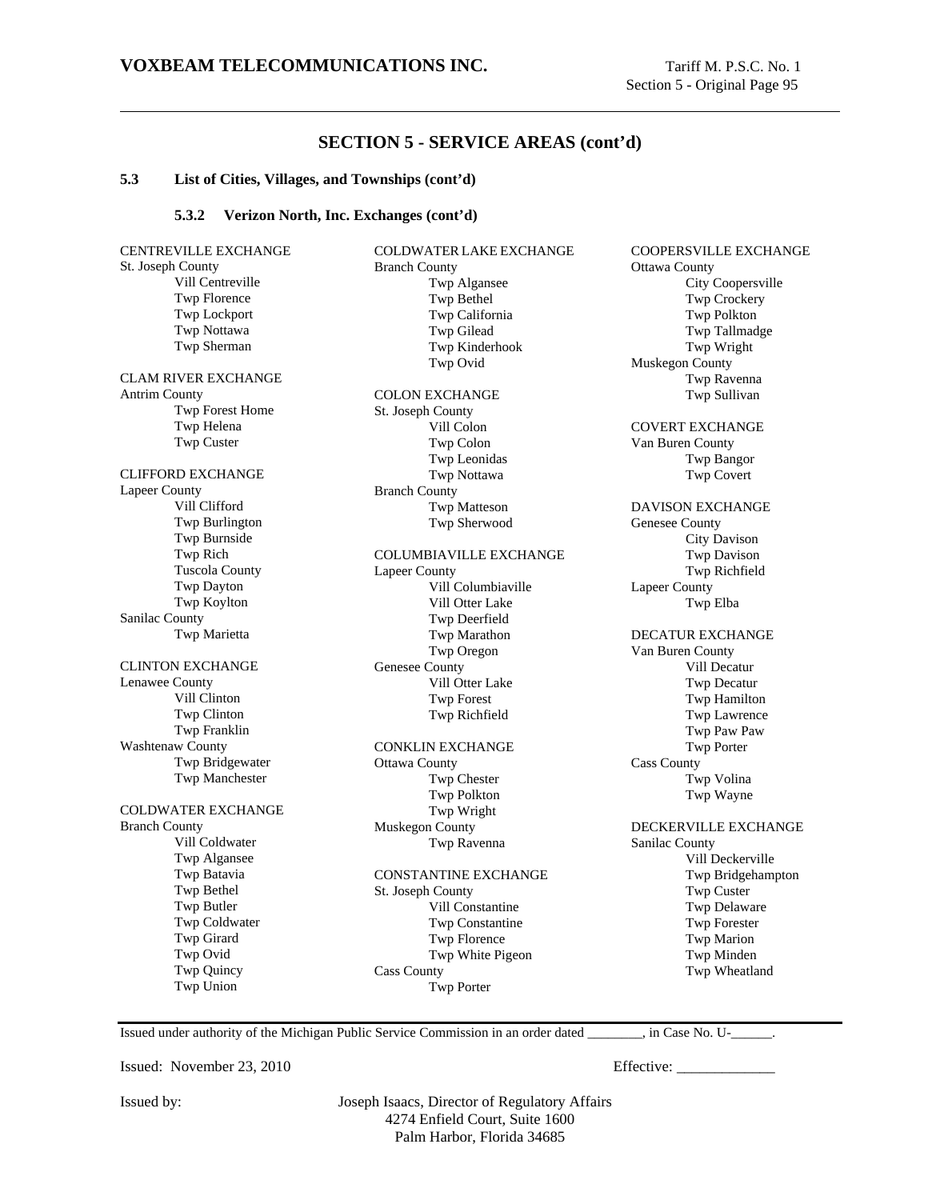## SECTION 5 - SERVICE AREAS (cont'd)

### 5.3 List of Cities, Villages, and Townships (cont'd)

#### 5.3.2 Verizon North, Inc. Exchanges (cont'd)

CENTREVILLE EXCHANGE
St. Joseph County
- Vill Centreville
- Twp Florence
- Twp Lockport
- Twp Nottawa
- Twp Sherman

CLAM RIVER EXCHANGE
Antrim County
- Twp Forest Home
- Twp Helena
- Twp Custer

CLIFFORD EXCHANGE
Lapeer County
- Vill Clifford
- Twp Burlington
- Twp Burnside
- Twp Rich
- Tuscola County
- Twp Dayton
- Twp Koylton

Sanilac County
- Twp Marietta

CLINTON EXCHANGE
Lenawee County
- Vill Clinton
- Twp Clinton
- Twp Franklin

Washtenaw County
- Twp Bridgewater
- Twp Manchester

COLDWATER EXCHANGE
Branch County
- Vill Coldwater
- Twp Algansee
- Twp Batavia
- Twp Bethel
- Twp Butler
- Twp Coldwater
- Twp Girard
- Twp Ovid
- Twp Quincy
- Twp Union

COLDWATER LAKE EXCHANGE
Branch County
- Twp Algansee
- Twp Bethel
- Twp California
- Twp Gilead
- Twp Kinderhook
- Twp Ovid

COLON EXCHANGE
St. Joseph County
- Vill Colon
- Twp Colon
- Twp Leonidas
- Twp Nottawa

Branch County
- Twp Matteson
- Twp Sherwood

COLUMBIAVILLE EXCHANGE
Lapeer County
- Vill Columbiaville
- Vill Otter Lake
- Twp Deerfield
- Twp Marathon
- Twp Oregon

Genesee County
- Vill Otter Lake
- Twp Forest
- Twp Richfield

CONKLIN EXCHANGE
Ottawa County
- Twp Chester
- Twp Polkton
- Twp Wright

Muskegon County
- Twp Ravenna

CONSTANTINE EXCHANGE
St. Joseph County
- Vill Constantine
- Twp Constantine
- Twp Florence
- Twp White Pigeon

Cass County
- Twp Porter

COOPERSVILLE EXCHANGE
Ottawa County
- City Coopersville
- Twp Crockery
- Twp Polkton
- Twp Tallmadge
- Twp Wright

Muskegon County
- Twp Ravenna
- Twp Sullivan

COVERT EXCHANGE
Van Buren County
- Twp Bangor
- Twp Covert

DAVISON EXCHANGE
Genesee County
- City Davison
- Twp Davison
- Twp Richfield

Lapeer County
- Twp Elba

DECATUR EXCHANGE
Van Buren County
- Vill Decatur
- Twp Decatur
- Twp Hamilton
- Twp Lawrence
- Twp Paw Paw
- Twp Porter

Cass County
- Twp Volina
- Twp Wayne

DECKERVILLE EXCHANGE
Sanilac County
- Vill Deckerville
- Twp Bridgehampton
- Twp Custer
- Twp Delaware
- Twp Forester
- Twp Marion
- Twp Minden
- Twp Wheatland

Issued under authority of the Michigan Public Service Commission in an order dated ________, in Case No. U-______.

Issued: November 23, 2010 Effective: _____________

Issued by: Joseph Isaacs, Director of Regulatory Affairs
4274 Enfield Court, Suite 1600
Palm Harbor, Florida 34685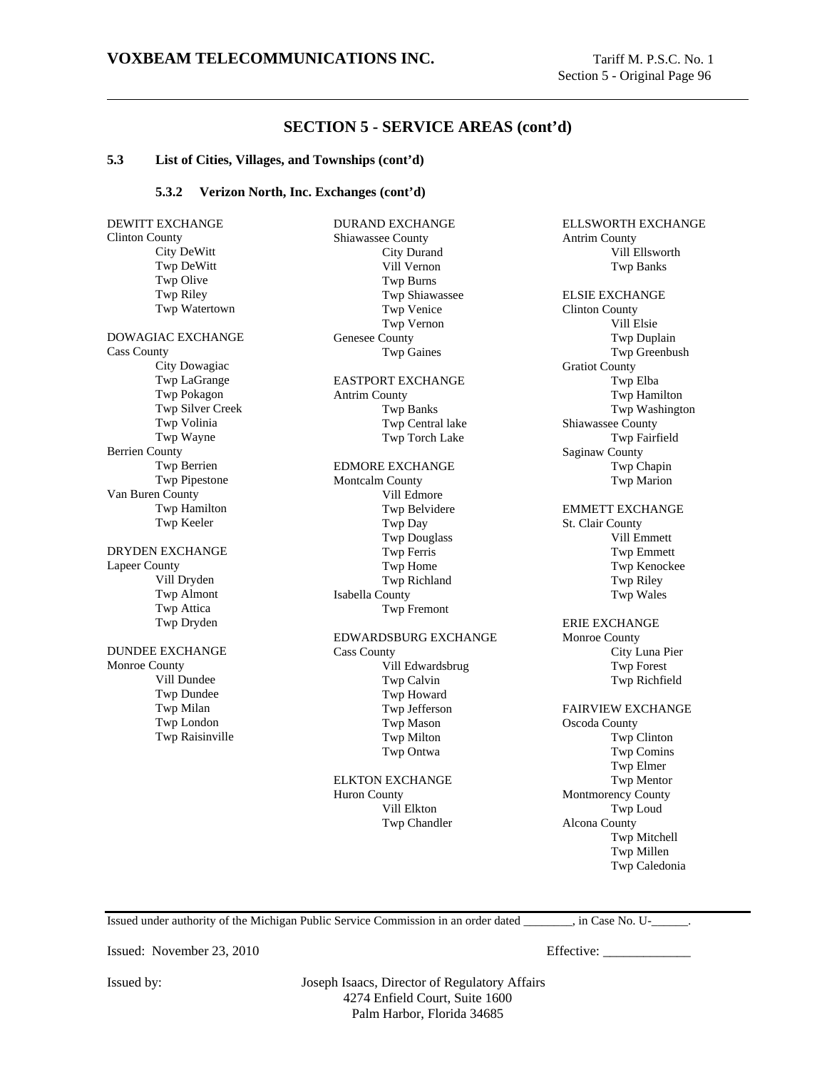## SECTION 5 - SERVICE AREAS (cont'd)

### 5.3 List of Cities, Villages, and Townships (cont'd)

#### 5.3.2 Verizon North, Inc. Exchanges (cont'd)

DEWITT EXCHANGE
Clinton County
- City DeWitt
- Twp DeWitt
- Twp Olive
- Twp Riley
- Twp Watertown

DOWAGIAC EXCHANGE
Cass County
- City Dowagiac
- Twp LaGrange
- Twp Pokagon
- Twp Silver Creek
- Twp Volinia
- Twp Wayne

Berrien County
- Twp Berrien
- Twp Pipestone

Van Buren County
- Twp Hamilton
- Twp Keeler

DRYDEN EXCHANGE
Lapeer County
- Vill Dryden
- Twp Almont
- Twp Attica
- Twp Dryden

DUNDEE EXCHANGE
Monroe County
- Vill Dundee
- Twp Dundee
- Twp Milan
- Twp London
- Twp Raisinville

DURAND EXCHANGE
Shiawassee County
- City Durand
- Vill Vernon
- Twp Burns
- Twp Shiawassee
- Twp Venice
- Twp Vernon

Genesee County
- Twp Gaines

EASTPORT EXCHANGE
Antrim County
- Twp Banks
- Twp Central lake
- Twp Torch Lake

EDMORE EXCHANGE
Montcalm County
- Vill Edmore
- Twp Belvidere
- Twp Day
- Twp Douglass
- Twp Ferris
- Twp Home
- Twp Richland

Isabella County
- Twp Fremont

EDWARDSBURG EXCHANGE
Cass County
- Vill Edwardsbrug
- Twp Calvin
- Twp Howard
- Twp Jefferson
- Twp Mason
- Twp Milton
- Twp Ontwa

ELKTON EXCHANGE
Huron County
- Vill Elkton
- Twp Chandler

ELLSWORTH EXCHANGE
Antrim County
- Vill Ellsworth
- Twp Banks

ELSIE EXCHANGE
Clinton County
- Vill Elsie
- Twp Duplain
- Twp Greenbush

Gratiot County
- Twp Elba
- Twp Hamilton
- Twp Washington

Shiawassee County
- Twp Fairfield

Saginaw County
- Twp Chapin
- Twp Marion

EMMETT EXCHANGE
St. Clair County
- Vill Emmett
- Twp Emmett
- Twp Kenockee
- Twp Riley
- Twp Wales

ERIE EXCHANGE
Monroe County
- City Luna Pier
- Twp Forest
- Twp Richfield

FAIRVIEW EXCHANGE
Oscoda County
- Twp Clinton
- Twp Comins
- Twp Elmer
- Twp Mentor

Montmorency County
- Twp Loud

Alcona County
- Twp Mitchell
- Twp Millen
- Twp Caledonia

Issued under authority of the Michigan Public Service Commission in an order dated ________, in Case No. U-______.

Issued: November 23, 2010 Effective: _____________

Issued by: Joseph Isaacs, Director of Regulatory Affairs
4274 Enfield Court, Suite 1600
Palm Harbor, Florida 34685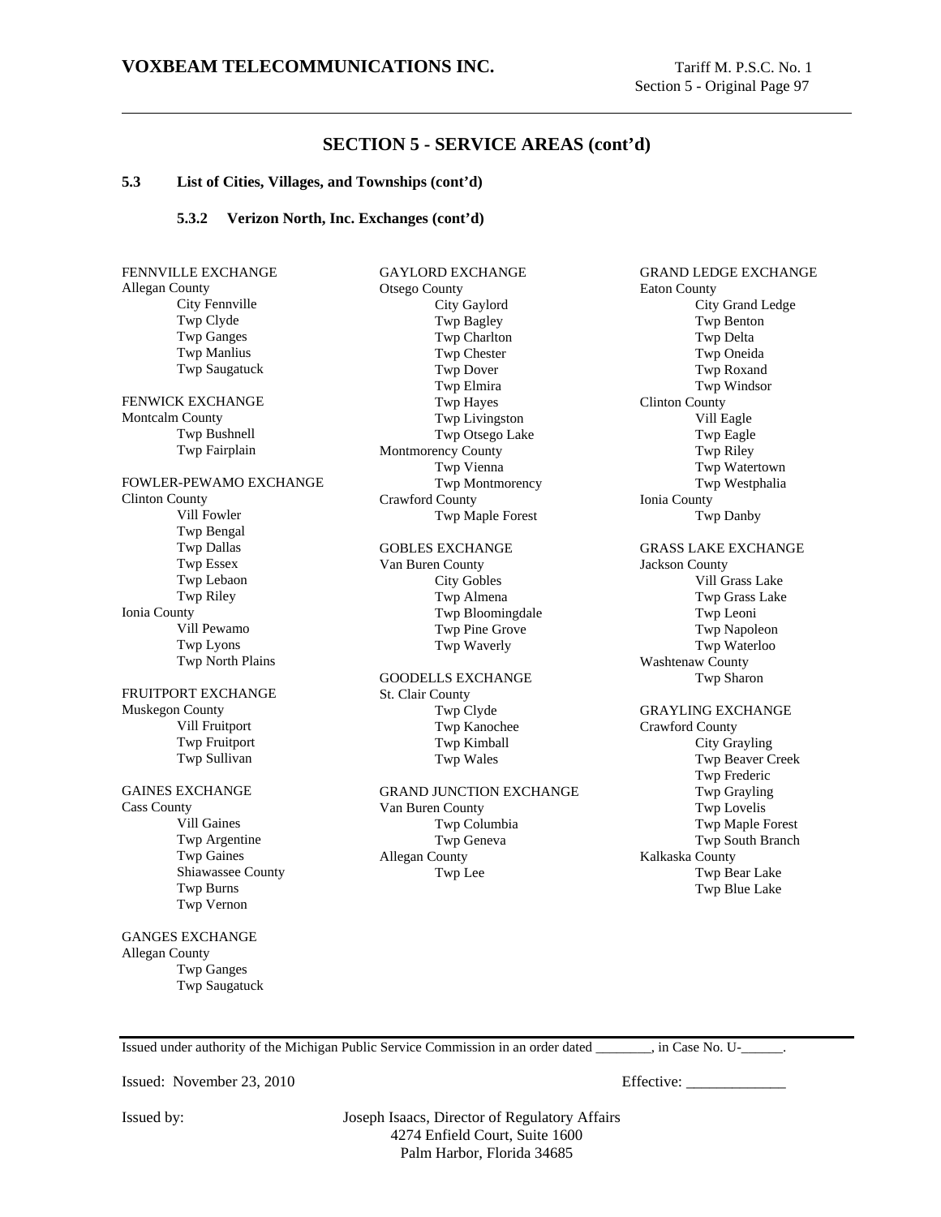## SECTION 5 - SERVICE AREAS (cont'd)

### 5.3 List of Cities, Villages, and Townships (cont'd)

#### 5.3.2 Verizon North, Inc. Exchanges (cont'd)

FENNVILLE EXCHANGE
Allegan County
- City Fennville
- Twp Clyde
- Twp Ganges
- Twp Manlius
- Twp Saugatuck

FENWICK EXCHANGE
Montcalm County
- Twp Bushnell
- Twp Fairplain

FOWLER-PEWAMO EXCHANGE
Clinton County
- Vill Fowler
- Twp Bengal
- Twp Dallas
- Twp Essex
- Twp Lebaon
- Twp Riley

Ionia County
- Vill Pewamo
- Twp Lyons
- Twp North Plains

FRUITPORT EXCHANGE
Muskegon County
- Vill Fruitport
- Twp Fruitport
- Twp Sullivan

GAINES EXCHANGE
Cass County
- Vill Gaines
- Twp Argentine
- Twp Gaines
- Shiawassee County
- Twp Burns
- Twp Vernon

GANGES EXCHANGE
Allegan County
- Twp Ganges
- Twp Saugatuck

GAYLORD EXCHANGE
Otsego County
- City Gaylord
- Twp Bagley
- Twp Charlton
- Twp Chester
- Twp Dover
- Twp Elmira
- Twp Hayes
- Twp Livingston
- Twp Otsego Lake

Montmorency County
- Twp Vienna
- Twp Montmorency

Crawford County
- Twp Maple Forest

GOBLES EXCHANGE
Van Buren County
- City Gobles
- Twp Almena
- Twp Bloomingdale
- Twp Pine Grove
- Twp Waverly

GOODELLS EXCHANGE
St. Clair County
- Twp Clyde
- Twp Kanochee
- Twp Kimball
- Twp Wales

GRAND JUNCTION EXCHANGE
Van Buren County
- Twp Columbia
- Twp Geneva

Allegan County
- Twp Lee

GRAND LEDGE EXCHANGE
Eaton County
- City Grand Ledge
- Twp Benton
- Twp Delta
- Twp Oneida
- Twp Roxand
- Twp Windsor

Clinton County
- Vill Eagle
- Twp Eagle
- Twp Riley
- Twp Watertown
- Twp Westphalia

Ionia County
- Twp Danby

GRASS LAKE EXCHANGE
Jackson County
- Vill Grass Lake
- Twp Grass Lake
- Twp Leoni
- Twp Napoleon
- Twp Waterloo

Washtenaw County
- Twp Sharon

GRAYLING EXCHANGE
Crawford County
- City Grayling
- Twp Beaver Creek
- Twp Frederic
- Twp Grayling
- Twp Lovelis
- Twp Maple Forest
- Twp South Branch

Kalkaska County
- Twp Bear Lake
- Twp Blue Lake

---

Issued under authority of the Michigan Public Service Commission in an order dated ________, in Case No. U-______.

Issued: November 23, 2010 Effective: _____________

Issued by: Joseph Isaacs, Director of Regulatory Affairs
4274 Enfield Court, Suite 1600
Palm Harbor, Florida 34685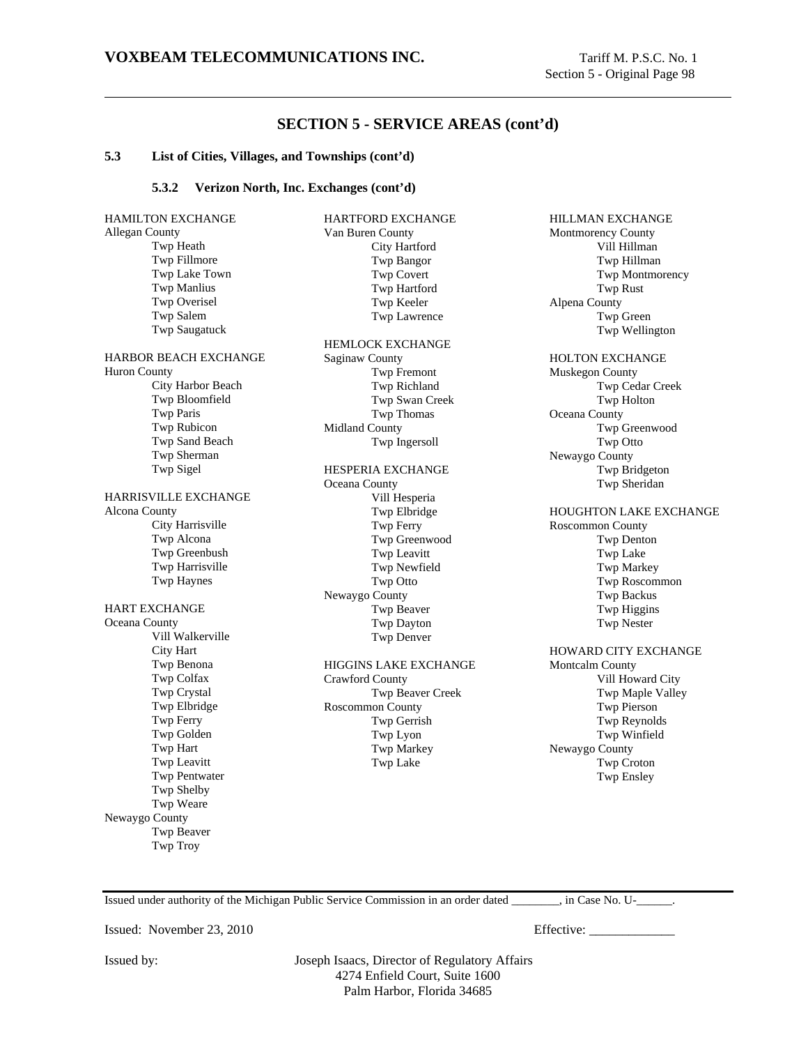## SECTION 5 - SERVICE AREAS (cont'd)

### 5.3 List of Cities, Villages, and Townships (cont'd)

#### 5.3.2 Verizon North, Inc. Exchanges (cont'd)

HAMILTON EXCHANGE
Allegan County
- Twp Heath
- Twp Fillmore
- Twp Lake Town
- Twp Manlius
- Twp Overisel
- Twp Salem
- Twp Saugatuck

HARBOR BEACH EXCHANGE
Huron County
- City Harbor Beach
- Twp Bloomfield
- Twp Paris
- Twp Rubicon
- Twp Sand Beach
- Twp Sherman
- Twp Sigel

HARRISVILLE EXCHANGE
Alcona County
- City Harrisville
- Twp Alcona
- Twp Greenbush
- Twp Harrisville
- Twp Haynes

HART EXCHANGE
Oceana County
- Vill Walkerville
- City Hart
- Twp Benona
- Twp Colfax
- Twp Crystal
- Twp Elbridge
- Twp Ferry
- Twp Golden
- Twp Hart
- Twp Leavitt
- Twp Pentwater
- Twp Shelby
- Twp Weare

Newaygo County
- Twp Beaver
- Twp Troy

HARTFORD EXCHANGE
Van Buren County
- City Hartford
- Twp Bangor
- Twp Covert
- Twp Hartford
- Twp Keeler
- Twp Lawrence

HEMLOCK EXCHANGE
Saginaw County
- Twp Fremont
- Twp Richland
- Twp Swan Creek
- Twp Thomas

Midland County
- Twp Ingersoll

HESPERIA EXCHANGE
Oceana County
- Vill Hesperia
- Twp Elbridge
- Twp Ferry
- Twp Greenwood
- Twp Leavitt
- Twp Newfield
- Twp Otto

Newaygo County
- Twp Beaver
- Twp Dayton
- Twp Denver

HIGGINS LAKE EXCHANGE
Crawford County
- Twp Beaver Creek

Roscommon County
- Twp Gerrish
- Twp Lyon
- Twp Markey
- Twp Lake

HILLMAN EXCHANGE
Montmorency County
- Vill Hillman
- Twp Hillman
- Twp Montmorency
- Twp Rust

Alpena County
- Twp Green
- Twp Wellington

HOLTON EXCHANGE
Muskegon County
- Twp Cedar Creek
- Twp Holton

Oceana County
- Twp Greenwood
- Twp Otto

Newaygo County
- Twp Bridgeton
- Twp Sheridan

HOUGHTON LAKE EXCHANGE
Roscommon County
- Twp Denton
- Twp Lake
- Twp Markey
- Twp Roscommon
- Twp Backus
- Twp Higgins
- Twp Nester

HOWARD CITY EXCHANGE
Montcalm County
- Vill Howard City
- Twp Maple Valley
- Twp Pierson
- Twp Reynolds
- Twp Winfield

Newaygo County
- Twp Croton
- Twp Ensley

Issued under authority of the Michigan Public Service Commission in an order dated ________, in Case No. U-______.

Issued: November 23, 2010 Effective: _____________

Issued by: Joseph Isaacs, Director of Regulatory Affairs
4274 Enfield Court, Suite 1600
Palm Harbor, Florida 34685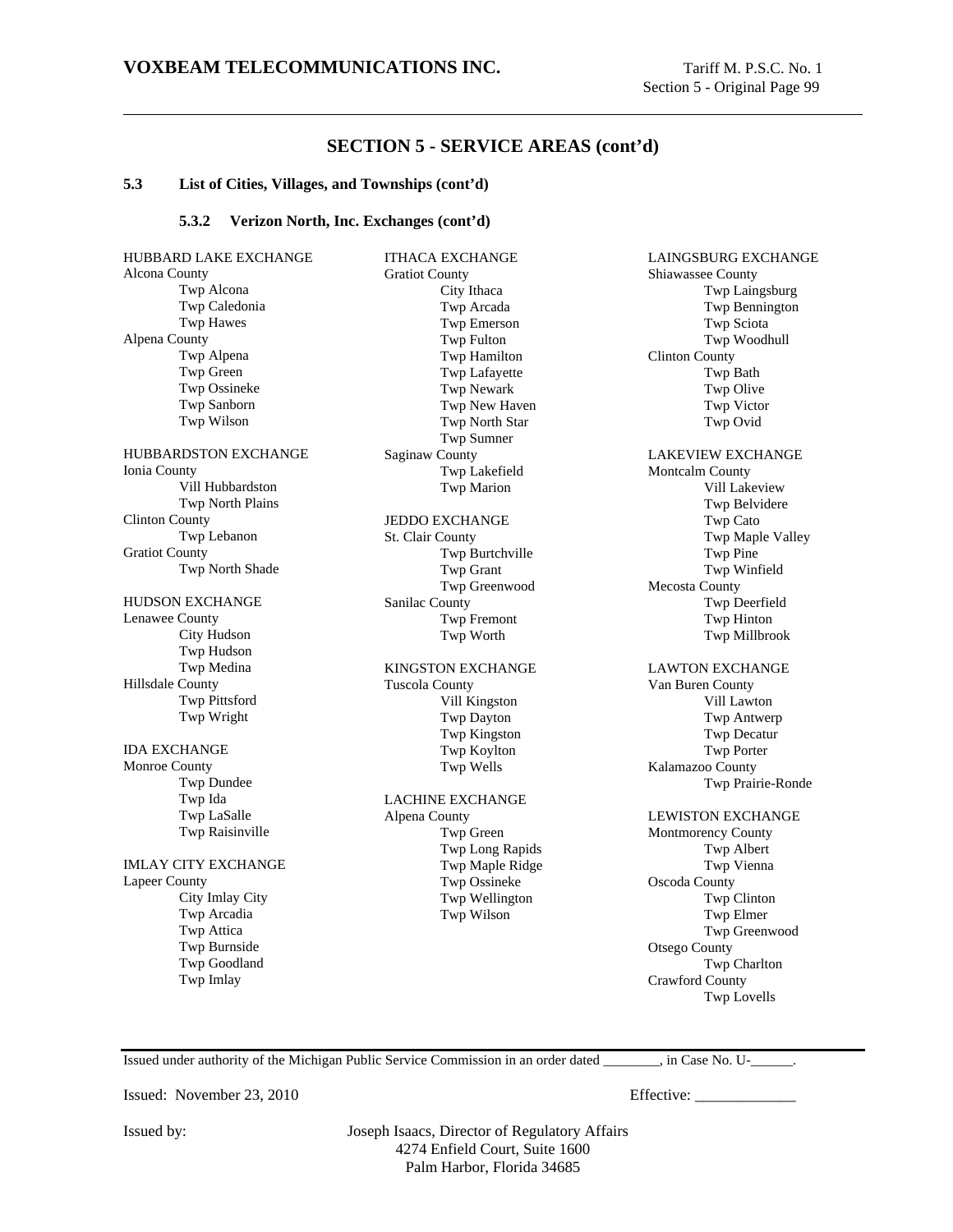## SECTION 5 - SERVICE AREAS (cont'd)

### 5.3 List of Cities, Villages, and Townships (cont'd)

#### 5.3.2 Verizon North, Inc. Exchanges (cont'd)

HUBBARD LAKE EXCHANGE
Alcona County
- Twp Alcona
- Twp Caledonia
- Twp Hawes

Alpena County
- Twp Alpena
- Twp Green
- Twp Ossineke
- Twp Sanborn
- Twp Wilson

HUBBARDSTON EXCHANGE
Ionia County
- Vill Hubbardston
- Twp North Plains

Clinton County
- Twp Lebanon

Gratiot County
- Twp North Shade

HUDSON EXCHANGE
Lenawee County
- City Hudson
- Twp Hudson
- Twp Medina

Hillsdale County
- Twp Pittsford
- Twp Wright

IDA EXCHANGE
Monroe County
- Twp Dundee
- Twp Ida
- Twp LaSalle
- Twp Raisinville

IMLAY CITY EXCHANGE
Lapeer County
- City Imlay City
- Twp Arcadia
- Twp Attica
- Twp Burnside
- Twp Goodland
- Twp Imlay

ITHACA EXCHANGE
Gratiot County
- City Ithaca
- Twp Arcada
- Twp Emerson
- Twp Fulton
- Twp Hamilton
- Twp Lafayette
- Twp Newark
- Twp New Haven
- Twp North Star
- Twp Sumner

Saginaw County
- Twp Lakefield
- Twp Marion

JEDDO EXCHANGE
St. Clair County
- Twp Burtchville
- Twp Grant
- Twp Greenwood

Sanilac County
- Twp Fremont
- Twp Worth

KINGSTON EXCHANGE
Tuscola County
- Vill Kingston
- Twp Dayton
- Twp Kingston
- Twp Koylton
- Twp Wells

LACHINE EXCHANGE
Alpena County
- Twp Green
- Twp Long Rapids
- Twp Maple Ridge
- Twp Ossineke
- Twp Wellington
- Twp Wilson

LAINGSBURG EXCHANGE
Shiawassee County
- Twp Laingsburg
- Twp Bennington
- Twp Sciota
- Twp Woodhull

Clinton County
- Twp Bath
- Twp Olive
- Twp Victor
- Twp Ovid

LAKEVIEW EXCHANGE
Montcalm County
- Vill Lakeview
- Twp Belvidere
- Twp Cato
- Twp Maple Valley
- Twp Pine
- Twp Winfield

Mecosta County
- Twp Deerfield
- Twp Hinton
- Twp Millbrook

LAWTON EXCHANGE
Van Buren County
- Vill Lawton
- Twp Antwerp
- Twp Decatur
- Twp Porter

Kalamazoo County
- Twp Prairie-Ronde

LEWISTON EXCHANGE
Montmorency County
- Twp Albert
- Twp Vienna

Oscoda County
- Twp Clinton
- Twp Elmer
- Twp Greenwood

Otsego County
- Twp Charlton

Crawford County
- Twp Lovells

Issued under authority of the Michigan Public Service Commission in an order dated ________, in Case No. U-______.

Issued: November 23, 2010

Effective: _____________

Issued by: Joseph Isaacs, Director of Regulatory Affairs
4274 Enfield Court, Suite 1600
Palm Harbor, Florida 34685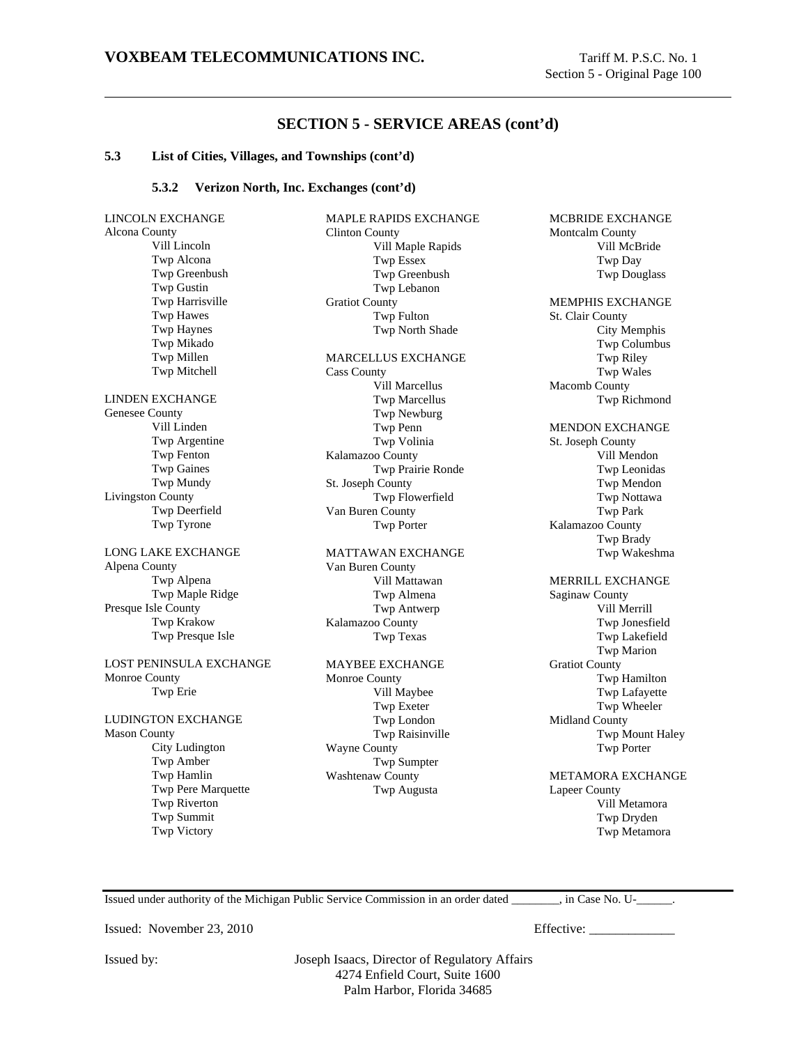## SECTION 5 - SERVICE AREAS (cont'd)

### 5.3 List of Cities, Villages, and Townships (cont'd)

#### 5.3.2 Verizon North, Inc. Exchanges (cont'd)

LINCOLN EXCHANGE
Alcona County
- Vill Lincoln
- Twp Alcona
- Twp Greenbush
- Twp Gustin
- Twp Harrisville
- Twp Hawes
- Twp Haynes
- Twp Mikado
- Twp Millen
- Twp Mitchell

LINDEN EXCHANGE
Genesee County
- Vill Linden
- Twp Argentine
- Twp Fenton
- Twp Gaines
- Twp Mundy

Livingston County
- Twp Deerfield
- Twp Tyrone

LONG LAKE EXCHANGE
Alpena County
- Twp Alpena
- Twp Maple Ridge

Presque Isle County
- Twp Krakow
- Twp Presque Isle

LOST PENINSULA EXCHANGE
Monroe County
- Twp Erie

LUDINGTON EXCHANGE
Mason County
- City Ludington
- Twp Amber
- Twp Hamlin
- Twp Pere Marquette
- Twp Riverton
- Twp Summit
- Twp Victory

MAPLE RAPIDS EXCHANGE
Clinton County
- Vill Maple Rapids
- Twp Essex
- Twp Greenbush
- Twp Lebanon

Gratiot County
- Twp Fulton
- Twp North Shade

MARCELLUS EXCHANGE
Cass County
- Vill Marcellus
- Twp Marcellus
- Twp Newburg
- Twp Penn
- Twp Volinia

Kalamazoo County
- Twp Prairie Ronde

St. Joseph County
- Twp Flowerfield

Van Buren County
- Twp Porter

MATTAWAN EXCHANGE
Van Buren County
- Vill Mattawan
- Twp Almena
- Twp Antwerp

Kalamazoo County
- Twp Texas

MAYBEE EXCHANGE
Monroe County
- Vill Maybee
- Twp Exeter
- Twp London
- Twp Raisinville

Wayne County
- Twp Sumpter

Washtenaw County
- Twp Augusta

MCBRIDE EXCHANGE
Montcalm County
- Vill McBride
- Twp Day
- Twp Douglass

MEMPHIS EXCHANGE
St. Clair County
- City Memphis
- Twp Columbus
- Twp Riley
- Twp Wales

Macomb County
- Twp Richmond

MENDON EXCHANGE
St. Joseph County
- Vill Mendon
- Twp Leonidas
- Twp Mendon
- Twp Nottawa
- Twp Park

Kalamazoo County
- Twp Brady
- Twp Wakeshma

MERRILL EXCHANGE
Saginaw County
- Vill Merrill
- Twp Jonesfield
- Twp Lakefield
- Twp Marion

Gratiot County
- Twp Hamilton
- Twp Lafayette
- Twp Wheeler

Midland County
- Twp Mount Haley
- Twp Porter

METAMORA EXCHANGE
Lapeer County
- Vill Metamora
- Twp Dryden
- Twp Metamora

Issued under authority of the Michigan Public Service Commission in an order dated ________, in Case No. U-______.

Issued: November 23, 2010

Effective: _____________

Issued by: Joseph Isaacs, Director of Regulatory Affairs
4274 Enfield Court, Suite 1600
Palm Harbor, Florida 34685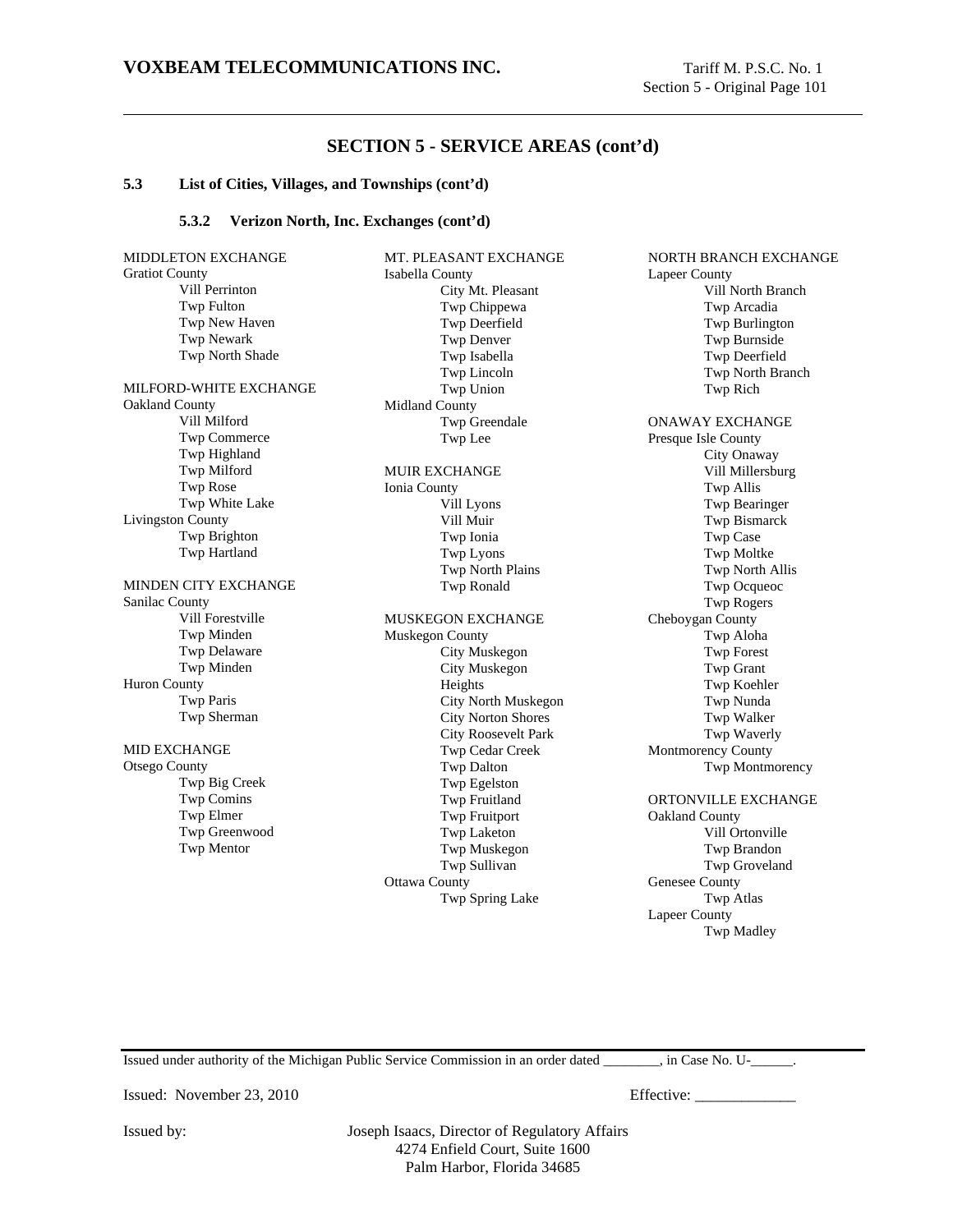## SECTION 5 - SERVICE AREAS (cont'd)

### 5.3 List of Cities, Villages, and Townships (cont'd)

#### 5.3.2 Verizon North, Inc. Exchanges (cont'd)

MIDDLETON EXCHANGE
Gratiot County
- Vill Perrinton
- Twp Fulton
- Twp New Haven
- Twp Newark
- Twp North Shade

MILFORD-WHITE EXCHANGE
Oakland County
- Vill Milford
- Twp Commerce
- Twp Highland
- Twp Milford
- Twp Rose
- Twp White Lake

Livingston County
- Twp Brighton
- Twp Hartland

MINDEN CITY EXCHANGE
Sanilac County
- Vill Forestville
- Twp Minden
- Twp Delaware
- Twp Minden

Huron County
- Twp Paris
- Twp Sherman

MID EXCHANGE
Otsego County
- Twp Big Creek
- Twp Comins
- Twp Elmer
- Twp Greenwood
- Twp Mentor

MT. PLEASANT EXCHANGE
Isabella County
- City Mt. Pleasant
- Twp Chippewa
- Twp Deerfield
- Twp Denver
- Twp Isabella
- Twp Lincoln
- Twp Union

Midland County
- Twp Greendale
- Twp Lee

MUIR EXCHANGE
Ionia County
- Vill Lyons
- Vill Muir
- Twp Ionia
- Twp Lyons
- Twp North Plains
- Twp Ronald

MUSKEGON EXCHANGE
Muskegon County
- City Muskegon
- City Muskegon Heights
- City North Muskegon
- City Norton Shores
- City Roosevelt Park
- Twp Cedar Creek
- Twp Dalton
- Twp Egelston
- Twp Fruitland
- Twp Fruitport
- Twp Laketon
- Twp Muskegon
- Twp Sullivan

Ottawa County
- Twp Spring Lake

NORTH BRANCH EXCHANGE
Lapeer County
- Vill North Branch
- Twp Arcadia
- Twp Burlington
- Twp Burnside
- Twp Deerfield
- Twp North Branch
- Twp Rich

ONAWAY EXCHANGE
Presque Isle County
- City Onaway
- Vill Millersburg
- Twp Allis
- Twp Bearinger
- Twp Bismarck
- Twp Case
- Twp Moltke
- Twp North Allis
- Twp Ocqueoc
- Twp Rogers

Cheboygan County
- Twp Aloha
- Twp Forest
- Twp Grant
- Twp Koehler
- Twp Nunda
- Twp Walker
- Twp Waverly

Montmorency County
- Twp Montmorency

ORTONVILLE EXCHANGE
Oakland County
- Vill Ortonville
- Twp Brandon
- Twp Groveland

Genesee County
- Twp Atlas

Lapeer County
- Twp Madley

Issued under authority of the Michigan Public Service Commission in an order dated ________, in Case No. U-______.

Issued: November 23, 2010

Effective: _____________

Issued by: Joseph Isaacs, Director of Regulatory Affairs
4274 Enfield Court, Suite 1600
Palm Harbor, Florida 34685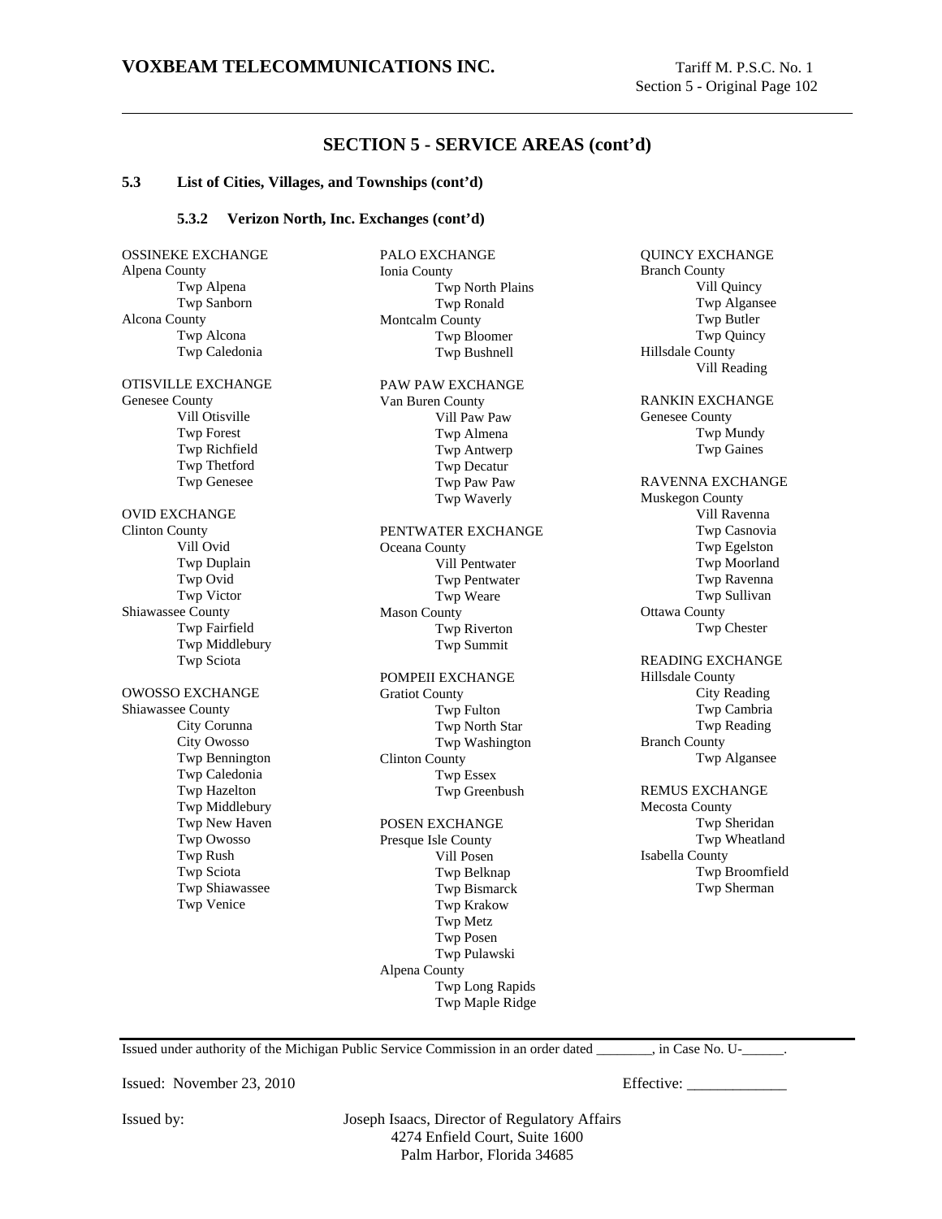## SECTION 5 - SERVICE AREAS (cont'd)

### 5.3 List of Cities, Villages, and Townships (cont'd)

#### 5.3.2 Verizon North, Inc. Exchanges (cont'd)

OSSINEKE EXCHANGE
Alpena County
- Twp Alpena
- Twp Sanborn

Alcona County
- Twp Alcona
- Twp Caledonia

OTISVILLE EXCHANGE
Genesee County
- Vill Otisville
- Twp Forest
- Twp Richfield
- Twp Thetford
- Twp Genesee

OVID EXCHANGE
Clinton County
- Vill Ovid
- Twp Duplain
- Twp Ovid
- Twp Victor

Shiawassee County
- Twp Fairfield
- Twp Middlebury
- Twp Sciota

OWOSSO EXCHANGE
Shiawassee County
- City Corunna
- City Owosso
- Twp Bennington
- Twp Caledonia
- Twp Hazelton
- Twp Middlebury
- Twp New Haven
- Twp Owosso
- Twp Rush
- Twp Sciota
- Twp Shiawassee
- Twp Venice

PALO EXCHANGE
Ionia County
- Twp North Plains
- Twp Ronald

Montcalm County
- Twp Bloomer
- Twp Bushnell

PAW PAW EXCHANGE
Van Buren County
- Vill Paw Paw
- Twp Almena
- Twp Antwerp
- Twp Decatur
- Twp Paw Paw
- Twp Waverly

PENTWATER EXCHANGE
Oceana County
- Vill Pentwater
- Twp Pentwater
- Twp Weare

Mason County
- Twp Riverton
- Twp Summit

POMPEII EXCHANGE
Gratiot County
- Twp Fulton
- Twp North Star
- Twp Washington

Clinton County
- Twp Essex
- Twp Greenbush

POSEN EXCHANGE
Presque Isle County
- Vill Posen
- Twp Belknap
- Twp Bismarck
- Twp Krakow
- Twp Metz
- Twp Posen
- Twp Pulawski

Alpena County
- Twp Long Rapids
- Twp Maple Ridge

QUINCY EXCHANGE
Branch County
- Vill Quincy
- Twp Algansee
- Twp Butler
- Twp Quincy

Hillsdale County
- Vill Reading

RANKIN EXCHANGE
Genesee County
- Twp Mundy
- Twp Gaines

RAVENNA EXCHANGE
Muskegon County
- Vill Ravenna
- Twp Casnovia
- Twp Egelston
- Twp Moorland
- Twp Ravenna
- Twp Sullivan

Ottawa County
- Twp Chester

READING EXCHANGE
Hillsdale County
- City Reading
- Twp Cambria
- Twp Reading

Branch County
- Twp Algansee

REMUS EXCHANGE
Mecosta County
- Twp Sheridan
- Twp Wheatland

Isabella County
- Twp Broomfield
- Twp Sherman

---

Issued under authority of the Michigan Public Service Commission in an order dated ________, in Case No. U-______.

Issued: November 23, 2010 Effective: _____________

Issued by: Joseph Isaacs, Director of Regulatory Affairs
4274 Enfield Court, Suite 1600
Palm Harbor, Florida 34685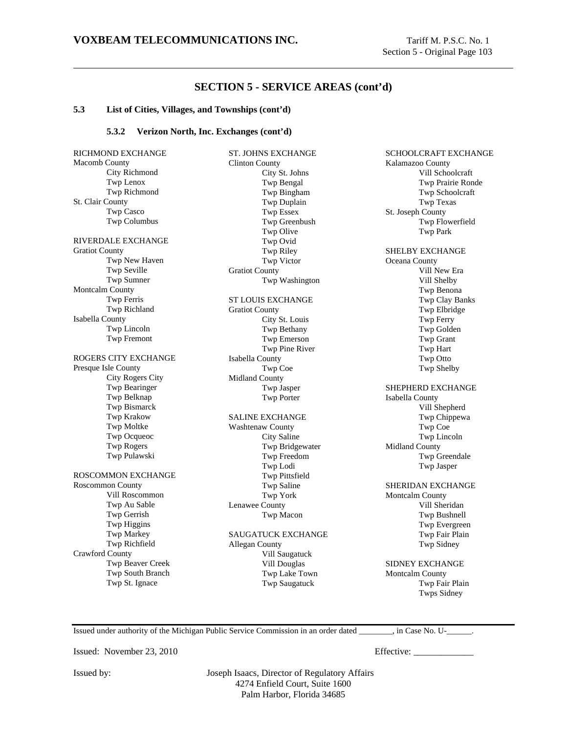## SECTION 5 - SERVICE AREAS (cont'd)

### 5.3 List of Cities, Villages, and Townships (cont'd)

#### 5.3.2 Verizon North, Inc. Exchanges (cont'd)

RICHMOND EXCHANGE
Macomb County
- City Richmond
- Twp Lenox
- Twp Richmond

St. Clair County
- Twp Casco
- Twp Columbus

RIVERDALE EXCHANGE
Gratiot County
- Twp New Haven
- Twp Seville
- Twp Sumner

Montcalm County
- Twp Ferris
- Twp Richland

Isabella County
- Twp Lincoln
- Twp Fremont

ROGERS CITY EXCHANGE
Presque Isle County
- City Rogers City
- Twp Bearinger
- Twp Belknap
- Twp Bismarck
- Twp Krakow
- Twp Moltke
- Twp Ocqueoc
- Twp Rogers
- Twp Pulawski

ROSCOMMON EXCHANGE
Roscommon County
- Vill Roscommon
- Twp Au Sable
- Twp Gerrish
- Twp Higgins
- Twp Markey
- Twp Richfield

Crawford County
- Twp Beaver Creek
- Twp South Branch
- Twp St. Ignace

ST. JOHNS EXCHANGE
Clinton County
- City St. Johns
- Twp Bengal
- Twp Bingham
- Twp Duplain
- Twp Essex
- Twp Greenbush
- Twp Olive
- Twp Ovid
- Twp Riley
- Twp Victor

Gratiot County
- Twp Washington

ST LOUIS EXCHANGE
Gratiot County
- City St. Louis
- Twp Bethany
- Twp Emerson
- Twp Pine River

Isabella County
- Twp Coe

Midland County
- Twp Jasper
- Twp Porter

SALINE EXCHANGE
Washtenaw County
- City Saline
- Twp Bridgewater
- Twp Freedom
- Twp Lodi
- Twp Pittsfield
- Twp Saline
- Twp York

Lenawee County
- Twp Macon

SAUGATUCK EXCHANGE
Allegan County
- Vill Saugatuck
- Vill Douglas
- Twp Lake Town
- Twp Saugatuck

SCHOOLCRAFT EXCHANGE
Kalamazoo County
- Vill Schoolcraft
- Twp Prairie Ronde
- Twp Schoolcraft
- Twp Texas

St. Joseph County
- Twp Flowerfield
- Twp Park

SHELBY EXCHANGE
Oceana County
- Vill New Era
- Vill Shelby
- Twp Benona
- Twp Clay Banks
- Twp Elbridge
- Twp Ferry
- Twp Golden
- Twp Grant
- Twp Hart
- Twp Otto
- Twp Shelby

SHEPHERD EXCHANGE
Isabella County
- Vill Shepherd
- Twp Chippewa
- Twp Coe
- Twp Lincoln

Midland County
- Twp Greendale
- Twp Jasper

SHERIDAN EXCHANGE
Montcalm County
- Vill Sheridan
- Twp Bushnell
- Twp Evergreen
- Twp Fair Plain
- Twp Sidney

SIDNEY EXCHANGE
Montcalm County
- Twp Fair Plain
- Twps Sidney

Issued under authority of the Michigan Public Service Commission in an order dated ________, in Case No. U-______.

Issued: November 23, 2010 Effective: _____________

Issued by: Joseph Isaacs, Director of Regulatory Affairs
4274 Enfield Court, Suite 1600
Palm Harbor, Florida 34685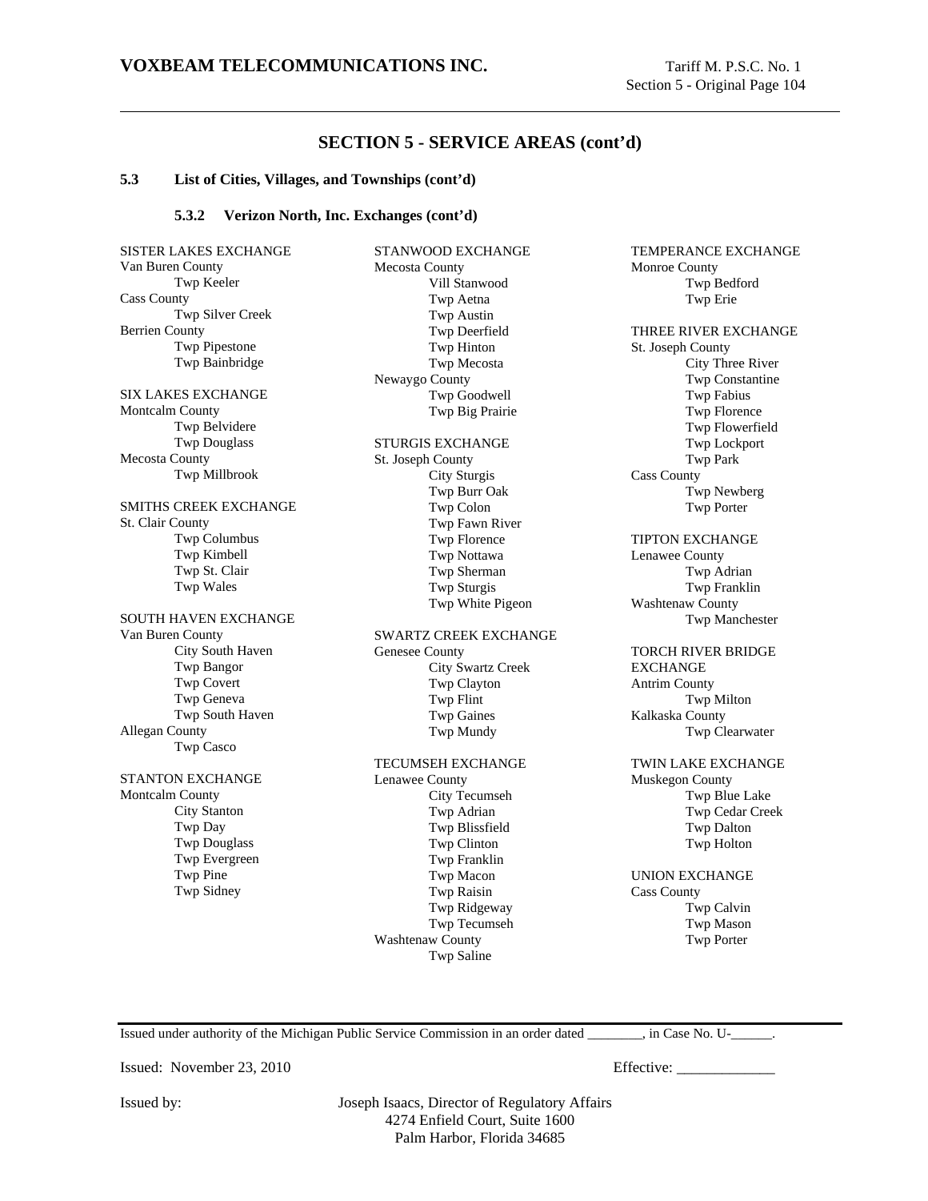## SECTION 5 - SERVICE AREAS (cont'd)

### 5.3 List of Cities, Villages, and Townships (cont'd)

#### 5.3.2 Verizon North, Inc. Exchanges (cont'd)

SISTER LAKES EXCHANGE
Van Buren County
- Twp Keeler

Cass County
- Twp Silver Creek

Berrien County
- Twp Pipestone
- Twp Bainbridge

SIX LAKES EXCHANGE
Montcalm County
- Twp Belvidere
- Twp Douglass

Mecosta County
- Twp Millbrook

SMITHS CREEK EXCHANGE
St. Clair County
- Twp Columbus
- Twp Kimbell
- Twp St. Clair
- Twp Wales

SOUTH HAVEN EXCHANGE
Van Buren County
- City South Haven
- Twp Bangor
- Twp Covert
- Twp Geneva
- Twp South Haven

Allegan County
- Twp Casco

STANTON EXCHANGE
Montcalm County
- City Stanton
- Twp Day
- Twp Douglass
- Twp Evergreen
- Twp Pine
- Twp Sidney

STANWOOD EXCHANGE
Mecosta County
- Vill Stanwood
- Twp Aetna
- Twp Austin
- Twp Deerfield
- Twp Hinton
- Twp Mecosta

Newaygo County
- Twp Goodwell
- Twp Big Prairie

STURGIS EXCHANGE
St. Joseph County
- City Sturgis
- Twp Burr Oak
- Twp Colon
- Twp Fawn River
- Twp Florence
- Twp Nottawa
- Twp Sherman
- Twp Sturgis
- Twp White Pigeon

SWARTZ CREEK EXCHANGE
Genesee County
- City Swartz Creek
- Twp Clayton
- Twp Flint
- Twp Gaines
- Twp Mundy

TECUMSEH EXCHANGE
Lenawee County
- City Tecumseh
- Twp Adrian
- Twp Blissfield
- Twp Clinton
- Twp Franklin
- Twp Macon
- Twp Raisin
- Twp Ridgeway
- Twp Tecumseh

Washtenaw County
- Twp Saline

TEMPERANCE EXCHANGE
Monroe County
- Twp Bedford
- Twp Erie

THREE RIVER EXCHANGE
St. Joseph County
- City Three River
- Twp Constantine
- Twp Fabius
- Twp Florence
- Twp Flowerfield
- Twp Lockport
- Twp Park

Cass County
- Twp Newberg
- Twp Porter

TIPTON EXCHANGE
Lenawee County
- Twp Adrian
- Twp Franklin

Washtenaw County
- Twp Manchester

TORCH RIVER BRIDGE EXCHANGE
Antrim County
- Twp Milton

Kalkaska County
- Twp Clearwater

TWIN LAKE EXCHANGE
Muskegon County
- Twp Blue Lake
- Twp Cedar Creek
- Twp Dalton
- Twp Holton

UNION EXCHANGE
Cass County
- Twp Calvin
- Twp Mason
- Twp Porter

Issued under authority of the Michigan Public Service Commission in an order dated ________, in Case No. U-______.

Issued: November 23, 2010 Effective: _____________

Issued by: Joseph Isaacs, Director of Regulatory Affairs
4274 Enfield Court, Suite 1600
Palm Harbor, Florida 34685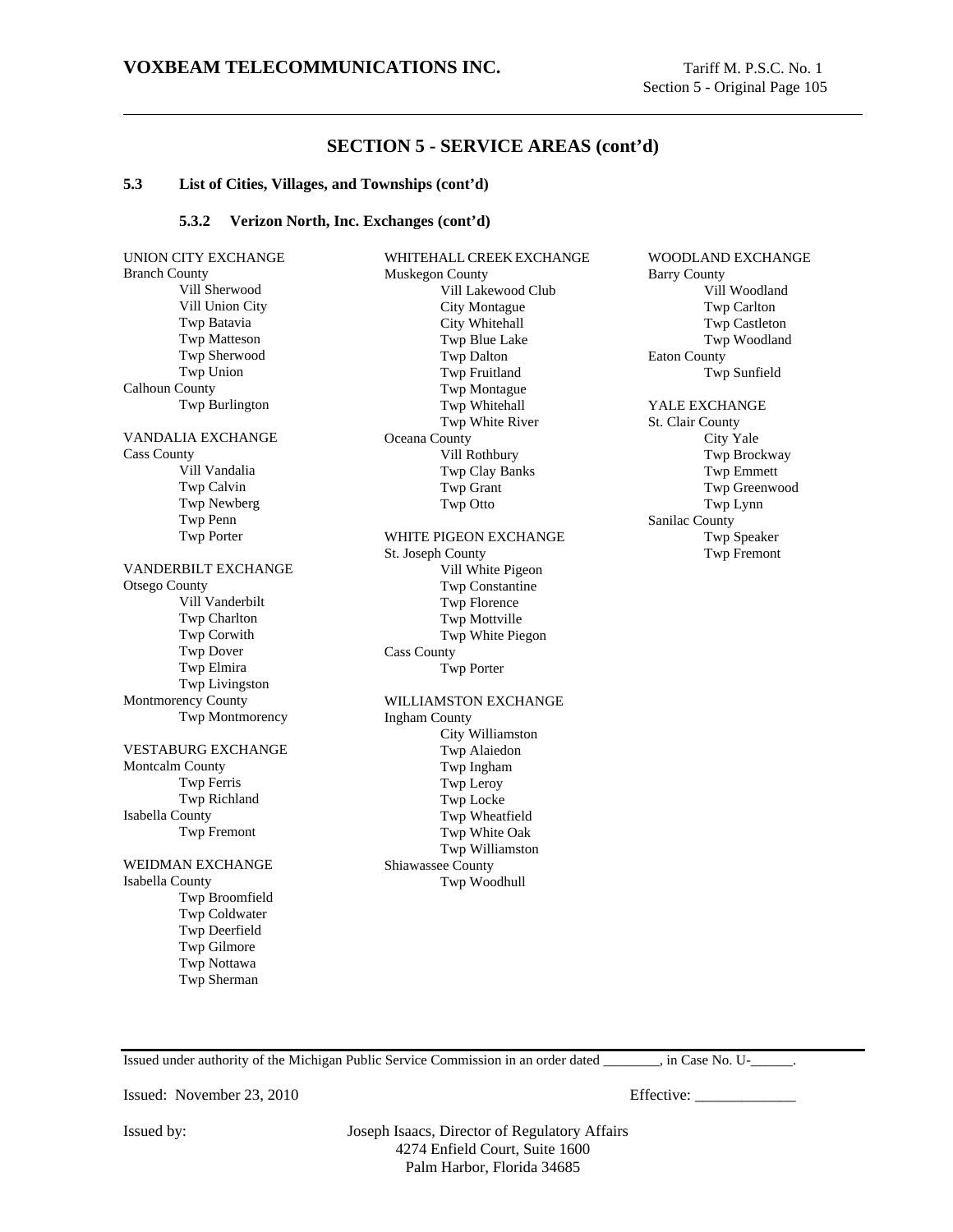## SECTION 5 - SERVICE AREAS (cont'd)

### 5.3 List of Cities, Villages, and Townships (cont'd)

#### 5.3.2 Verizon North, Inc. Exchanges (cont'd)

UNION CITY EXCHANGE
Branch County
- Vill Sherwood
- Vill Union City
- Twp Batavia
- Twp Matteson
- Twp Sherwood
- Twp Union

Calhoun County
- Twp Burlington

VANDALIA EXCHANGE
Cass County
- Vill Vandalia
- Twp Calvin
- Twp Newberg
- Twp Penn
- Twp Porter

VANDERBILT EXCHANGE
Otsego County
- Vill Vanderbilt
- Twp Charlton
- Twp Corwith
- Twp Dover
- Twp Elmira
- Twp Livingston

Montmorency County
- Twp Montmorency

VESTABURG EXCHANGE
Montcalm County
- Twp Ferris
- Twp Richland

Isabella County
- Twp Fremont

WEIDMAN EXCHANGE
Isabella County
- Twp Broomfield
- Twp Coldwater
- Twp Deerfield
- Twp Gilmore
- Twp Nottawa
- Twp Sherman

WHITEHALL CREEK EXCHANGE
Muskegon County
- Vill Lakewood Club
- City Montague
- City Whitehall
- Twp Blue Lake
- Twp Dalton
- Twp Fruitland
- Twp Montague
- Twp Whitehall
- Twp White River

Oceana County
- Vill Rothbury
- Twp Clay Banks
- Twp Grant
- Twp Otto

WHITE PIGEON EXCHANGE
St. Joseph County
- Vill White Pigeon
- Twp Constantine
- Twp Florence
- Twp Mottville
- Twp White Piegon

Cass County
- Twp Porter

WILLIAMSTON EXCHANGE
Ingham County
- City Williamston
- Twp Alaiedon
- Twp Ingham
- Twp Leroy
- Twp Locke
- Twp Wheatfield
- Twp White Oak
- Twp Williamston

Shiawassee County
- Twp Woodhull

WOODLAND EXCHANGE
Barry County
- Vill Woodland
- Twp Carlton
- Twp Castleton
- Twp Woodland

Eaton County
- Twp Sunfield

YALE EXCHANGE
St. Clair County
- City Yale
- Twp Brockway
- Twp Emmett
- Twp Greenwood
- Twp Lynn

Sanilac County
- Twp Speaker
- Twp Fremont

Issued under authority of the Michigan Public Service Commission in an order dated ________, in Case No. U-______.

Issued: November 23, 2010

Effective: _____________

Issued by: Joseph Isaacs, Director of Regulatory Affairs
4274 Enfield Court, Suite 1600
Palm Harbor, Florida 34685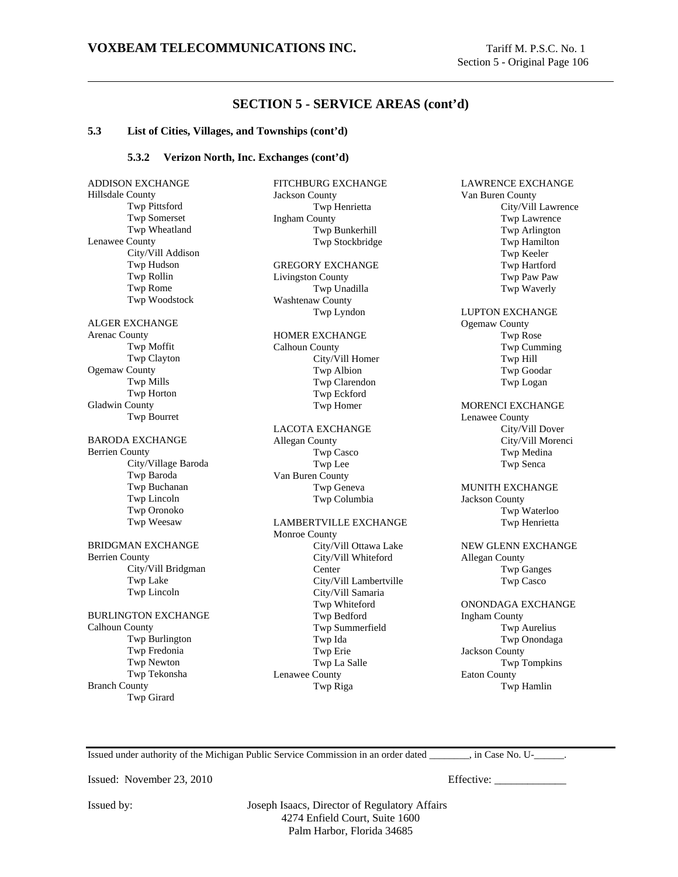## SECTION 5 - SERVICE AREAS (cont'd)

### 5.3 List of Cities, Villages, and Townships (cont'd)

#### 5.3.2 Verizon North, Inc. Exchanges (cont'd)

ADDISON EXCHANGE
Hillsdale County
- Twp Pittsford
- Twp Somerset
- Twp Wheatland

Lenawee County
- City/Vill Addison
- Twp Hudson
- Twp Rollin
- Twp Rome
- Twp Woodstock

ALGER EXCHANGE
Arenac County
- Twp Moffit
- Twp Clayton

Ogemaw County
- Twp Mills
- Twp Horton

Gladwin County
- Twp Bourret

BARODA EXCHANGE
Berrien County
- City/Village Baroda
- Twp Baroda
- Twp Buchanan
- Twp Lincoln
- Twp Oronoko
- Twp Weesaw

BRIDGMAN EXCHANGE
Berrien County
- City/Vill Bridgman
- Twp Lake
- Twp Lincoln

BURLINGTON EXCHANGE
Calhoun County
- Twp Burlington
- Twp Fredonia
- Twp Newton
- Twp Tekonsha

Branch County
- Twp Girard

FITCHBURG EXCHANGE
Jackson County
- Twp Henrietta

Ingham County
- Twp Bunkerhill
- Twp Stockbridge

GREGORY EXCHANGE
Livingston County
- Twp Unadilla

Washtenaw County
- Twp Lyndon

HOMER EXCHANGE
Calhoun County
- City/Vill Homer
- Twp Albion
- Twp Clarendon
- Twp Eckford
- Twp Homer

LACOTA EXCHANGE
Allegan County
- Twp Casco
- Twp Lee

Van Buren County
- Twp Geneva
- Twp Columbia

LAMBERTVILLE EXCHANGE
Monroe County
- City/Vill Ottawa Lake
- City/Vill Whiteford Center
- City/Vill Lambertville
- City/Vill Samaria
- Twp Whiteford
- Twp Bedford
- Twp Summerfield
- Twp Ida
- Twp Erie
- Twp La Salle

Lenawee County
- Twp Riga

LAWRENCE EXCHANGE
Van Buren County
- City/Vill Lawrence
- Twp Lawrence
- Twp Arlington
- Twp Hamilton
- Twp Keeler
- Twp Hartford
- Twp Paw Paw
- Twp Waverly

LUPTON EXCHANGE
Ogemaw County
- Twp Rose
- Twp Cumming
- Twp Hill
- Twp Goodar
- Twp Logan

MORENCI EXCHANGE
Lenawee County
- City/Vill Dover
- City/Vill Morenci
- Twp Medina
- Twp Senca

MUNITH EXCHANGE
Jackson County
- Twp Waterloo
- Twp Henrietta

NEW GLENN EXCHANGE
Allegan County
- Twp Ganges
- Twp Casco

ONONDAGA EXCHANGE
Ingham County
- Twp Aurelius
- Twp Onondaga

Jackson County
- Twp Tompkins

Eaton County
- Twp Hamlin

---

Issued under authority of the Michigan Public Service Commission in an order dated ________, in Case No. U-______.

Issued: November 23, 2010 Effective: _____________

Issued by: Joseph Isaacs, Director of Regulatory Affairs
4274 Enfield Court, Suite 1600
Palm Harbor, Florida 34685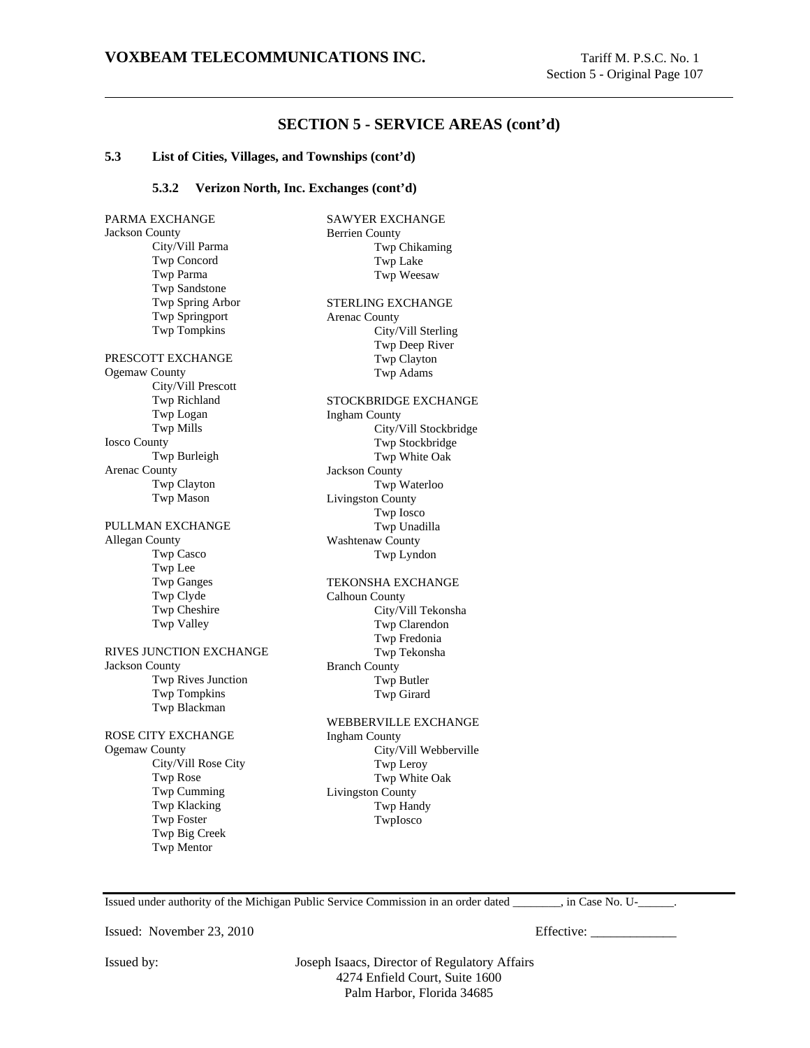## SECTION 5 - SERVICE AREAS (cont'd)

### 5.3 List of Cities, Villages, and Townships (cont'd)

#### 5.3.2 Verizon North, Inc. Exchanges (cont'd)

PARMA EXCHANGE
Jackson County
- City/Vill Parma
- Twp Concord
- Twp Parma
- Twp Sandstone
- Twp Spring Arbor
- Twp Springport
- Twp Tompkins

PRESCOTT EXCHANGE
Ogemaw County
- City/Vill Prescott
- Twp Richland
- Twp Logan
- Twp Mills

Iosco County
- Twp Burleigh

Arenac County
- Twp Clayton
- Twp Mason

PULLMAN EXCHANGE
Allegan County
- Twp Casco
- Twp Lee
- Twp Ganges
- Twp Clyde
- Twp Cheshire
- Twp Valley

RIVES JUNCTION EXCHANGE
Jackson County
- Twp Rives Junction
- Twp Tompkins
- Twp Blackman

ROSE CITY EXCHANGE
Ogemaw County
- City/Vill Rose City
- Twp Rose
- Twp Cumming
- Twp Klacking
- Twp Foster
- Twp Big Creek
- Twp Mentor

SAWYER EXCHANGE
Berrien County
- Twp Chikaming
- Twp Lake
- Twp Weesaw

STERLING EXCHANGE
Arenac County
- City/Vill Sterling
- Twp Deep River
- Twp Clayton
- Twp Adams

STOCKBRIDGE EXCHANGE
Ingham County
- City/Vill Stockbridge
- Twp Stockbridge
- Twp White Oak

Jackson County
- Twp Waterloo

Livingston County
- Twp Iosco
- Twp Unadilla

Washtenaw County
- Twp Lyndon

TEKONSHA EXCHANGE
Calhoun County
- City/Vill Tekonsha
- Twp Clarendon
- Twp Fredonia
- Twp Tekonsha

Branch County
- Twp Butler
- Twp Girard

WEBBERVILLE EXCHANGE
Ingham County
- City/Vill Webberville
- Twp Leroy
- Twp White Oak

Livingston County
- Twp Handy
- TwpIosco

Issued under authority of the Michigan Public Service Commission in an order dated ________, in Case No. U-______.

Issued: November 23, 2010 Effective: _____________

Issued by: Joseph Isaacs, Director of Regulatory Affairs
4274 Enfield Court, Suite 1600
Palm Harbor, Florida 34685